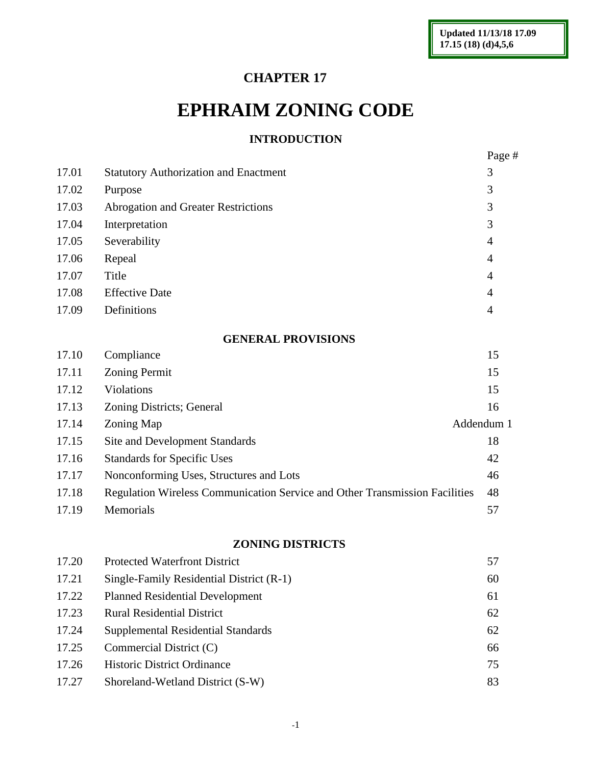**Updated 11/13/18 17.09**
**17.15 (18) (d)4,5,6**

# CHAPTER 17

# EPHRAIM ZONING CODE

## INTRODUCTION

| | | Page # |
|---|---|---|
| 17.01 | Statutory Authorization and Enactment | 3 |
| 17.02 | Purpose | 3 |
| 17.03 | Abrogation and Greater Restrictions | 3 |
| 17.04 | Interpretation | 3 |
| 17.05 | Severability | 4 |
| 17.06 | Repeal | 4 |
| 17.07 | Title | 4 |
| 17.08 | Effective Date | 4 |
| 17.09 | Definitions | 4 |

## GENERAL PROVISIONS

| | | |
|---|---|---|
| 17.10 | Compliance | 15 |
| 17.11 | Zoning Permit | 15 |
| 17.12 | Violations | 15 |
| 17.13 | Zoning Districts; General | 16 |
| 17.14 | Zoning Map | Addendum 1 |
| 17.15 | Site and Development Standards | 18 |
| 17.16 | Standards for Specific Uses | 42 |
| 17.17 | Nonconforming Uses, Structures and Lots | 46 |
| 17.18 | Regulation Wireless Communication Service and Other Transmission Facilities | 48 |
| 17.19 | Memorials | 57 |

## ZONING DISTRICTS

| | | |
|---|---|---|
| 17.20 | Protected Waterfront District | 57 |
| 17.21 | Single-Family Residential District (R-1) | 60 |
| 17.22 | Planned Residential Development | 61 |
| 17.23 | Rural Residential District | 62 |
| 17.24 | Supplemental Residential Standards | 62 |
| 17.25 | Commercial District (C) | 66 |
| 17.26 | Historic District Ordinance | 75 |
| 17.27 | Shoreland-Wetland District (S-W) | 83 |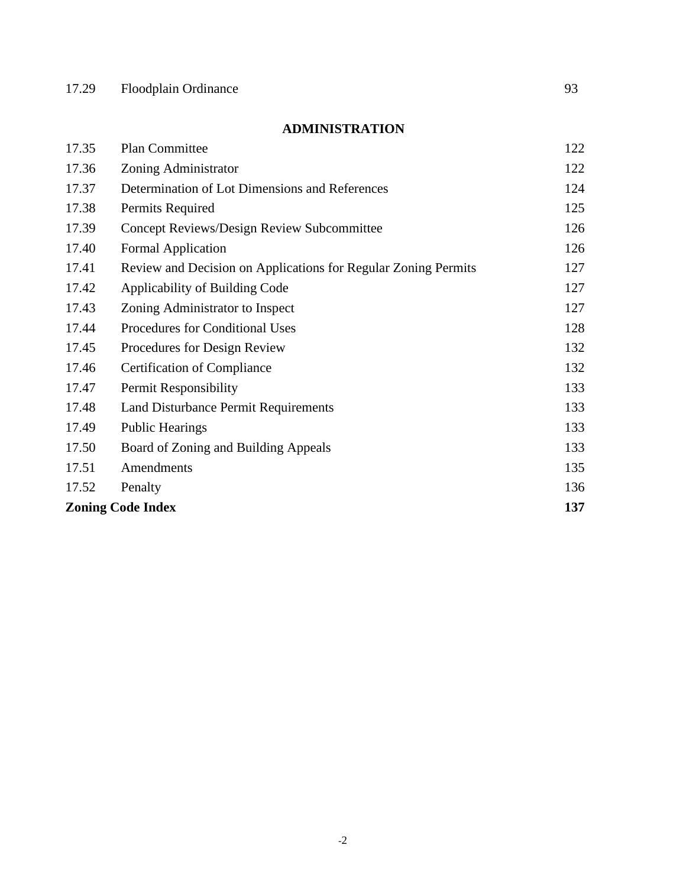| | | |
|---|---|---|
| 17.29 | Floodplain Ordinance | 93 |

## ADMINISTRATION

| | | |
|---|---|---|
| 17.35 | Plan Committee | 122 |
| 17.36 | Zoning Administrator | 122 |
| 17.37 | Determination of Lot Dimensions and References | 124 |
| 17.38 | Permits Required | 125 |
| 17.39 | Concept Reviews/Design Review Subcommittee | 126 |
| 17.40 | Formal Application | 126 |
| 17.41 | Review and Decision on Applications for Regular Zoning Permits | 127 |
| 17.42 | Applicability of Building Code | 127 |
| 17.43 | Zoning Administrator to Inspect | 127 |
| 17.44 | Procedures for Conditional Uses | 128 |
| 17.45 | Procedures for Design Review | 132 |
| 17.46 | Certification of Compliance | 132 |
| 17.47 | Permit Responsibility | 133 |
| 17.48 | Land Disturbance Permit Requirements | 133 |
| 17.49 | Public Hearings | 133 |
| 17.50 | Board of Zoning and Building Appeals | 133 |
| 17.51 | Amendments | 135 |
| 17.52 | Penalty | 136 |
| **Zoning Code Index** | | **137** |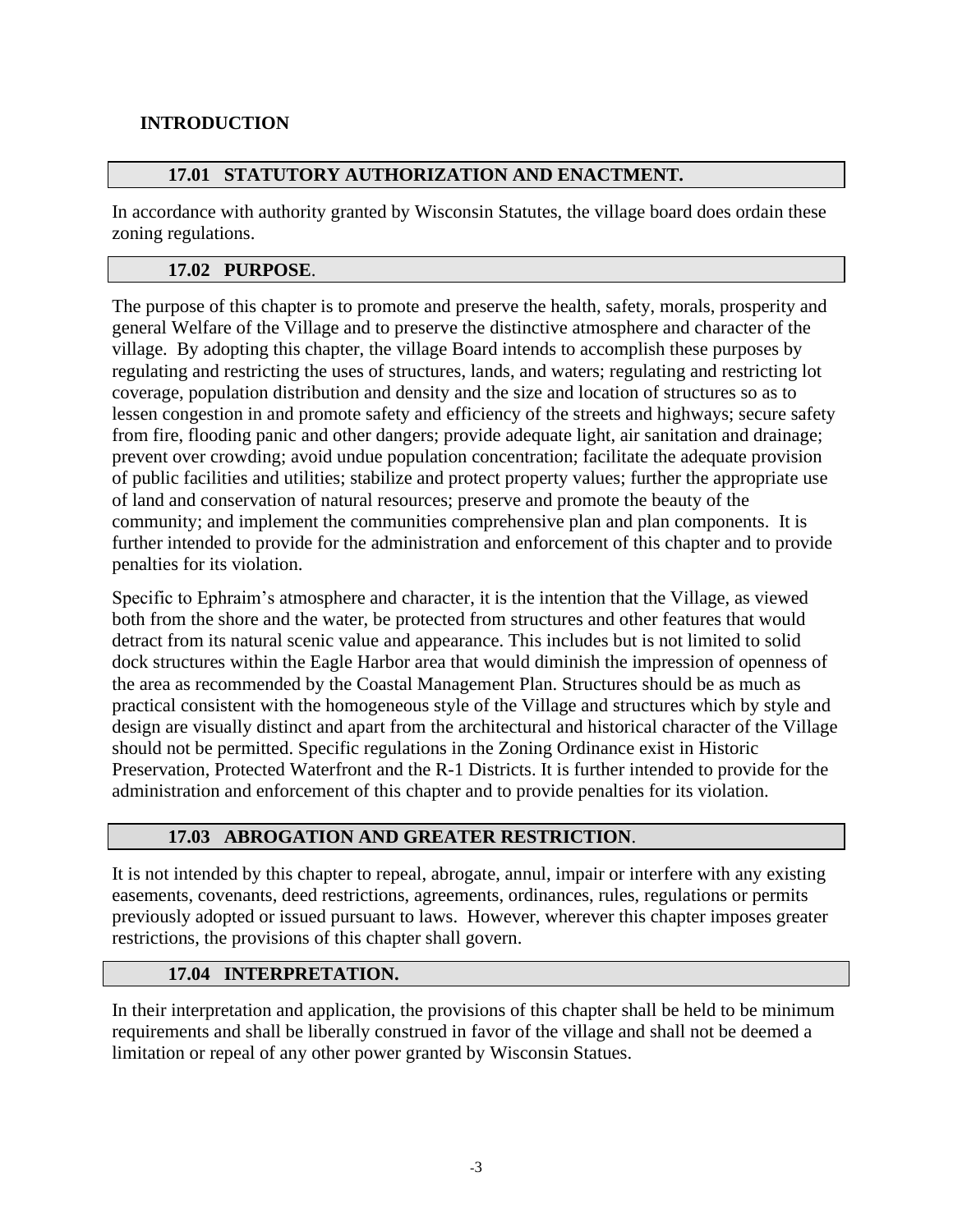## INTRODUCTION

### 17.01 STATUTORY AUTHORIZATION AND ENACTMENT.

In accordance with authority granted by Wisconsin Statutes, the village board does ordain these zoning regulations.

### 17.02 PURPOSE.

The purpose of this chapter is to promote and preserve the health, safety, morals, prosperity and general Welfare of the Village and to preserve the distinctive atmosphere and character of the village. By adopting this chapter, the village Board intends to accomplish these purposes by regulating and restricting the uses of structures, lands, and waters; regulating and restricting lot coverage, population distribution and density and the size and location of structures so as to lessen congestion in and promote safety and efficiency of the streets and highways; secure safety from fire, flooding panic and other dangers; provide adequate light, air sanitation and drainage; prevent over crowding; avoid undue population concentration; facilitate the adequate provision of public facilities and utilities; stabilize and protect property values; further the appropriate use of land and conservation of natural resources; preserve and promote the beauty of the community; and implement the communities comprehensive plan and plan components. It is further intended to provide for the administration and enforcement of this chapter and to provide penalties for its violation.

Specific to Ephraim's atmosphere and character, it is the intention that the Village, as viewed both from the shore and the water, be protected from structures and other features that would detract from its natural scenic value and appearance. This includes but is not limited to solid dock structures within the Eagle Harbor area that would diminish the impression of openness of the area as recommended by the Coastal Management Plan. Structures should be as much as practical consistent with the homogeneous style of the Village and structures which by style and design are visually distinct and apart from the architectural and historical character of the Village should not be permitted. Specific regulations in the Zoning Ordinance exist in Historic Preservation, Protected Waterfront and the R-1 Districts. It is further intended to provide for the administration and enforcement of this chapter and to provide penalties for its violation.

### 17.03 ABROGATION AND GREATER RESTRICTION.

It is not intended by this chapter to repeal, abrogate, annul, impair or interfere with any existing easements, covenants, deed restrictions, agreements, ordinances, rules, regulations or permits previously adopted or issued pursuant to laws. However, wherever this chapter imposes greater restrictions, the provisions of this chapter shall govern.

### 17.04 INTERPRETATION.

In their interpretation and application, the provisions of this chapter shall be held to be minimum requirements and shall be liberally construed in favor of the village and shall not be deemed a limitation or repeal of any other power granted by Wisconsin Statues.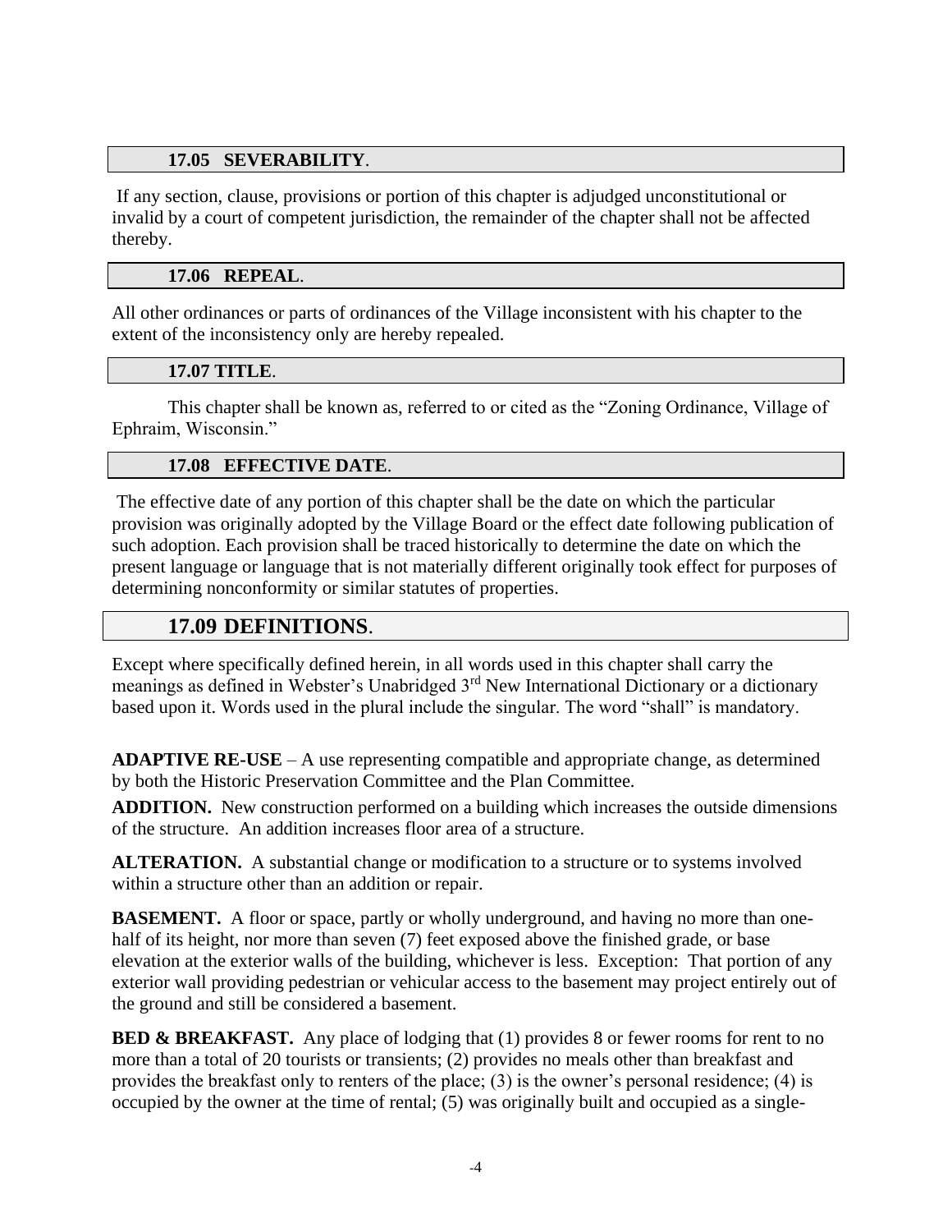### 17.05 SEVERABILITY.

If any section, clause, provisions or portion of this chapter is adjudged unconstitutional or invalid by a court of competent jurisdiction, the remainder of the chapter shall not be affected thereby.

### 17.06 REPEAL.

All other ordinances or parts of ordinances of the Village inconsistent with his chapter to the extent of the inconsistency only are hereby repealed.

### 17.07 TITLE.

This chapter shall be known as, referred to or cited as the "Zoning Ordinance, Village of Ephraim, Wisconsin."

### 17.08 EFFECTIVE DATE.

The effective date of any portion of this chapter shall be the date on which the particular provision was originally adopted by the Village Board or the effect date following publication of such adoption. Each provision shall be traced historically to determine the date on which the present language or language that is not materially different originally took effect for purposes of determining nonconformity or similar statutes of properties.

## 17.09 DEFINITIONS.

Except where specifically defined herein, in all words used in this chapter shall carry the meanings as defined in Webster's Unabridged 3rd New International Dictionary or a dictionary based upon it. Words used in the plural include the singular. The word "shall" is mandatory.

**ADAPTIVE RE-USE** – A use representing compatible and appropriate change, as determined by both the Historic Preservation Committee and the Plan Committee.

**ADDITION.** New construction performed on a building which increases the outside dimensions of the structure. An addition increases floor area of a structure.

**ALTERATION.** A substantial change or modification to a structure or to systems involved within a structure other than an addition or repair.

**BASEMENT.** A floor or space, partly or wholly underground, and having no more than one-half of its height, nor more than seven (7) feet exposed above the finished grade, or base elevation at the exterior walls of the building, whichever is less. Exception: That portion of any exterior wall providing pedestrian or vehicular access to the basement may project entirely out of the ground and still be considered a basement.

**BED & BREAKFAST.** Any place of lodging that (1) provides 8 or fewer rooms for rent to no more than a total of 20 tourists or transients; (2) provides no meals other than breakfast and provides the breakfast only to renters of the place; (3) is the owner's personal residence; (4) is occupied by the owner at the time of rental; (5) was originally built and occupied as a single-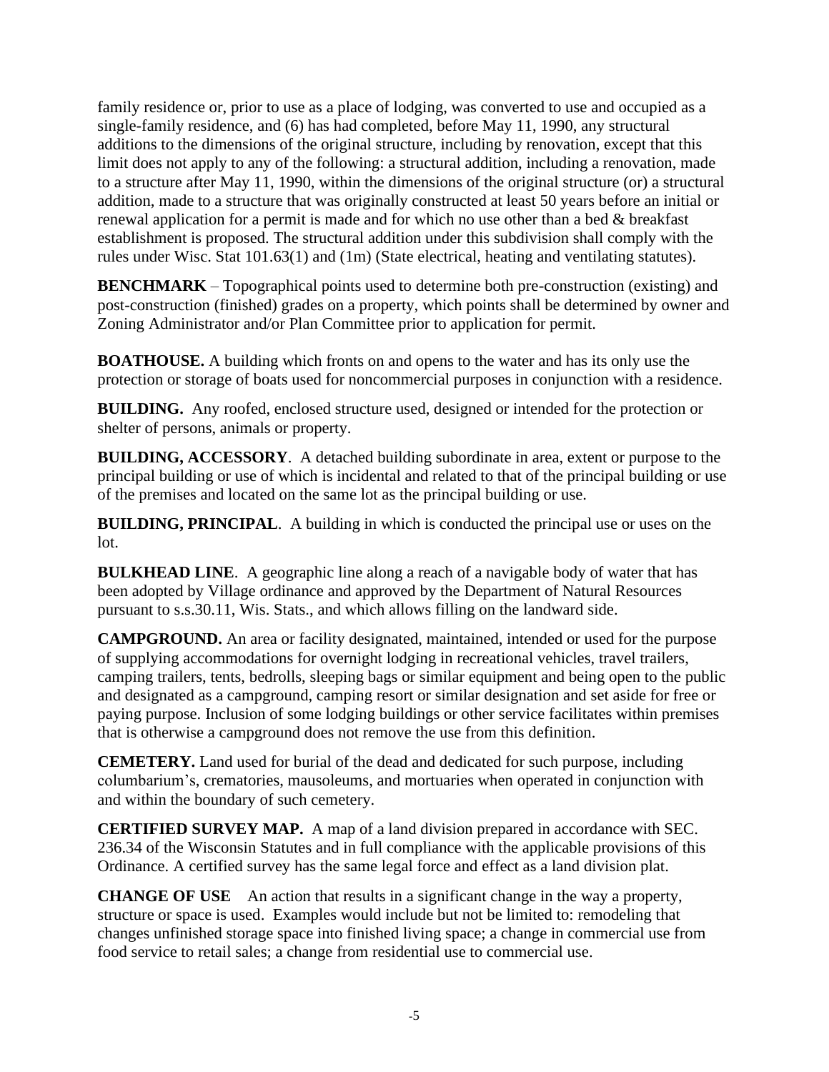family residence or, prior to use as a place of lodging, was converted to use and occupied as a single-family residence, and (6) has had completed, before May 11, 1990, any structural additions to the dimensions of the original structure, including by renovation, except that this limit does not apply to any of the following: a structural addition, including a renovation, made to a structure after May 11, 1990, within the dimensions of the original structure (or) a structural addition, made to a structure that was originally constructed at least 50 years before an initial or renewal application for a permit is made and for which no use other than a bed & breakfast establishment is proposed. The structural addition under this subdivision shall comply with the rules under Wisc. Stat 101.63(1) and (1m) (State electrical, heating and ventilating statutes).

**BENCHMARK** – Topographical points used to determine both pre-construction (existing) and post-construction (finished) grades on a property, which points shall be determined by owner and Zoning Administrator and/or Plan Committee prior to application for permit.

**BOATHOUSE.** A building which fronts on and opens to the water and has its only use the protection or storage of boats used for noncommercial purposes in conjunction with a residence.

**BUILDING.** Any roofed, enclosed structure used, designed or intended for the protection or shelter of persons, animals or property.

**BUILDING, ACCESSORY**. A detached building subordinate in area, extent or purpose to the principal building or use of which is incidental and related to that of the principal building or use of the premises and located on the same lot as the principal building or use.

**BUILDING, PRINCIPAL**. A building in which is conducted the principal use or uses on the lot.

**BULKHEAD LINE**. A geographic line along a reach of a navigable body of water that has been adopted by Village ordinance and approved by the Department of Natural Resources pursuant to s.s.30.11, Wis. Stats., and which allows filling on the landward side.

**CAMPGROUND.** An area or facility designated, maintained, intended or used for the purpose of supplying accommodations for overnight lodging in recreational vehicles, travel trailers, camping trailers, tents, bedrolls, sleeping bags or similar equipment and being open to the public and designated as a campground, camping resort or similar designation and set aside for free or paying purpose. Inclusion of some lodging buildings or other service facilitates within premises that is otherwise a campground does not remove the use from this definition.

**CEMETERY.** Land used for burial of the dead and dedicated for such purpose, including columbarium's, crematories, mausoleums, and mortuaries when operated in conjunction with and within the boundary of such cemetery.

**CERTIFIED SURVEY MAP.** A map of a land division prepared in accordance with SEC. 236.34 of the Wisconsin Statutes and in full compliance with the applicable provisions of this Ordinance. A certified survey has the same legal force and effect as a land division plat.

**CHANGE OF USE** An action that results in a significant change in the way a property, structure or space is used. Examples would include but not be limited to: remodeling that changes unfinished storage space into finished living space; a change in commercial use from food service to retail sales; a change from residential use to commercial use.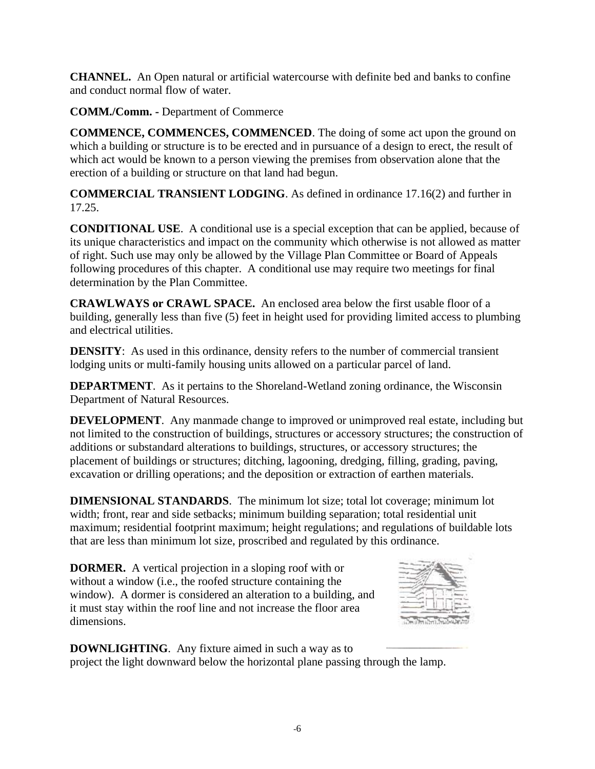**CHANNEL.** An Open natural or artificial watercourse with definite bed and banks to confine and conduct normal flow of water.

**COMM./Comm. -** Department of Commerce

**COMMENCE, COMMENCES, COMMENCED**. The doing of some act upon the ground on which a building or structure is to be erected and in pursuance of a design to erect, the result of which act would be known to a person viewing the premises from observation alone that the erection of a building or structure on that land had begun.

**COMMERCIAL TRANSIENT LODGING**. As defined in ordinance 17.16(2) and further in 17.25.

**CONDITIONAL USE**. A conditional use is a special exception that can be applied, because of its unique characteristics and impact on the community which otherwise is not allowed as matter of right. Such use may only be allowed by the Village Plan Committee or Board of Appeals following procedures of this chapter. A conditional use may require two meetings for final determination by the Plan Committee.

**CRAWLWAYS or CRAWL SPACE.** An enclosed area below the first usable floor of a building, generally less than five (5) feet in height used for providing limited access to plumbing and electrical utilities.

**DENSITY**: As used in this ordinance, density refers to the number of commercial transient lodging units or multi-family housing units allowed on a particular parcel of land.

**DEPARTMENT**. As it pertains to the Shoreland-Wetland zoning ordinance, the Wisconsin Department of Natural Resources.

**DEVELOPMENT**. Any manmade change to improved or unimproved real estate, including but not limited to the construction of buildings, structures or accessory structures; the construction of additions or substandard alterations to buildings, structures, or accessory structures; the placement of buildings or structures; ditching, lagooning, dredging, filling, grading, paving, excavation or drilling operations; and the deposition or extraction of earthen materials.

**DIMENSIONAL STANDARDS**. The minimum lot size; total lot coverage; minimum lot width; front, rear and side setbacks; minimum building separation; total residential unit maximum; residential footprint maximum; height regulations; and regulations of buildable lots that are less than minimum lot size, proscribed and regulated by this ordinance.

**DORMER.** A vertical projection in a sloping roof with or without a window (i.e., the roofed structure containing the window). A dormer is considered an alteration to a building, and it must stay within the roof line and not increase the floor area dimensions.

**DOWNLIGHTING**. Any fixture aimed in such a way as to project the light downward below the horizontal plane passing through the lamp.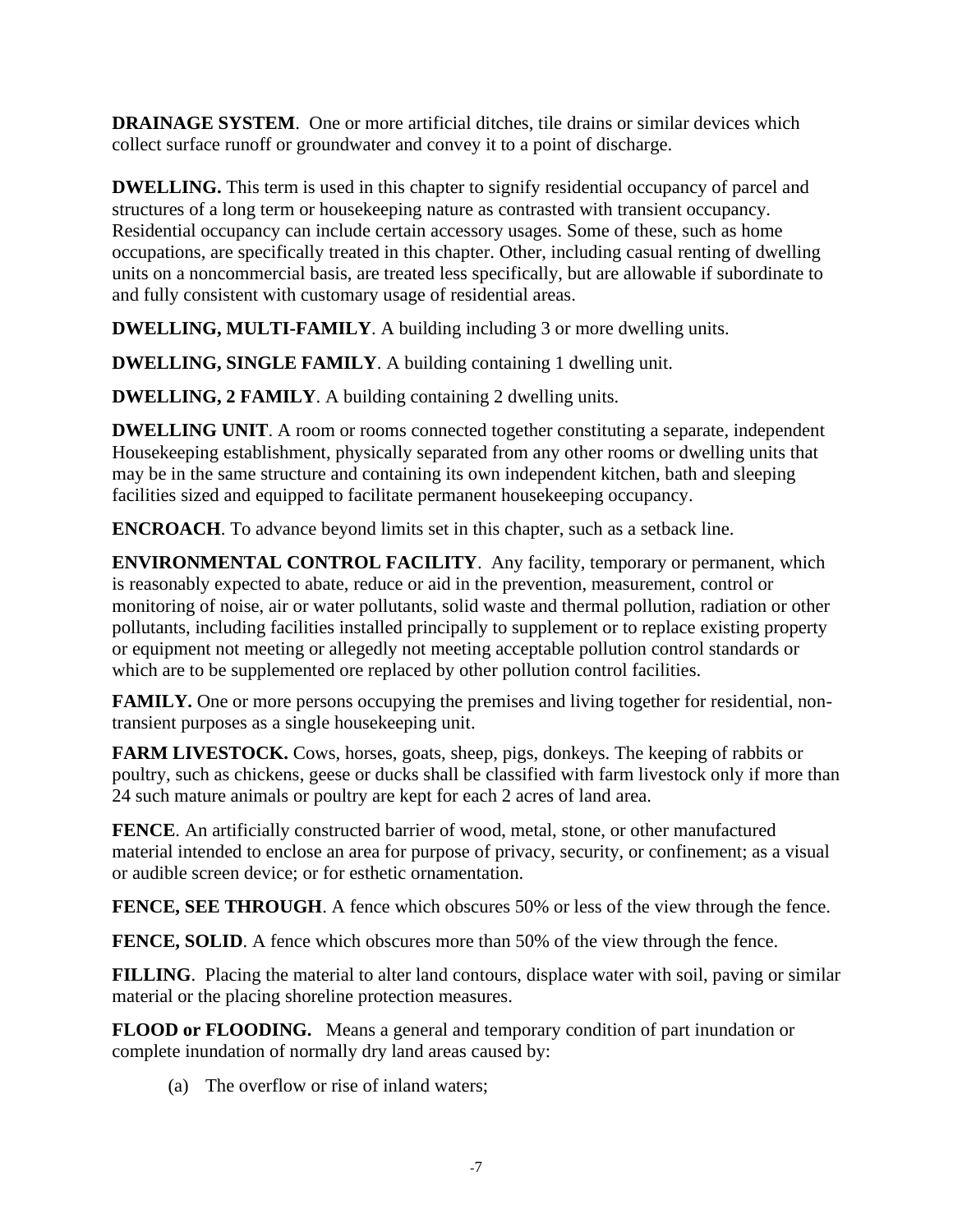**DRAINAGE SYSTEM**. One or more artificial ditches, tile drains or similar devices which collect surface runoff or groundwater and convey it to a point of discharge.

**DWELLING.** This term is used in this chapter to signify residential occupancy of parcel and structures of a long term or housekeeping nature as contrasted with transient occupancy. Residential occupancy can include certain accessory usages. Some of these, such as home occupations, are specifically treated in this chapter. Other, including casual renting of dwelling units on a noncommercial basis, are treated less specifically, but are allowable if subordinate to and fully consistent with customary usage of residential areas.

**DWELLING, MULTI-FAMILY**. A building including 3 or more dwelling units.

**DWELLING, SINGLE FAMILY**. A building containing 1 dwelling unit.

**DWELLING, 2 FAMILY**. A building containing 2 dwelling units.

**DWELLING UNIT**. A room or rooms connected together constituting a separate, independent Housekeeping establishment, physically separated from any other rooms or dwelling units that may be in the same structure and containing its own independent kitchen, bath and sleeping facilities sized and equipped to facilitate permanent housekeeping occupancy.

**ENCROACH**. To advance beyond limits set in this chapter, such as a setback line.

**ENVIRONMENTAL CONTROL FACILITY**. Any facility, temporary or permanent, which is reasonably expected to abate, reduce or aid in the prevention, measurement, control or monitoring of noise, air or water pollutants, solid waste and thermal pollution, radiation or other pollutants, including facilities installed principally to supplement or to replace existing property or equipment not meeting or allegedly not meeting acceptable pollution control standards or which are to be supplemented ore replaced by other pollution control facilities.

**FAMILY.** One or more persons occupying the premises and living together for residential, non-transient purposes as a single housekeeping unit.

**FARM LIVESTOCK.** Cows, horses, goats, sheep, pigs, donkeys. The keeping of rabbits or poultry, such as chickens, geese or ducks shall be classified with farm livestock only if more than 24 such mature animals or poultry are kept for each 2 acres of land area.

**FENCE**. An artificially constructed barrier of wood, metal, stone, or other manufactured material intended to enclose an area for purpose of privacy, security, or confinement; as a visual or audible screen device; or for esthetic ornamentation.

**FENCE, SEE THROUGH**. A fence which obscures 50% or less of the view through the fence.

**FENCE, SOLID**. A fence which obscures more than 50% of the view through the fence.

**FILLING**. Placing the material to alter land contours, displace water with soil, paving or similar material or the placing shoreline protection measures.

**FLOOD or FLOODING.** Means a general and temporary condition of part inundation or complete inundation of normally dry land areas caused by:

(a) The overflow or rise of inland waters;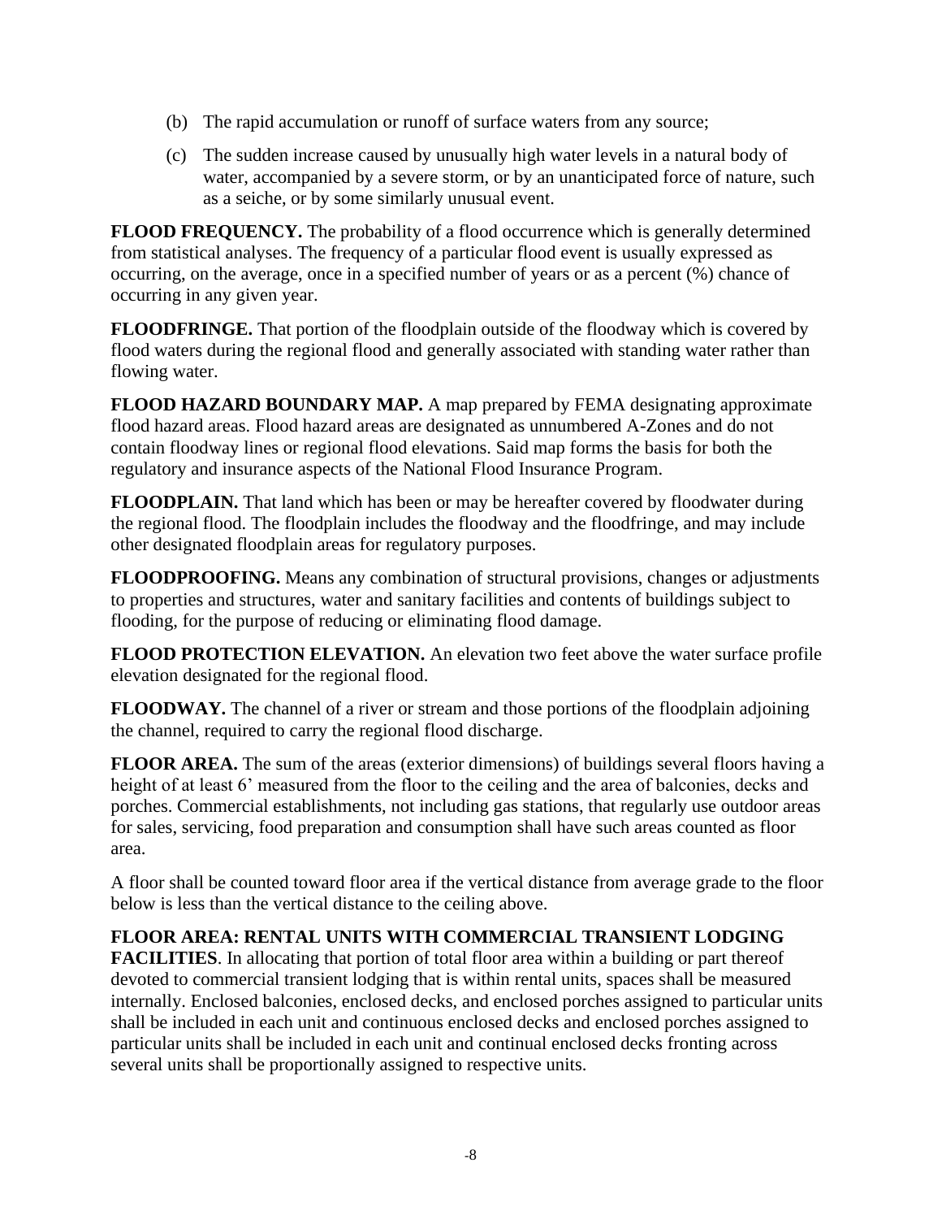(b) The rapid accumulation or runoff of surface waters from any source;

(c) The sudden increase caused by unusually high water levels in a natural body of water, accompanied by a severe storm, or by an unanticipated force of nature, such as a seiche, or by some similarly unusual event.

**FLOOD FREQUENCY.** The probability of a flood occurrence which is generally determined from statistical analyses. The frequency of a particular flood event is usually expressed as occurring, on the average, once in a specified number of years or as a percent (%) chance of occurring in any given year.

**FLOODFRINGE.** That portion of the floodplain outside of the floodway which is covered by flood waters during the regional flood and generally associated with standing water rather than flowing water.

**FLOOD HAZARD BOUNDARY MAP.** A map prepared by FEMA designating approximate flood hazard areas. Flood hazard areas are designated as unnumbered A-Zones and do not contain floodway lines or regional flood elevations. Said map forms the basis for both the regulatory and insurance aspects of the National Flood Insurance Program.

**FLOODPLAIN.** That land which has been or may be hereafter covered by floodwater during the regional flood. The floodplain includes the floodway and the floodfringe, and may include other designated floodplain areas for regulatory purposes.

**FLOODPROOFING.** Means any combination of structural provisions, changes or adjustments to properties and structures, water and sanitary facilities and contents of buildings subject to flooding, for the purpose of reducing or eliminating flood damage.

**FLOOD PROTECTION ELEVATION.** An elevation two feet above the water surface profile elevation designated for the regional flood.

**FLOODWAY.** The channel of a river or stream and those portions of the floodplain adjoining the channel, required to carry the regional flood discharge.

**FLOOR AREA.** The sum of the areas (exterior dimensions) of buildings several floors having a height of at least 6' measured from the floor to the ceiling and the area of balconies, decks and porches. Commercial establishments, not including gas stations, that regularly use outdoor areas for sales, servicing, food preparation and consumption shall have such areas counted as floor area.

A floor shall be counted toward floor area if the vertical distance from average grade to the floor below is less than the vertical distance to the ceiling above.

**FLOOR AREA: RENTAL UNITS WITH COMMERCIAL TRANSIENT LODGING FACILITIES**. In allocating that portion of total floor area within a building or part thereof devoted to commercial transient lodging that is within rental units, spaces shall be measured internally. Enclosed balconies, enclosed decks, and enclosed porches assigned to particular units shall be included in each unit and continuous enclosed decks and enclosed porches assigned to particular units shall be included in each unit and continual enclosed decks fronting across several units shall be proportionally assigned to respective units.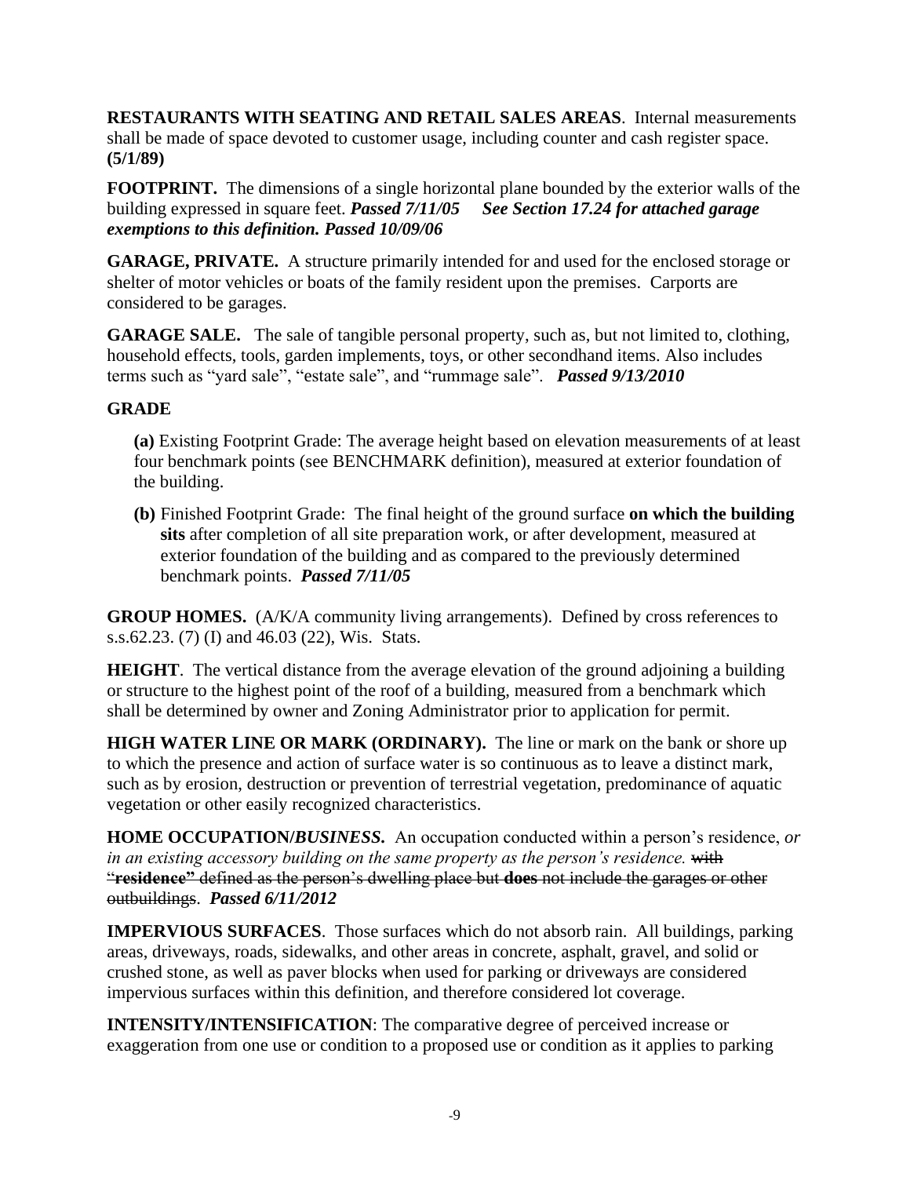**RESTAURANTS WITH SEATING AND RETAIL SALES AREAS**. Internal measurements shall be made of space devoted to customer usage, including counter and cash register space. **(5/1/89)**

**FOOTPRINT.** The dimensions of a single horizontal plane bounded by the exterior walls of the building expressed in square feet. ***Passed 7/11/05*** ***See Section 17.24 for attached garage exemptions to this definition. Passed 10/09/06***

**GARAGE, PRIVATE.** A structure primarily intended for and used for the enclosed storage or shelter of motor vehicles or boats of the family resident upon the premises. Carports are considered to be garages.

**GARAGE SALE.** The sale of tangible personal property, such as, but not limited to, clothing, household effects, tools, garden implements, toys, or other secondhand items. Also includes terms such as "yard sale", "estate sale", and "rummage sale". ***Passed 9/13/2010***

**GRADE**

**(a)** Existing Footprint Grade: The average height based on elevation measurements of at least four benchmark points (see BENCHMARK definition), measured at exterior foundation of the building.

**(b)** Finished Footprint Grade: The final height of the ground surface **on which the building sits** after completion of all site preparation work, or after development, measured at exterior foundation of the building and as compared to the previously determined benchmark points. ***Passed 7/11/05***

**GROUP HOMES.** (A/K/A community living arrangements). Defined by cross references to s.s.62.23. (7) (I) and 46.03 (22), Wis. Stats.

**HEIGHT**. The vertical distance from the average elevation of the ground adjoining a building or structure to the highest point of the roof of a building, measured from a benchmark which shall be determined by owner and Zoning Administrator prior to application for permit.

**HIGH WATER LINE OR MARK (ORDINARY).** The line or mark on the bank or shore up to which the presence and action of surface water is so continuous as to leave a distinct mark, such as by erosion, destruction or prevention of terrestrial vegetation, predominance of aquatic vegetation or other easily recognized characteristics.

**HOME OCCUPATION/*BUSINESS.*** An occupation conducted within a person's residence, *or in an existing accessory building on the same property as the person's residence.* ~~with "**residence"** defined as the person's dwelling place but **does** not include the garages or other outbuildings~~. ***Passed 6/11/2012***

**IMPERVIOUS SURFACES**. Those surfaces which do not absorb rain. All buildings, parking areas, driveways, roads, sidewalks, and other areas in concrete, asphalt, gravel, and solid or crushed stone, as well as paver blocks when used for parking or driveways are considered impervious surfaces within this definition, and therefore considered lot coverage.

**INTENSITY/INTENSIFICATION**: The comparative degree of perceived increase or exaggeration from one use or condition to a proposed use or condition as it applies to parking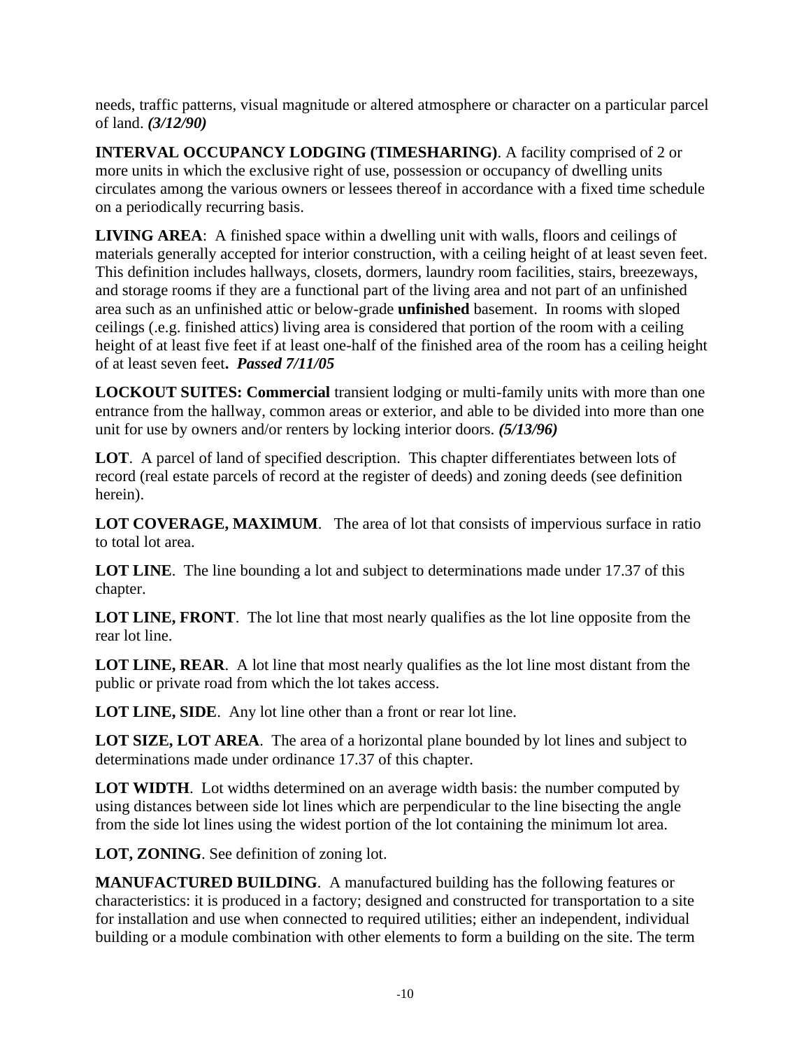needs, traffic patterns, visual magnitude or altered atmosphere or character on a particular parcel of land. ***(3/12/90)***

**INTERVAL OCCUPANCY LODGING (TIMESHARING)**. A facility comprised of 2 or more units in which the exclusive right of use, possession or occupancy of dwelling units circulates among the various owners or lessees thereof in accordance with a fixed time schedule on a periodically recurring basis.

**LIVING AREA**: A finished space within a dwelling unit with walls, floors and ceilings of materials generally accepted for interior construction, with a ceiling height of at least seven feet. This definition includes hallways, closets, dormers, laundry room facilities, stairs, breezeways, and storage rooms if they are a functional part of the living area and not part of an unfinished area such as an unfinished attic or below-grade **unfinished** basement. In rooms with sloped ceilings (.e.g. finished attics) living area is considered that portion of the room with a ceiling height of at least five feet if at least one-half of the finished area of the room has a ceiling height of at least seven feet**.** ***Passed 7/11/05***

**LOCKOUT SUITES: Commercial** transient lodging or multi-family units with more than one entrance from the hallway, common areas or exterior, and able to be divided into more than one unit for use by owners and/or renters by locking interior doors. ***(5/13/96)***

**LOT**. A parcel of land of specified description. This chapter differentiates between lots of record (real estate parcels of record at the register of deeds) and zoning deeds (see definition herein).

**LOT COVERAGE, MAXIMUM**. The area of lot that consists of impervious surface in ratio to total lot area.

**LOT LINE**. The line bounding a lot and subject to determinations made under 17.37 of this chapter.

**LOT LINE, FRONT**. The lot line that most nearly qualifies as the lot line opposite from the rear lot line.

**LOT LINE, REAR**. A lot line that most nearly qualifies as the lot line most distant from the public or private road from which the lot takes access.

**LOT LINE, SIDE**. Any lot line other than a front or rear lot line.

**LOT SIZE, LOT AREA**. The area of a horizontal plane bounded by lot lines and subject to determinations made under ordinance 17.37 of this chapter.

**LOT WIDTH**. Lot widths determined on an average width basis: the number computed by using distances between side lot lines which are perpendicular to the line bisecting the angle from the side lot lines using the widest portion of the lot containing the minimum lot area.

**LOT, ZONING**. See definition of zoning lot.

**MANUFACTURED BUILDING**. A manufactured building has the following features or characteristics: it is produced in a factory; designed and constructed for transportation to a site for installation and use when connected to required utilities; either an independent, individual building or a module combination with other elements to form a building on the site. The term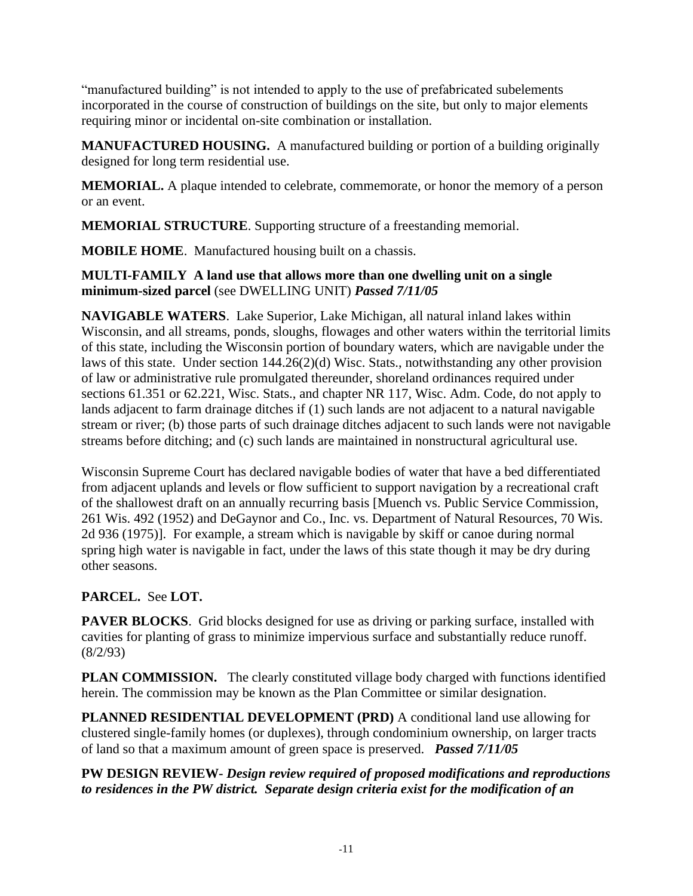“manufactured building” is not intended to apply to the use of prefabricated subelements incorporated in the course of construction of buildings on the site, but only to major elements requiring minor or incidental on-site combination or installation.

**MANUFACTURED HOUSING.** A manufactured building or portion of a building originally designed for long term residential use.

**MEMORIAL.** A plaque intended to celebrate, commemorate, or honor the memory of a person or an event.

**MEMORIAL STRUCTURE**. Supporting structure of a freestanding memorial.

**MOBILE HOME**. Manufactured housing built on a chassis.

**MULTI-FAMILY A land use that allows more than one dwelling unit on a single minimum-sized parcel** (see DWELLING UNIT) ***Passed 7/11/05***

**NAVIGABLE WATERS**. Lake Superior, Lake Michigan, all natural inland lakes within Wisconsin, and all streams, ponds, sloughs, flowages and other waters within the territorial limits of this state, including the Wisconsin portion of boundary waters, which are navigable under the laws of this state. Under section 144.26(2)(d) Wisc. Stats., notwithstanding any other provision of law or administrative rule promulgated thereunder, shoreland ordinances required under sections 61.351 or 62.221, Wisc. Stats., and chapter NR 117, Wisc. Adm. Code, do not apply to lands adjacent to farm drainage ditches if (1) such lands are not adjacent to a natural navigable stream or river; (b) those parts of such drainage ditches adjacent to such lands were not navigable streams before ditching; and (c) such lands are maintained in nonstructural agricultural use.

Wisconsin Supreme Court has declared navigable bodies of water that have a bed differentiated from adjacent uplands and levels or flow sufficient to support navigation by a recreational craft of the shallowest draft on an annually recurring basis [Muench vs. Public Service Commission, 261 Wis. 492 (1952) and DeGaynor and Co., Inc. vs. Department of Natural Resources, 70 Wis. 2d 936 (1975)]. For example, a stream which is navigable by skiff or canoe during normal spring high water is navigable in fact, under the laws of this state though it may be dry during other seasons.

**PARCEL.** See **LOT.**

**PAVER BLOCKS**. Grid blocks designed for use as driving or parking surface, installed with cavities for planting of grass to minimize impervious surface and substantially reduce runoff. (8/2/93)

**PLAN COMMISSION.** The clearly constituted village body charged with functions identified herein. The commission may be known as the Plan Committee or similar designation.

**PLANNED RESIDENTIAL DEVELOPMENT (PRD)** A conditional land use allowing for clustered single-family homes (or duplexes), through condominium ownership, on larger tracts of land so that a maximum amount of green space is preserved. ***Passed 7/11/05***

**PW DESIGN REVIEW-** ***Design review required of proposed modifications and reproductions to residences in the PW district. Separate design criteria exist for the modification of an***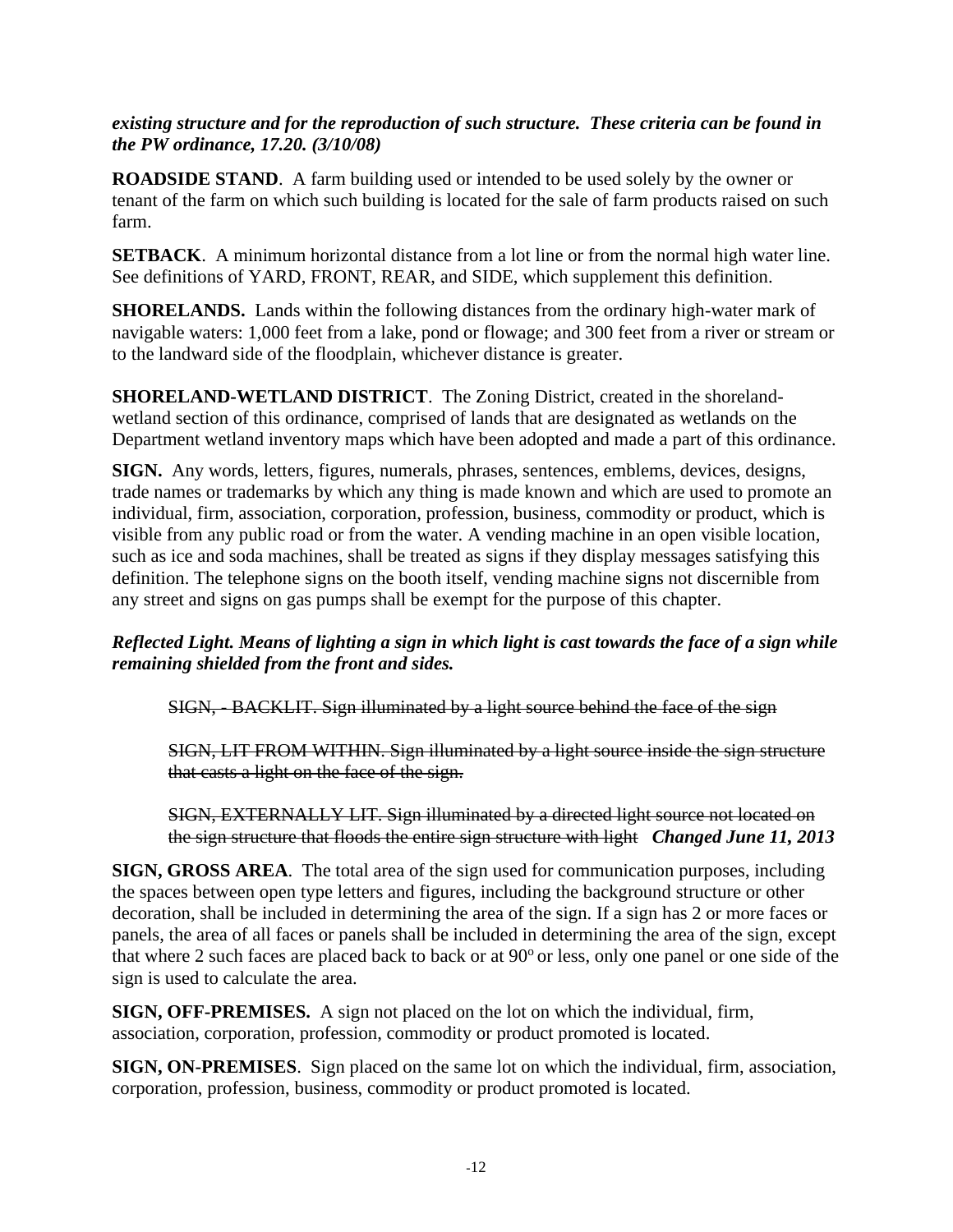***existing structure and for the reproduction of such structure. These criteria can be found in the PW ordinance, 17.20. (3/10/08)***

**ROADSIDE STAND**. A farm building used or intended to be used solely by the owner or tenant of the farm on which such building is located for the sale of farm products raised on such farm.

**SETBACK**. A minimum horizontal distance from a lot line or from the normal high water line. See definitions of YARD, FRONT, REAR, and SIDE, which supplement this definition.

**SHORELANDS.** Lands within the following distances from the ordinary high-water mark of navigable waters: 1,000 feet from a lake, pond or flowage; and 300 feet from a river or stream or to the landward side of the floodplain, whichever distance is greater.

**SHORELAND-WETLAND DISTRICT**. The Zoning District, created in the shoreland-wetland section of this ordinance, comprised of lands that are designated as wetlands on the Department wetland inventory maps which have been adopted and made a part of this ordinance.

**SIGN.** Any words, letters, figures, numerals, phrases, sentences, emblems, devices, designs, trade names or trademarks by which any thing is made known and which are used to promote an individual, firm, association, corporation, profession, business, commodity or product, which is visible from any public road or from the water. A vending machine in an open visible location, such as ice and soda machines, shall be treated as signs if they display messages satisfying this definition. The telephone signs on the booth itself, vending machine signs not discernible from any street and signs on gas pumps shall be exempt for the purpose of this chapter.

***Reflected Light. Means of lighting a sign in which light is cast towards the face of a sign while remaining shielded from the front and sides.***

> ~~SIGN, - BACKLIT. Sign illuminated by a light source behind the face of the sign~~
>
> ~~SIGN, LIT FROM WITHIN. Sign illuminated by a light source inside the sign structure that casts a light on the face of the sign.~~
>
> ~~SIGN, EXTERNALLY LIT. Sign illuminated by a directed light source not located on the sign structure that floods the entire sign structure with light~~ ***Changed June 11, 2013***

**SIGN, GROSS AREA**. The total area of the sign used for communication purposes, including the spaces between open type letters and figures, including the background structure or other decoration, shall be included in determining the area of the sign. If a sign has 2 or more faces or panels, the area of all faces or panels shall be included in determining the area of the sign, except that where 2 such faces are placed back to back or at 90° or less, only one panel or one side of the sign is used to calculate the area.

**SIGN, OFF-PREMISES.** A sign not placed on the lot on which the individual, firm, association, corporation, profession, commodity or product promoted is located.

**SIGN, ON-PREMISES**. Sign placed on the same lot on which the individual, firm, association, corporation, profession, business, commodity or product promoted is located.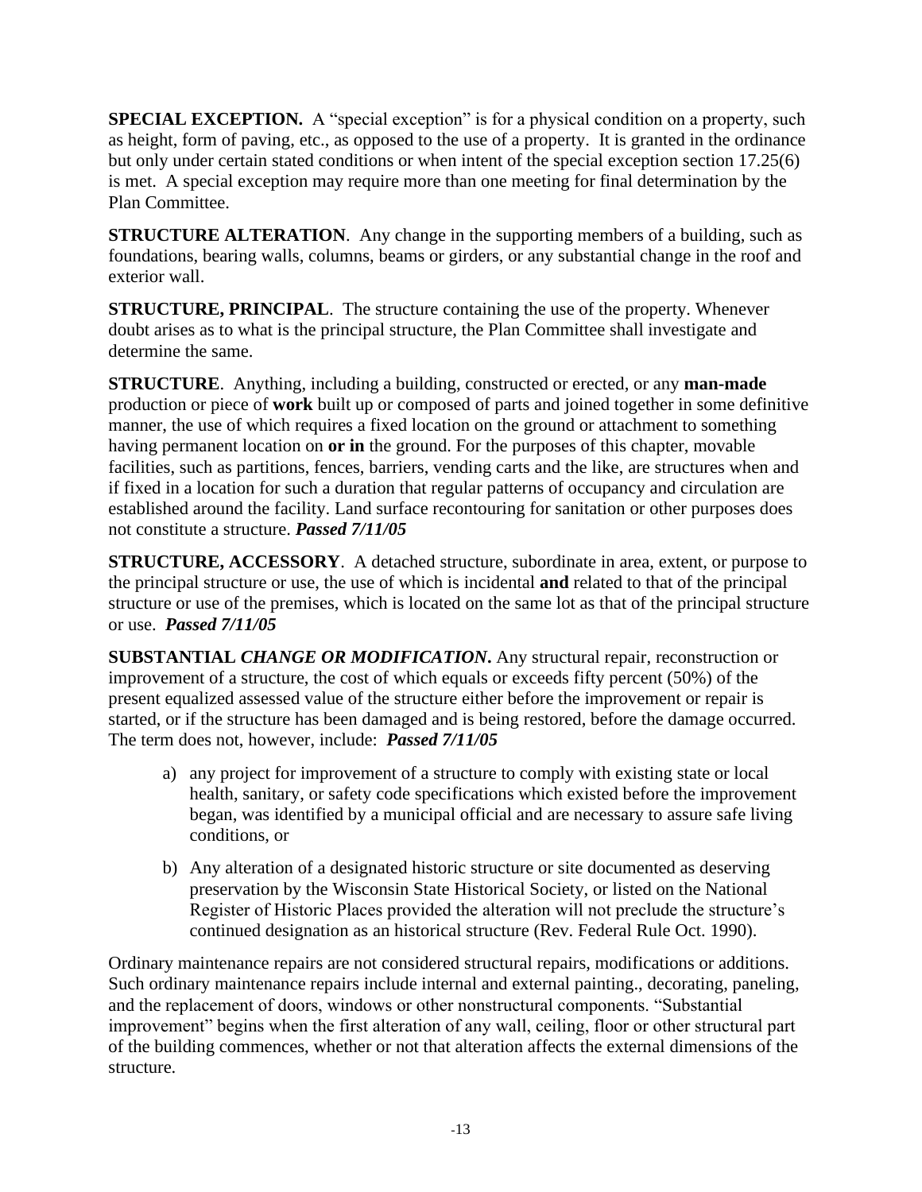**SPECIAL EXCEPTION.** A "special exception" is for a physical condition on a property, such as height, form of paving, etc., as opposed to the use of a property. It is granted in the ordinance but only under certain stated conditions or when intent of the special exception section 17.25(6) is met. A special exception may require more than one meeting for final determination by the Plan Committee.

**STRUCTURE ALTERATION**. Any change in the supporting members of a building, such as foundations, bearing walls, columns, beams or girders, or any substantial change in the roof and exterior wall.

**STRUCTURE, PRINCIPAL**. The structure containing the use of the property. Whenever doubt arises as to what is the principal structure, the Plan Committee shall investigate and determine the same.

**STRUCTURE**. Anything, including a building, constructed or erected, or any **man-made** production or piece of **work** built up or composed of parts and joined together in some definitive manner, the use of which requires a fixed location on the ground or attachment to something having permanent location on **or in** the ground. For the purposes of this chapter, movable facilities, such as partitions, fences, barriers, vending carts and the like, are structures when and if fixed in a location for such a duration that regular patterns of occupancy and circulation are established around the facility. Land surface recontouring for sanitation or other purposes does not constitute a structure. ***Passed 7/11/05***

**STRUCTURE, ACCESSORY**. A detached structure, subordinate in area, extent, or purpose to the principal structure or use, the use of which is incidental **and** related to that of the principal structure or use of the premises, which is located on the same lot as that of the principal structure or use. ***Passed 7/11/05***

**SUBSTANTIAL *CHANGE OR MODIFICATION*.** Any structural repair, reconstruction or improvement of a structure, the cost of which equals or exceeds fifty percent (50%) of the present equalized assessed value of the structure either before the improvement or repair is started, or if the structure has been damaged and is being restored, before the damage occurred. The term does not, however, include: ***Passed 7/11/05***

a) any project for improvement of a structure to comply with existing state or local health, sanitary, or safety code specifications which existed before the improvement began, was identified by a municipal official and are necessary to assure safe living conditions, or

b) Any alteration of a designated historic structure or site documented as deserving preservation by the Wisconsin State Historical Society, or listed on the National Register of Historic Places provided the alteration will not preclude the structure's continued designation as an historical structure (Rev. Federal Rule Oct. 1990).

Ordinary maintenance repairs are not considered structural repairs, modifications or additions. Such ordinary maintenance repairs include internal and external painting., decorating, paneling, and the replacement of doors, windows or other nonstructural components. "Substantial improvement" begins when the first alteration of any wall, ceiling, floor or other structural part of the building commences, whether or not that alteration affects the external dimensions of the structure.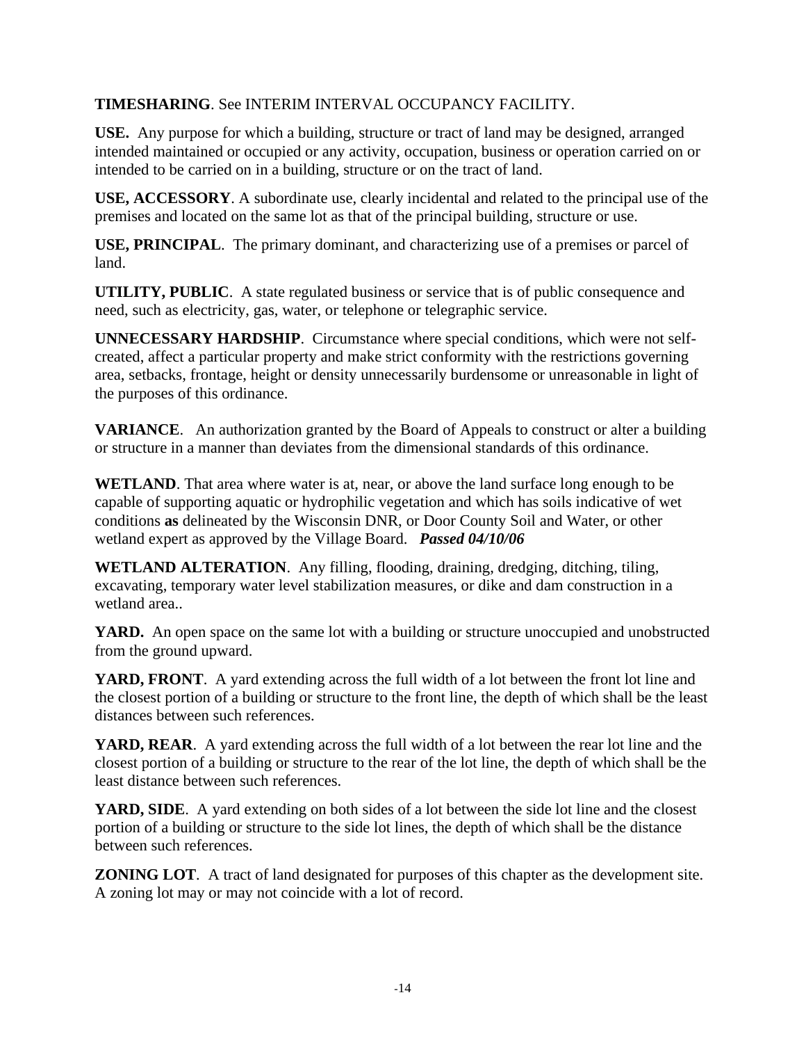**TIMESHARING**. See INTERIM INTERVAL OCCUPANCY FACILITY.

**USE.** Any purpose for which a building, structure or tract of land may be designed, arranged intended maintained or occupied or any activity, occupation, business or operation carried on or intended to be carried on in a building, structure or on the tract of land.

**USE, ACCESSORY**. A subordinate use, clearly incidental and related to the principal use of the premises and located on the same lot as that of the principal building, structure or use.

**USE, PRINCIPAL**. The primary dominant, and characterizing use of a premises or parcel of land.

**UTILITY, PUBLIC**. A state regulated business or service that is of public consequence and need, such as electricity, gas, water, or telephone or telegraphic service.

**UNNECESSARY HARDSHIP**. Circumstance where special conditions, which were not self-created, affect a particular property and make strict conformity with the restrictions governing area, setbacks, frontage, height or density unnecessarily burdensome or unreasonable in light of the purposes of this ordinance.

**VARIANCE**. An authorization granted by the Board of Appeals to construct or alter a building or structure in a manner than deviates from the dimensional standards of this ordinance.

**WETLAND**. That area where water is at, near, or above the land surface long enough to be capable of supporting aquatic or hydrophilic vegetation and which has soils indicative of wet conditions **as** delineated by the Wisconsin DNR, or Door County Soil and Water, or other wetland expert as approved by the Village Board. ***Passed 04/10/06***

**WETLAND ALTERATION**. Any filling, flooding, draining, dredging, ditching, tiling, excavating, temporary water level stabilization measures, or dike and dam construction in a wetland area..

**YARD.** An open space on the same lot with a building or structure unoccupied and unobstructed from the ground upward.

**YARD, FRONT**. A yard extending across the full width of a lot between the front lot line and the closest portion of a building or structure to the front line, the depth of which shall be the least distances between such references.

**YARD, REAR**. A yard extending across the full width of a lot between the rear lot line and the closest portion of a building or structure to the rear of the lot line, the depth of which shall be the least distance between such references.

**YARD, SIDE**. A yard extending on both sides of a lot between the side lot line and the closest portion of a building or structure to the side lot lines, the depth of which shall be the distance between such references.

**ZONING LOT**. A tract of land designated for purposes of this chapter as the development site. A zoning lot may or may not coincide with a lot of record.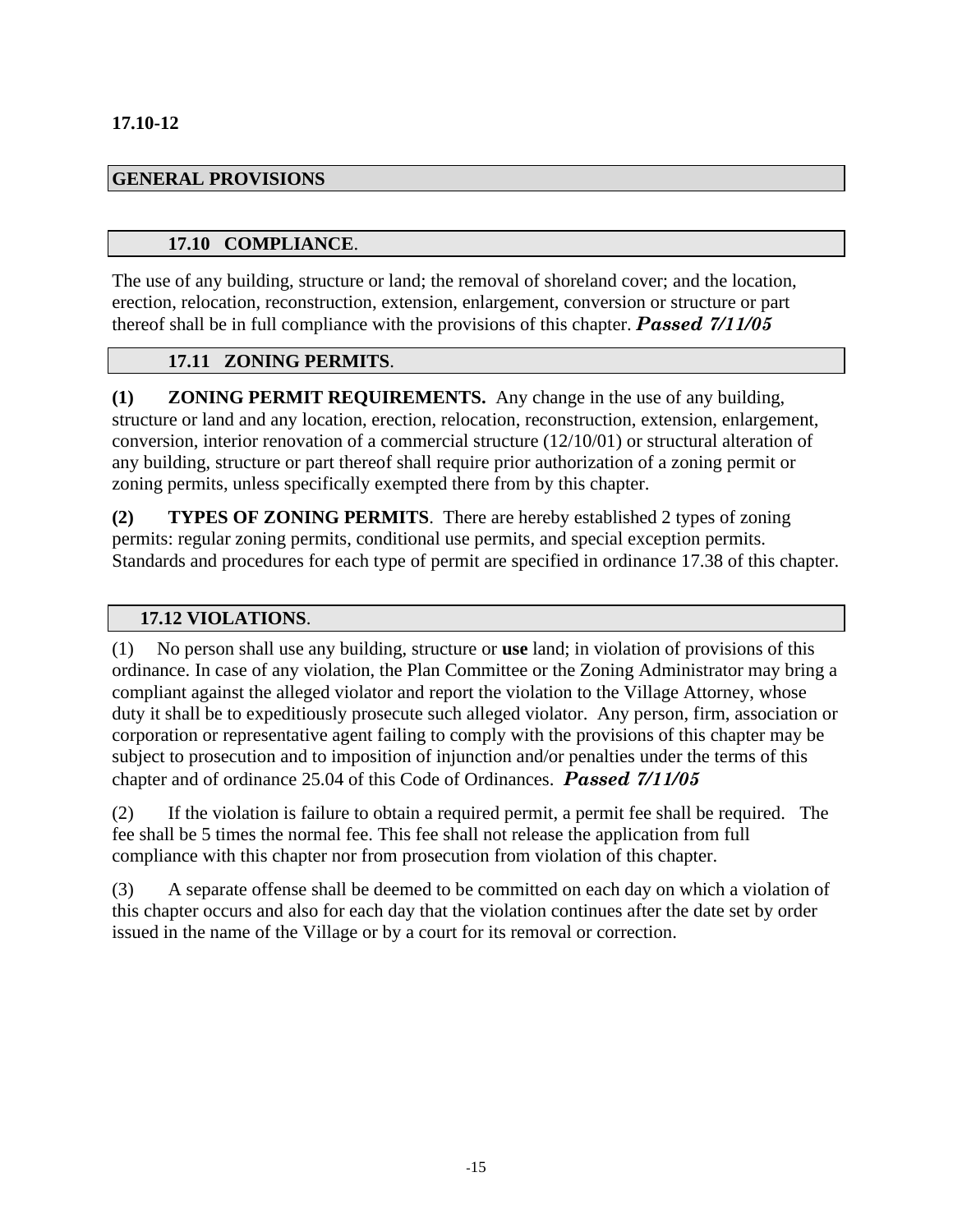**17.10-12**

## GENERAL PROVISIONS

### 17.10 COMPLIANCE.

The use of any building, structure or land; the removal of shoreland cover; and the location, erection, relocation, reconstruction, extension, enlargement, conversion or structure or part thereof shall be in full compliance with the provisions of this chapter. ***Passed 7/11/05***

### 17.11 ZONING PERMITS.

**(1) ZONING PERMIT REQUIREMENTS.** Any change in the use of any building, structure or land and any location, erection, relocation, reconstruction, extension, enlargement, conversion, interior renovation of a commercial structure (12/10/01) or structural alteration of any building, structure or part thereof shall require prior authorization of a zoning permit or zoning permits, unless specifically exempted there from by this chapter.

**(2) TYPES OF ZONING PERMITS**. There are hereby established 2 types of zoning permits: regular zoning permits, conditional use permits, and special exception permits. Standards and procedures for each type of permit are specified in ordinance 17.38 of this chapter.

### 17.12 VIOLATIONS.

(1) No person shall use any building, structure or **use** land; in violation of provisions of this ordinance. In case of any violation, the Plan Committee or the Zoning Administrator may bring a compliant against the alleged violator and report the violation to the Village Attorney, whose duty it shall be to expeditiously prosecute such alleged violator. Any person, firm, association or corporation or representative agent failing to comply with the provisions of this chapter may be subject to prosecution and to imposition of injunction and/or penalties under the terms of this chapter and of ordinance 25.04 of this Code of Ordinances. ***Passed 7/11/05***

(2) If the violation is failure to obtain a required permit, a permit fee shall be required. The fee shall be 5 times the normal fee. This fee shall not release the application from full compliance with this chapter nor from prosecution from violation of this chapter.

(3) A separate offense shall be deemed to be committed on each day on which a violation of this chapter occurs and also for each day that the violation continues after the date set by order issued in the name of the Village or by a court for its removal or correction.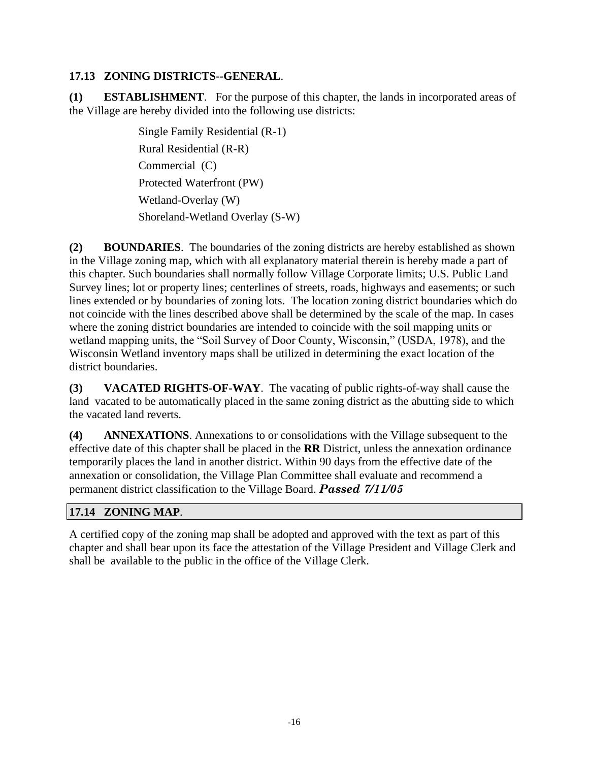**17.13 ZONING DISTRICTS--GENERAL**.

**(1) ESTABLISHMENT**. For the purpose of this chapter, the lands in incorporated areas of the Village are hereby divided into the following use districts:

- Single Family Residential (R-1)
- Rural Residential (R-R)
- Commercial (C)
- Protected Waterfront (PW)
- Wetland-Overlay (W)
- Shoreland-Wetland Overlay (S-W)

**(2) BOUNDARIES**. The boundaries of the zoning districts are hereby established as shown in the Village zoning map, which with all explanatory material therein is hereby made a part of this chapter. Such boundaries shall normally follow Village Corporate limits; U.S. Public Land Survey lines; lot or property lines; centerlines of streets, roads, highways and easements; or such lines extended or by boundaries of zoning lots. The location zoning district boundaries which do not coincide with the lines described above shall be determined by the scale of the map. In cases where the zoning district boundaries are intended to coincide with the soil mapping units or wetland mapping units, the "Soil Survey of Door County, Wisconsin," (USDA, 1978), and the Wisconsin Wetland inventory maps shall be utilized in determining the exact location of the district boundaries.

**(3) VACATED RIGHTS-OF-WAY**. The vacating of public rights-of-way shall cause the land vacated to be automatically placed in the same zoning district as the abutting side to which the vacated land reverts.

**(4) ANNEXATIONS**. Annexations to or consolidations with the Village subsequent to the effective date of this chapter shall be placed in the **RR** District, unless the annexation ordinance temporarily places the land in another district. Within 90 days from the effective date of the annexation or consolidation, the Village Plan Committee shall evaluate and recommend a permanent district classification to the Village Board. ***Passed 7/11/05***

**17.14 ZONING MAP**.

A certified copy of the zoning map shall be adopted and approved with the text as part of this chapter and shall bear upon its face the attestation of the Village President and Village Clerk and shall be available to the public in the office of the Village Clerk.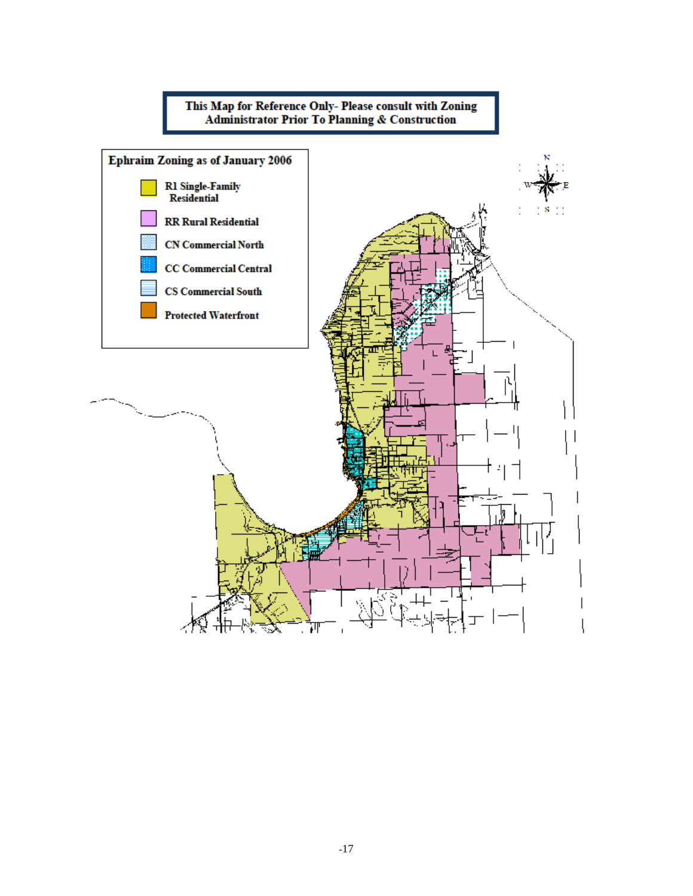**This Map for Reference Only- Please consult with Zoning Administrator Prior To Planning & Construction**

**Ephraim Zoning as of January 2006**

- R1 Single-Family Residential
- RR Rural Residential
- CN Commercial North
- CC Commercial Central
- CS Commercial South
- Protected Waterfront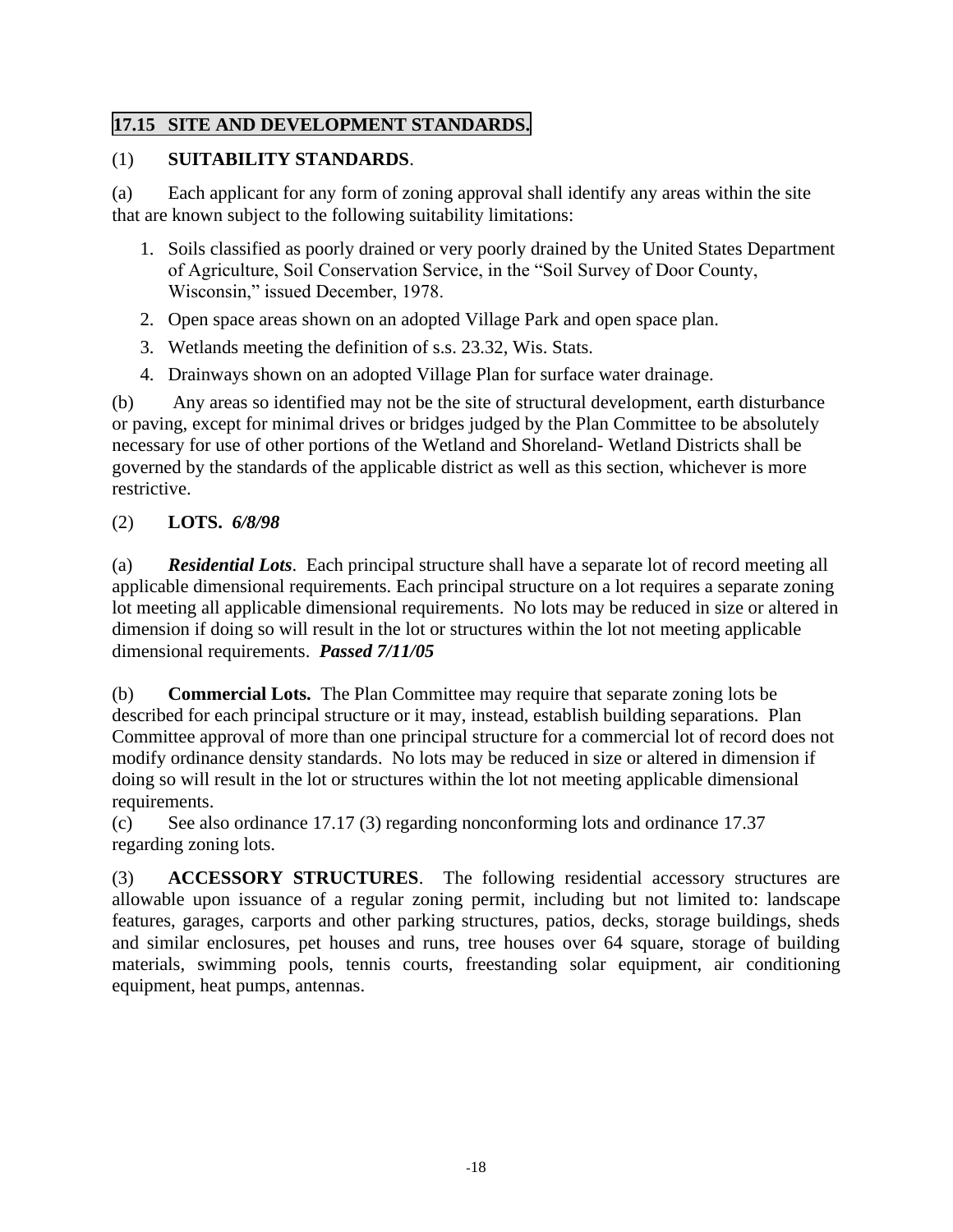## 17.15 SITE AND DEVELOPMENT STANDARDS.

(1) **SUITABILITY STANDARDS**.

(a) Each applicant for any form of zoning approval shall identify any areas within the site that are known subject to the following suitability limitations:

1. Soils classified as poorly drained or very poorly drained by the United States Department of Agriculture, Soil Conservation Service, in the "Soil Survey of Door County, Wisconsin," issued December, 1978.
2. Open space areas shown on an adopted Village Park and open space plan.
3. Wetlands meeting the definition of s.s. 23.32, Wis. Stats.
4. Drainways shown on an adopted Village Plan for surface water drainage.

(b) Any areas so identified may not be the site of structural development, earth disturbance or paving, except for minimal drives or bridges judged by the Plan Committee to be absolutely necessary for use of other portions of the Wetland and Shoreland- Wetland Districts shall be governed by the standards of the applicable district as well as this section, whichever is more restrictive.

(2) **LOTS.** ***6/8/98***

(a) ***Residential Lots***. Each principal structure shall have a separate lot of record meeting all applicable dimensional requirements. Each principal structure on a lot requires a separate zoning lot meeting all applicable dimensional requirements. No lots may be reduced in size or altered in dimension if doing so will result in the lot or structures within the lot not meeting applicable dimensional requirements. ***Passed 7/11/05***

(b) **Commercial Lots.** The Plan Committee may require that separate zoning lots be described for each principal structure or it may, instead, establish building separations. Plan Committee approval of more than one principal structure for a commercial lot of record does not modify ordinance density standards. No lots may be reduced in size or altered in dimension if doing so will result in the lot or structures within the lot not meeting applicable dimensional requirements.

(c) See also ordinance 17.17 (3) regarding nonconforming lots and ordinance 17.37 regarding zoning lots.

(3) **ACCESSORY STRUCTURES**. The following residential accessory structures are allowable upon issuance of a regular zoning permit, including but not limited to: landscape features, garages, carports and other parking structures, patios, decks, storage buildings, sheds and similar enclosures, pet houses and runs, tree houses over 64 square, storage of building materials, swimming pools, tennis courts, freestanding solar equipment, air conditioning equipment, heat pumps, antennas.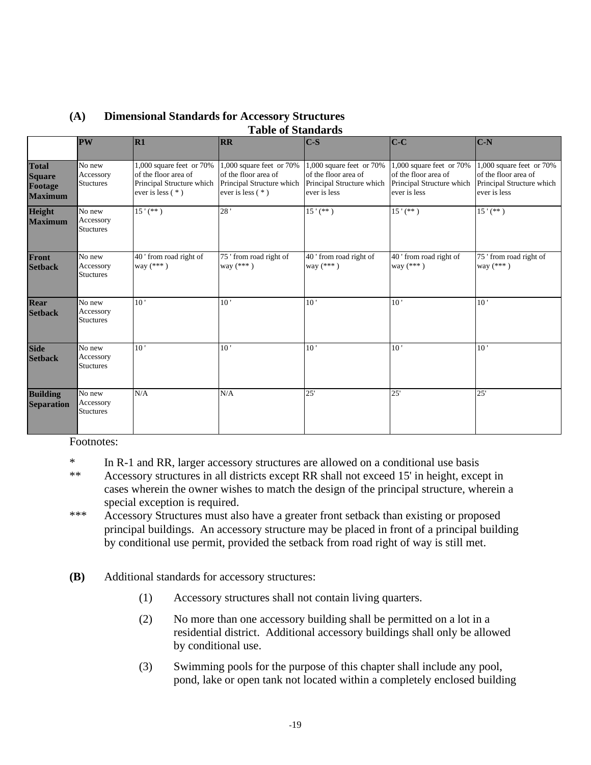**(A) Dimensional Standards for Accessory Structures**

**Table of Standards**

| | PW | R1 | RR | C-S | C-C | C-N |
|---|---|---|---|---|---|---|
| **Total Square Footage Maximum** | No new Accessory Stuctures | 1,000 square feet or 70% of the floor area of Principal Structure which ever is less ( * ) | 1,000 square feet or 70% of the floor area of Principal Structure which ever is less ( * ) | 1,000 square feet or 70% of the floor area of Principal Structure which ever is less | 1,000 square feet or 70% of the floor area of Principal Structure which ever is less | 1,000 square feet or 70% of the floor area of Principal Structure which ever is less |
| **Height Maximum** | No new Accessory Stuctures | 15 ' (** ) | 28 ' | 15 ' (** ) | 15 ' (** ) | 15 ' (** ) |
| **Front Setback** | No new Accessory Stuctures | 40 ' from road right of way (*** ) | 75 ' from road right of way (*** ) | 40 ' from road right of way (*** ) | 40 ' from road right of way (*** ) | 75 ' from road right of way (*** ) |
| **Rear Setback** | No new Accessory Stuctures | 10 ' | 10 ' | 10 ' | 10 ' | 10 ' |
| **Side Setback** | No new Accessory Stuctures | 10 ' | 10 ' | 10 ' | 10 ' | 10 ' |
| **Building Separation** | No new Accessory Stuctures | N/A | N/A | 25' | 25' | 25' |

Footnotes:

\* In R-1 and RR, larger accessory structures are allowed on a conditional use basis

\** Accessory structures in all districts except RR shall not exceed 15' in height, except in cases wherein the owner wishes to match the design of the principal structure, wherein a special exception is required.

\*** Accessory Structures must also have a greater front setback than existing or proposed principal buildings. An accessory structure may be placed in front of a principal building by conditional use permit, provided the setback from road right of way is still met.

**(B)** Additional standards for accessory structures:

(1) Accessory structures shall not contain living quarters.

(2) No more than one accessory building shall be permitted on a lot in a residential district. Additional accessory buildings shall only be allowed by conditional use.

(3) Swimming pools for the purpose of this chapter shall include any pool, pond, lake or open tank not located within a completely enclosed building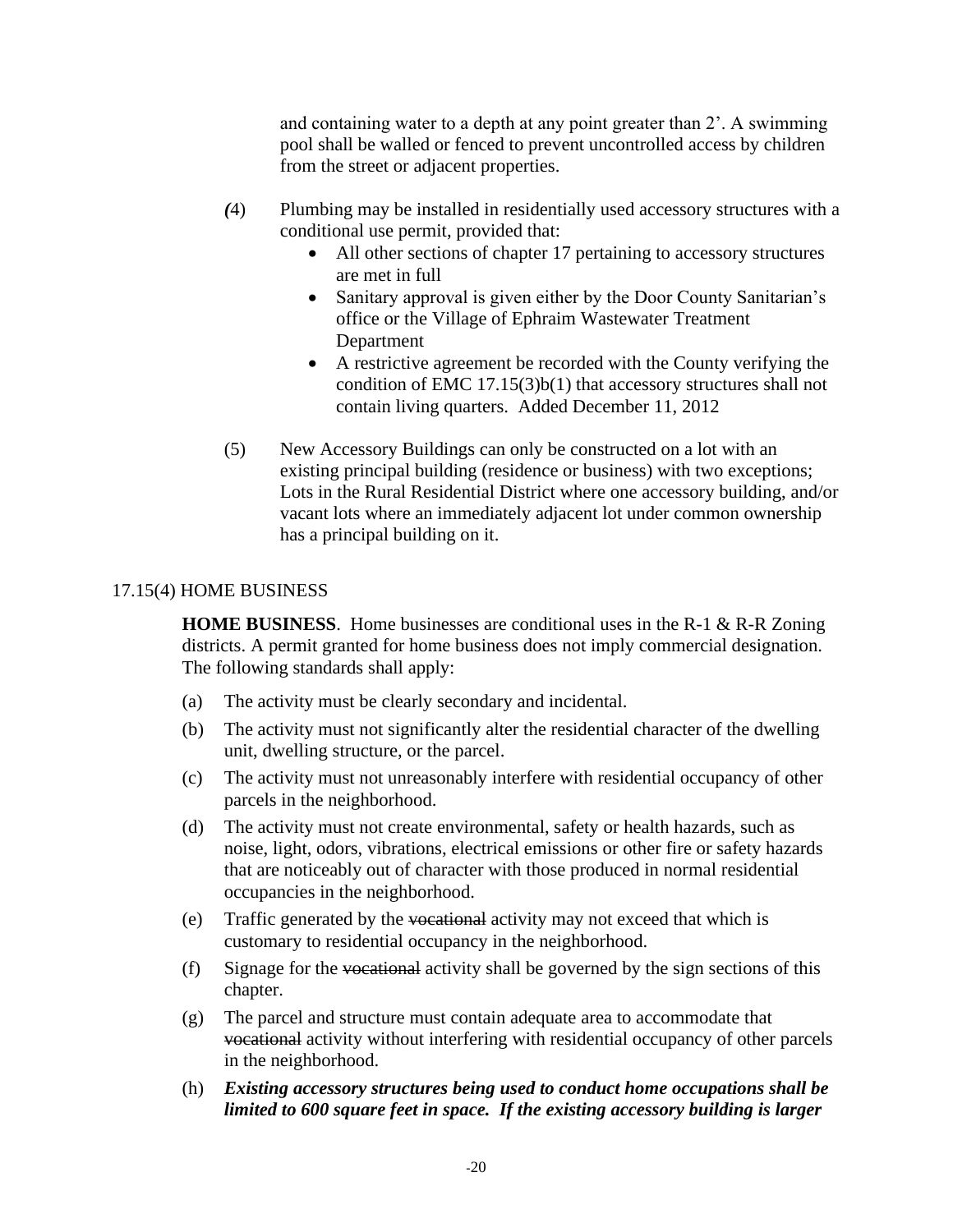and containing water to a depth at any point greater than 2'. A swimming pool shall be walled or fenced to prevent uncontrolled access by children from the street or adjacent properties.

*(*4) Plumbing may be installed in residentially used accessory structures with a conditional use permit, provided that:

- All other sections of chapter 17 pertaining to accessory structures are met in full
- Sanitary approval is given either by the Door County Sanitarian's office or the Village of Ephraim Wastewater Treatment Department
- A restrictive agreement be recorded with the County verifying the condition of EMC 17.15(3)b(1) that accessory structures shall not contain living quarters. Added December 11, 2012

(5) New Accessory Buildings can only be constructed on a lot with an existing principal building (residence or business) with two exceptions; Lots in the Rural Residential District where one accessory building, and/or vacant lots where an immediately adjacent lot under common ownership has a principal building on it.

17.15(4) HOME BUSINESS

**HOME BUSINESS**. Home businesses are conditional uses in the R-1 & R-R Zoning districts. A permit granted for home business does not imply commercial designation. The following standards shall apply:

(a) The activity must be clearly secondary and incidental.

(b) The activity must not significantly alter the residential character of the dwelling unit, dwelling structure, or the parcel.

(c) The activity must not unreasonably interfere with residential occupancy of other parcels in the neighborhood.

(d) The activity must not create environmental, safety or health hazards, such as noise, light, odors, vibrations, electrical emissions or other fire or safety hazards that are noticeably out of character with those produced in normal residential occupancies in the neighborhood.

(e) Traffic generated by the ~~vocational~~ activity may not exceed that which is customary to residential occupancy in the neighborhood.

(f) Signage for the ~~vocational~~ activity shall be governed by the sign sections of this chapter.

(g) The parcel and structure must contain adequate area to accommodate that ~~vocational~~ activity without interfering with residential occupancy of other parcels in the neighborhood.

(h) ***Existing accessory structures being used to conduct home occupations shall be limited to 600 square feet in space. If the existing accessory building is larger***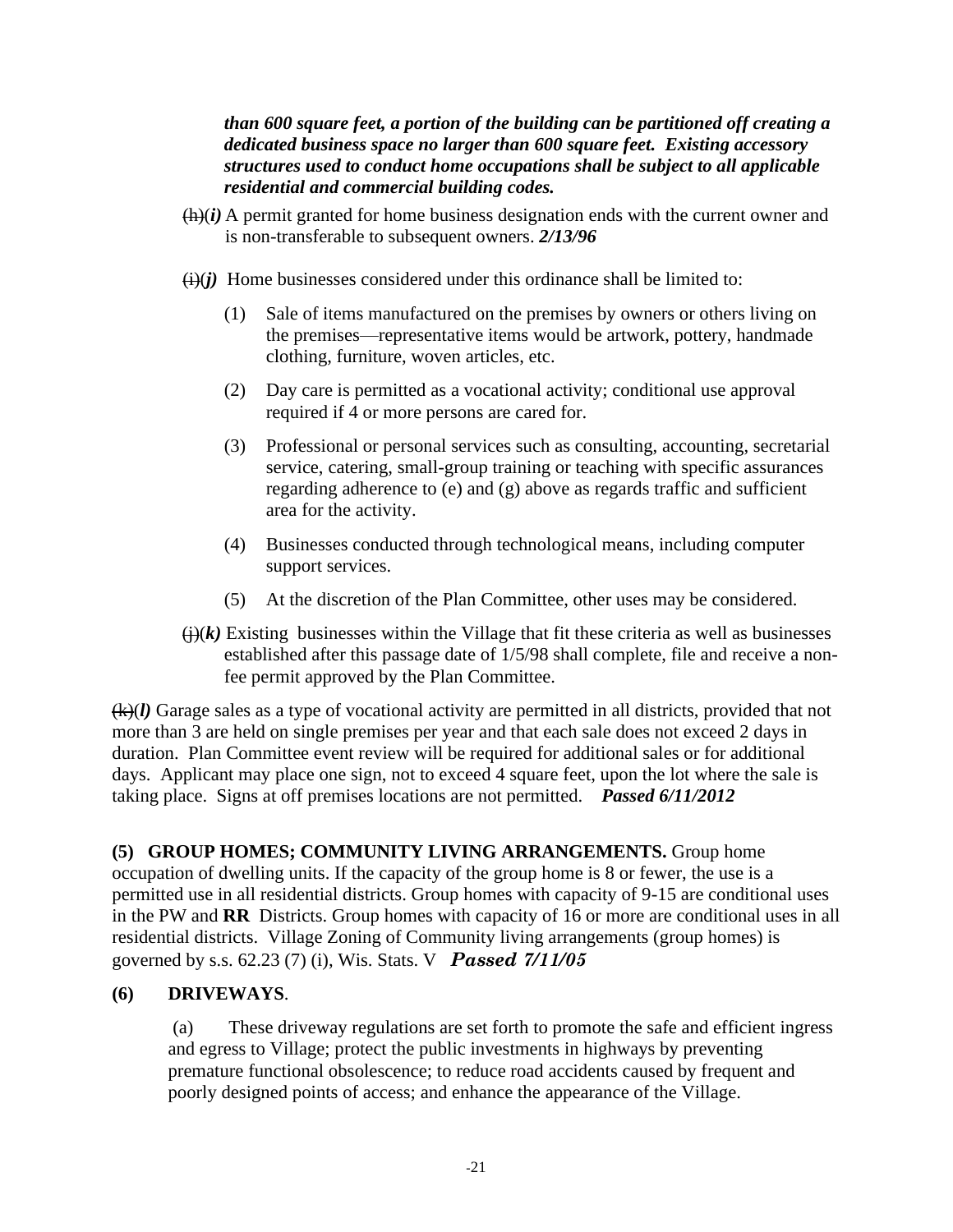***than 600 square feet, a portion of the building can be partitioned off creating a dedicated business space no larger than 600 square feet. Existing accessory structures used to conduct home occupations shall be subject to all applicable residential and commercial building codes.***

~~(h)~~***(i)*** A permit granted for home business designation ends with the current owner and is non-transferable to subsequent owners. ***2/13/96***

~~(i)~~***(j)*** Home businesses considered under this ordinance shall be limited to:

(1) Sale of items manufactured on the premises by owners or others living on the premises—representative items would be artwork, pottery, handmade clothing, furniture, woven articles, etc.

(2) Day care is permitted as a vocational activity; conditional use approval required if 4 or more persons are cared for.

(3) Professional or personal services such as consulting, accounting, secretarial service, catering, small-group training or teaching with specific assurances regarding adherence to (e) and (g) above as regards traffic and sufficient area for the activity.

(4) Businesses conducted through technological means, including computer support services.

(5) At the discretion of the Plan Committee, other uses may be considered.

~~(j)~~***(k)*** Existing businesses within the Village that fit these criteria as well as businesses established after this passage date of 1/5/98 shall complete, file and receive a non-fee permit approved by the Plan Committee.

~~(k)~~***(l)*** Garage sales as a type of vocational activity are permitted in all districts, provided that not more than 3 are held on single premises per year and that each sale does not exceed 2 days in duration. Plan Committee event review will be required for additional sales or for additional days. Applicant may place one sign, not to exceed 4 square feet, upon the lot where the sale is taking place. Signs at off premises locations are not permitted. ***Passed 6/11/2012***

**(5) GROUP HOMES; COMMUNITY LIVING ARRANGEMENTS.** Group home occupation of dwelling units. If the capacity of the group home is 8 or fewer, the use is a permitted use in all residential districts. Group homes with capacity of 9-15 are conditional uses in the PW and **RR** Districts. Group homes with capacity of 16 or more are conditional uses in all residential districts. Village Zoning of Community living arrangements (group homes) is governed by s.s. 62.23 (7) (i), Wis. Stats. V ***Passed 7/11/05***

**(6) DRIVEWAYS**.

(a) These driveway regulations are set forth to promote the safe and efficient ingress and egress to Village; protect the public investments in highways by preventing premature functional obsolescence; to reduce road accidents caused by frequent and poorly designed points of access; and enhance the appearance of the Village.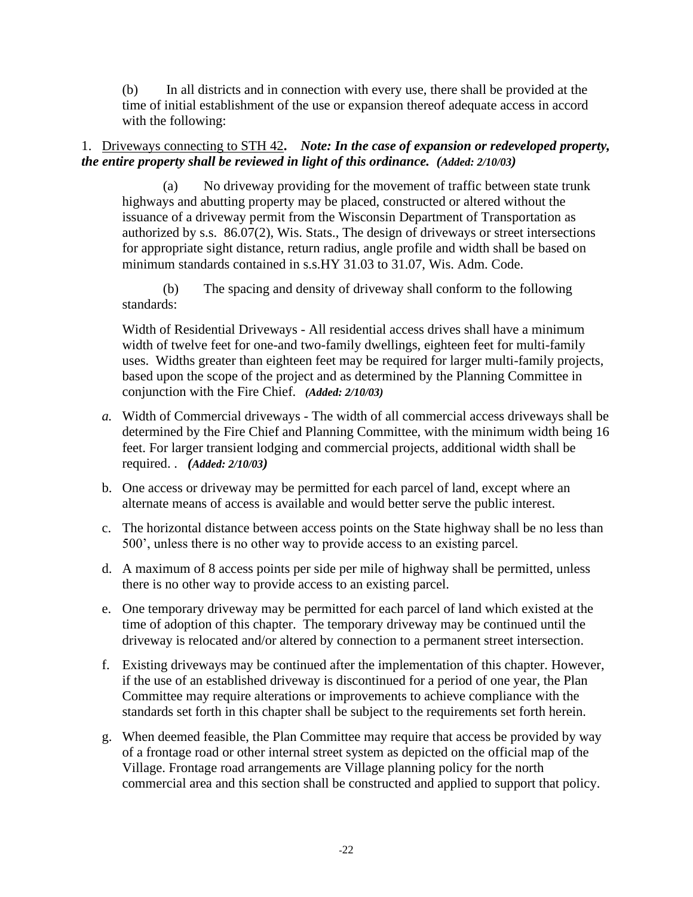(b) In all districts and in connection with every use, there shall be provided at the time of initial establishment of the use or expansion thereof adequate access in accord with the following:

1. <u>Driveways connecting to STH 42</u>**.** ***Note: In the case of expansion or redeveloped property, the entire property shall be reviewed in light of this ordinance. (Added: 2/10/03)***

(a) No driveway providing for the movement of traffic between state trunk highways and abutting property may be placed, constructed or altered without the issuance of a driveway permit from the Wisconsin Department of Transportation as authorized by s.s. 86.07(2), Wis. Stats., The design of driveways or street intersections for appropriate sight distance, return radius, angle profile and width shall be based on minimum standards contained in s.s.HY 31.03 to 31.07, Wis. Adm. Code.

(b) The spacing and density of driveway shall conform to the following standards:

Width of Residential Driveways - All residential access drives shall have a minimum width of twelve feet for one-and two-family dwellings, eighteen feet for multi-family uses. Widths greater than eighteen feet may be required for larger multi-family projects, based upon the scope of the project and as determined by the Planning Committee in conjunction with the Fire Chief. ***(Added: 2/10/03)***

*a.* Width of Commercial driveways - The width of all commercial access driveways shall be determined by the Fire Chief and Planning Committee, with the minimum width being 16 feet. For larger transient lodging and commercial projects, additional width shall be required. . ***(Added: 2/10/03)***

b. One access or driveway may be permitted for each parcel of land, except where an alternate means of access is available and would better serve the public interest.

c. The horizontal distance between access points on the State highway shall be no less than 500', unless there is no other way to provide access to an existing parcel.

d. A maximum of 8 access points per side per mile of highway shall be permitted, unless there is no other way to provide access to an existing parcel.

e. One temporary driveway may be permitted for each parcel of land which existed at the time of adoption of this chapter. The temporary driveway may be continued until the driveway is relocated and/or altered by connection to a permanent street intersection.

f. Existing driveways may be continued after the implementation of this chapter. However, if the use of an established driveway is discontinued for a period of one year, the Plan Committee may require alterations or improvements to achieve compliance with the standards set forth in this chapter shall be subject to the requirements set forth herein.

g. When deemed feasible, the Plan Committee may require that access be provided by way of a frontage road or other internal street system as depicted on the official map of the Village. Frontage road arrangements are Village planning policy for the north commercial area and this section shall be constructed and applied to support that policy.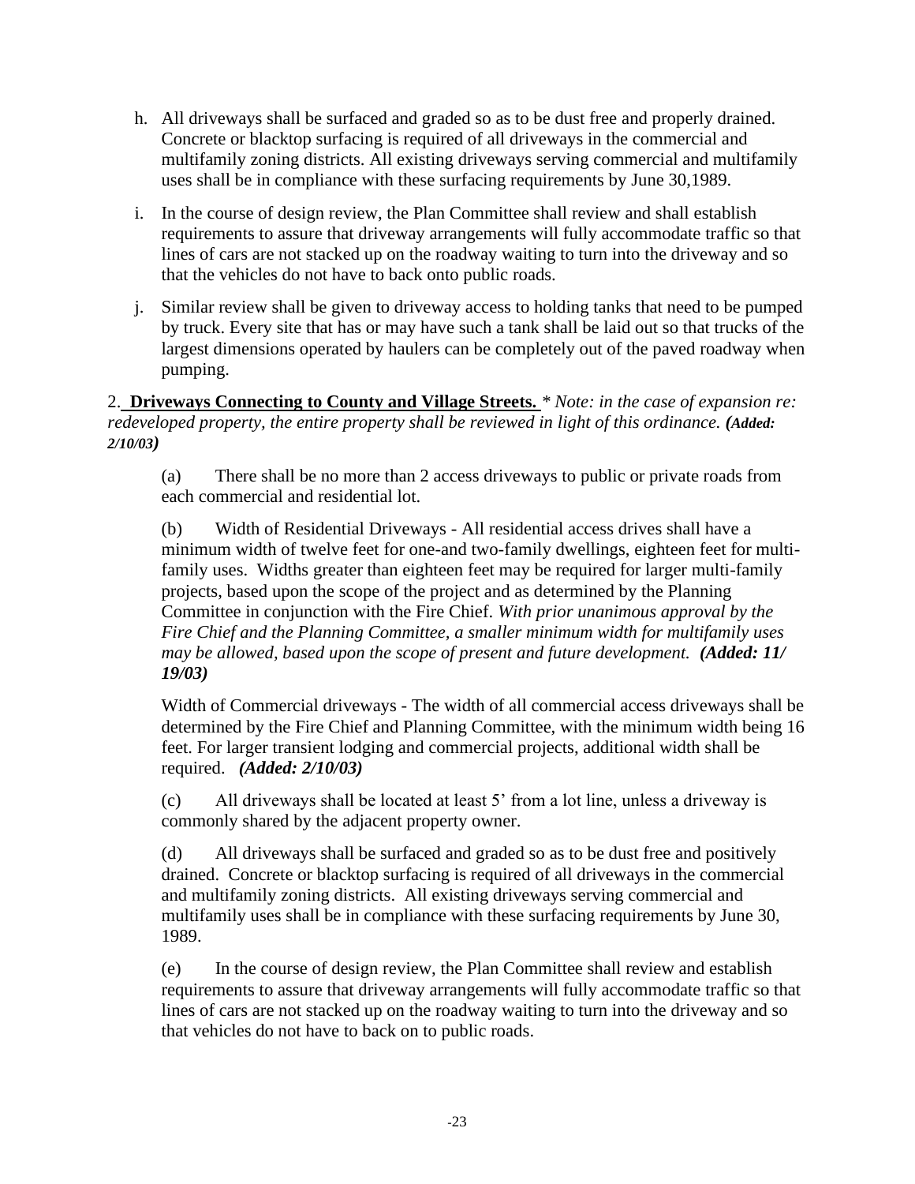h. All driveways shall be surfaced and graded so as to be dust free and properly drained. Concrete or blacktop surfacing is required of all driveways in the commercial and multifamily zoning districts. All existing driveways serving commercial and multifamily uses shall be in compliance with these surfacing requirements by June 30,1989.

i. In the course of design review, the Plan Committee shall review and shall establish requirements to assure that driveway arrangements will fully accommodate traffic so that lines of cars are not stacked up on the roadway waiting to turn into the driveway and so that the vehicles do not have to back onto public roads.

j. Similar review shall be given to driveway access to holding tanks that need to be pumped by truck. Every site that has or may have such a tank shall be laid out so that trucks of the largest dimensions operated by haulers can be completely out of the paved roadway when pumping.

2. **Driveways Connecting to County and Village Streets.** * *Note: in the case of expansion re: redeveloped property, the entire property shall be reviewed in light of this ordinance.* ***(Added: 2/10/03)***

(a) There shall be no more than 2 access driveways to public or private roads from each commercial and residential lot.

(b) Width of Residential Driveways - All residential access drives shall have a minimum width of twelve feet for one-and two-family dwellings, eighteen feet for multi-family uses. Widths greater than eighteen feet may be required for larger multi-family projects, based upon the scope of the project and as determined by the Planning Committee in conjunction with the Fire Chief. *With prior unanimous approval by the Fire Chief and the Planning Committee, a smaller minimum width for multifamily uses may be allowed, based upon the scope of present and future development.* ***(Added: 11/19/03)***

Width of Commercial driveways - The width of all commercial access driveways shall be determined by the Fire Chief and Planning Committee, with the minimum width being 16 feet. For larger transient lodging and commercial projects, additional width shall be required. ***(Added: 2/10/03)***

(c) All driveways shall be located at least 5' from a lot line, unless a driveway is commonly shared by the adjacent property owner.

(d) All driveways shall be surfaced and graded so as to be dust free and positively drained. Concrete or blacktop surfacing is required of all driveways in the commercial and multifamily zoning districts. All existing driveways serving commercial and multifamily uses shall be in compliance with these surfacing requirements by June 30, 1989.

(e) In the course of design review, the Plan Committee shall review and establish requirements to assure that driveway arrangements will fully accommodate traffic so that lines of cars are not stacked up on the roadway waiting to turn into the driveway and so that vehicles do not have to back on to public roads.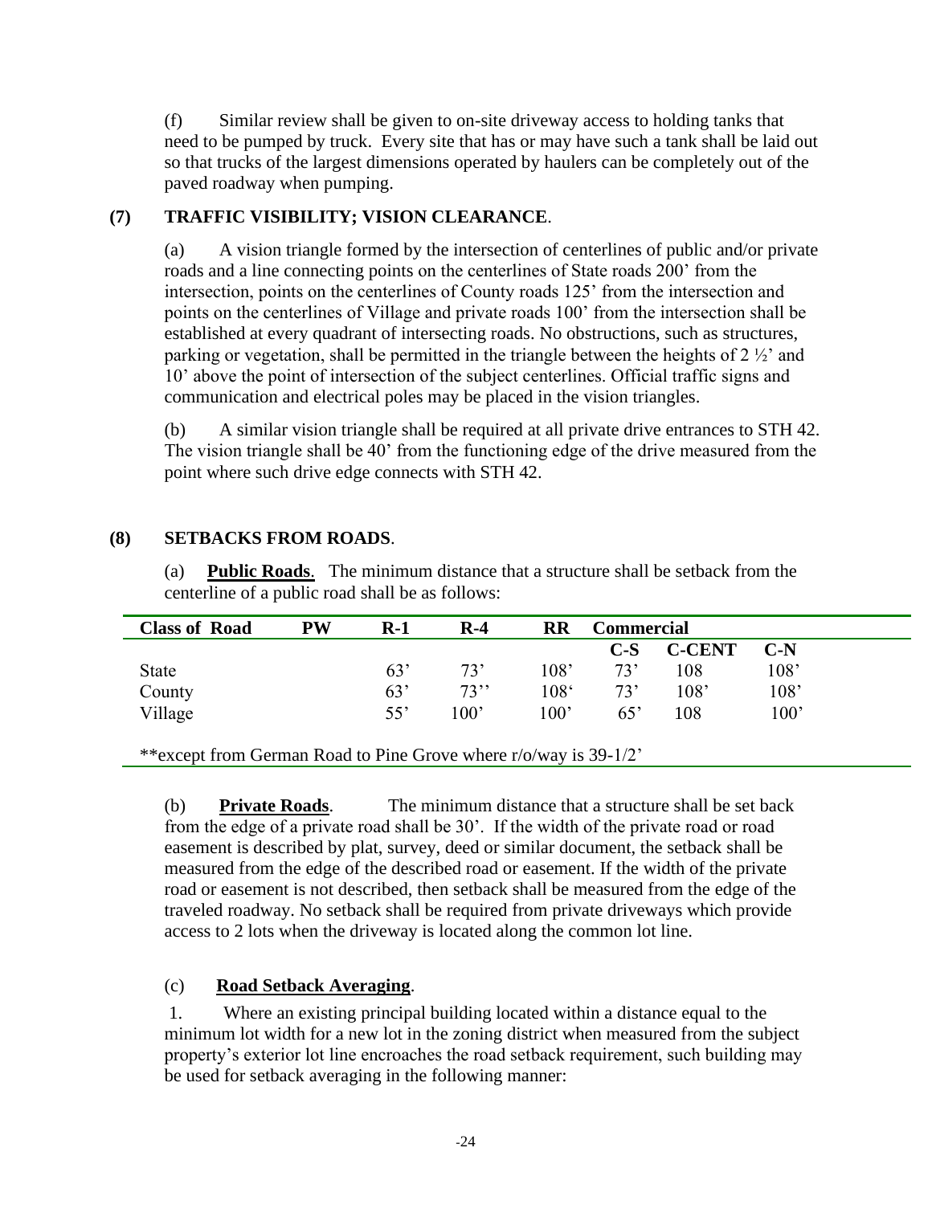(f) Similar review shall be given to on-site driveway access to holding tanks that need to be pumped by truck. Every site that has or may have such a tank shall be laid out so that trucks of the largest dimensions operated by haulers can be completely out of the paved roadway when pumping.

## (7) TRAFFIC VISIBILITY; VISION CLEARANCE.

(a) A vision triangle formed by the intersection of centerlines of public and/or private roads and a line connecting points on the centerlines of State roads 200' from the intersection, points on the centerlines of County roads 125' from the intersection and points on the centerlines of Village and private roads 100' from the intersection shall be established at every quadrant of intersecting roads. No obstructions, such as structures, parking or vegetation, shall be permitted in the triangle between the heights of 2 ½' and 10' above the point of intersection of the subject centerlines. Official traffic signs and communication and electrical poles may be placed in the vision triangles.

(b) A similar vision triangle shall be required at all private drive entrances to STH 42. The vision triangle shall be 40' from the functioning edge of the drive measured from the point where such drive edge connects with STH 42.

## (8) SETBACKS FROM ROADS.

(a) **Public Roads**. The minimum distance that a structure shall be setback from the centerline of a public road shall be as follows:

| Class of Road | PW | R-1 | R-4 | RR | Commercial | | |
|---|---|---|---|---|---|---|---|
| | | | | | C-S | C-CENT | C-N |
| State | | 63' | 73' | 108' | 73' | 108 | 108' |
| County | | 63' | 73'' | 108' | 73' | 108' | 108' |
| Village | | 55' | 100' | 100' | 65' | 108 | 100' |

**except from German Road to Pine Grove where r/o/way is 39-1/2'

(b) **Private Roads**. The minimum distance that a structure shall be set back from the edge of a private road shall be 30'. If the width of the private road or road easement is described by plat, survey, deed or similar document, the setback shall be measured from the edge of the described road or easement. If the width of the private road or easement is not described, then setback shall be measured from the edge of the traveled roadway. No setback shall be required from private driveways which provide access to 2 lots when the driveway is located along the common lot line.

(c) **Road Setback Averaging**.

1. Where an existing principal building located within a distance equal to the minimum lot width for a new lot in the zoning district when measured from the subject property's exterior lot line encroaches the road setback requirement, such building may be used for setback averaging in the following manner: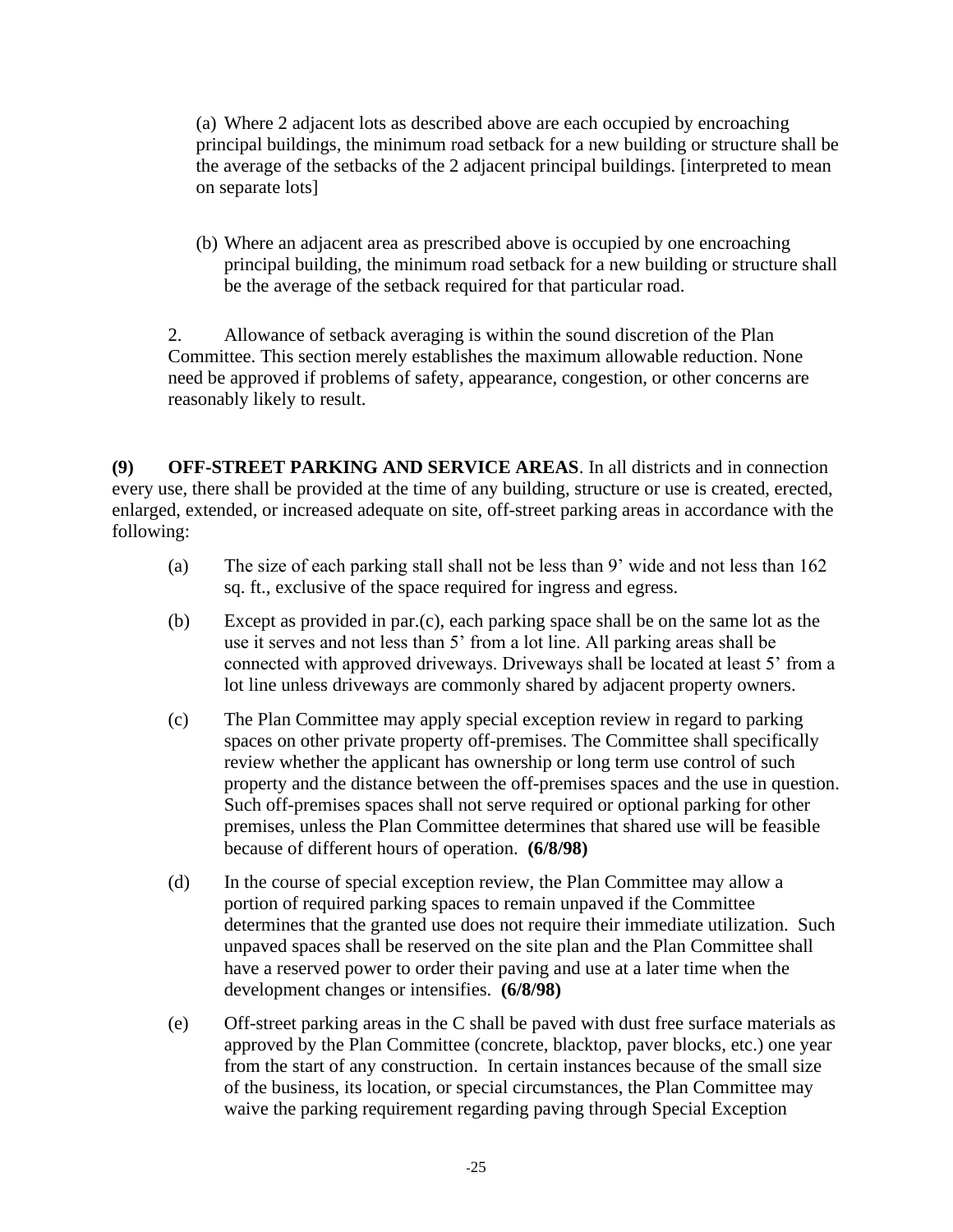(a) Where 2 adjacent lots as described above are each occupied by encroaching principal buildings, the minimum road setback for a new building or structure shall be the average of the setbacks of the 2 adjacent principal buildings. [interpreted to mean on separate lots]

(b) Where an adjacent area as prescribed above is occupied by one encroaching principal building, the minimum road setback for a new building or structure shall be the average of the setback required for that particular road.

2. Allowance of setback averaging is within the sound discretion of the Plan Committee. This section merely establishes the maximum allowable reduction. None need be approved if problems of safety, appearance, congestion, or other concerns are reasonably likely to result.

**(9) OFF-STREET PARKING AND SERVICE AREAS**. In all districts and in connection every use, there shall be provided at the time of any building, structure or use is created, erected, enlarged, extended, or increased adequate on site, off-street parking areas in accordance with the following:

(a) The size of each parking stall shall not be less than 9' wide and not less than 162 sq. ft., exclusive of the space required for ingress and egress.

(b) Except as provided in par.(c), each parking space shall be on the same lot as the use it serves and not less than 5' from a lot line. All parking areas shall be connected with approved driveways. Driveways shall be located at least 5' from a lot line unless driveways are commonly shared by adjacent property owners.

(c) The Plan Committee may apply special exception review in regard to parking spaces on other private property off-premises. The Committee shall specifically review whether the applicant has ownership or long term use control of such property and the distance between the off-premises spaces and the use in question. Such off-premises spaces shall not serve required or optional parking for other premises, unless the Plan Committee determines that shared use will be feasible because of different hours of operation. **(6/8/98)**

(d) In the course of special exception review, the Plan Committee may allow a portion of required parking spaces to remain unpaved if the Committee determines that the granted use does not require their immediate utilization. Such unpaved spaces shall be reserved on the site plan and the Plan Committee shall have a reserved power to order their paving and use at a later time when the development changes or intensifies. **(6/8/98)**

(e) Off-street parking areas in the C shall be paved with dust free surface materials as approved by the Plan Committee (concrete, blacktop, paver blocks, etc.) one year from the start of any construction. In certain instances because of the small size of the business, its location, or special circumstances, the Plan Committee may waive the parking requirement regarding paving through Special Exception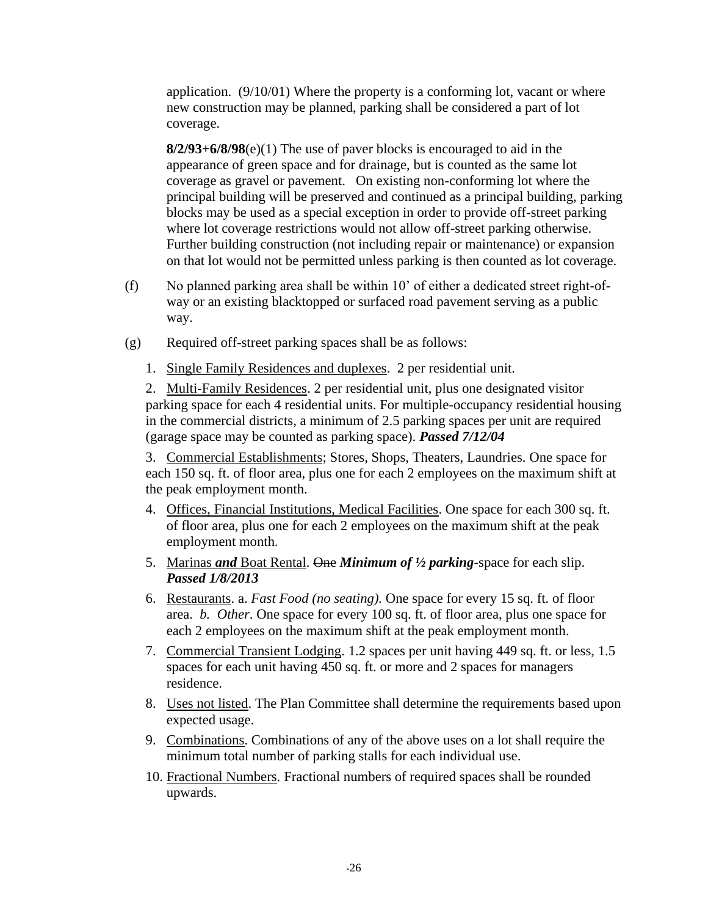application. (9/10/01) Where the property is a conforming lot, vacant or where new construction may be planned, parking shall be considered a part of lot coverage.

**8/2/93+6/8/98**(e)(1) The use of paver blocks is encouraged to aid in the appearance of green space and for drainage, but is counted as the same lot coverage as gravel or pavement. On existing non-conforming lot where the principal building will be preserved and continued as a principal building, parking blocks may be used as a special exception in order to provide off-street parking where lot coverage restrictions would not allow off-street parking otherwise. Further building construction (not including repair or maintenance) or expansion on that lot would not be permitted unless parking is then counted as lot coverage.

(f) No planned parking area shall be within 10' of either a dedicated street right-of-way or an existing blacktopped or surfaced road pavement serving as a public way.

(g) Required off-street parking spaces shall be as follows:

1. Single Family Residences and duplexes. 2 per residential unit.

2. Multi-Family Residences. 2 per residential unit, plus one designated visitor parking space for each 4 residential units. For multiple-occupancy residential housing in the commercial districts, a minimum of 2.5 parking spaces per unit are required (garage space may be counted as parking space). ***Passed 7/12/04***

3. Commercial Establishments; Stores, Shops, Theaters, Laundries. One space for each 150 sq. ft. of floor area, plus one for each 2 employees on the maximum shift at the peak employment month.

4. Offices, Financial Institutions, Medical Facilities. One space for each 300 sq. ft. of floor area, plus one for each 2 employees on the maximum shift at the peak employment month.

5. Marinas ***and*** Boat Rental. ~~One~~ ***Minimum of ½ parking***-space for each slip. ***Passed 1/8/2013***

6. Restaurants. a. *Fast Food (no seating).* One space for every 15 sq. ft. of floor area. *b. Other*. One space for every 100 sq. ft. of floor area, plus one space for each 2 employees on the maximum shift at the peak employment month.

7. Commercial Transient Lodging. 1.2 spaces per unit having 449 sq. ft. or less, 1.5 spaces for each unit having 450 sq. ft. or more and 2 spaces for managers residence.

8. Uses not listed. The Plan Committee shall determine the requirements based upon expected usage.

9. Combinations. Combinations of any of the above uses on a lot shall require the minimum total number of parking stalls for each individual use.

10. Fractional Numbers. Fractional numbers of required spaces shall be rounded upwards.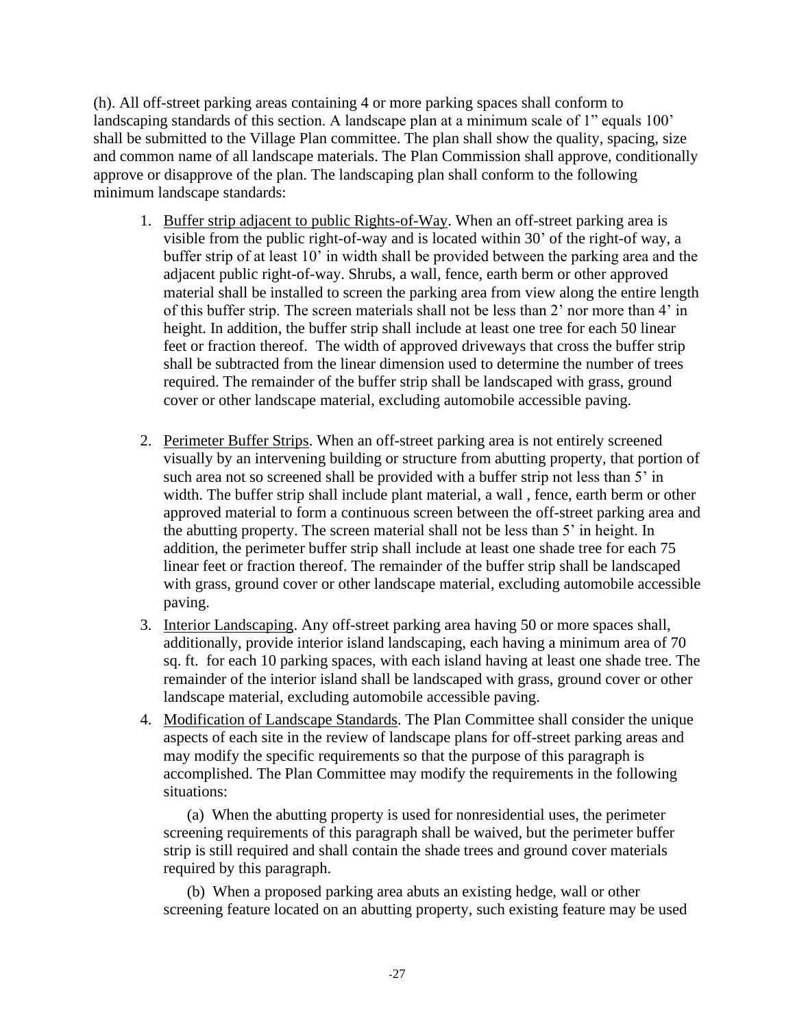(h). All off-street parking areas containing 4 or more parking spaces shall conform to landscaping standards of this section. A landscape plan at a minimum scale of 1" equals 100' shall be submitted to the Village Plan committee. The plan shall show the quality, spacing, size and common name of all landscape materials. The Plan Commission shall approve, conditionally approve or disapprove of the plan. The landscaping plan shall conform to the following minimum landscape standards:

1. <u>Buffer strip adjacent to public Rights-of-Way</u>. When an off-street parking area is visible from the public right-of-way and is located within 30' of the right-of way, a buffer strip of at least 10' in width shall be provided between the parking area and the adjacent public right-of-way. Shrubs, a wall, fence, earth berm or other approved material shall be installed to screen the parking area from view along the entire length of this buffer strip. The screen materials shall not be less than 2' nor more than 4' in height. In addition, the buffer strip shall include at least one tree for each 50 linear feet or fraction thereof. The width of approved driveways that cross the buffer strip shall be subtracted from the linear dimension used to determine the number of trees required. The remainder of the buffer strip shall be landscaped with grass, ground cover or other landscape material, excluding automobile accessible paving.

2. <u>Perimeter Buffer Strips</u>. When an off-street parking area is not entirely screened visually by an intervening building or structure from abutting property, that portion of such area not so screened shall be provided with a buffer strip not less than 5' in width. The buffer strip shall include plant material, a wall , fence, earth berm or other approved material to form a continuous screen between the off-street parking area and the abutting property. The screen material shall not be less than 5' in height. In addition, the perimeter buffer strip shall include at least one shade tree for each 75 linear feet or fraction thereof. The remainder of the buffer strip shall be landscaped with grass, ground cover or other landscape material, excluding automobile accessible paving.
3. <u>Interior Landscaping</u>. Any off-street parking area having 50 or more spaces shall, additionally, provide interior island landscaping, each having a minimum area of 70 sq. ft. for each 10 parking spaces, with each island having at least one shade tree. The remainder of the interior island shall be landscaped with grass, ground cover or other landscape material, excluding automobile accessible paving.
4. <u>Modification of Landscape Standards</u>. The Plan Committee shall consider the unique aspects of each site in the review of landscape plans for off-street parking areas and may modify the specific requirements so that the purpose of this paragraph is accomplished. The Plan Committee may modify the requirements in the following situations:

   (a) When the abutting property is used for nonresidential uses, the perimeter screening requirements of this paragraph shall be waived, but the perimeter buffer strip is still required and shall contain the shade trees and ground cover materials required by this paragraph.

   (b) When a proposed parking area abuts an existing hedge, wall or other screening feature located on an abutting property, such existing feature may be used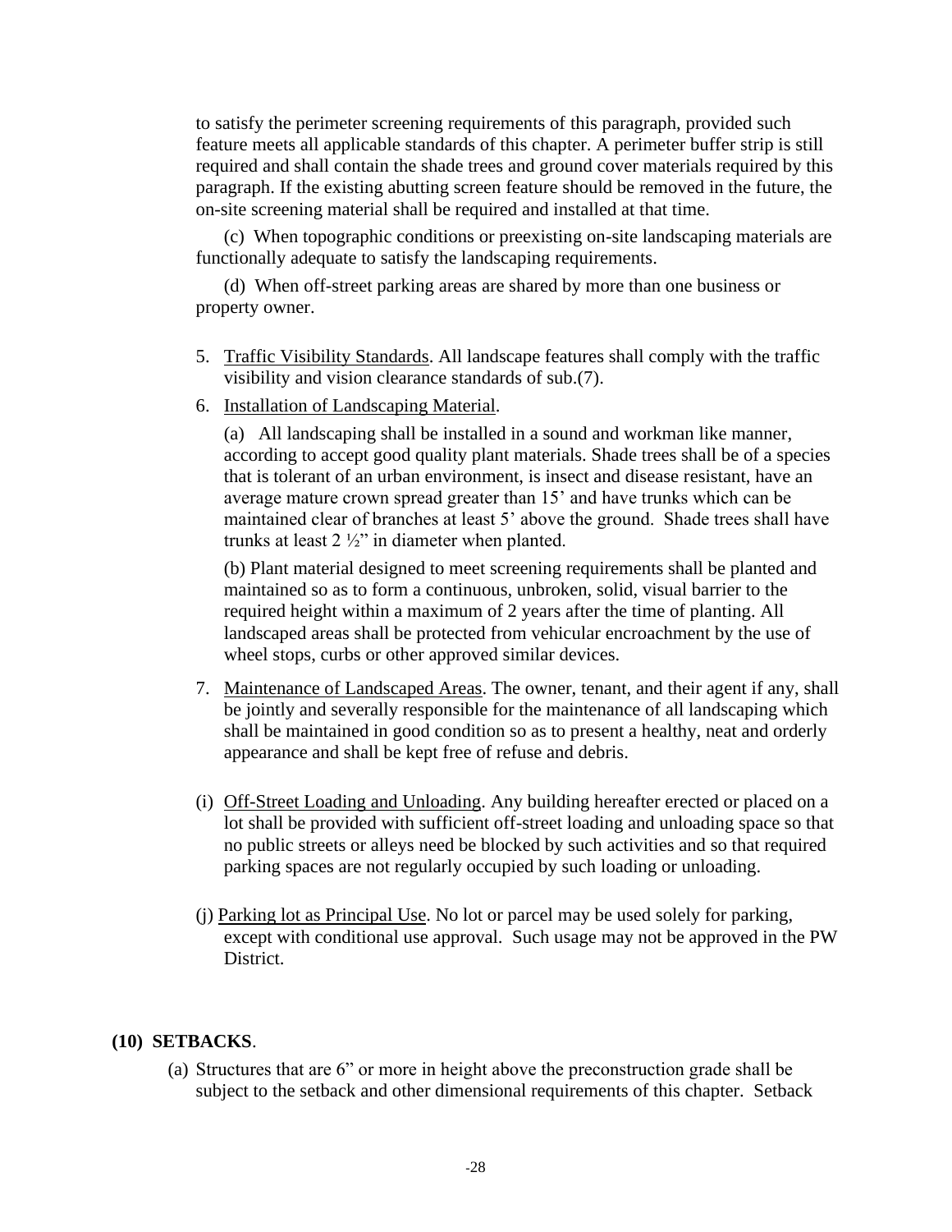to satisfy the perimeter screening requirements of this paragraph, provided such feature meets all applicable standards of this chapter. A perimeter buffer strip is still required and shall contain the shade trees and ground cover materials required by this paragraph. If the existing abutting screen feature should be removed in the future, the on-site screening material shall be required and installed at that time.

(c) When topographic conditions or preexisting on-site landscaping materials are functionally adequate to satisfy the landscaping requirements.

(d) When off-street parking areas are shared by more than one business or property owner.

5. Traffic Visibility Standards. All landscape features shall comply with the traffic visibility and vision clearance standards of sub.(7).

6. Installation of Landscaping Material.

   (a) All landscaping shall be installed in a sound and workman like manner, according to accept good quality plant materials. Shade trees shall be of a species that is tolerant of an urban environment, is insect and disease resistant, have an average mature crown spread greater than 15' and have trunks which can be maintained clear of branches at least 5' above the ground. Shade trees shall have trunks at least 2 ½" in diameter when planted.

   (b) Plant material designed to meet screening requirements shall be planted and maintained so as to form a continuous, unbroken, solid, visual barrier to the required height within a maximum of 2 years after the time of planting. All landscaped areas shall be protected from vehicular encroachment by the use of wheel stops, curbs or other approved similar devices.

7. Maintenance of Landscaped Areas. The owner, tenant, and their agent if any, shall be jointly and severally responsible for the maintenance of all landscaping which shall be maintained in good condition so as to present a healthy, neat and orderly appearance and shall be kept free of refuse and debris.

(i) Off-Street Loading and Unloading. Any building hereafter erected or placed on a lot shall be provided with sufficient off-street loading and unloading space so that no public streets or alleys need be blocked by such activities and so that required parking spaces are not regularly occupied by such loading or unloading.

(j) Parking lot as Principal Use. No lot or parcel may be used solely for parking, except with conditional use approval. Such usage may not be approved in the PW District.

**(10) SETBACKS**.

(a) Structures that are 6" or more in height above the preconstruction grade shall be subject to the setback and other dimensional requirements of this chapter. Setback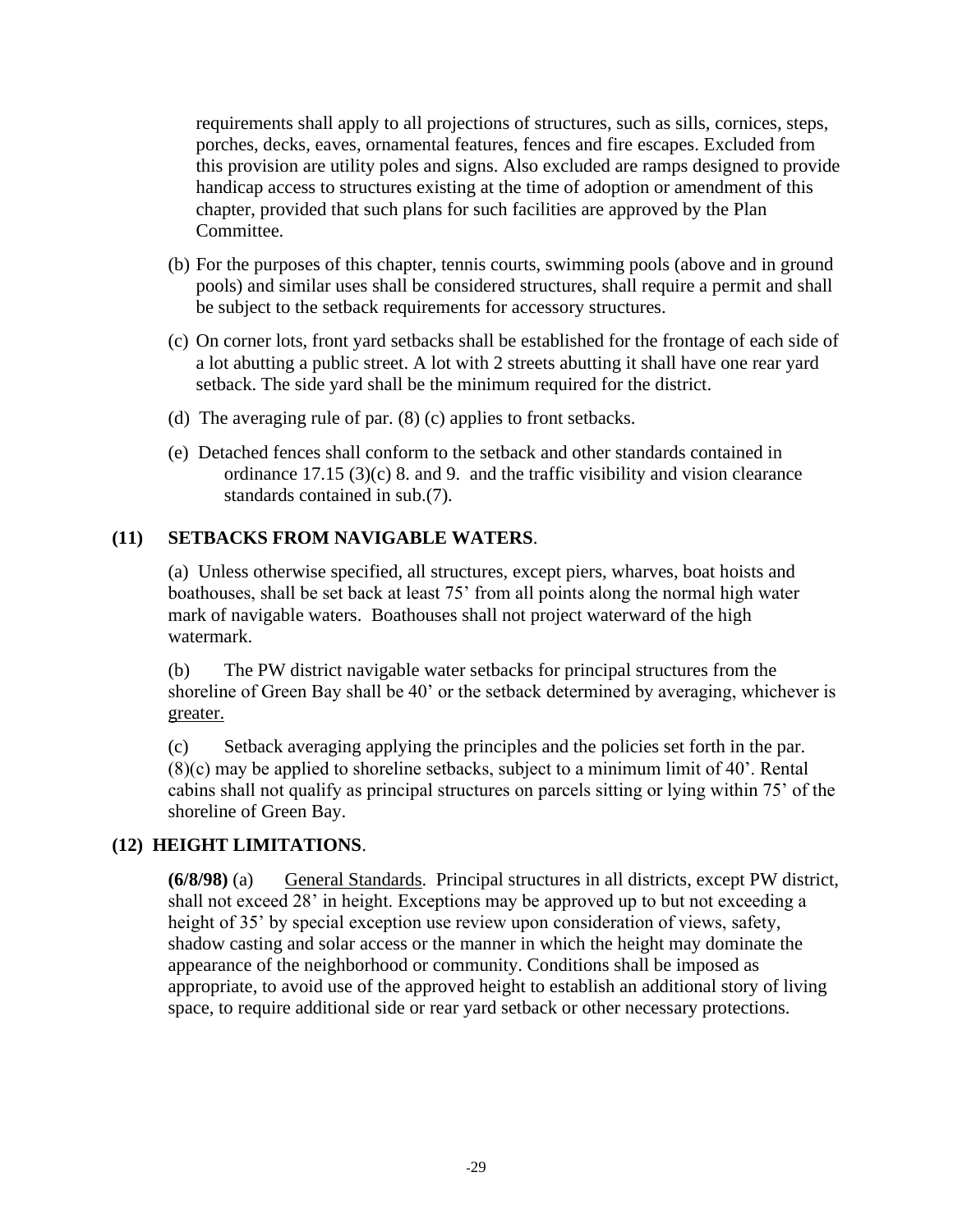requirements shall apply to all projections of structures, such as sills, cornices, steps, porches, decks, eaves, ornamental features, fences and fire escapes. Excluded from this provision are utility poles and signs. Also excluded are ramps designed to provide handicap access to structures existing at the time of adoption or amendment of this chapter, provided that such plans for such facilities are approved by the Plan Committee.

(b) For the purposes of this chapter, tennis courts, swimming pools (above and in ground pools) and similar uses shall be considered structures, shall require a permit and shall be subject to the setback requirements for accessory structures.

(c) On corner lots, front yard setbacks shall be established for the frontage of each side of a lot abutting a public street. A lot with 2 streets abutting it shall have one rear yard setback. The side yard shall be the minimum required for the district.

(d) The averaging rule of par. (8) (c) applies to front setbacks.

(e) Detached fences shall conform to the setback and other standards contained in ordinance 17.15 (3)(c) 8. and 9. and the traffic visibility and vision clearance standards contained in sub.(7).

**(11) SETBACKS FROM NAVIGABLE WATERS**.

(a) Unless otherwise specified, all structures, except piers, wharves, boat hoists and boathouses, shall be set back at least 75’ from all points along the normal high water mark of navigable waters. Boathouses shall not project waterward of the high watermark.

(b) The PW district navigable water setbacks for principal structures from the shoreline of Green Bay shall be 40’ or the setback determined by averaging, whichever is greater.

(c) Setback averaging applying the principles and the policies set forth in the par. (8)(c) may be applied to shoreline setbacks, subject to a minimum limit of 40’. Rental cabins shall not qualify as principal structures on parcels sitting or lying within 75’ of the shoreline of Green Bay.

**(12) HEIGHT LIMITATIONS**.

**(6/8/98)** (a) General Standards. Principal structures in all districts, except PW district, shall not exceed 28’ in height. Exceptions may be approved up to but not exceeding a height of 35’ by special exception use review upon consideration of views, safety, shadow casting and solar access or the manner in which the height may dominate the appearance of the neighborhood or community. Conditions shall be imposed as appropriate, to avoid use of the approved height to establish an additional story of living space, to require additional side or rear yard setback or other necessary protections.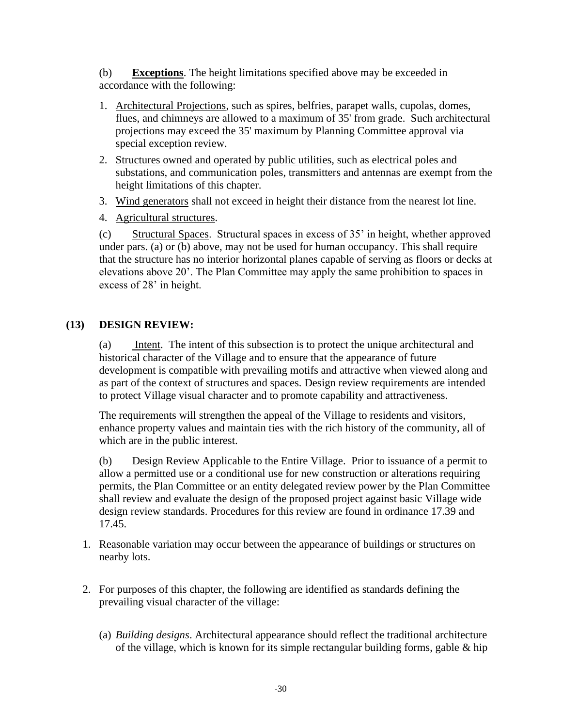(b) **Exceptions**. The height limitations specified above may be exceeded in accordance with the following:

1. Architectural Projections, such as spires, belfries, parapet walls, cupolas, domes, flues, and chimneys are allowed to a maximum of 35' from grade. Such architectural projections may exceed the 35' maximum by Planning Committee approval via special exception review.
2. Structures owned and operated by public utilities, such as electrical poles and substations, and communication poles, transmitters and antennas are exempt from the height limitations of this chapter.
3. Wind generators shall not exceed in height their distance from the nearest lot line.
4. Agricultural structures.

(c) Structural Spaces. Structural spaces in excess of 35' in height, whether approved under pars. (a) or (b) above, may not be used for human occupancy. This shall require that the structure has no interior horizontal planes capable of serving as floors or decks at elevations above 20'. The Plan Committee may apply the same prohibition to spaces in excess of 28' in height.

## (13) DESIGN REVIEW:

(a) Intent. The intent of this subsection is to protect the unique architectural and historical character of the Village and to ensure that the appearance of future development is compatible with prevailing motifs and attractive when viewed along and as part of the context of structures and spaces. Design review requirements are intended to protect Village visual character and to promote capability and attractiveness.

The requirements will strengthen the appeal of the Village to residents and visitors, enhance property values and maintain ties with the rich history of the community, all of which are in the public interest.

(b) Design Review Applicable to the Entire Village. Prior to issuance of a permit to allow a permitted use or a conditional use for new construction or alterations requiring permits, the Plan Committee or an entity delegated review power by the Plan Committee shall review and evaluate the design of the proposed project against basic Village wide design review standards. Procedures for this review are found in ordinance 17.39 and 17.45.

1. Reasonable variation may occur between the appearance of buildings or structures on nearby lots.

2. For purposes of this chapter, the following are identified as standards defining the prevailing visual character of the village:

   (a) *Building designs*. Architectural appearance should reflect the traditional architecture of the village, which is known for its simple rectangular building forms, gable & hip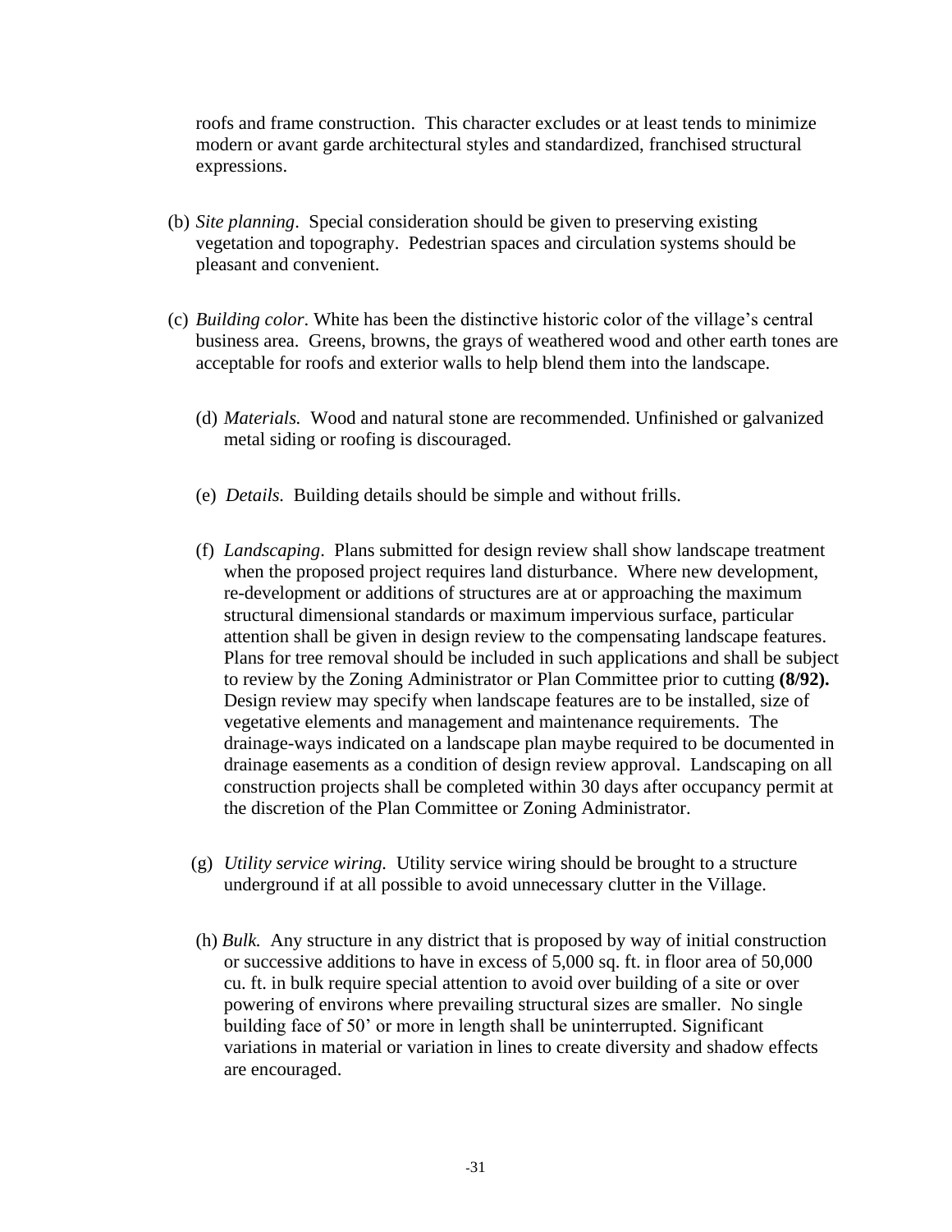roofs and frame construction. This character excludes or at least tends to minimize modern or avant garde architectural styles and standardized, franchised structural expressions.

(b) *Site planning*. Special consideration should be given to preserving existing vegetation and topography. Pedestrian spaces and circulation systems should be pleasant and convenient.

(c) *Building color*. White has been the distinctive historic color of the village's central business area. Greens, browns, the grays of weathered wood and other earth tones are acceptable for roofs and exterior walls to help blend them into the landscape.

(d) *Materials.* Wood and natural stone are recommended. Unfinished or galvanized metal siding or roofing is discouraged.

(e) *Details.* Building details should be simple and without frills.

(f) *Landscaping*. Plans submitted for design review shall show landscape treatment when the proposed project requires land disturbance. Where new development, re-development or additions of structures are at or approaching the maximum structural dimensional standards or maximum impervious surface, particular attention shall be given in design review to the compensating landscape features. Plans for tree removal should be included in such applications and shall be subject to review by the Zoning Administrator or Plan Committee prior to cutting **(8/92).** Design review may specify when landscape features are to be installed, size of vegetative elements and management and maintenance requirements. The drainage-ways indicated on a landscape plan maybe required to be documented in drainage easements as a condition of design review approval. Landscaping on all construction projects shall be completed within 30 days after occupancy permit at the discretion of the Plan Committee or Zoning Administrator.

(g) *Utility service wiring.* Utility service wiring should be brought to a structure underground if at all possible to avoid unnecessary clutter in the Village.

(h) *Bulk.* Any structure in any district that is proposed by way of initial construction or successive additions to have in excess of 5,000 sq. ft. in floor area of 50,000 cu. ft. in bulk require special attention to avoid over building of a site or over powering of environs where prevailing structural sizes are smaller. No single building face of 50' or more in length shall be uninterrupted. Significant variations in material or variation in lines to create diversity and shadow effects are encouraged.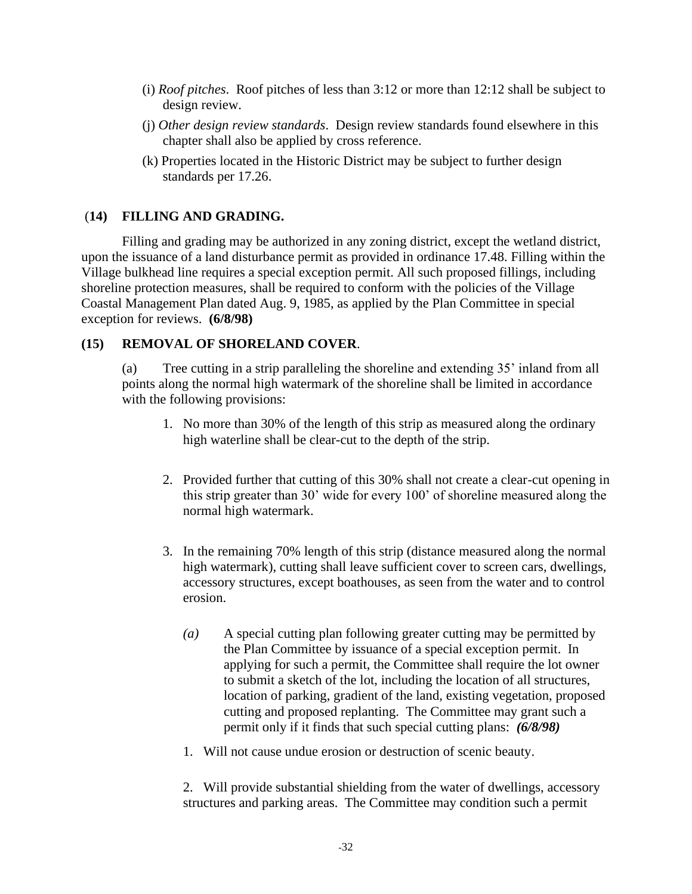(i) *Roof pitches*. Roof pitches of less than 3:12 or more than 12:12 shall be subject to design review.

(j) *Other design review standards*. Design review standards found elsewhere in this chapter shall also be applied by cross reference.

(k) Properties located in the Historic District may be subject to further design standards per 17.26.

### (14) FILLING AND GRADING.

Filling and grading may be authorized in any zoning district, except the wetland district, upon the issuance of a land disturbance permit as provided in ordinance 17.48. Filling within the Village bulkhead line requires a special exception permit. All such proposed fillings, including shoreline protection measures, shall be required to conform with the policies of the Village Coastal Management Plan dated Aug. 9, 1985, as applied by the Plan Committee in special exception for reviews. **(6/8/98)**

### (15) REMOVAL OF SHORELAND COVER.

(a) Tree cutting in a strip paralleling the shoreline and extending 35’ inland from all points along the normal high watermark of the shoreline shall be limited in accordance with the following provisions:

1. No more than 30% of the length of this strip as measured along the ordinary high waterline shall be clear-cut to the depth of the strip.

2. Provided further that cutting of this 30% shall not create a clear-cut opening in this strip greater than 30’ wide for every 100’ of shoreline measured along the normal high watermark.

3. In the remaining 70% length of this strip (distance measured along the normal high watermark), cutting shall leave sufficient cover to screen cars, dwellings, accessory structures, except boathouses, as seen from the water and to control erosion.

   *(a)* A special cutting plan following greater cutting may be permitted by the Plan Committee by issuance of a special exception permit. In applying for such a permit, the Committee shall require the lot owner to submit a sketch of the lot, including the location of all structures, location of parking, gradient of the land, existing vegetation, proposed cutting and proposed replanting. The Committee may grant such a permit only if it finds that such special cutting plans: ***(6/8/98)***

   1. Will not cause undue erosion or destruction of scenic beauty.

   2. Will provide substantial shielding from the water of dwellings, accessory structures and parking areas. The Committee may condition such a permit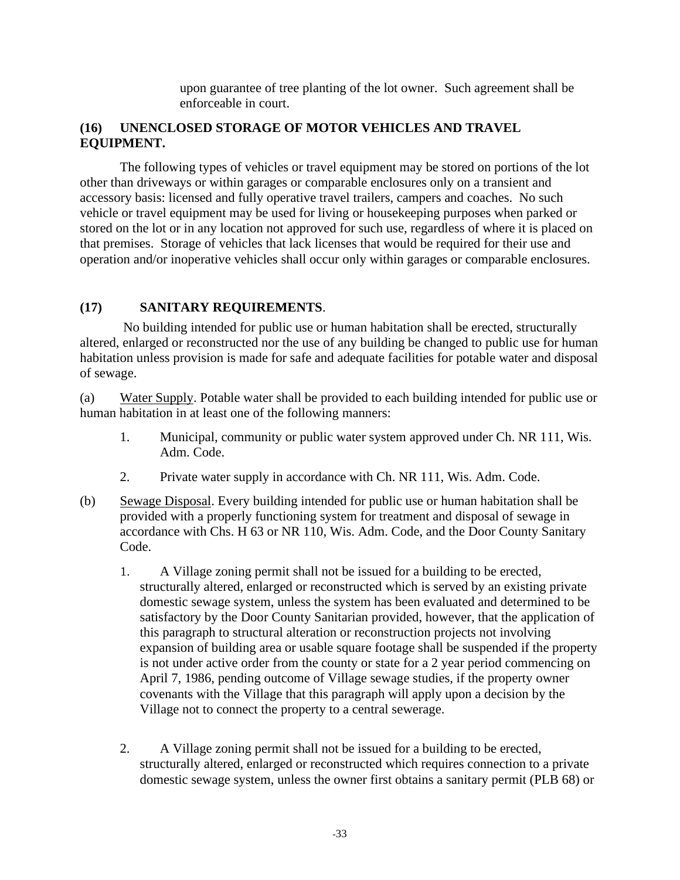upon guarantee of tree planting of the lot owner. Such agreement shall be enforceable in court.

**(16) UNENCLOSED STORAGE OF MOTOR VEHICLES AND TRAVEL EQUIPMENT.**

The following types of vehicles or travel equipment may be stored on portions of the lot other than driveways or within garages or comparable enclosures only on a transient and accessory basis: licensed and fully operative travel trailers, campers and coaches. No such vehicle or travel equipment may be used for living or housekeeping purposes when parked or stored on the lot or in any location not approved for such use, regardless of where it is placed on that premises. Storage of vehicles that lack licenses that would be required for their use and operation and/or inoperative vehicles shall occur only within garages or comparable enclosures.

**(17) SANITARY REQUIREMENTS**.

No building intended for public use or human habitation shall be erected, structurally altered, enlarged or reconstructed nor the use of any building be changed to public use for human habitation unless provision is made for safe and adequate facilities for potable water and disposal of sewage.

(a) Water Supply. Potable water shall be provided to each building intended for public use or human habitation in at least one of the following manners:

1. Municipal, community or public water system approved under Ch. NR 111, Wis. Adm. Code.
2. Private water supply in accordance with Ch. NR 111, Wis. Adm. Code.

(b) Sewage Disposal. Every building intended for public use or human habitation shall be provided with a properly functioning system for treatment and disposal of sewage in accordance with Chs. H 63 or NR 110, Wis. Adm. Code, and the Door County Sanitary Code.

1. A Village zoning permit shall not be issued for a building to be erected, structurally altered, enlarged or reconstructed which is served by an existing private domestic sewage system, unless the system has been evaluated and determined to be satisfactory by the Door County Sanitarian provided, however, that the application of this paragraph to structural alteration or reconstruction projects not involving expansion of building area or usable square footage shall be suspended if the property is not under active order from the county or state for a 2 year period commencing on April 7, 1986, pending outcome of Village sewage studies, if the property owner covenants with the Village that this paragraph will apply upon a decision by the Village not to connect the property to a central sewerage.

2. A Village zoning permit shall not be issued for a building to be erected, structurally altered, enlarged or reconstructed which requires connection to a private domestic sewage system, unless the owner first obtains a sanitary permit (PLB 68) or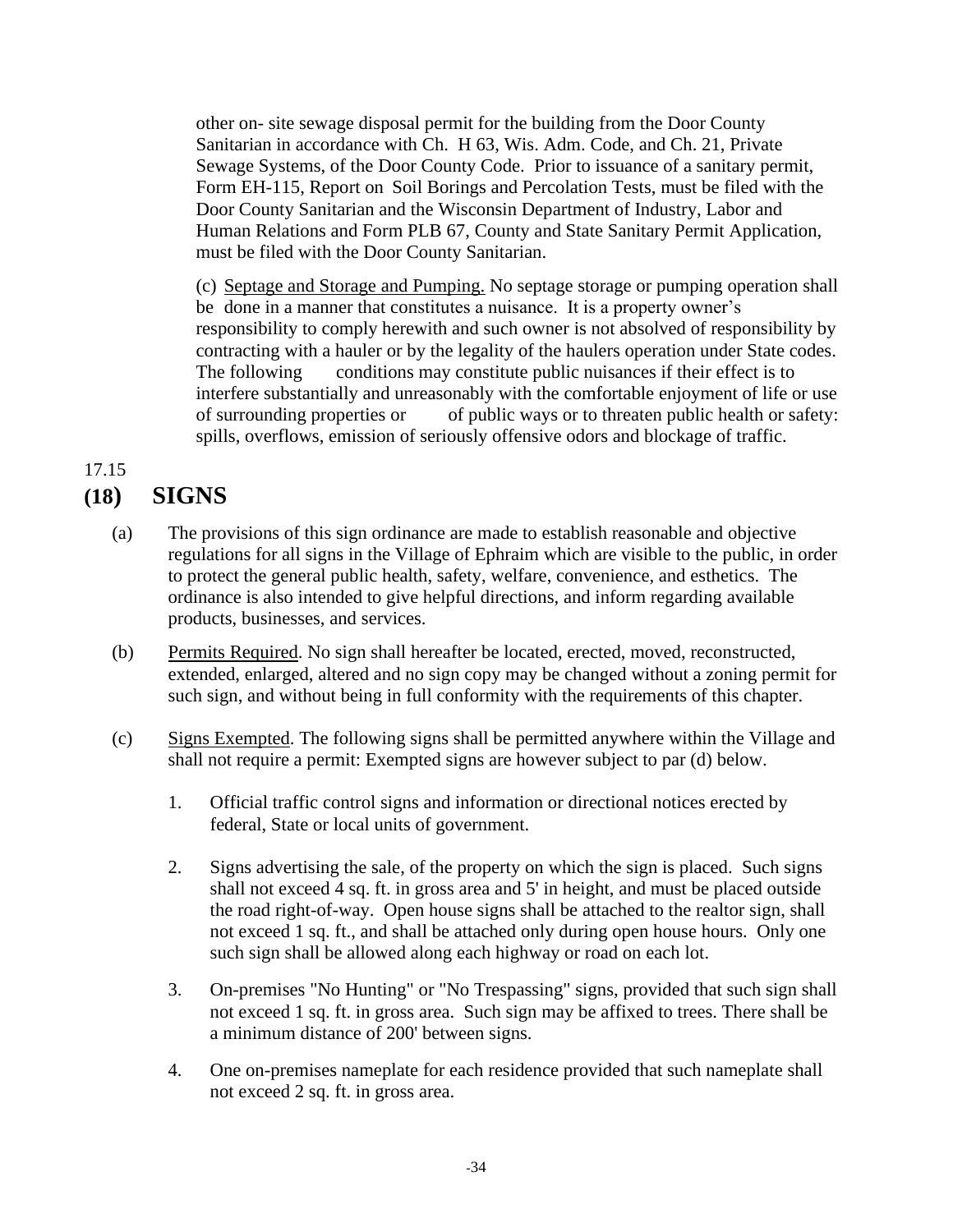other on- site sewage disposal permit for the building from the Door County Sanitarian in accordance with Ch. H 63, Wis. Adm. Code, and Ch. 21, Private Sewage Systems, of the Door County Code. Prior to issuance of a sanitary permit, Form EH-115, Report on Soil Borings and Percolation Tests, must be filed with the Door County Sanitarian and the Wisconsin Department of Industry, Labor and Human Relations and Form PLB 67, County and State Sanitary Permit Application, must be filed with the Door County Sanitarian.

(c) Septage and Storage and Pumping. No septage storage or pumping operation shall be done in a manner that constitutes a nuisance. It is a property owner's responsibility to comply herewith and such owner is not absolved of responsibility by contracting with a hauler or by the legality of the haulers operation under State codes. The following conditions may constitute public nuisances if their effect is to interfere substantially and unreasonably with the comfortable enjoyment of life or use of surrounding properties or of public ways or to threaten public health or safety: spills, overflows, emission of seriously offensive odors and blockage of traffic.

17.15

## (18) SIGNS

(a) The provisions of this sign ordinance are made to establish reasonable and objective regulations for all signs in the Village of Ephraim which are visible to the public, in order to protect the general public health, safety, welfare, convenience, and esthetics. The ordinance is also intended to give helpful directions, and inform regarding available products, businesses, and services.

(b) Permits Required. No sign shall hereafter be located, erected, moved, reconstructed, extended, enlarged, altered and no sign copy may be changed without a zoning permit for such sign, and without being in full conformity with the requirements of this chapter.

(c) Signs Exempted. The following signs shall be permitted anywhere within the Village and shall not require a permit: Exempted signs are however subject to par (d) below.

1. Official traffic control signs and information or directional notices erected by federal, State or local units of government.

2. Signs advertising the sale, of the property on which the sign is placed. Such signs shall not exceed 4 sq. ft. in gross area and 5' in height, and must be placed outside the road right-of-way. Open house signs shall be attached to the realtor sign, shall not exceed 1 sq. ft., and shall be attached only during open house hours. Only one such sign shall be allowed along each highway or road on each lot.

3. On-premises "No Hunting" or "No Trespassing" signs, provided that such sign shall not exceed 1 sq. ft. in gross area. Such sign may be affixed to trees. There shall be a minimum distance of 200' between signs.

4. One on-premises nameplate for each residence provided that such nameplate shall not exceed 2 sq. ft. in gross area.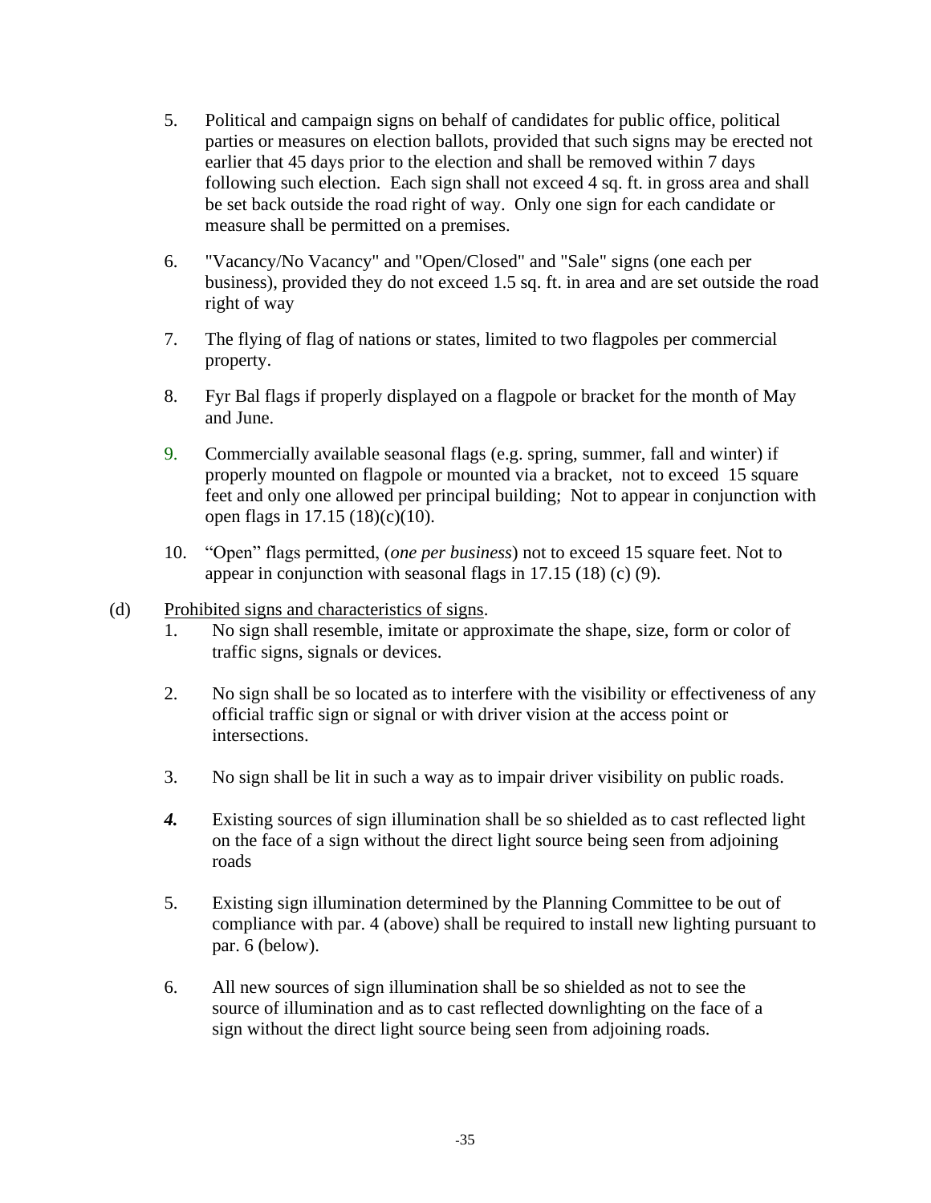5. Political and campaign signs on behalf of candidates for public office, political parties or measures on election ballots, provided that such signs may be erected not earlier that 45 days prior to the election and shall be removed within 7 days following such election. Each sign shall not exceed 4 sq. ft. in gross area and shall be set back outside the road right of way. Only one sign for each candidate or measure shall be permitted on a premises.

6. "Vacancy/No Vacancy" and "Open/Closed" and "Sale" signs (one each per business), provided they do not exceed 1.5 sq. ft. in area and are set outside the road right of way

7. The flying of flag of nations or states, limited to two flagpoles per commercial property.

8. Fyr Bal flags if properly displayed on a flagpole or bracket for the month of May and June.

9. Commercially available seasonal flags (e.g. spring, summer, fall and winter) if properly mounted on flagpole or mounted via a bracket, not to exceed 15 square feet and only one allowed per principal building; Not to appear in conjunction with open flags in 17.15 (18)(c)(10).

10. "Open" flags permitted, (*one per business*) not to exceed 15 square feet. Not to appear in conjunction with seasonal flags in 17.15 (18) (c) (9).

(d) Prohibited signs and characteristics of signs.

1. No sign shall resemble, imitate or approximate the shape, size, form or color of traffic signs, signals or devices.

2. No sign shall be so located as to interfere with the visibility or effectiveness of any official traffic sign or signal or with driver vision at the access point or intersections.

3. No sign shall be lit in such a way as to impair driver visibility on public roads.

***4.*** Existing sources of sign illumination shall be so shielded as to cast reflected light on the face of a sign without the direct light source being seen from adjoining roads

5. Existing sign illumination determined by the Planning Committee to be out of compliance with par. 4 (above) shall be required to install new lighting pursuant to par. 6 (below).

6. All new sources of sign illumination shall be so shielded as not to see the source of illumination and as to cast reflected downlighting on the face of a sign without the direct light source being seen from adjoining roads.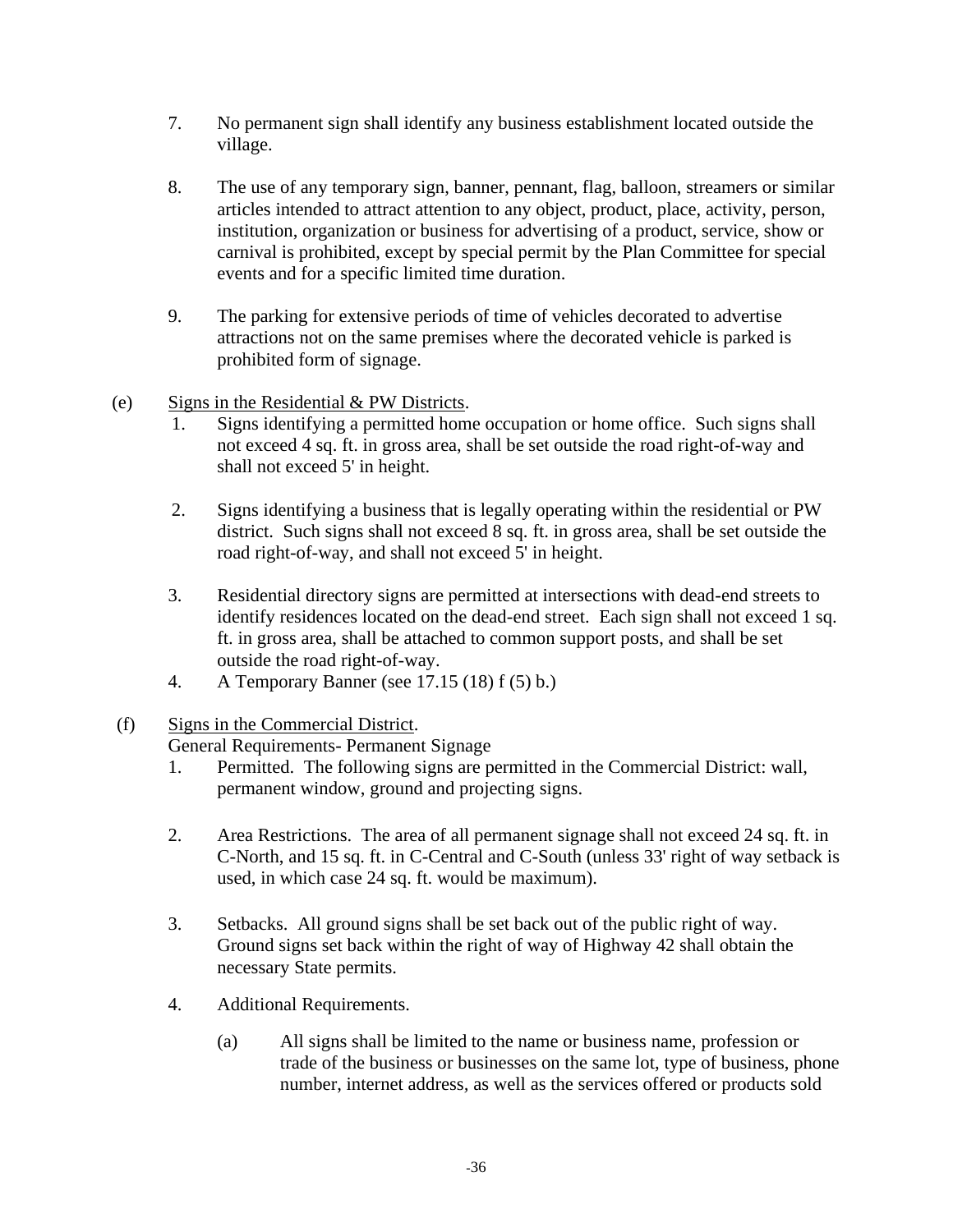7. No permanent sign shall identify any business establishment located outside the village.

8. The use of any temporary sign, banner, pennant, flag, balloon, streamers or similar articles intended to attract attention to any object, product, place, activity, person, institution, organization or business for advertising of a product, service, show or carnival is prohibited, except by special permit by the Plan Committee for special events and for a specific limited time duration.

9. The parking for extensive periods of time of vehicles decorated to advertise attractions not on the same premises where the decorated vehicle is parked is prohibited form of signage.

(e) Signs in the Residential & PW Districts.

1. Signs identifying a permitted home occupation or home office. Such signs shall not exceed 4 sq. ft. in gross area, shall be set outside the road right-of-way and shall not exceed 5' in height.

2. Signs identifying a business that is legally operating within the residential or PW district. Such signs shall not exceed 8 sq. ft. in gross area, shall be set outside the road right-of-way, and shall not exceed 5' in height.

3. Residential directory signs are permitted at intersections with dead-end streets to identify residences located on the dead-end street. Each sign shall not exceed 1 sq. ft. in gross area, shall be attached to common support posts, and shall be set outside the road right-of-way.
4. A Temporary Banner (see 17.15 (18) f (5) b.)

(f) Signs in the Commercial District.

General Requirements- Permanent Signage

1. Permitted. The following signs are permitted in the Commercial District: wall, permanent window, ground and projecting signs.

2. Area Restrictions. The area of all permanent signage shall not exceed 24 sq. ft. in C-North, and 15 sq. ft. in C-Central and C-South (unless 33' right of way setback is used, in which case 24 sq. ft. would be maximum).

3. Setbacks. All ground signs shall be set back out of the public right of way. Ground signs set back within the right of way of Highway 42 shall obtain the necessary State permits.

4. Additional Requirements.

   (a) All signs shall be limited to the name or business name, profession or trade of the business or businesses on the same lot, type of business, phone number, internet address, as well as the services offered or products sold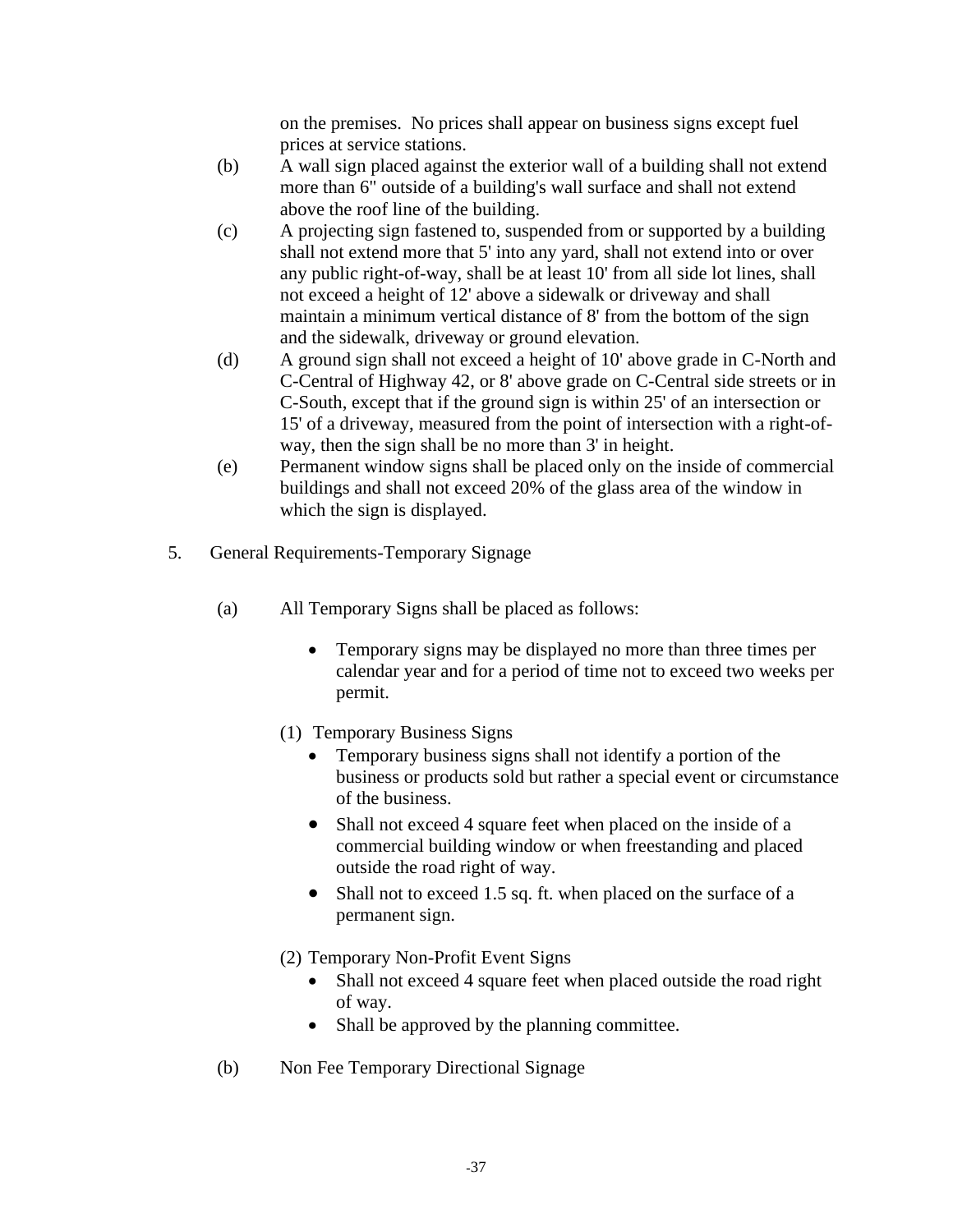on the premises. No prices shall appear on business signs except fuel prices at service stations.

(b) A wall sign placed against the exterior wall of a building shall not extend more than 6" outside of a building's wall surface and shall not extend above the roof line of the building.

(c) A projecting sign fastened to, suspended from or supported by a building shall not extend more that 5' into any yard, shall not extend into or over any public right-of-way, shall be at least 10' from all side lot lines, shall not exceed a height of 12' above a sidewalk or driveway and shall maintain a minimum vertical distance of 8' from the bottom of the sign and the sidewalk, driveway or ground elevation.

(d) A ground sign shall not exceed a height of 10' above grade in C-North and C-Central of Highway 42, or 8' above grade on C-Central side streets or in C-South, except that if the ground sign is within 25' of an intersection or 15' of a driveway, measured from the point of intersection with a right-of-way, then the sign shall be no more than 3' in height.

(e) Permanent window signs shall be placed only on the inside of commercial buildings and shall not exceed 20% of the glass area of the window in which the sign is displayed.

5. General Requirements-Temporary Signage

(a) All Temporary Signs shall be placed as follows:

- Temporary signs may be displayed no more than three times per calendar year and for a period of time not to exceed two weeks per permit.

(1) Temporary Business Signs

- Temporary business signs shall not identify a portion of the business or products sold but rather a special event or circumstance of the business.
- Shall not exceed 4 square feet when placed on the inside of a commercial building window or when freestanding and placed outside the road right of way.
- Shall not to exceed 1.5 sq. ft. when placed on the surface of a permanent sign.

(2) Temporary Non-Profit Event Signs

- Shall not exceed 4 square feet when placed outside the road right of way.
- Shall be approved by the planning committee.

(b) Non Fee Temporary Directional Signage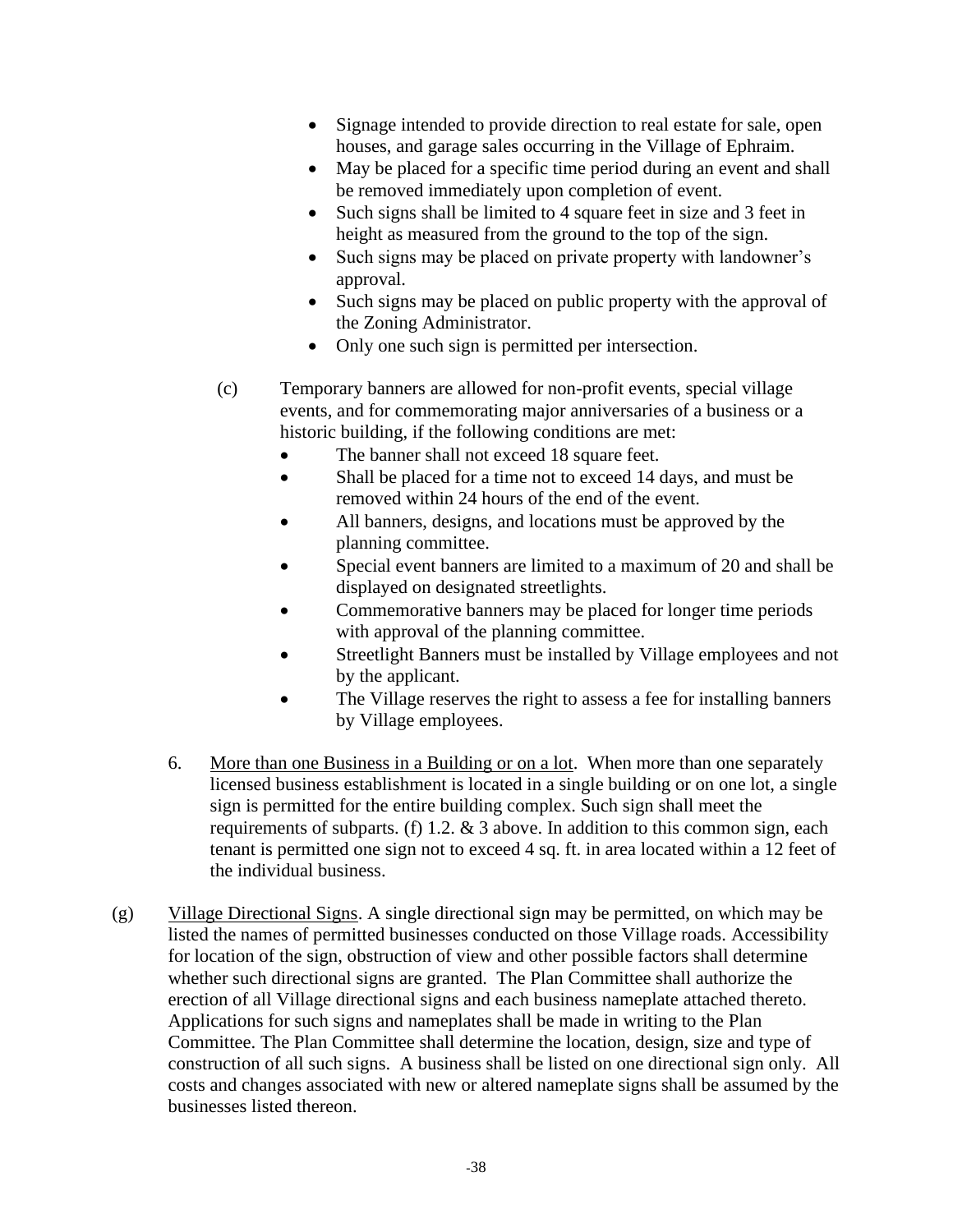- Signage intended to provide direction to real estate for sale, open houses, and garage sales occurring in the Village of Ephraim.
- May be placed for a specific time period during an event and shall be removed immediately upon completion of event.
- Such signs shall be limited to 4 square feet in size and 3 feet in height as measured from the ground to the top of the sign.
- Such signs may be placed on private property with landowner's approval.
- Such signs may be placed on public property with the approval of the Zoning Administrator.
- Only one such sign is permitted per intersection.

(c) Temporary banners are allowed for non-profit events, special village events, and for commemorating major anniversaries of a business or a historic building, if the following conditions are met:

- The banner shall not exceed 18 square feet.
- Shall be placed for a time not to exceed 14 days, and must be removed within 24 hours of the end of the event.
- All banners, designs, and locations must be approved by the planning committee.
- Special event banners are limited to a maximum of 20 and shall be displayed on designated streetlights.
- Commemorative banners may be placed for longer time periods with approval of the planning committee.
- Streetlight Banners must be installed by Village employees and not by the applicant.
- The Village reserves the right to assess a fee for installing banners by Village employees.

6. <u>More than one Business in a Building or on a lot</u>. When more than one separately licensed business establishment is located in a single building or on one lot, a single sign is permitted for the entire building complex. Such sign shall meet the requirements of subparts. (f) 1.2. & 3 above. In addition to this common sign, each tenant is permitted one sign not to exceed 4 sq. ft. in area located within a 12 feet of the individual business.

(g) <u>Village Directional Signs</u>. A single directional sign may be permitted, on which may be listed the names of permitted businesses conducted on those Village roads. Accessibility for location of the sign, obstruction of view and other possible factors shall determine whether such directional signs are granted. The Plan Committee shall authorize the erection of all Village directional signs and each business nameplate attached thereto. Applications for such signs and nameplates shall be made in writing to the Plan Committee. The Plan Committee shall determine the location, design, size and type of construction of all such signs. A business shall be listed on one directional sign only. All costs and changes associated with new or altered nameplate signs shall be assumed by the businesses listed thereon.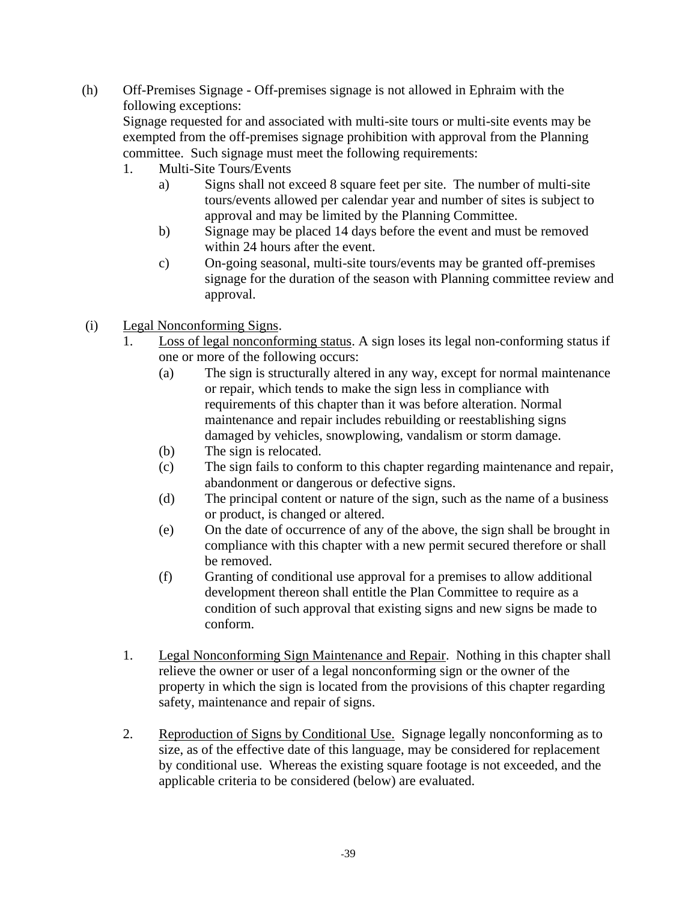(h) Off-Premises Signage - Off-premises signage is not allowed in Ephraim with the following exceptions:

Signage requested for and associated with multi-site tours or multi-site events may be exempted from the off-premises signage prohibition with approval from the Planning committee. Such signage must meet the following requirements:

1. Multi-Site Tours/Events
   - a) Signs shall not exceed 8 square feet per site. The number of multi-site tours/events allowed per calendar year and number of sites is subject to approval and may be limited by the Planning Committee.
   - b) Signage may be placed 14 days before the event and must be removed within 24 hours after the event.
   - c) On-going seasonal, multi-site tours/events may be granted off-premises signage for the duration of the season with Planning committee review and approval.

(i) <u>Legal Nonconforming Signs</u>.

1. <u>Loss of legal nonconforming status</u>. A sign loses its legal non-conforming status if one or more of the following occurs:
   - (a) The sign is structurally altered in any way, except for normal maintenance or repair, which tends to make the sign less in compliance with requirements of this chapter than it was before alteration. Normal maintenance and repair includes rebuilding or reestablishing signs damaged by vehicles, snowplowing, vandalism or storm damage.
   - (b) The sign is relocated.
   - (c) The sign fails to conform to this chapter regarding maintenance and repair, abandonment or dangerous or defective signs.
   - (d) The principal content or nature of the sign, such as the name of a business or product, is changed or altered.
   - (e) On the date of occurrence of any of the above, the sign shall be brought in compliance with this chapter with a new permit secured therefore or shall be removed.
   - (f) Granting of conditional use approval for a premises to allow additional development thereon shall entitle the Plan Committee to require as a condition of such approval that existing signs and new signs be made to conform.

1. <u>Legal Nonconforming Sign Maintenance and Repair</u>. Nothing in this chapter shall relieve the owner or user of a legal nonconforming sign or the owner of the property in which the sign is located from the provisions of this chapter regarding safety, maintenance and repair of signs.

2. <u>Reproduction of Signs by Conditional Use.</u> Signage legally nonconforming as to size, as of the effective date of this language, may be considered for replacement by conditional use. Whereas the existing square footage is not exceeded, and the applicable criteria to be considered (below) are evaluated.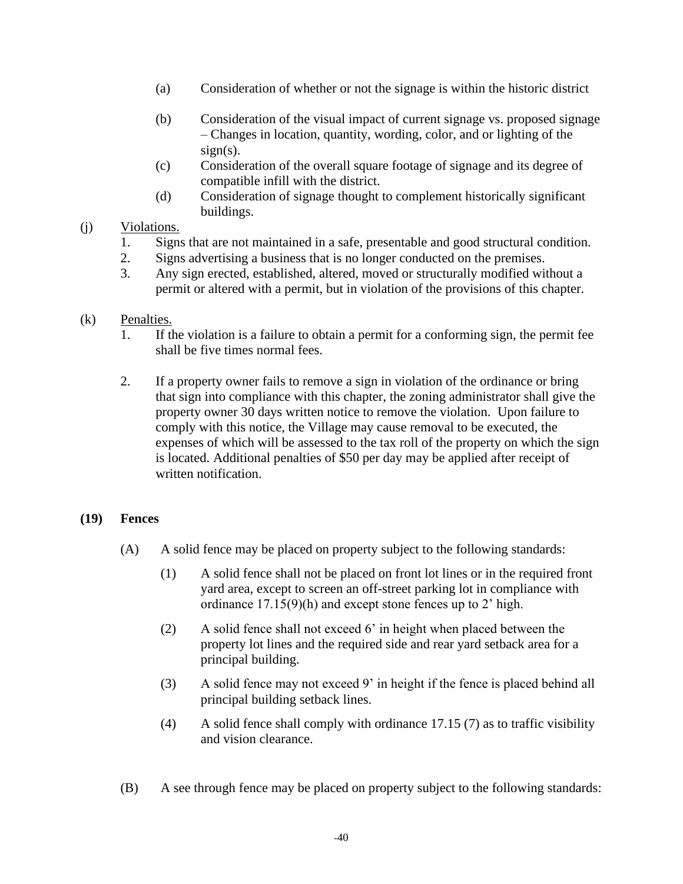(a) Consideration of whether or not the signage is within the historic district

(b) Consideration of the visual impact of current signage vs. proposed signage – Changes in location, quantity, wording, color, and or lighting of the sign(s).

(c) Consideration of the overall square footage of signage and its degree of compatible infill with the district.

(d) Consideration of signage thought to complement historically significant buildings.

(j) Violations.

1. Signs that are not maintained in a safe, presentable and good structural condition.
2. Signs advertising a business that is no longer conducted on the premises.
3. Any sign erected, established, altered, moved or structurally modified without a permit or altered with a permit, but in violation of the provisions of this chapter.

(k) Penalties.

1. If the violation is a failure to obtain a permit for a conforming sign, the permit fee shall be five times normal fees.

2. If a property owner fails to remove a sign in violation of the ordinance or bring that sign into compliance with this chapter, the zoning administrator shall give the property owner 30 days written notice to remove the violation. Upon failure to comply with this notice, the Village may cause removal to be executed, the expenses of which will be assessed to the tax roll of the property on which the sign is located. Additional penalties of $50 per day may be applied after receipt of written notification.

**(19) Fences**

(A) A solid fence may be placed on property subject to the following standards:

(1) A solid fence shall not be placed on front lot lines or in the required front yard area, except to screen an off-street parking lot in compliance with ordinance 17.15(9)(h) and except stone fences up to 2' high.

(2) A solid fence shall not exceed 6' in height when placed between the property lot lines and the required side and rear yard setback area for a principal building.

(3) A solid fence may not exceed 9' in height if the fence is placed behind all principal building setback lines.

(4) A solid fence shall comply with ordinance 17.15 (7) as to traffic visibility and vision clearance.

(B) A see through fence may be placed on property subject to the following standards: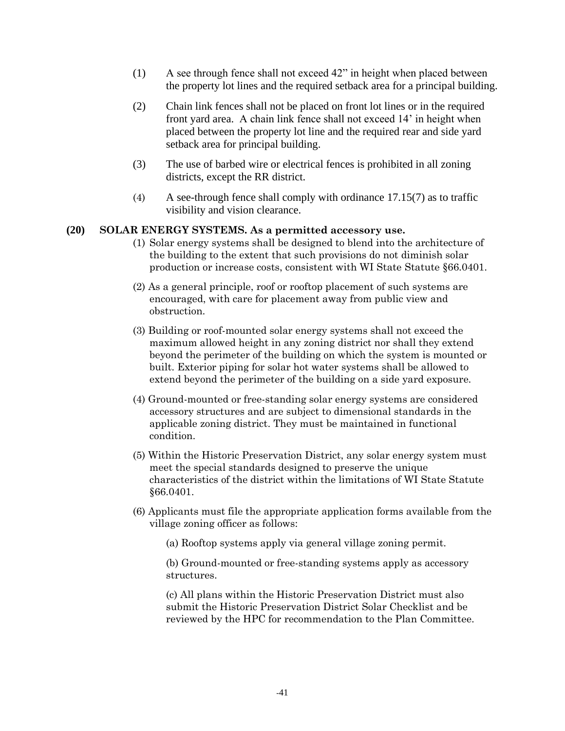(1) A see through fence shall not exceed 42" in height when placed between the property lot lines and the required setback area for a principal building.

(2) Chain link fences shall not be placed on front lot lines or in the required front yard area. A chain link fence shall not exceed 14' in height when placed between the property lot line and the required rear and side yard setback area for principal building.

(3) The use of barbed wire or electrical fences is prohibited in all zoning districts, except the RR district.

(4) A see-through fence shall comply with ordinance 17.15(7) as to traffic visibility and vision clearance.

**(20) SOLAR ENERGY SYSTEMS. As a permitted accessory use.**

(1) Solar energy systems shall be designed to blend into the architecture of the building to the extent that such provisions do not diminish solar production or increase costs, consistent with WI State Statute §66.0401.

(2) As a general principle, roof or rooftop placement of such systems are encouraged, with care for placement away from public view and obstruction.

(3) Building or roof-mounted solar energy systems shall not exceed the maximum allowed height in any zoning district nor shall they extend beyond the perimeter of the building on which the system is mounted or built. Exterior piping for solar hot water systems shall be allowed to extend beyond the perimeter of the building on a side yard exposure.

(4) Ground-mounted or free-standing solar energy systems are considered accessory structures and are subject to dimensional standards in the applicable zoning district. They must be maintained in functional condition.

(5) Within the Historic Preservation District, any solar energy system must meet the special standards designed to preserve the unique characteristics of the district within the limitations of WI State Statute §66.0401.

(6) Applicants must file the appropriate application forms available from the village zoning officer as follows:

(a) Rooftop systems apply via general village zoning permit.

(b) Ground-mounted or free-standing systems apply as accessory structures.

(c) All plans within the Historic Preservation District must also submit the Historic Preservation District Solar Checklist and be reviewed by the HPC for recommendation to the Plan Committee.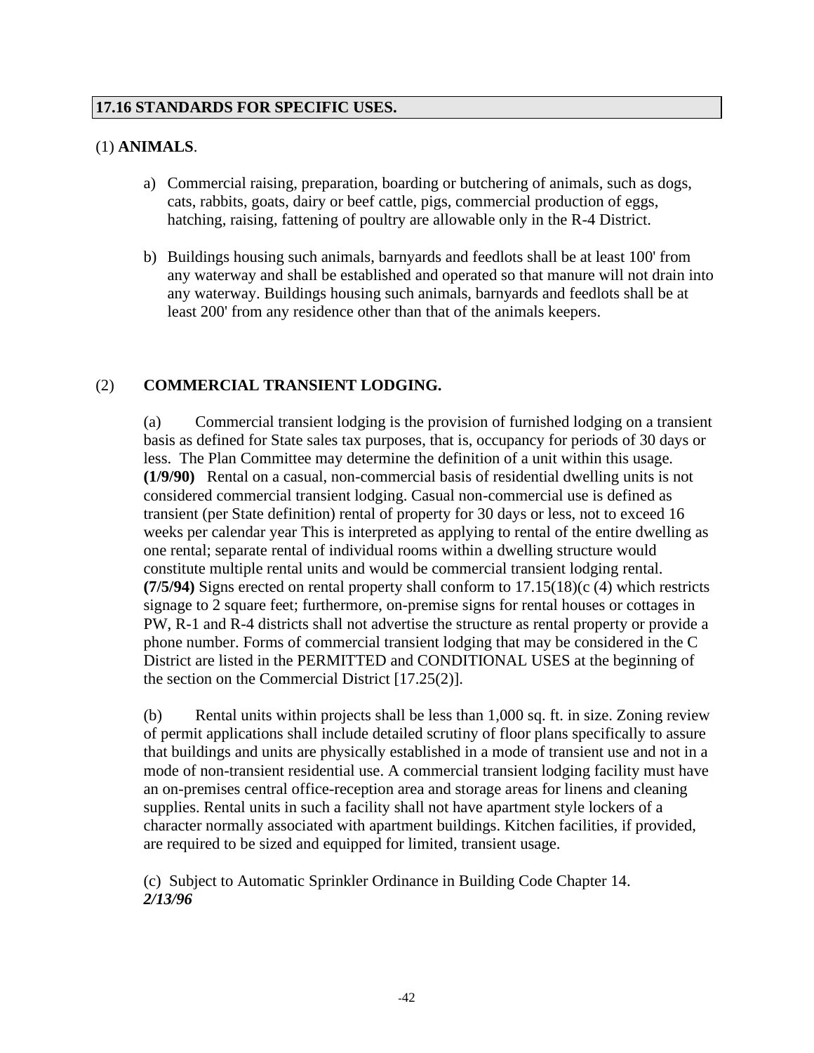## 17.16 STANDARDS FOR SPECIFIC USES.

(1) **ANIMALS**.

a) Commercial raising, preparation, boarding or butchering of animals, such as dogs, cats, rabbits, goats, dairy or beef cattle, pigs, commercial production of eggs, hatching, raising, fattening of poultry are allowable only in the R-4 District.

b) Buildings housing such animals, barnyards and feedlots shall be at least 100' from any waterway and shall be established and operated so that manure will not drain into any waterway. Buildings housing such animals, barnyards and feedlots shall be at least 200' from any residence other than that of the animals keepers.

(2) **COMMERCIAL TRANSIENT LODGING.**

(a) Commercial transient lodging is the provision of furnished lodging on a transient basis as defined for State sales tax purposes, that is, occupancy for periods of 30 days or less. The Plan Committee may determine the definition of a unit within this usage. **(1/9/90)** Rental on a casual, non-commercial basis of residential dwelling units is not considered commercial transient lodging. Casual non-commercial use is defined as transient (per State definition) rental of property for 30 days or less, not to exceed 16 weeks per calendar year This is interpreted as applying to rental of the entire dwelling as one rental; separate rental of individual rooms within a dwelling structure would constitute multiple rental units and would be commercial transient lodging rental. **(7/5/94)** Signs erected on rental property shall conform to 17.15(18)(c (4) which restricts signage to 2 square feet; furthermore, on-premise signs for rental houses or cottages in PW, R-1 and R-4 districts shall not advertise the structure as rental property or provide a phone number. Forms of commercial transient lodging that may be considered in the C District are listed in the PERMITTED and CONDITIONAL USES at the beginning of the section on the Commercial District [17.25(2)].

(b) Rental units within projects shall be less than 1,000 sq. ft. in size. Zoning review of permit applications shall include detailed scrutiny of floor plans specifically to assure that buildings and units are physically established in a mode of transient use and not in a mode of non-transient residential use. A commercial transient lodging facility must have an on-premises central office-reception area and storage areas for linens and cleaning supplies. Rental units in such a facility shall not have apartment style lockers of a character normally associated with apartment buildings. Kitchen facilities, if provided, are required to be sized and equipped for limited, transient usage.

(c) Subject to Automatic Sprinkler Ordinance in Building Code Chapter 14.
***2/13/96***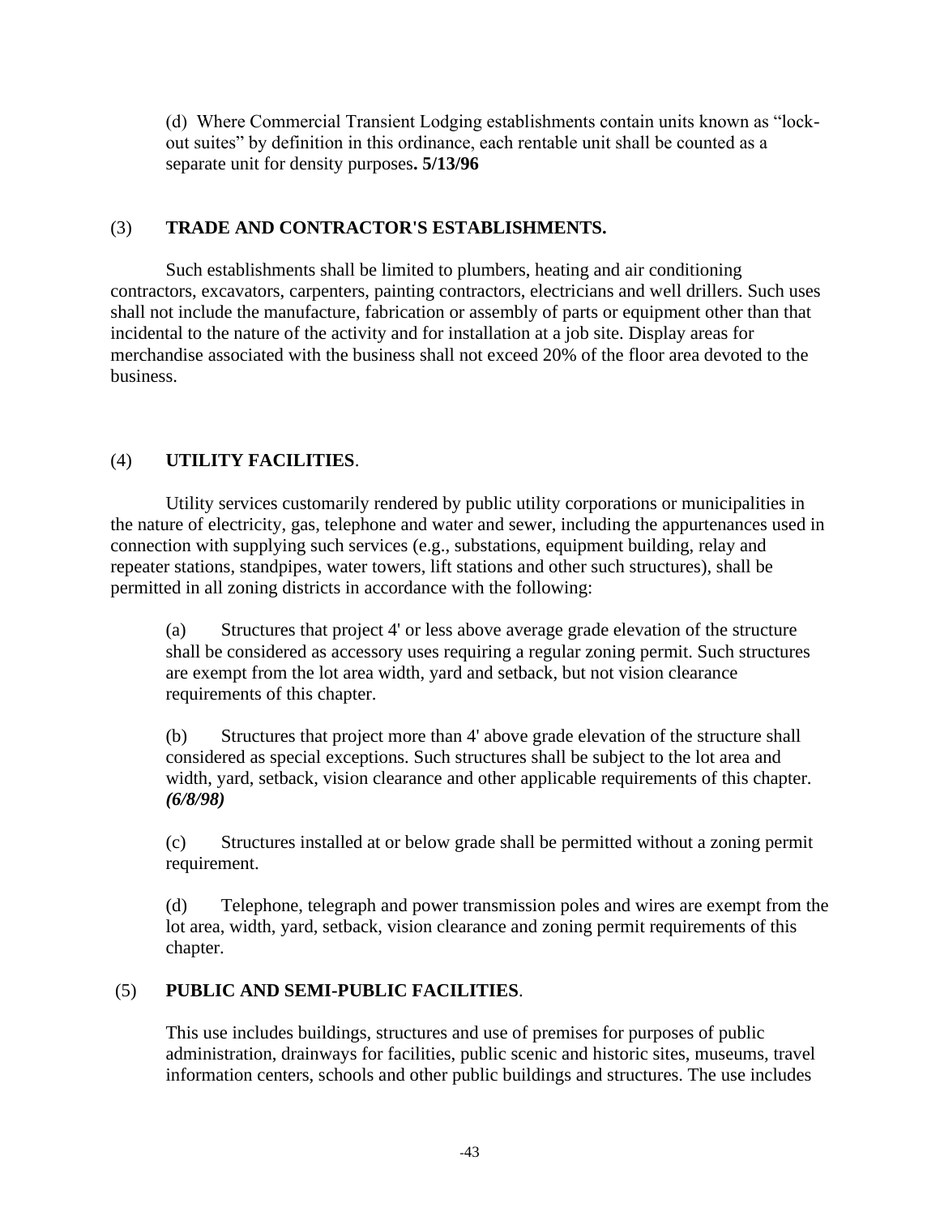(d) Where Commercial Transient Lodging establishments contain units known as "lock-out suites" by definition in this ordinance, each rentable unit shall be counted as a separate unit for density purposes**. 5/13/96**

(3) **TRADE AND CONTRACTOR'S ESTABLISHMENTS.**

Such establishments shall be limited to plumbers, heating and air conditioning contractors, excavators, carpenters, painting contractors, electricians and well drillers. Such uses shall not include the manufacture, fabrication or assembly of parts or equipment other than that incidental to the nature of the activity and for installation at a job site. Display areas for merchandise associated with the business shall not exceed 20% of the floor area devoted to the business.

(4) **UTILITY FACILITIES**.

Utility services customarily rendered by public utility corporations or municipalities in the nature of electricity, gas, telephone and water and sewer, including the appurtenances used in connection with supplying such services (e.g., substations, equipment building, relay and repeater stations, standpipes, water towers, lift stations and other such structures), shall be permitted in all zoning districts in accordance with the following:

(a) Structures that project 4' or less above average grade elevation of the structure shall be considered as accessory uses requiring a regular zoning permit. Such structures are exempt from the lot area width, yard and setback, but not vision clearance requirements of this chapter.

(b) Structures that project more than 4' above grade elevation of the structure shall considered as special exceptions. Such structures shall be subject to the lot area and width, yard, setback, vision clearance and other applicable requirements of this chapter. ***(6/8/98)***

(c) Structures installed at or below grade shall be permitted without a zoning permit requirement.

(d) Telephone, telegraph and power transmission poles and wires are exempt from the lot area, width, yard, setback, vision clearance and zoning permit requirements of this chapter.

(5) **PUBLIC AND SEMI-PUBLIC FACILITIES**.

This use includes buildings, structures and use of premises for purposes of public administration, drainways for facilities, public scenic and historic sites, museums, travel information centers, schools and other public buildings and structures. The use includes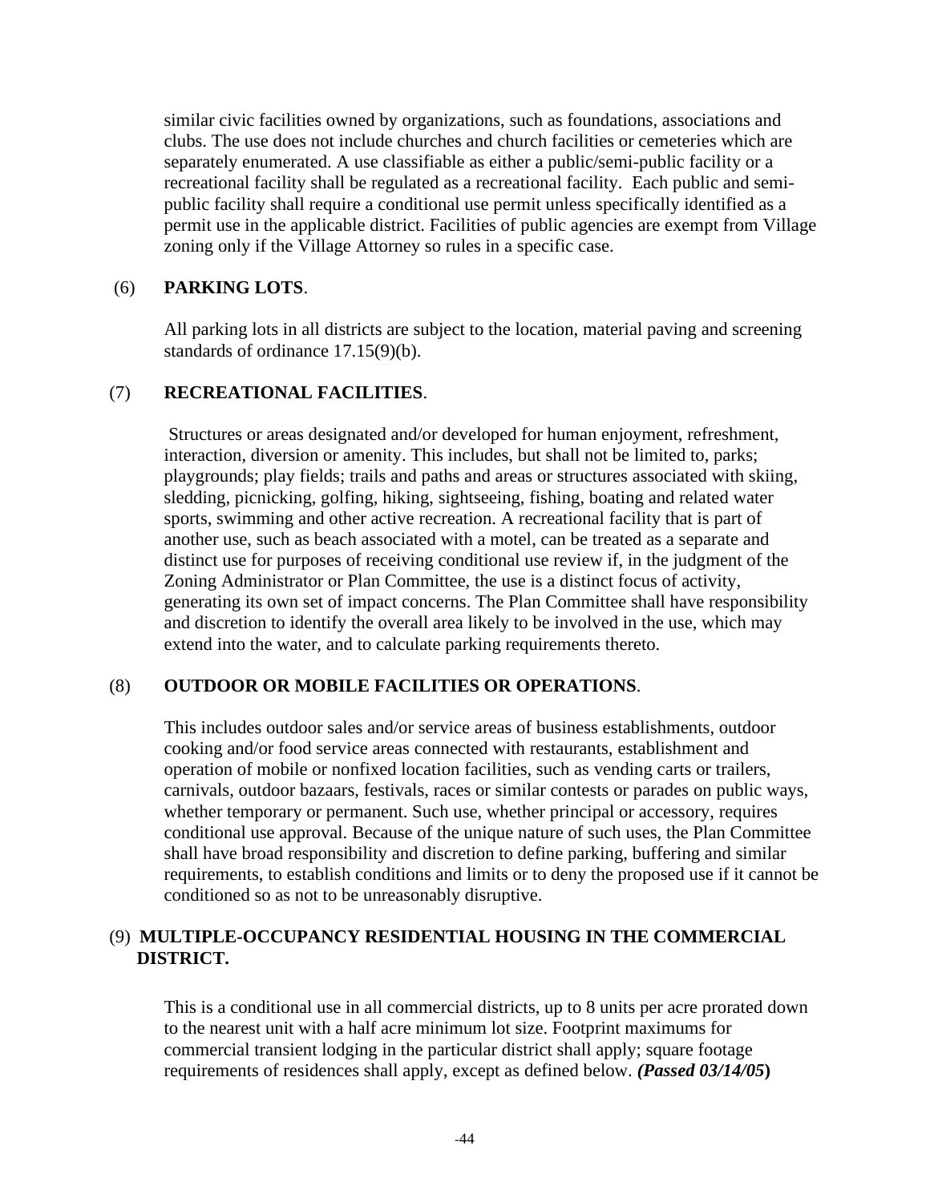similar civic facilities owned by organizations, such as foundations, associations and clubs. The use does not include churches and church facilities or cemeteries which are separately enumerated. A use classifiable as either a public/semi-public facility or a recreational facility shall be regulated as a recreational facility. Each public and semi-public facility shall require a conditional use permit unless specifically identified as a permit use in the applicable district. Facilities of public agencies are exempt from Village zoning only if the Village Attorney so rules in a specific case.

(6) **PARKING LOTS**.

All parking lots in all districts are subject to the location, material paving and screening standards of ordinance 17.15(9)(b).

(7) **RECREATIONAL FACILITIES**.

Structures or areas designated and/or developed for human enjoyment, refreshment, interaction, diversion or amenity. This includes, but shall not be limited to, parks; playgrounds; play fields; trails and paths and areas or structures associated with skiing, sledding, picnicking, golfing, hiking, sightseeing, fishing, boating and related water sports, swimming and other active recreation. A recreational facility that is part of another use, such as beach associated with a motel, can be treated as a separate and distinct use for purposes of receiving conditional use review if, in the judgment of the Zoning Administrator or Plan Committee, the use is a distinct focus of activity, generating its own set of impact concerns. The Plan Committee shall have responsibility and discretion to identify the overall area likely to be involved in the use, which may extend into the water, and to calculate parking requirements thereto.

(8) **OUTDOOR OR MOBILE FACILITIES OR OPERATIONS**.

This includes outdoor sales and/or service areas of business establishments, outdoor cooking and/or food service areas connected with restaurants, establishment and operation of mobile or nonfixed location facilities, such as vending carts or trailers, carnivals, outdoor bazaars, festivals, races or similar contests or parades on public ways, whether temporary or permanent. Such use, whether principal or accessory, requires conditional use approval. Because of the unique nature of such uses, the Plan Committee shall have broad responsibility and discretion to define parking, buffering and similar requirements, to establish conditions and limits or to deny the proposed use if it cannot be conditioned so as not to be unreasonably disruptive.

(9) **MULTIPLE-OCCUPANCY RESIDENTIAL HOUSING IN THE COMMERCIAL DISTRICT.**

This is a conditional use in all commercial districts, up to 8 units per acre prorated down to the nearest unit with a half acre minimum lot size. Footprint maximums for commercial transient lodging in the particular district shall apply; square footage requirements of residences shall apply, except as defined below. ***(Passed 03/14/05)***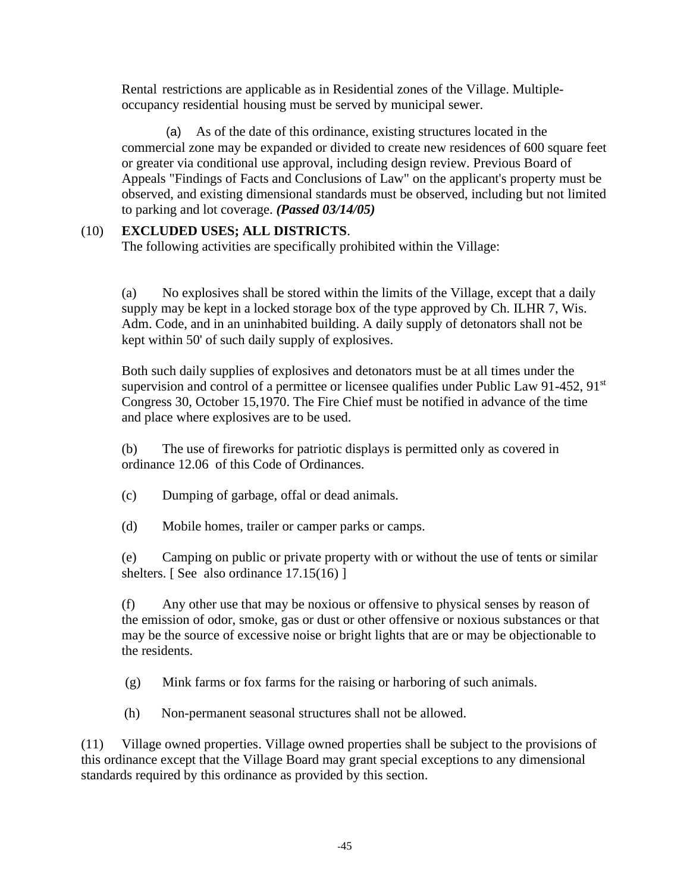Rental restrictions are applicable as in Residential zones of the Village. Multiple-occupancy residential housing must be served by municipal sewer.

(a) As of the date of this ordinance, existing structures located in the commercial zone may be expanded or divided to create new residences of 600 square feet or greater via conditional use approval, including design review. Previous Board of Appeals "Findings of Facts and Conclusions of Law" on the applicant's property must be observed, and existing dimensional standards must be observed, including but not limited to parking and lot coverage. ***(Passed 03/14/05)***

(10) **EXCLUDED USES; ALL DISTRICTS**.
The following activities are specifically prohibited within the Village:

(a) No explosives shall be stored within the limits of the Village, except that a daily supply may be kept in a locked storage box of the type approved by Ch. ILHR 7, Wis. Adm. Code, and in an uninhabited building. A daily supply of detonators shall not be kept within 50' of such daily supply of explosives.

Both such daily supplies of explosives and detonators must be at all times under the supervision and control of a permittee or licensee qualifies under Public Law 91-452, 91st Congress 30, October 15,1970. The Fire Chief must be notified in advance of the time and place where explosives are to be used.

(b) The use of fireworks for patriotic displays is permitted only as covered in ordinance 12.06 of this Code of Ordinances.

(c) Dumping of garbage, offal or dead animals.

(d) Mobile homes, trailer or camper parks or camps.

(e) Camping on public or private property with or without the use of tents or similar shelters. [ See also ordinance 17.15(16) ]

(f) Any other use that may be noxious or offensive to physical senses by reason of the emission of odor, smoke, gas or dust or other offensive or noxious substances or that may be the source of excessive noise or bright lights that are or may be objectionable to the residents.

(g) Mink farms or fox farms for the raising or harboring of such animals.

(h) Non-permanent seasonal structures shall not be allowed.

(11) Village owned properties. Village owned properties shall be subject to the provisions of this ordinance except that the Village Board may grant special exceptions to any dimensional standards required by this ordinance as provided by this section.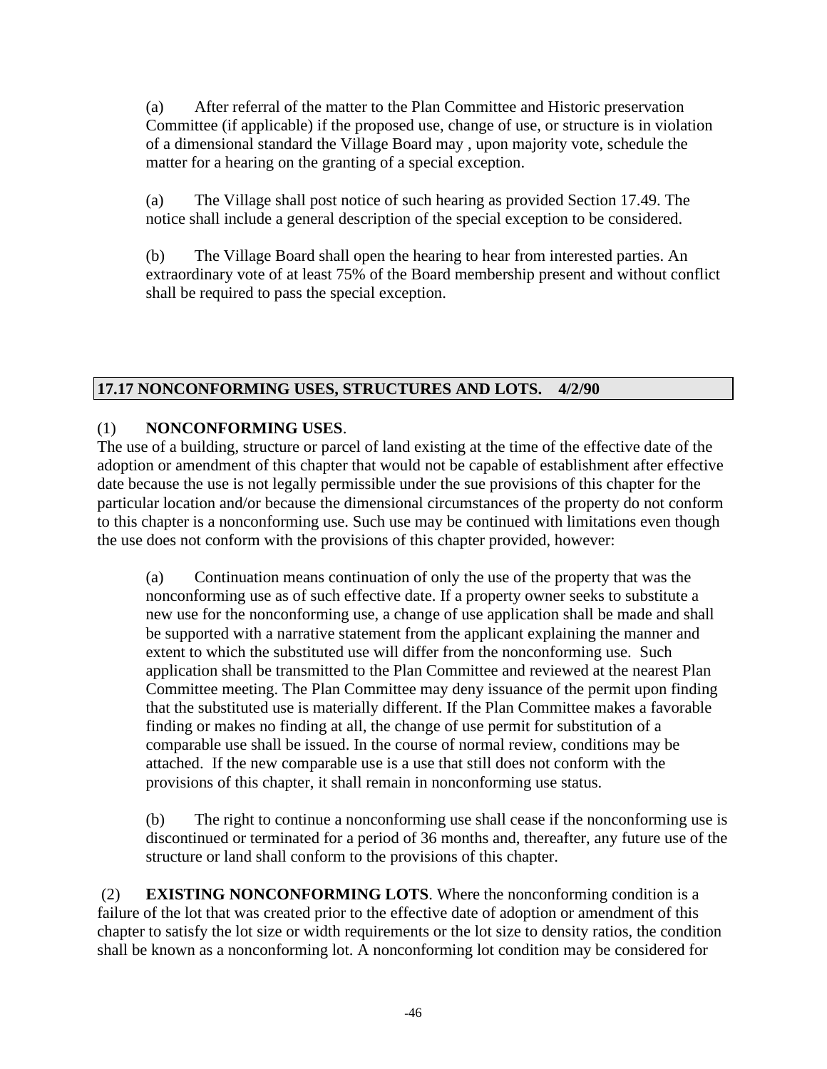(a) After referral of the matter to the Plan Committee and Historic preservation Committee (if applicable) if the proposed use, change of use, or structure is in violation of a dimensional standard the Village Board may , upon majority vote, schedule the matter for a hearing on the granting of a special exception.

(a) The Village shall post notice of such hearing as provided Section 17.49. The notice shall include a general description of the special exception to be considered.

(b) The Village Board shall open the hearing to hear from interested parties. An extraordinary vote of at least 75% of the Board membership present and without conflict shall be required to pass the special exception.

## 17.17 NONCONFORMING USES, STRUCTURES AND LOTS. 4/2/90

(1) **NONCONFORMING USES**.
The use of a building, structure or parcel of land existing at the time of the effective date of the adoption or amendment of this chapter that would not be capable of establishment after effective date because the use is not legally permissible under the sue provisions of this chapter for the particular location and/or because the dimensional circumstances of the property do not conform to this chapter is a nonconforming use. Such use may be continued with limitations even though the use does not conform with the provisions of this chapter provided, however:

(a) Continuation means continuation of only the use of the property that was the nonconforming use as of such effective date. If a property owner seeks to substitute a new use for the nonconforming use, a change of use application shall be made and shall be supported with a narrative statement from the applicant explaining the manner and extent to which the substituted use will differ from the nonconforming use. Such application shall be transmitted to the Plan Committee and reviewed at the nearest Plan Committee meeting. The Plan Committee may deny issuance of the permit upon finding that the substituted use is materially different. If the Plan Committee makes a favorable finding or makes no finding at all, the change of use permit for substitution of a comparable use shall be issued. In the course of normal review, conditions may be attached. If the new comparable use is a use that still does not conform with the provisions of this chapter, it shall remain in nonconforming use status.

(b) The right to continue a nonconforming use shall cease if the nonconforming use is discontinued or terminated for a period of 36 months and, thereafter, any future use of the structure or land shall conform to the provisions of this chapter.

(2) **EXISTING NONCONFORMING LOTS**. Where the nonconforming condition is a failure of the lot that was created prior to the effective date of adoption or amendment of this chapter to satisfy the lot size or width requirements or the lot size to density ratios, the condition shall be known as a nonconforming lot. A nonconforming lot condition may be considered for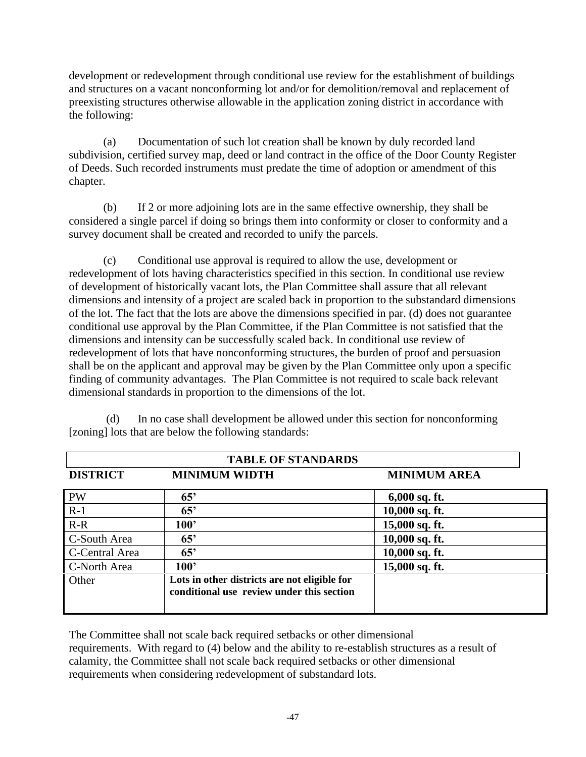development or redevelopment through conditional use review for the establishment of buildings and structures on a vacant nonconforming lot and/or for demolition/removal and replacement of preexisting structures otherwise allowable in the application zoning district in accordance with the following:

(a) Documentation of such lot creation shall be known by duly recorded land subdivision, certified survey map, deed or land contract in the office of the Door County Register of Deeds. Such recorded instruments must predate the time of adoption or amendment of this chapter.

(b) If 2 or more adjoining lots are in the same effective ownership, they shall be considered a single parcel if doing so brings them into conformity or closer to conformity and a survey document shall be created and recorded to unify the parcels.

(c) Conditional use approval is required to allow the use, development or redevelopment of lots having characteristics specified in this section. In conditional use review of development of historically vacant lots, the Plan Committee shall assure that all relevant dimensions and intensity of a project are scaled back in proportion to the substandard dimensions of the lot. The fact that the lots are above the dimensions specified in par. (d) does not guarantee conditional use approval by the Plan Committee, if the Plan Committee is not satisfied that the dimensions and intensity can be successfully scaled back. In conditional use review of redevelopment of lots that have nonconforming structures, the burden of proof and persuasion shall be on the applicant and approval may be given by the Plan Committee only upon a specific finding of community advantages. The Plan Committee is not required to scale back relevant dimensional standards in proportion to the dimensions of the lot.

(d) In no case shall development be allowed under this section for nonconforming [zoning] lots that are below the following standards:

| TABLE OF STANDARDS | | |
|---|---|---|
| **DISTRICT** | **MINIMUM WIDTH** | **MINIMUM AREA** |
| PW | **65’** | **6,000 sq. ft.** |
| R-1 | **65’** | **10,000 sq. ft.** |
| R-R | **100’** | **15,000 sq. ft.** |
| C-South Area | **65’** | **10,000 sq. ft.** |
| C-Central Area | **65’** | **10,000 sq. ft.** |
| C-North Area | **100’** | **15,000 sq. ft.** |
| Other | **Lots in other districts are not eligible for conditional use review under this section** | |

The Committee shall not scale back required setbacks or other dimensional requirements. With regard to (4) below and the ability to re-establish structures as a result of calamity, the Committee shall not scale back required setbacks or other dimensional requirements when considering redevelopment of substandard lots.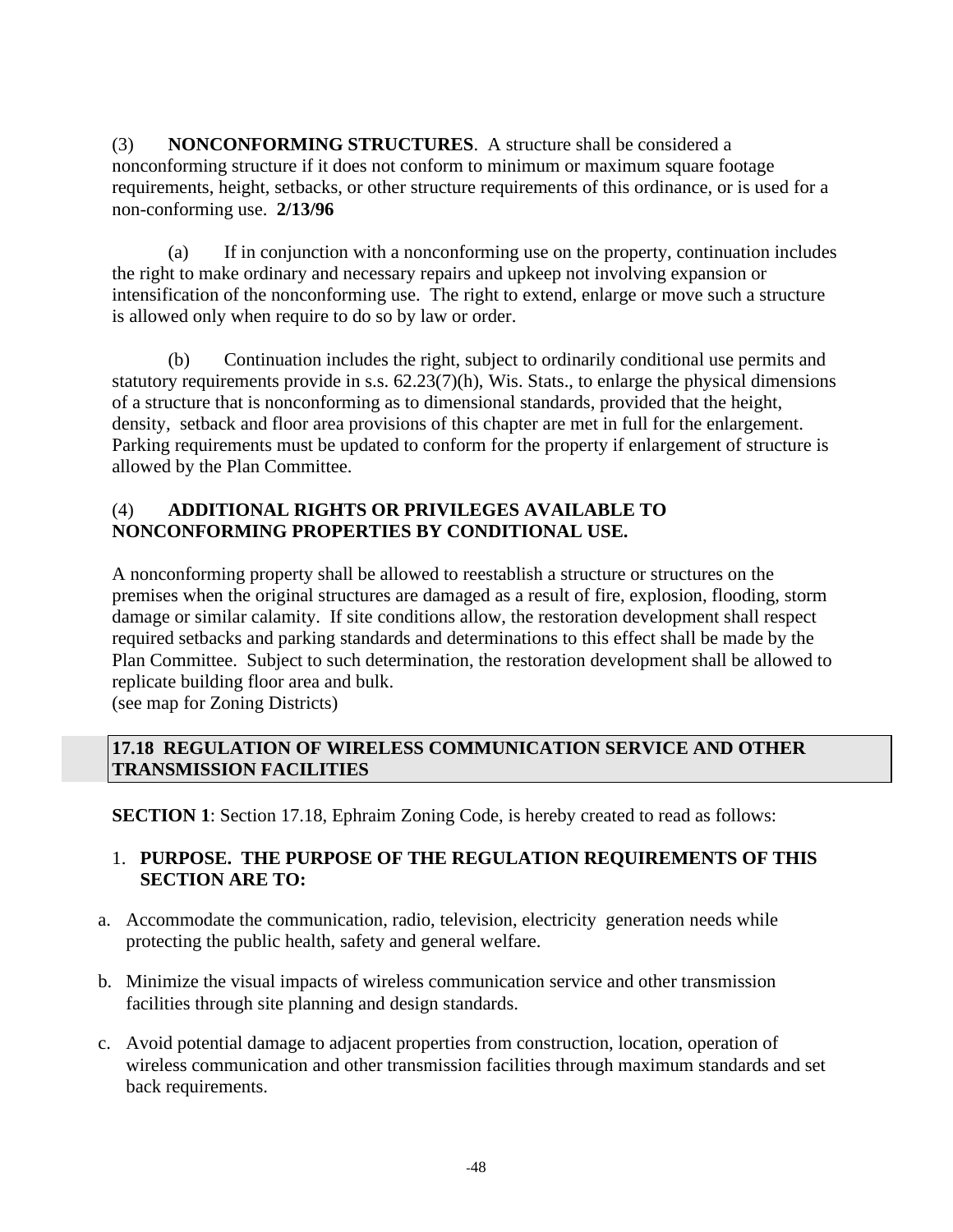(3) **NONCONFORMING STRUCTURES**. A structure shall be considered a nonconforming structure if it does not conform to minimum or maximum square footage requirements, height, setbacks, or other structure requirements of this ordinance, or is used for a non-conforming use. **2/13/96**

(a) If in conjunction with a nonconforming use on the property, continuation includes the right to make ordinary and necessary repairs and upkeep not involving expansion or intensification of the nonconforming use. The right to extend, enlarge or move such a structure is allowed only when require to do so by law or order.

(b) Continuation includes the right, subject to ordinarily conditional use permits and statutory requirements provide in s.s. 62.23(7)(h), Wis. Stats., to enlarge the physical dimensions of a structure that is nonconforming as to dimensional standards, provided that the height, density, setback and floor area provisions of this chapter are met in full for the enlargement. Parking requirements must be updated to conform for the property if enlargement of structure is allowed by the Plan Committee.

(4) **ADDITIONAL RIGHTS OR PRIVILEGES AVAILABLE TO NONCONFORMING PROPERTIES BY CONDITIONAL USE.**

A nonconforming property shall be allowed to reestablish a structure or structures on the premises when the original structures are damaged as a result of fire, explosion, flooding, storm damage or similar calamity. If site conditions allow, the restoration development shall respect required setbacks and parking standards and determinations to this effect shall be made by the Plan Committee. Subject to such determination, the restoration development shall be allowed to replicate building floor area and bulk.
(see map for Zoning Districts)

## 17.18 REGULATION OF WIRELESS COMMUNICATION SERVICE AND OTHER TRANSMISSION FACILITIES

**SECTION 1**: Section 17.18, Ephraim Zoning Code, is hereby created to read as follows:

1. **PURPOSE. THE PURPOSE OF THE REGULATION REQUIREMENTS OF THIS SECTION ARE TO:**

a. Accommodate the communication, radio, television, electricity generation needs while protecting the public health, safety and general welfare.

b. Minimize the visual impacts of wireless communication service and other transmission facilities through site planning and design standards.

c. Avoid potential damage to adjacent properties from construction, location, operation of wireless communication and other transmission facilities through maximum standards and set back requirements.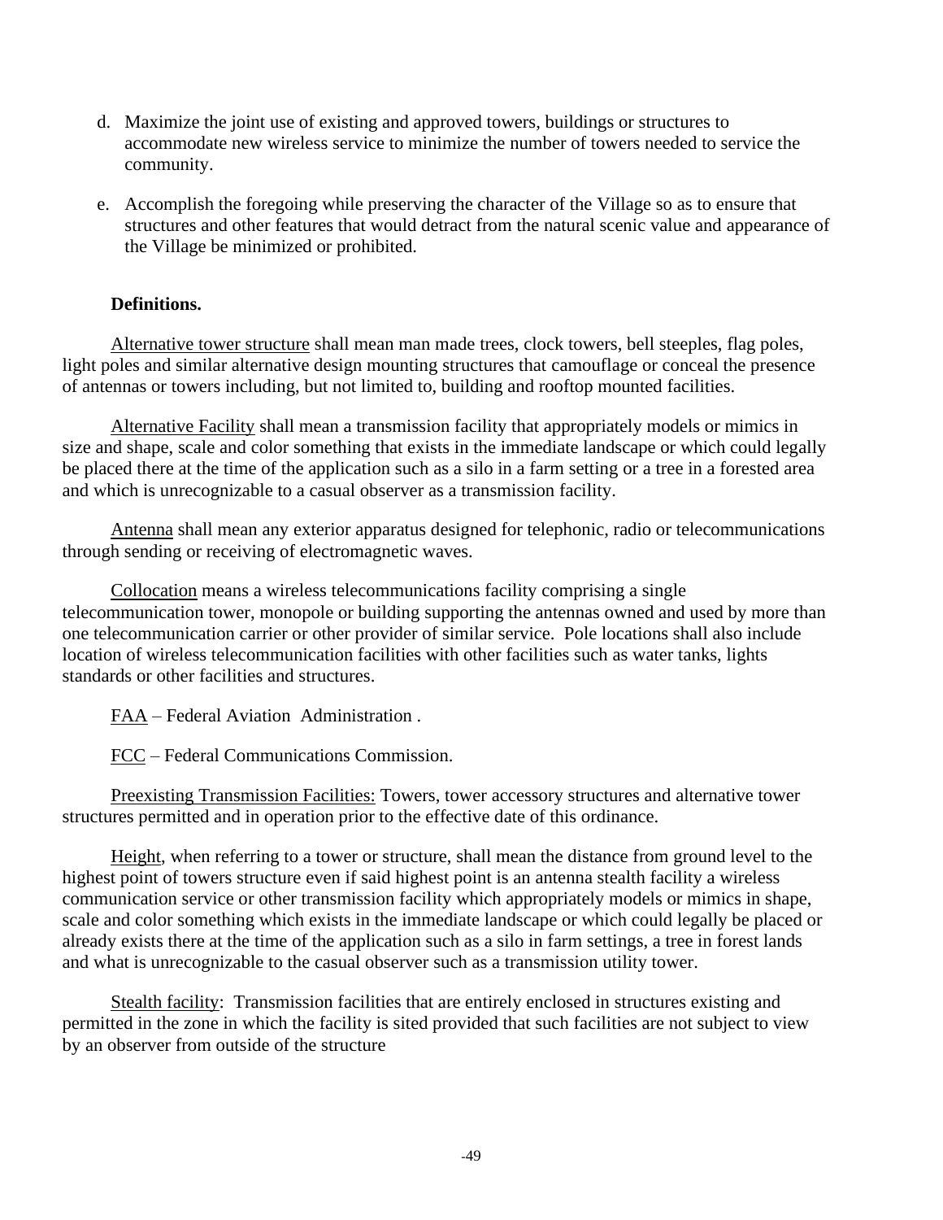d. Maximize the joint use of existing and approved towers, buildings or structures to accommodate new wireless service to minimize the number of towers needed to service the community.

e. Accomplish the foregoing while preserving the character of the Village so as to ensure that structures and other features that would detract from the natural scenic value and appearance of the Village be minimized or prohibited.

**Definitions.**

Alternative tower structure shall mean man made trees, clock towers, bell steeples, flag poles, light poles and similar alternative design mounting structures that camouflage or conceal the presence of antennas or towers including, but not limited to, building and rooftop mounted facilities.

Alternative Facility shall mean a transmission facility that appropriately models or mimics in size and shape, scale and color something that exists in the immediate landscape or which could legally be placed there at the time of the application such as a silo in a farm setting or a tree in a forested area and which is unrecognizable to a casual observer as a transmission facility.

Antenna shall mean any exterior apparatus designed for telephonic, radio or telecommunications through sending or receiving of electromagnetic waves.

Collocation means a wireless telecommunications facility comprising a single telecommunication tower, monopole or building supporting the antennas owned and used by more than one telecommunication carrier or other provider of similar service. Pole locations shall also include location of wireless telecommunication facilities with other facilities such as water tanks, lights standards or other facilities and structures.

FAA – Federal Aviation Administration .

FCC – Federal Communications Commission.

Preexisting Transmission Facilities: Towers, tower accessory structures and alternative tower structures permitted and in operation prior to the effective date of this ordinance.

Height, when referring to a tower or structure, shall mean the distance from ground level to the highest point of towers structure even if said highest point is an antenna stealth facility a wireless communication service or other transmission facility which appropriately models or mimics in shape, scale and color something which exists in the immediate landscape or which could legally be placed or already exists there at the time of the application such as a silo in farm settings, a tree in forest lands and what is unrecognizable to the casual observer such as a transmission utility tower.

Stealth facility: Transmission facilities that are entirely enclosed in structures existing and permitted in the zone in which the facility is sited provided that such facilities are not subject to view by an observer from outside of the structure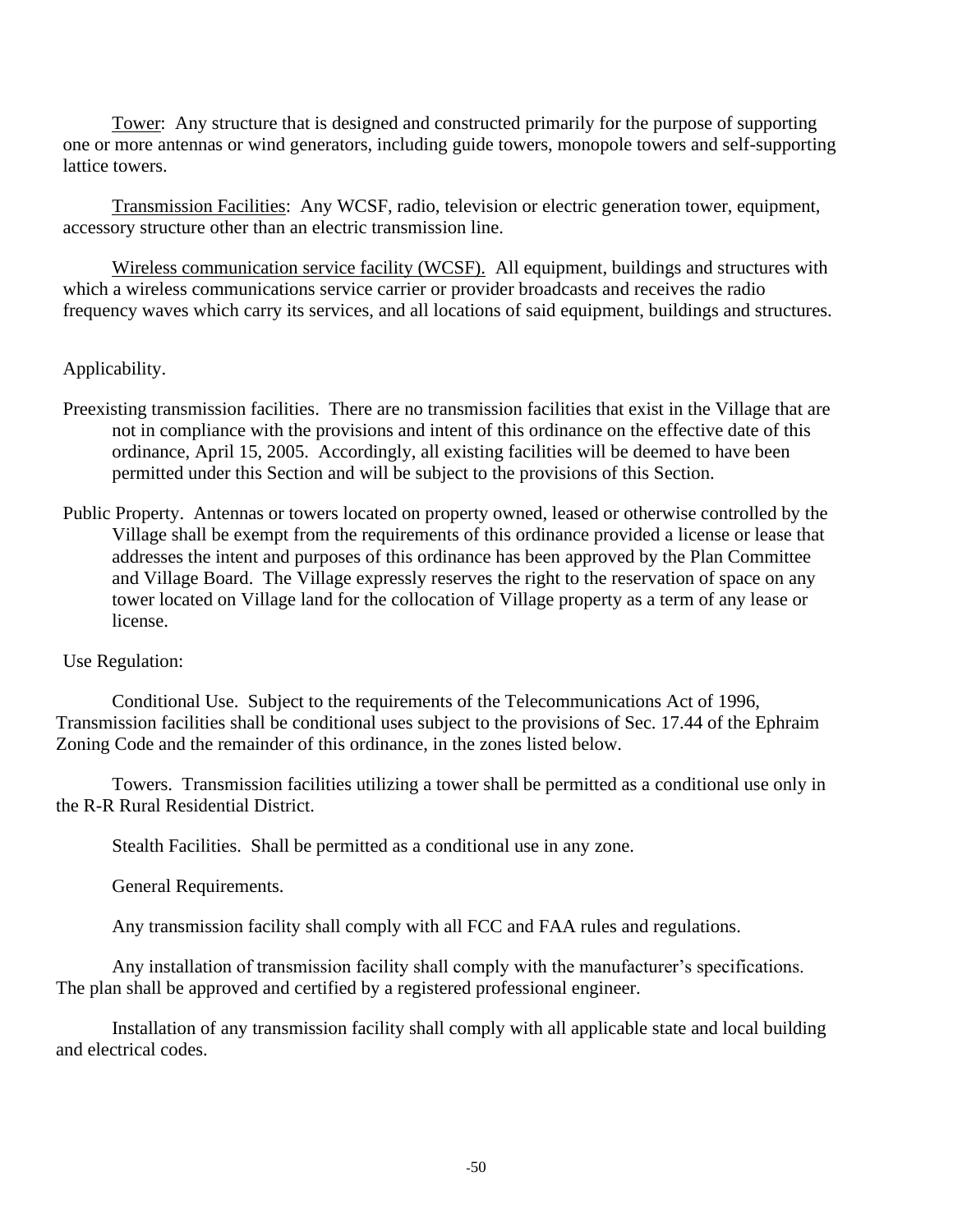<u>Tower</u>: Any structure that is designed and constructed primarily for the purpose of supporting one or more antennas or wind generators, including guide towers, monopole towers and self-supporting lattice towers.

<u>Transmission Facilities</u>: Any WCSF, radio, television or electric generation tower, equipment, accessory structure other than an electric transmission line.

<u>Wireless communication service facility (WCSF).</u> All equipment, buildings and structures with which a wireless communications service carrier or provider broadcasts and receives the radio frequency waves which carry its services, and all locations of said equipment, buildings and structures.

Applicability.

Preexisting transmission facilities. There are no transmission facilities that exist in the Village that are not in compliance with the provisions and intent of this ordinance on the effective date of this ordinance, April 15, 2005. Accordingly, all existing facilities will be deemed to have been permitted under this Section and will be subject to the provisions of this Section.

Public Property. Antennas or towers located on property owned, leased or otherwise controlled by the Village shall be exempt from the requirements of this ordinance provided a license or lease that addresses the intent and purposes of this ordinance has been approved by the Plan Committee and Village Board. The Village expressly reserves the right to the reservation of space on any tower located on Village land for the collocation of Village property as a term of any lease or license.

Use Regulation:

Conditional Use. Subject to the requirements of the Telecommunications Act of 1996, Transmission facilities shall be conditional uses subject to the provisions of Sec. 17.44 of the Ephraim Zoning Code and the remainder of this ordinance, in the zones listed below.

Towers. Transmission facilities utilizing a tower shall be permitted as a conditional use only in the R-R Rural Residential District.

Stealth Facilities. Shall be permitted as a conditional use in any zone.

General Requirements.

Any transmission facility shall comply with all FCC and FAA rules and regulations.

Any installation of transmission facility shall comply with the manufacturer's specifications. The plan shall be approved and certified by a registered professional engineer.

Installation of any transmission facility shall comply with all applicable state and local building and electrical codes.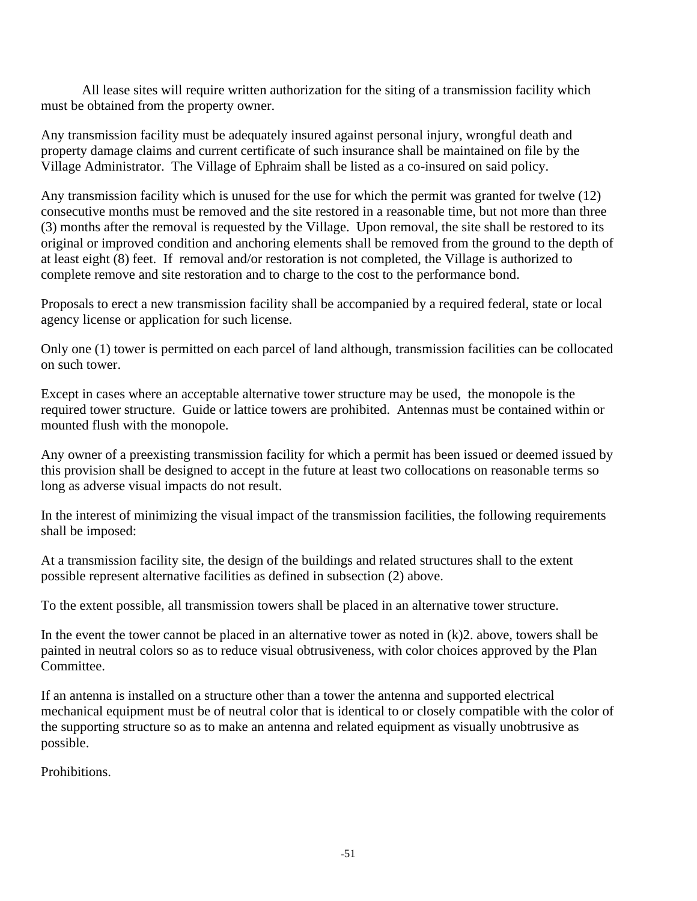All lease sites will require written authorization for the siting of a transmission facility which must be obtained from the property owner.

Any transmission facility must be adequately insured against personal injury, wrongful death and property damage claims and current certificate of such insurance shall be maintained on file by the Village Administrator. The Village of Ephraim shall be listed as a co-insured on said policy.

Any transmission facility which is unused for the use for which the permit was granted for twelve (12) consecutive months must be removed and the site restored in a reasonable time, but not more than three (3) months after the removal is requested by the Village. Upon removal, the site shall be restored to its original or improved condition and anchoring elements shall be removed from the ground to the depth of at least eight (8) feet. If removal and/or restoration is not completed, the Village is authorized to complete remove and site restoration and to charge to the cost to the performance bond.

Proposals to erect a new transmission facility shall be accompanied by a required federal, state or local agency license or application for such license.

Only one (1) tower is permitted on each parcel of land although, transmission facilities can be collocated on such tower.

Except in cases where an acceptable alternative tower structure may be used, the monopole is the required tower structure. Guide or lattice towers are prohibited. Antennas must be contained within or mounted flush with the monopole.

Any owner of a preexisting transmission facility for which a permit has been issued or deemed issued by this provision shall be designed to accept in the future at least two collocations on reasonable terms so long as adverse visual impacts do not result.

In the interest of minimizing the visual impact of the transmission facilities, the following requirements shall be imposed:

At a transmission facility site, the design of the buildings and related structures shall to the extent possible represent alternative facilities as defined in subsection (2) above.

To the extent possible, all transmission towers shall be placed in an alternative tower structure.

In the event the tower cannot be placed in an alternative tower as noted in (k)2. above, towers shall be painted in neutral colors so as to reduce visual obtrusiveness, with color choices approved by the Plan Committee.

If an antenna is installed on a structure other than a tower the antenna and supported electrical mechanical equipment must be of neutral color that is identical to or closely compatible with the color of the supporting structure so as to make an antenna and related equipment as visually unobtrusive as possible.

Prohibitions.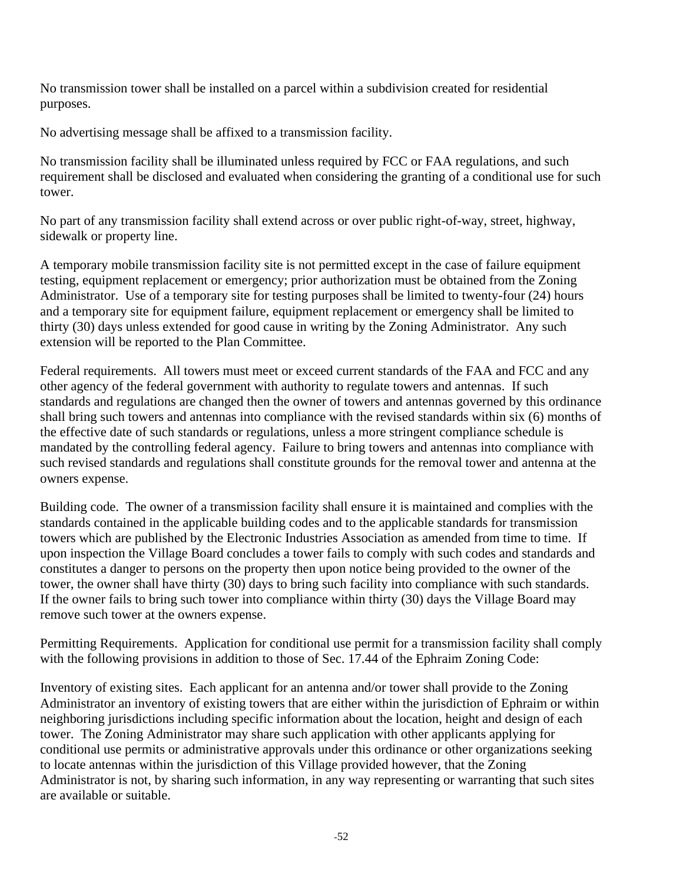No transmission tower shall be installed on a parcel within a subdivision created for residential purposes.

No advertising message shall be affixed to a transmission facility.

No transmission facility shall be illuminated unless required by FCC or FAA regulations, and such requirement shall be disclosed and evaluated when considering the granting of a conditional use for such tower.

No part of any transmission facility shall extend across or over public right-of-way, street, highway, sidewalk or property line.

A temporary mobile transmission facility site is not permitted except in the case of failure equipment testing, equipment replacement or emergency; prior authorization must be obtained from the Zoning Administrator. Use of a temporary site for testing purposes shall be limited to twenty-four (24) hours and a temporary site for equipment failure, equipment replacement or emergency shall be limited to thirty (30) days unless extended for good cause in writing by the Zoning Administrator. Any such extension will be reported to the Plan Committee.

Federal requirements. All towers must meet or exceed current standards of the FAA and FCC and any other agency of the federal government with authority to regulate towers and antennas. If such standards and regulations are changed then the owner of towers and antennas governed by this ordinance shall bring such towers and antennas into compliance with the revised standards within six (6) months of the effective date of such standards or regulations, unless a more stringent compliance schedule is mandated by the controlling federal agency. Failure to bring towers and antennas into compliance with such revised standards and regulations shall constitute grounds for the removal tower and antenna at the owners expense.

Building code. The owner of a transmission facility shall ensure it is maintained and complies with the standards contained in the applicable building codes and to the applicable standards for transmission towers which are published by the Electronic Industries Association as amended from time to time. If upon inspection the Village Board concludes a tower fails to comply with such codes and standards and constitutes a danger to persons on the property then upon notice being provided to the owner of the tower, the owner shall have thirty (30) days to bring such facility into compliance with such standards. If the owner fails to bring such tower into compliance within thirty (30) days the Village Board may remove such tower at the owners expense.

Permitting Requirements. Application for conditional use permit for a transmission facility shall comply with the following provisions in addition to those of Sec. 17.44 of the Ephraim Zoning Code:

Inventory of existing sites. Each applicant for an antenna and/or tower shall provide to the Zoning Administrator an inventory of existing towers that are either within the jurisdiction of Ephraim or within neighboring jurisdictions including specific information about the location, height and design of each tower. The Zoning Administrator may share such application with other applicants applying for conditional use permits or administrative approvals under this ordinance or other organizations seeking to locate antennas within the jurisdiction of this Village provided however, that the Zoning Administrator is not, by sharing such information, in any way representing or warranting that such sites are available or suitable.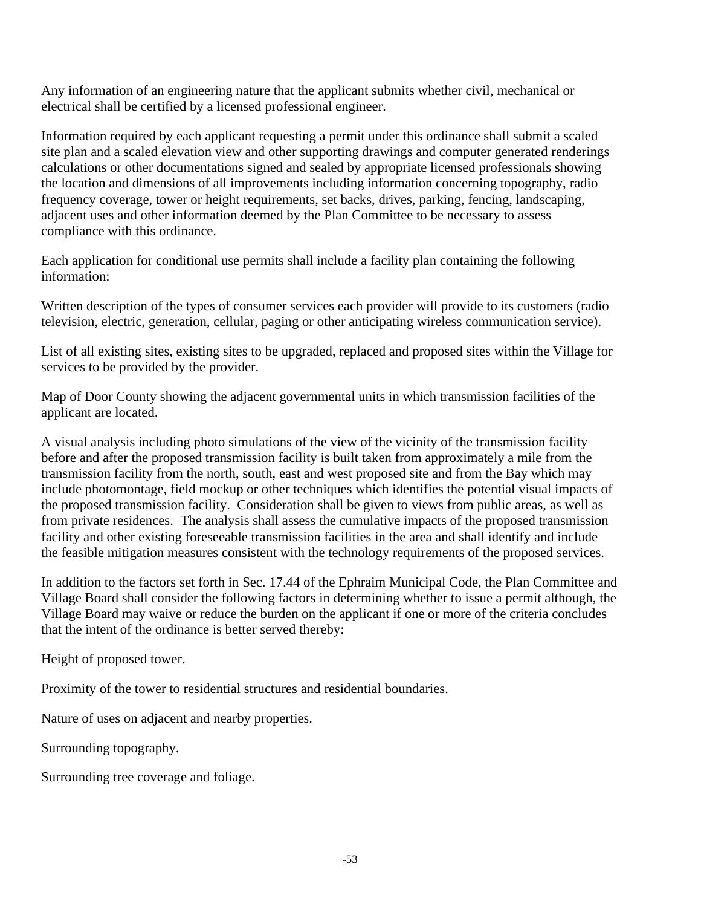Any information of an engineering nature that the applicant submits whether civil, mechanical or electrical shall be certified by a licensed professional engineer.

Information required by each applicant requesting a permit under this ordinance shall submit a scaled site plan and a scaled elevation view and other supporting drawings and computer generated renderings calculations or other documentations signed and sealed by appropriate licensed professionals showing the location and dimensions of all improvements including information concerning topography, radio frequency coverage, tower or height requirements, set backs, drives, parking, fencing, landscaping, adjacent uses and other information deemed by the Plan Committee to be necessary to assess compliance with this ordinance.

Each application for conditional use permits shall include a facility plan containing the following information:

Written description of the types of consumer services each provider will provide to its customers (radio television, electric, generation, cellular, paging or other anticipating wireless communication service).

List of all existing sites, existing sites to be upgraded, replaced and proposed sites within the Village for services to be provided by the provider.

Map of Door County showing the adjacent governmental units in which transmission facilities of the applicant are located.

A visual analysis including photo simulations of the view of the vicinity of the transmission facility before and after the proposed transmission facility is built taken from approximately a mile from the transmission facility from the north, south, east and west proposed site and from the Bay which may include photomontage, field mockup or other techniques which identifies the potential visual impacts of the proposed transmission facility. Consideration shall be given to views from public areas, as well as from private residences. The analysis shall assess the cumulative impacts of the proposed transmission facility and other existing foreseeable transmission facilities in the area and shall identify and include the feasible mitigation measures consistent with the technology requirements of the proposed services.

In addition to the factors set forth in Sec. 17.44 of the Ephraim Municipal Code, the Plan Committee and Village Board shall consider the following factors in determining whether to issue a permit although, the Village Board may waive or reduce the burden on the applicant if one or more of the criteria concludes that the intent of the ordinance is better served thereby:

Height of proposed tower.

Proximity of the tower to residential structures and residential boundaries.

Nature of uses on adjacent and nearby properties.

Surrounding topography.

Surrounding tree coverage and foliage.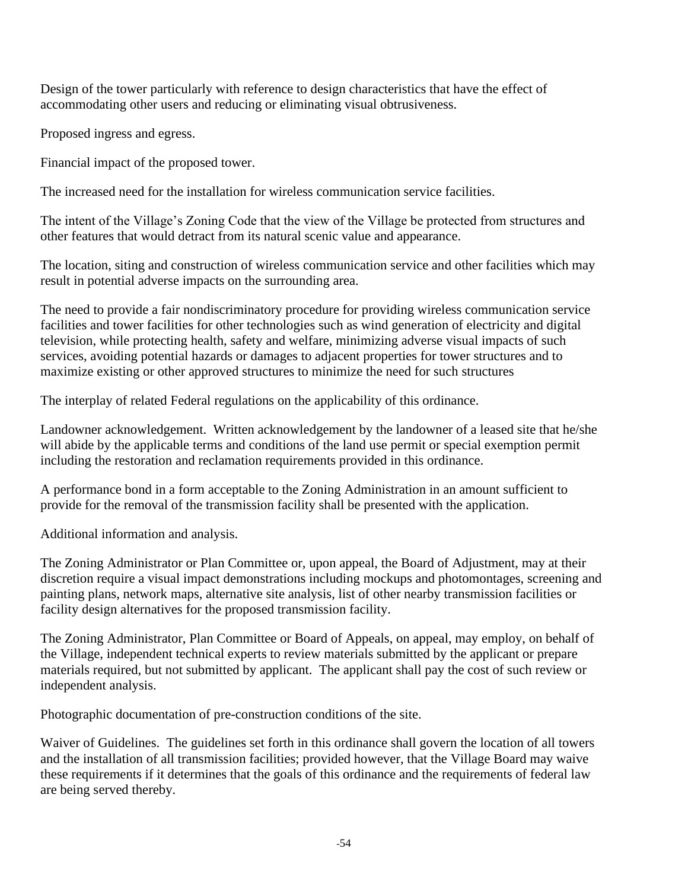Design of the tower particularly with reference to design characteristics that have the effect of accommodating other users and reducing or eliminating visual obtrusiveness.

Proposed ingress and egress.

Financial impact of the proposed tower.

The increased need for the installation for wireless communication service facilities.

The intent of the Village's Zoning Code that the view of the Village be protected from structures and other features that would detract from its natural scenic value and appearance.

The location, siting and construction of wireless communication service and other facilities which may result in potential adverse impacts on the surrounding area.

The need to provide a fair nondiscriminatory procedure for providing wireless communication service facilities and tower facilities for other technologies such as wind generation of electricity and digital television, while protecting health, safety and welfare, minimizing adverse visual impacts of such services, avoiding potential hazards or damages to adjacent properties for tower structures and to maximize existing or other approved structures to minimize the need for such structures

The interplay of related Federal regulations on the applicability of this ordinance.

Landowner acknowledgement. Written acknowledgement by the landowner of a leased site that he/she will abide by the applicable terms and conditions of the land use permit or special exemption permit including the restoration and reclamation requirements provided in this ordinance.

A performance bond in a form acceptable to the Zoning Administration in an amount sufficient to provide for the removal of the transmission facility shall be presented with the application.

Additional information and analysis.

The Zoning Administrator or Plan Committee or, upon appeal, the Board of Adjustment, may at their discretion require a visual impact demonstrations including mockups and photomontages, screening and painting plans, network maps, alternative site analysis, list of other nearby transmission facilities or facility design alternatives for the proposed transmission facility.

The Zoning Administrator, Plan Committee or Board of Appeals, on appeal, may employ, on behalf of the Village, independent technical experts to review materials submitted by the applicant or prepare materials required, but not submitted by applicant. The applicant shall pay the cost of such review or independent analysis.

Photographic documentation of pre-construction conditions of the site.

Waiver of Guidelines. The guidelines set forth in this ordinance shall govern the location of all towers and the installation of all transmission facilities; provided however, that the Village Board may waive these requirements if it determines that the goals of this ordinance and the requirements of federal law are being served thereby.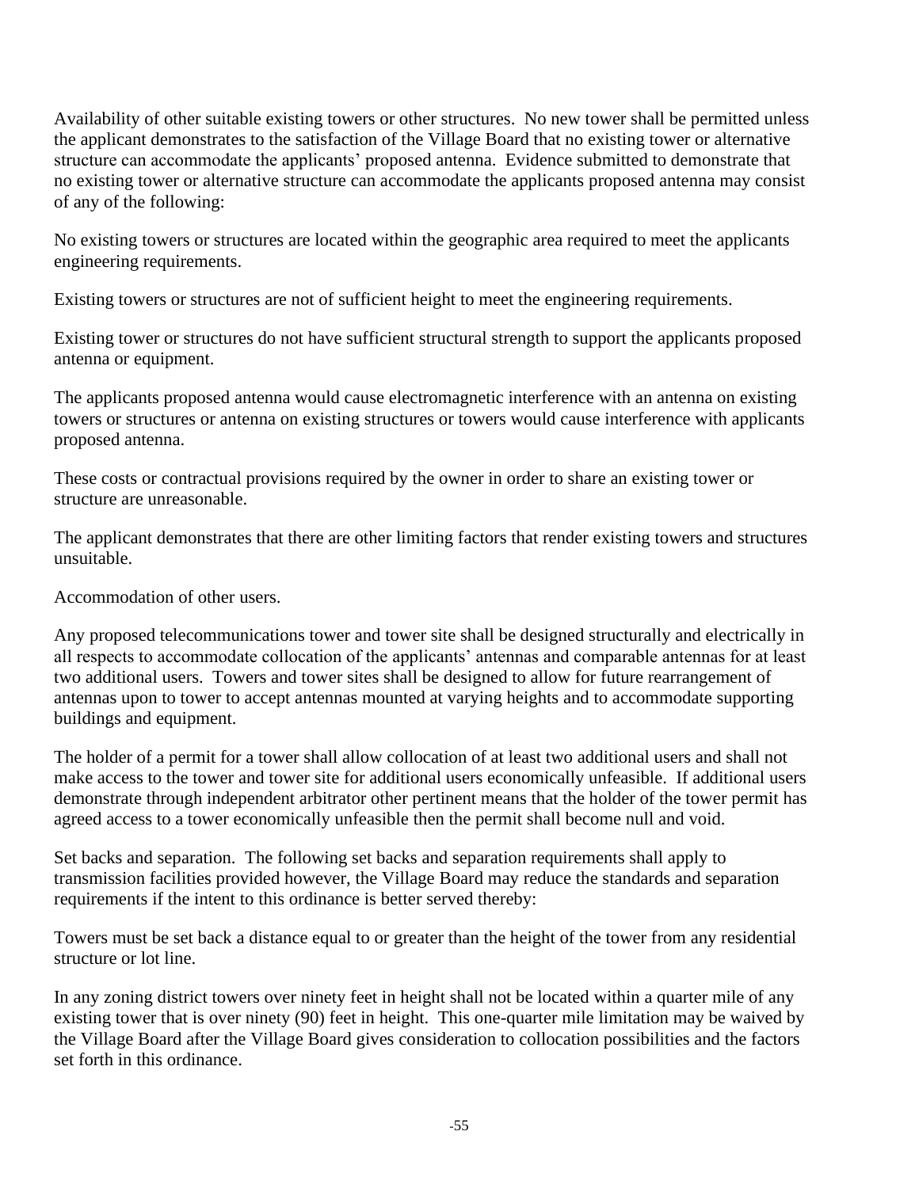Availability of other suitable existing towers or other structures. No new tower shall be permitted unless the applicant demonstrates to the satisfaction of the Village Board that no existing tower or alternative structure can accommodate the applicants' proposed antenna. Evidence submitted to demonstrate that no existing tower or alternative structure can accommodate the applicants proposed antenna may consist of any of the following:

No existing towers or structures are located within the geographic area required to meet the applicants engineering requirements.

Existing towers or structures are not of sufficient height to meet the engineering requirements.

Existing tower or structures do not have sufficient structural strength to support the applicants proposed antenna or equipment.

The applicants proposed antenna would cause electromagnetic interference with an antenna on existing towers or structures or antenna on existing structures or towers would cause interference with applicants proposed antenna.

These costs or contractual provisions required by the owner in order to share an existing tower or structure are unreasonable.

The applicant demonstrates that there are other limiting factors that render existing towers and structures unsuitable.

Accommodation of other users.

Any proposed telecommunications tower and tower site shall be designed structurally and electrically in all respects to accommodate collocation of the applicants' antennas and comparable antennas for at least two additional users. Towers and tower sites shall be designed to allow for future rearrangement of antennas upon to tower to accept antennas mounted at varying heights and to accommodate supporting buildings and equipment.

The holder of a permit for a tower shall allow collocation of at least two additional users and shall not make access to the tower and tower site for additional users economically unfeasible. If additional users demonstrate through independent arbitrator other pertinent means that the holder of the tower permit has agreed access to a tower economically unfeasible then the permit shall become null and void.

Set backs and separation. The following set backs and separation requirements shall apply to transmission facilities provided however, the Village Board may reduce the standards and separation requirements if the intent to this ordinance is better served thereby:

Towers must be set back a distance equal to or greater than the height of the tower from any residential structure or lot line.

In any zoning district towers over ninety feet in height shall not be located within a quarter mile of any existing tower that is over ninety (90) feet in height. This one-quarter mile limitation may be waived by the Village Board after the Village Board gives consideration to collocation possibilities and the factors set forth in this ordinance.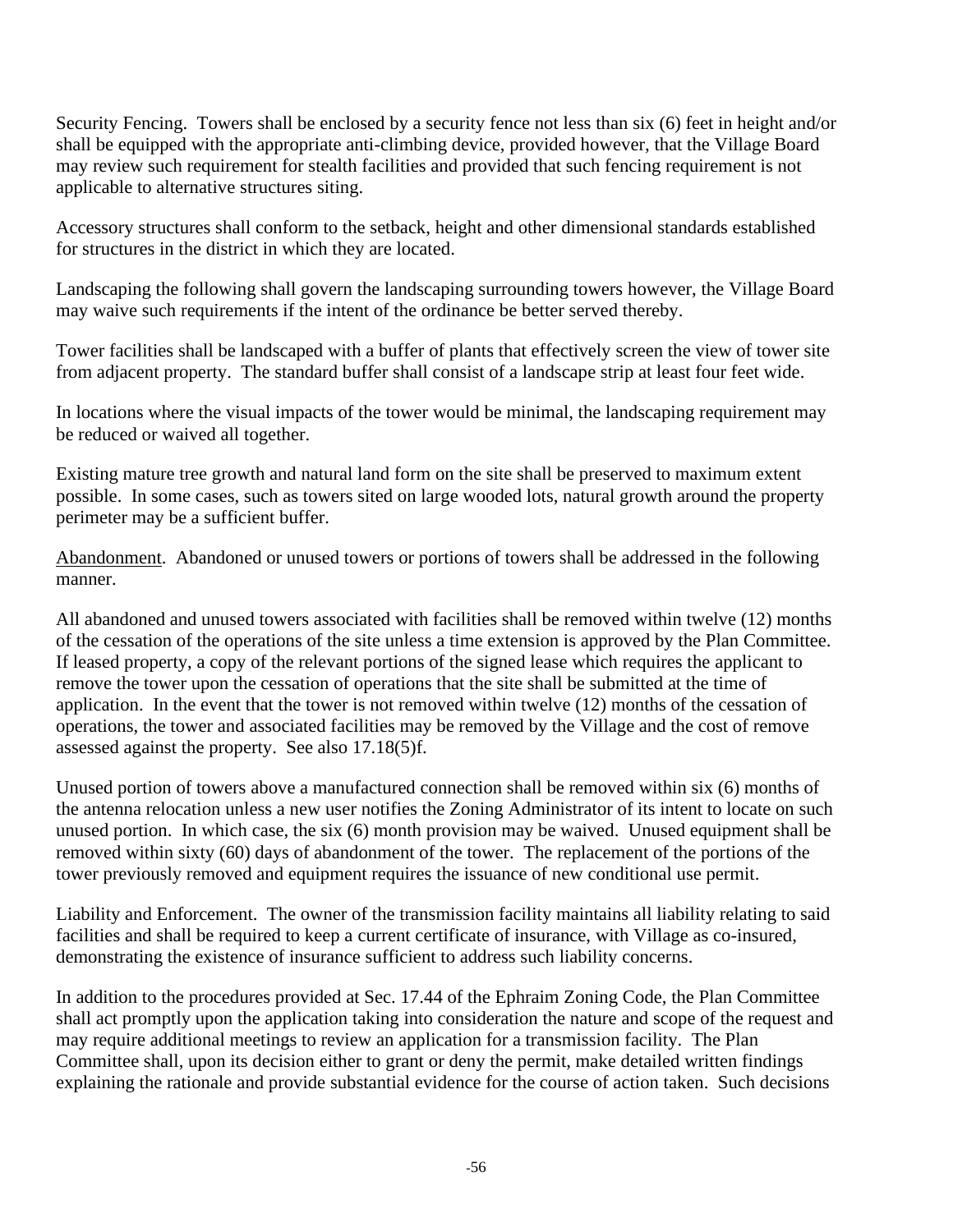Security Fencing. Towers shall be enclosed by a security fence not less than six (6) feet in height and/or shall be equipped with the appropriate anti-climbing device, provided however, that the Village Board may review such requirement for stealth facilities and provided that such fencing requirement is not applicable to alternative structures siting.

Accessory structures shall conform to the setback, height and other dimensional standards established for structures in the district in which they are located.

Landscaping the following shall govern the landscaping surrounding towers however, the Village Board may waive such requirements if the intent of the ordinance be better served thereby.

Tower facilities shall be landscaped with a buffer of plants that effectively screen the view of tower site from adjacent property. The standard buffer shall consist of a landscape strip at least four feet wide.

In locations where the visual impacts of the tower would be minimal, the landscaping requirement may be reduced or waived all together.

Existing mature tree growth and natural land form on the site shall be preserved to maximum extent possible. In some cases, such as towers sited on large wooded lots, natural growth around the property perimeter may be a sufficient buffer.

Abandonment. Abandoned or unused towers or portions of towers shall be addressed in the following manner.

All abandoned and unused towers associated with facilities shall be removed within twelve (12) months of the cessation of the operations of the site unless a time extension is approved by the Plan Committee. If leased property, a copy of the relevant portions of the signed lease which requires the applicant to remove the tower upon the cessation of operations that the site shall be submitted at the time of application. In the event that the tower is not removed within twelve (12) months of the cessation of operations, the tower and associated facilities may be removed by the Village and the cost of remove assessed against the property. See also 17.18(5)f.

Unused portion of towers above a manufactured connection shall be removed within six (6) months of the antenna relocation unless a new user notifies the Zoning Administrator of its intent to locate on such unused portion. In which case, the six (6) month provision may be waived. Unused equipment shall be removed within sixty (60) days of abandonment of the tower. The replacement of the portions of the tower previously removed and equipment requires the issuance of new conditional use permit.

Liability and Enforcement. The owner of the transmission facility maintains all liability relating to said facilities and shall be required to keep a current certificate of insurance, with Village as co-insured, demonstrating the existence of insurance sufficient to address such liability concerns.

In addition to the procedures provided at Sec. 17.44 of the Ephraim Zoning Code, the Plan Committee shall act promptly upon the application taking into consideration the nature and scope of the request and may require additional meetings to review an application for a transmission facility. The Plan Committee shall, upon its decision either to grant or deny the permit, make detailed written findings explaining the rationale and provide substantial evidence for the course of action taken. Such decisions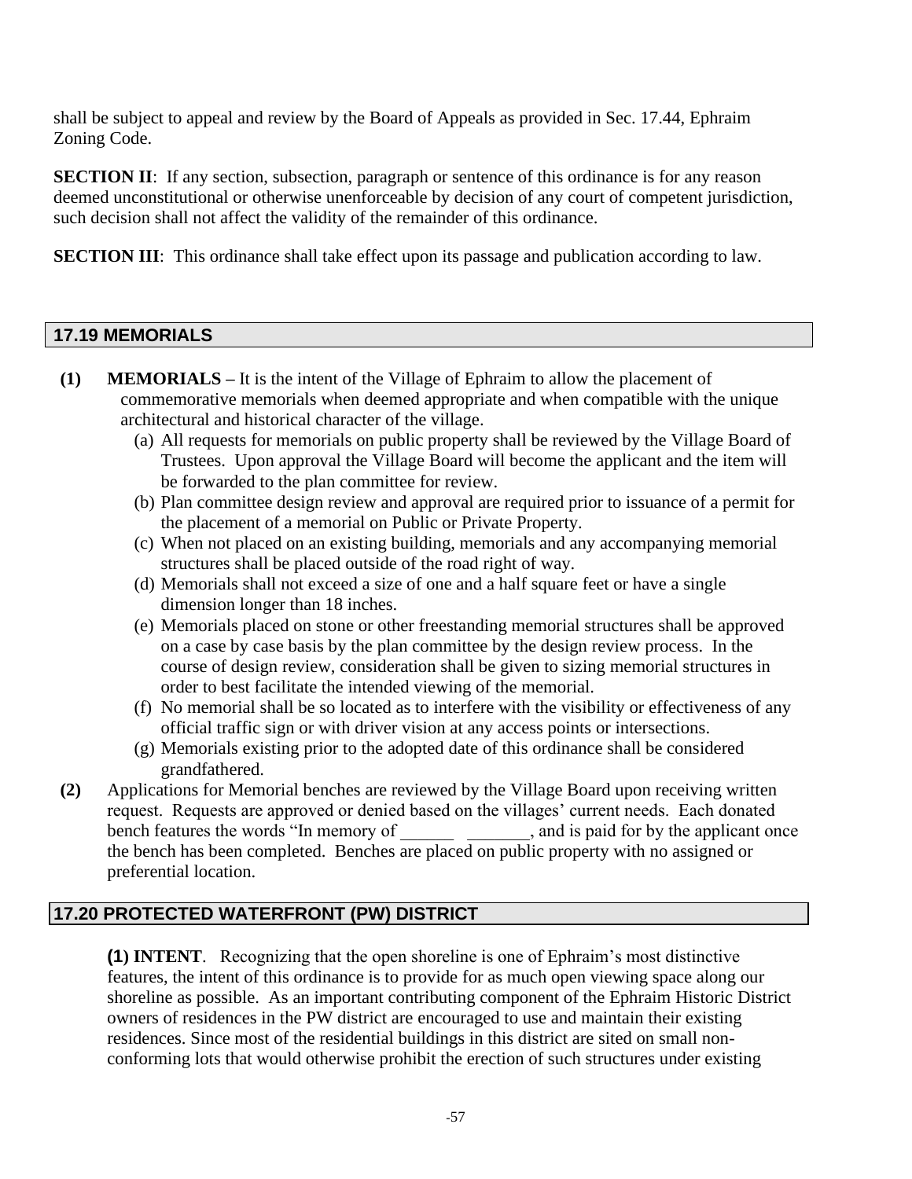shall be subject to appeal and review by the Board of Appeals as provided in Sec. 17.44, Ephraim Zoning Code.

**SECTION II**: If any section, subsection, paragraph or sentence of this ordinance is for any reason deemed unconstitutional or otherwise unenforceable by decision of any court of competent jurisdiction, such decision shall not affect the validity of the remainder of this ordinance.

**SECTION III**: This ordinance shall take effect upon its passage and publication according to law.

## 17.19 MEMORIALS

**(1) MEMORIALS –** It is the intent of the Village of Ephraim to allow the placement of commemorative memorials when deemed appropriate and when compatible with the unique architectural and historical character of the village.

(a) All requests for memorials on public property shall be reviewed by the Village Board of Trustees. Upon approval the Village Board will become the applicant and the item will be forwarded to the plan committee for review.

(b) Plan committee design review and approval are required prior to issuance of a permit for the placement of a memorial on Public or Private Property.

(c) When not placed on an existing building, memorials and any accompanying memorial structures shall be placed outside of the road right of way.

(d) Memorials shall not exceed a size of one and a half square feet or have a single dimension longer than 18 inches.

(e) Memorials placed on stone or other freestanding memorial structures shall be approved on a case by case basis by the plan committee by the design review process. In the course of design review, consideration shall be given to sizing memorial structures in order to best facilitate the intended viewing of the memorial.

(f) No memorial shall be so located as to interfere with the visibility or effectiveness of any official traffic sign or with driver vision at any access points or intersections.

(g) Memorials existing prior to the adopted date of this ordinance shall be considered grandfathered.

**(2)** Applications for Memorial benches are reviewed by the Village Board upon receiving written request. Requests are approved or denied based on the villages' current needs. Each donated bench features the words "In memory of ______ _______, and is paid for by the applicant once the bench has been completed. Benches are placed on public property with no assigned or preferential location.

## 17.20 PROTECTED WATERFRONT (PW) DISTRICT

**(1) INTENT**. Recognizing that the open shoreline is one of Ephraim's most distinctive features, the intent of this ordinance is to provide for as much open viewing space along our shoreline as possible. As an important contributing component of the Ephraim Historic District owners of residences in the PW district are encouraged to use and maintain their existing residences. Since most of the residential buildings in this district are sited on small non-conforming lots that would otherwise prohibit the erection of such structures under existing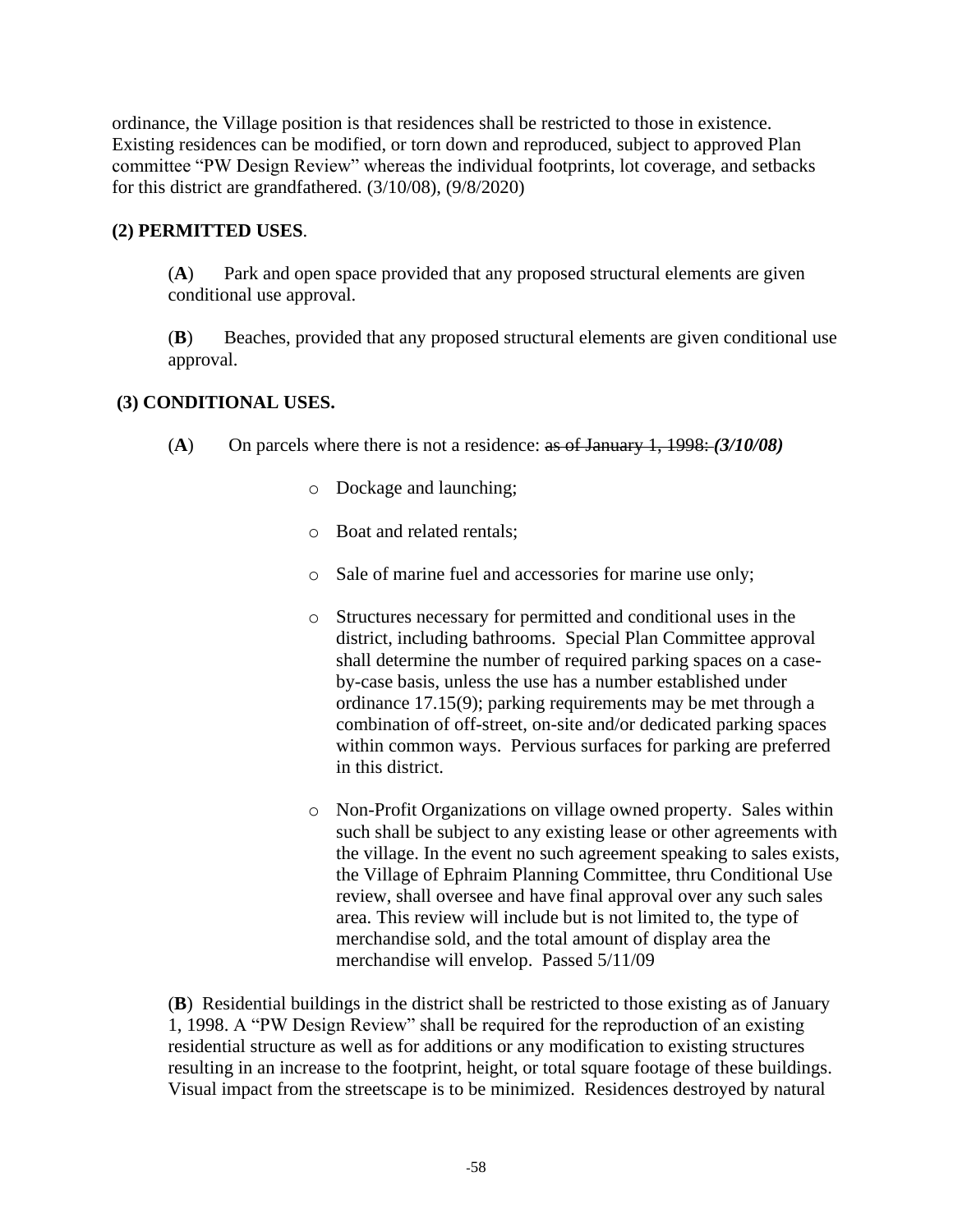ordinance, the Village position is that residences shall be restricted to those in existence. Existing residences can be modified, or torn down and reproduced, subject to approved Plan committee "PW Design Review" whereas the individual footprints, lot coverage, and setbacks for this district are grandfathered. (3/10/08), (9/8/2020)

**(2) PERMITTED USES**.

(**A**) Park and open space provided that any proposed structural elements are given conditional use approval.

(**B**) Beaches, provided that any proposed structural elements are given conditional use approval.

**(3) CONDITIONAL USES.**

(**A**) On parcels where there is not a residence: ~~as of January 1, 1998:~~ ***(3/10/08)***

- Dockage and launching;
- Boat and related rentals;
- Sale of marine fuel and accessories for marine use only;
- Structures necessary for permitted and conditional uses in the district, including bathrooms. Special Plan Committee approval shall determine the number of required parking spaces on a case-by-case basis, unless the use has a number established under ordinance 17.15(9); parking requirements may be met through a combination of off-street, on-site and/or dedicated parking spaces within common ways. Pervious surfaces for parking are preferred in this district.
- Non-Profit Organizations on village owned property. Sales within such shall be subject to any existing lease or other agreements with the village. In the event no such agreement speaking to sales exists, the Village of Ephraim Planning Committee, thru Conditional Use review, shall oversee and have final approval over any such sales area. This review will include but is not limited to, the type of merchandise sold, and the total amount of display area the merchandise will envelop. Passed 5/11/09

(**B**) Residential buildings in the district shall be restricted to those existing as of January 1, 1998. A "PW Design Review" shall be required for the reproduction of an existing residential structure as well as for additions or any modification to existing structures resulting in an increase to the footprint, height, or total square footage of these buildings. Visual impact from the streetscape is to be minimized. Residences destroyed by natural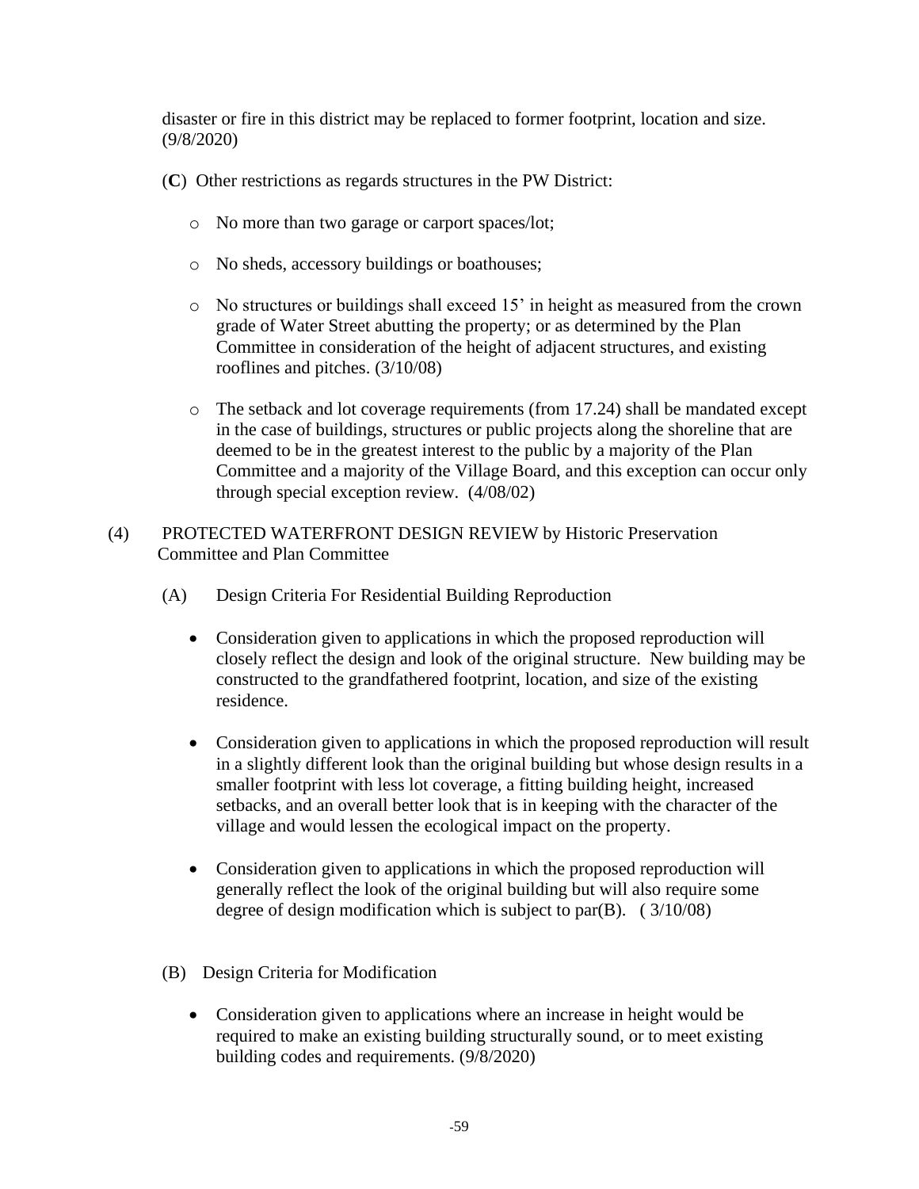disaster or fire in this district may be replaced to former footprint, location and size. (9/8/2020)

(**C**) Other restrictions as regards structures in the PW District:

- No more than two garage or carport spaces/lot;
- No sheds, accessory buildings or boathouses;
- No structures or buildings shall exceed 15' in height as measured from the crown grade of Water Street abutting the property; or as determined by the Plan Committee in consideration of the height of adjacent structures, and existing rooflines and pitches. (3/10/08)
- The setback and lot coverage requirements (from 17.24) shall be mandated except in the case of buildings, structures or public projects along the shoreline that are deemed to be in the greatest interest to the public by a majority of the Plan Committee and a majority of the Village Board, and this exception can occur only through special exception review. (4/08/02)

(4) PROTECTED WATERFRONT DESIGN REVIEW by Historic Preservation Committee and Plan Committee

(A) Design Criteria For Residential Building Reproduction

- Consideration given to applications in which the proposed reproduction will closely reflect the design and look of the original structure. New building may be constructed to the grandfathered footprint, location, and size of the existing residence.
- Consideration given to applications in which the proposed reproduction will result in a slightly different look than the original building but whose design results in a smaller footprint with less lot coverage, a fitting building height, increased setbacks, and an overall better look that is in keeping with the character of the village and would lessen the ecological impact on the property.
- Consideration given to applications in which the proposed reproduction will generally reflect the look of the original building but will also require some degree of design modification which is subject to par(B). ( 3/10/08)

(B) Design Criteria for Modification

- Consideration given to applications where an increase in height would be required to make an existing building structurally sound, or to meet existing building codes and requirements. (9/8/2020)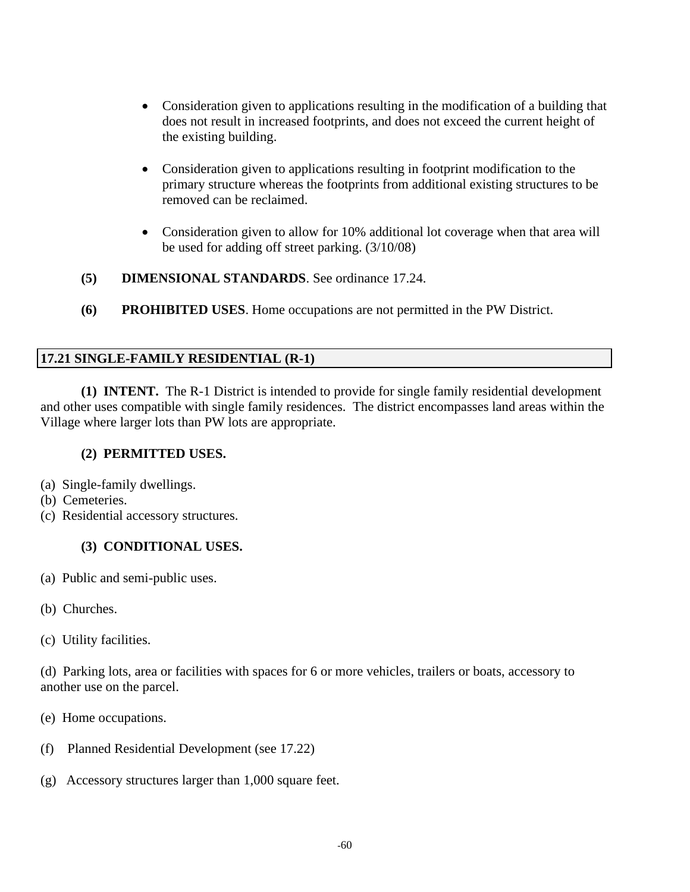- Consideration given to applications resulting in the modification of a building that does not result in increased footprints, and does not exceed the current height of the existing building.

- Consideration given to applications resulting in footprint modification to the primary structure whereas the footprints from additional existing structures to be removed can be reclaimed.

- Consideration given to allow for 10% additional lot coverage when that area will be used for adding off street parking. (3/10/08)

**(5) DIMENSIONAL STANDARDS**. See ordinance 17.24.

**(6) PROHIBITED USES**. Home occupations are not permitted in the PW District.

## 17.21 SINGLE-FAMILY RESIDENTIAL (R-1)

**(1) INTENT.** The R-1 District is intended to provide for single family residential development and other uses compatible with single family residences. The district encompasses land areas within the Village where larger lots than PW lots are appropriate.

**(2) PERMITTED USES.**

(a) Single-family dwellings.
(b) Cemeteries.
(c) Residential accessory structures.

**(3) CONDITIONAL USES.**

(a) Public and semi-public uses.

(b) Churches.

(c) Utility facilities.

(d) Parking lots, area or facilities with spaces for 6 or more vehicles, trailers or boats, accessory to another use on the parcel.

(e) Home occupations.

(f) Planned Residential Development (see 17.22)

(g) Accessory structures larger than 1,000 square feet.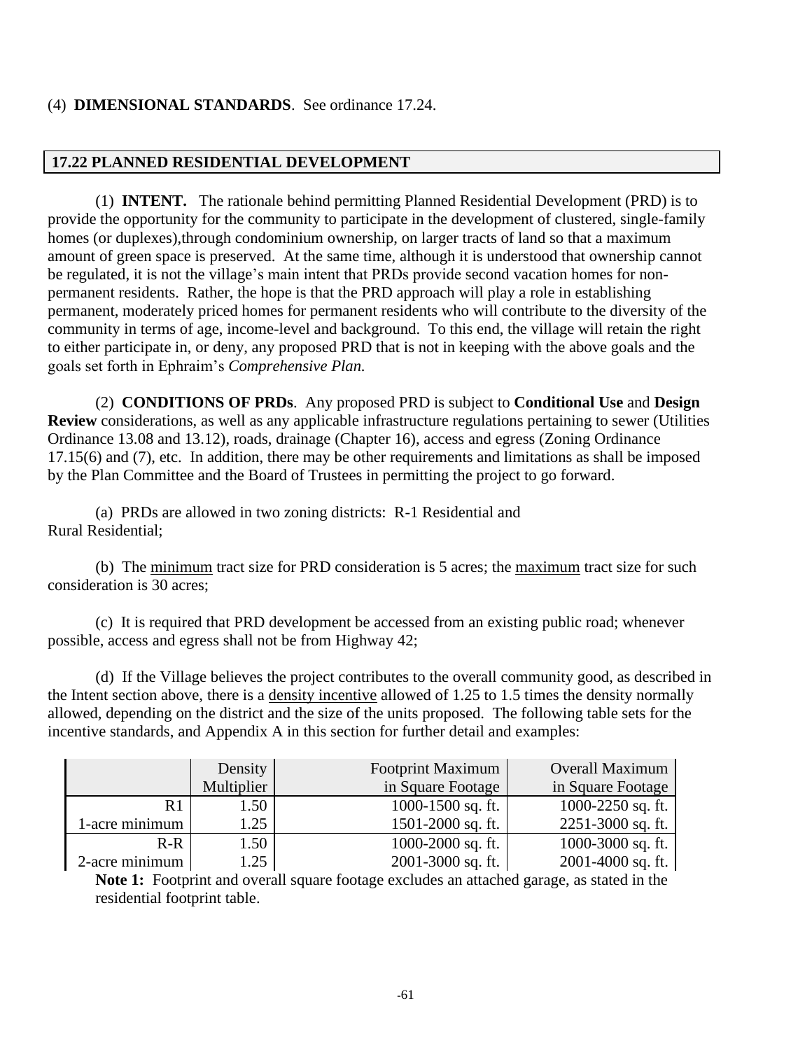(4) **DIMENSIONAL STANDARDS**. See ordinance 17.24.

## 17.22 PLANNED RESIDENTIAL DEVELOPMENT

(1) **INTENT.** The rationale behind permitting Planned Residential Development (PRD) is to provide the opportunity for the community to participate in the development of clustered, single-family homes (or duplexes),through condominium ownership, on larger tracts of land so that a maximum amount of green space is preserved. At the same time, although it is understood that ownership cannot be regulated, it is not the village's main intent that PRDs provide second vacation homes for non-permanent residents. Rather, the hope is that the PRD approach will play a role in establishing permanent, moderately priced homes for permanent residents who will contribute to the diversity of the community in terms of age, income-level and background. To this end, the village will retain the right to either participate in, or deny, any proposed PRD that is not in keeping with the above goals and the goals set forth in Ephraim's *Comprehensive Plan.*

(2) **CONDITIONS OF PRDs**. Any proposed PRD is subject to **Conditional Use** and **Design Review** considerations, as well as any applicable infrastructure regulations pertaining to sewer (Utilities Ordinance 13.08 and 13.12), roads, drainage (Chapter 16), access and egress (Zoning Ordinance 17.15(6) and (7), etc. In addition, there may be other requirements and limitations as shall be imposed by the Plan Committee and the Board of Trustees in permitting the project to go forward.

(a) PRDs are allowed in two zoning districts: R-1 Residential and Rural Residential;

(b) The <u>minimum</u> tract size for PRD consideration is 5 acres; the <u>maximum</u> tract size for such consideration is 30 acres;

(c) It is required that PRD development be accessed from an existing public road; whenever possible, access and egress shall not be from Highway 42;

(d) If the Village believes the project contributes to the overall community good, as described in the Intent section above, there is a <u>density incentive</u> allowed of 1.25 to 1.5 times the density normally allowed, depending on the district and the size of the units proposed. The following table sets for the incentive standards, and Appendix A in this section for further detail and examples:

| | Density Multiplier | Footprint Maximum in Square Footage | Overall Maximum in Square Footage |
|---|---|---|---|
| R1 | 1.50 | 1000-1500 sq. ft. | 1000-2250 sq. ft. |
| 1-acre minimum | 1.25 | 1501-2000 sq. ft. | 2251-3000 sq. ft. |
| R-R | 1.50 | 1000-2000 sq. ft. | 1000-3000 sq. ft. |
| 2-acre minimum | 1.25 | 2001-3000 sq. ft. | 2001-4000 sq. ft. |

**Note 1:** Footprint and overall square footage excludes an attached garage, as stated in the residential footprint table.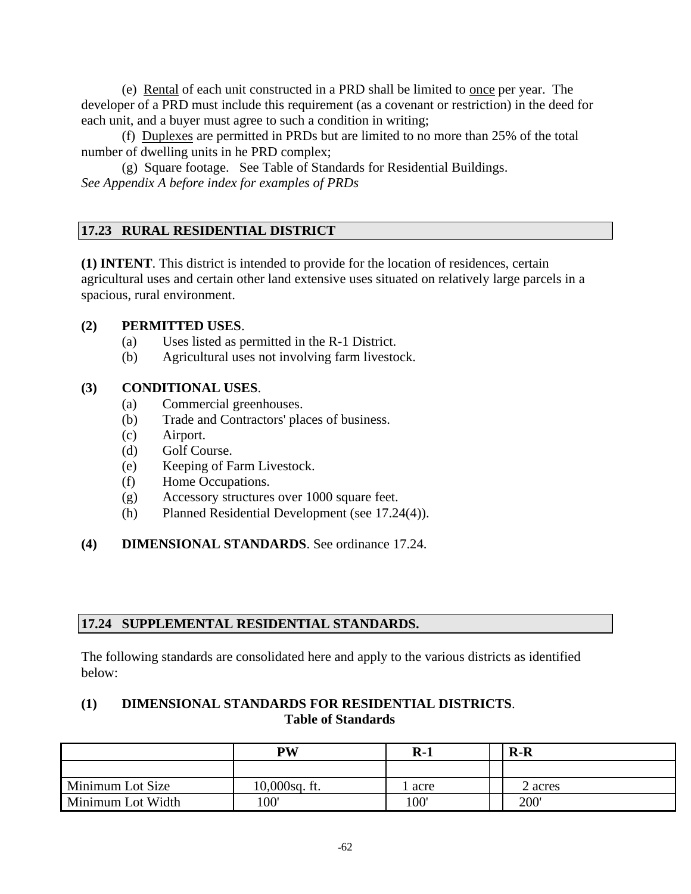(e) Rental of each unit constructed in a PRD shall be limited to once per year. The developer of a PRD must include this requirement (as a covenant or restriction) in the deed for each unit, and a buyer must agree to such a condition in writing;

(f) Duplexes are permitted in PRDs but are limited to no more than 25% of the total number of dwelling units in he PRD complex;

(g) Square footage. See Table of Standards for Residential Buildings.

*See Appendix A before index for examples of PRDs*

## 17.23 RURAL RESIDENTIAL DISTRICT

**(1) INTENT**. This district is intended to provide for the location of residences, certain agricultural uses and certain other land extensive uses situated on relatively large parcels in a spacious, rural environment.

**(2) PERMITTED USES**.

- (a) Uses listed as permitted in the R-1 District.
- (b) Agricultural uses not involving farm livestock.

**(3) CONDITIONAL USES**.

- (a) Commercial greenhouses.
- (b) Trade and Contractors' places of business.
- (c) Airport.
- (d) Golf Course.
- (e) Keeping of Farm Livestock.
- (f) Home Occupations.
- (g) Accessory structures over 1000 square feet.
- (h) Planned Residential Development (see 17.24(4)).

**(4) DIMENSIONAL STANDARDS**. See ordinance 17.24.

## 17.24 SUPPLEMENTAL RESIDENTIAL STANDARDS.

The following standards are consolidated here and apply to the various districts as identified below:

**(1) DIMENSIONAL STANDARDS FOR RESIDENTIAL DISTRICTS**.

**Table of Standards**

| | PW | R-1 | | R-R |
|---|---|---|---|---|
| | | | | |
| Minimum Lot Size | 10,000sq. ft. | 1 acre | | 2 acres |
| Minimum Lot Width | 100' | 100' | | 200' |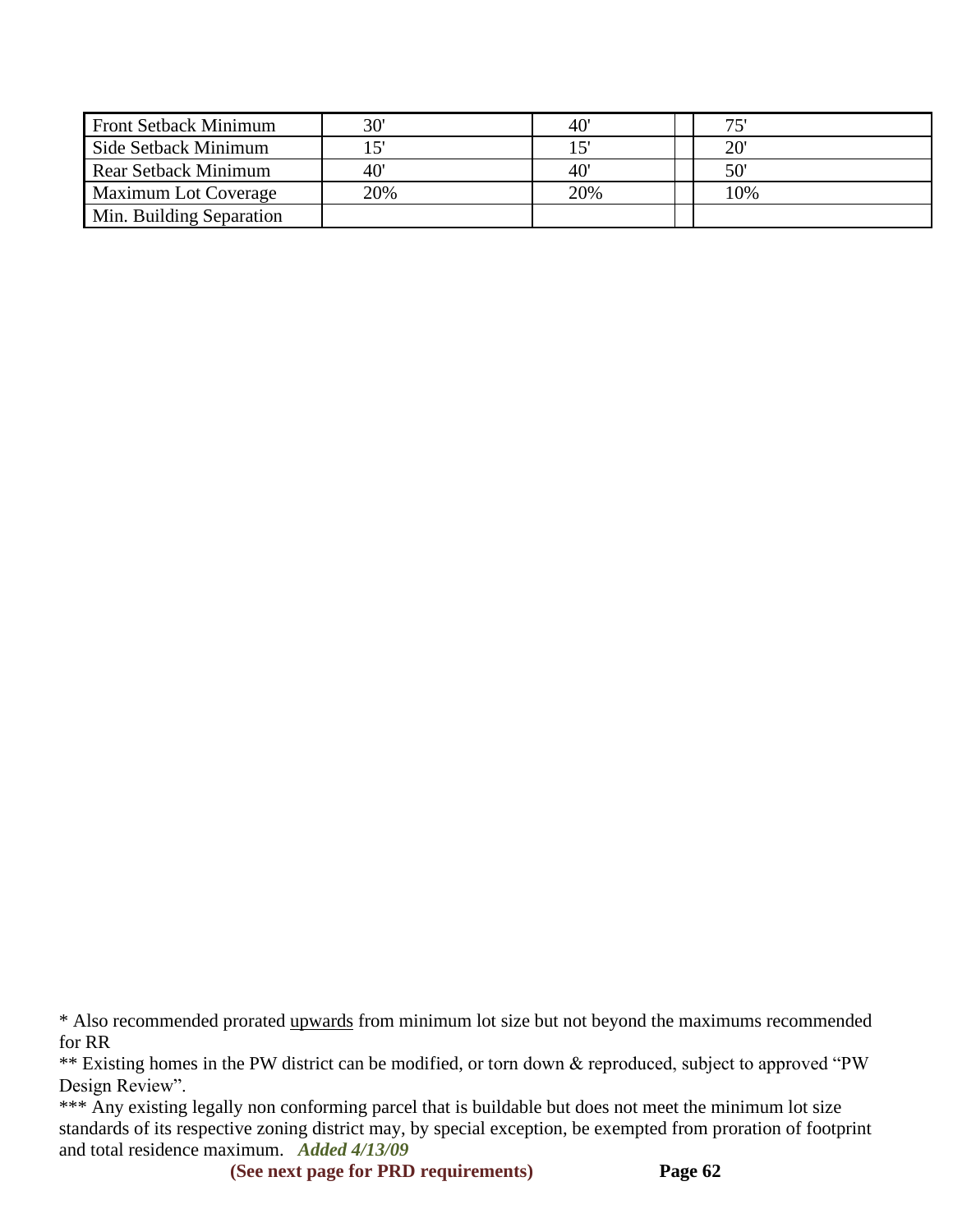| Front Setback Minimum | 30' | 40' | | 75' |
|---|---|---|---|---|
| Side Setback Minimum | 15' | 15' | | 20' |
| Rear Setback Minimum | 40' | 40' | | 50' |
| Maximum Lot Coverage | 20% | 20% | | 10% |
| Min. Building Separation | | | | |

* Also recommended prorated upwards from minimum lot size but not beyond the maximums recommended for RR

** Existing homes in the PW district can be modified, or torn down & reproduced, subject to approved "PW Design Review".

*** Any existing legally non conforming parcel that is buildable but does not meet the minimum lot size standards of its respective zoning district may, by special exception, be exempted from proration of footprint and total residence maximum. ***Added 4/13/09***

**(See next page for PRD requirements)**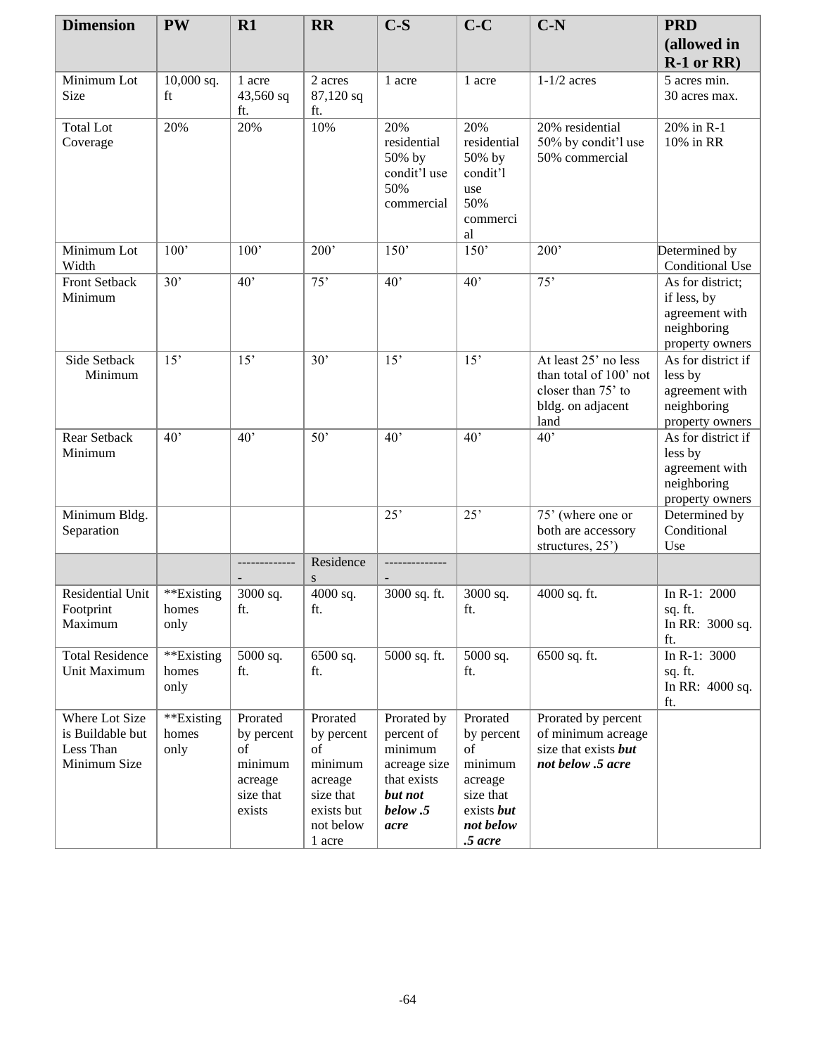| Dimension | PW | R1 | RR | C-S | C-C | C-N | PRD (allowed in R-1 or RR) |
|---|---|---|---|---|---|---|---|
| Minimum Lot Size | 10,000 sq. ft | 1 acre 43,560 sq ft. | 2 acres 87,120 sq ft. | 1 acre | 1 acre | 1-1/2 acres | 5 acres min. 30 acres max. |
| Total Lot Coverage | 20% | 20% | 10% | 20% residential 50% by condit'l use 50% commercial | 20% residential 50% by condit'l use 50% commercial | 20% residential 50% by condit'l use 50% commercial | 20% in R-1 10% in RR |
| Minimum Lot Width | 100' | 100' | 200' | 150' | 150' | 200' | Determined by Conditional Use |
| Front Setback Minimum | 30' | 40' | 75' | 40' | 40' | 75' | As for district; if less, by agreement with neighboring property owners |
| Side Setback Minimum | 15' | 15' | 30' | 15' | 15' | At least 25' no less than total of 100' not closer than 75' to bldg. on adjacent land | As for district if less by agreement with neighboring property owners |
| Rear Setback Minimum | 40' | 40' | 50' | 40' | 40' | 40' | As for district if less by agreement with neighboring property owners |
| Minimum Bldg. Separation | | | | 25' | 25' | 75' (where one or both are accessory structures, 25') | Determined by Conditional Use |
| | | -------------- | Residences | -------------- | | | |
| Residential Unit Footprint Maximum | **Existing homes only | 3000 sq. ft. | 4000 sq. ft. | 3000 sq. ft. | 3000 sq. ft. | 4000 sq. ft. | In R-1: 2000 sq. ft. In RR: 3000 sq. ft. |
| Total Residence Unit Maximum | **Existing homes only | 5000 sq. ft. | 6500 sq. ft. | 5000 sq. ft. | 5000 sq. ft. | 6500 sq. ft. | In R-1: 3000 sq. ft. In RR: 4000 sq. ft. |
| Where Lot Size is Buildable but Less Than Minimum Size | **Existing homes only | Prorated by percent of minimum acreage size that exists | Prorated by percent of minimum acreage size that exists but not below 1 acre | Prorated by percent of minimum acreage size that exists ***but not below .5 acre*** | Prorated by percent of minimum acreage size that exists ***but not below .5 acre*** | Prorated by percent of minimum acreage size that exists ***but not below .5 acre*** | |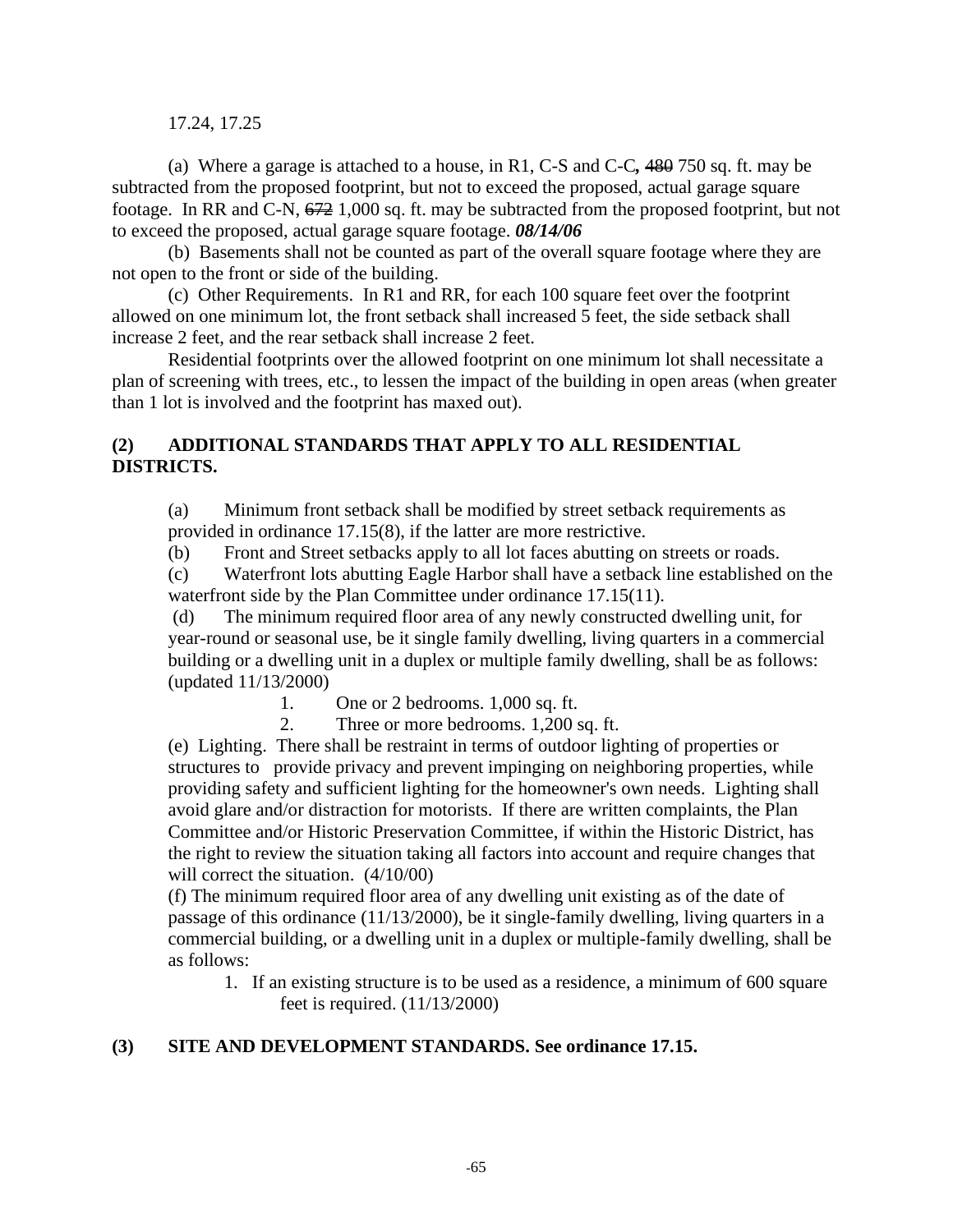17.24, 17.25

(a) Where a garage is attached to a house, in R1, C-S and C-C**,** ~~480~~ 750 sq. ft. may be subtracted from the proposed footprint, but not to exceed the proposed, actual garage square footage. In RR and C-N, ~~672~~ 1,000 sq. ft. may be subtracted from the proposed footprint, but not to exceed the proposed, actual garage square footage. ***08/14/06***

(b) Basements shall not be counted as part of the overall square footage where they are not open to the front or side of the building.

(c) Other Requirements. In R1 and RR, for each 100 square feet over the footprint allowed on one minimum lot, the front setback shall increased 5 feet, the side setback shall increase 2 feet, and the rear setback shall increase 2 feet.

Residential footprints over the allowed footprint on one minimum lot shall necessitate a plan of screening with trees, etc., to lessen the impact of the building in open areas (when greater than 1 lot is involved and the footprint has maxed out).

## (2) ADDITIONAL STANDARDS THAT APPLY TO ALL RESIDENTIAL DISTRICTS.

(a) Minimum front setback shall be modified by street setback requirements as provided in ordinance 17.15(8), if the latter are more restrictive.

(b) Front and Street setbacks apply to all lot faces abutting on streets or roads.

(c) Waterfront lots abutting Eagle Harbor shall have a setback line established on the waterfront side by the Plan Committee under ordinance 17.15(11).

(d) The minimum required floor area of any newly constructed dwelling unit, for year-round or seasonal use, be it single family dwelling, living quarters in a commercial building or a dwelling unit in a duplex or multiple family dwelling, shall be as follows: (updated 11/13/2000)

1. One or 2 bedrooms. 1,000 sq. ft.
2. Three or more bedrooms. 1,200 sq. ft.

(e) Lighting. There shall be restraint in terms of outdoor lighting of properties or structures to provide privacy and prevent impinging on neighboring properties, while providing safety and sufficient lighting for the homeowner's own needs. Lighting shall avoid glare and/or distraction for motorists. If there are written complaints, the Plan Committee and/or Historic Preservation Committee, if within the Historic District, has the right to review the situation taking all factors into account and require changes that will correct the situation. (4/10/00)

(f) The minimum required floor area of any dwelling unit existing as of the date of passage of this ordinance (11/13/2000), be it single-family dwelling, living quarters in a commercial building, or a dwelling unit in a duplex or multiple-family dwelling, shall be as follows:

1. If an existing structure is to be used as a residence, a minimum of 600 square feet is required. (11/13/2000)

## (3) SITE AND DEVELOPMENT STANDARDS. See ordinance 17.15.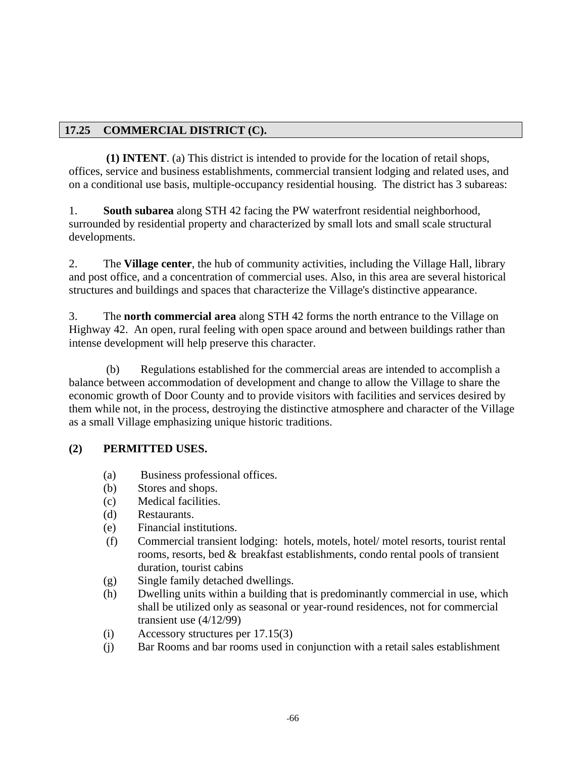## 17.25 COMMERCIAL DISTRICT (C).

**(1) INTENT**. (a) This district is intended to provide for the location of retail shops, offices, service and business establishments, commercial transient lodging and related uses, and on a conditional use basis, multiple-occupancy residential housing. The district has 3 subareas:

1. **South subarea** along STH 42 facing the PW waterfront residential neighborhood, surrounded by residential property and characterized by small lots and small scale structural developments.

2. The **Village center**, the hub of community activities, including the Village Hall, library and post office, and a concentration of commercial uses. Also, in this area are several historical structures and buildings and spaces that characterize the Village's distinctive appearance.

3. The **north commercial area** along STH 42 forms the north entrance to the Village on Highway 42. An open, rural feeling with open space around and between buildings rather than intense development will help preserve this character.

(b) Regulations established for the commercial areas are intended to accomplish a balance between accommodation of development and change to allow the Village to share the economic growth of Door County and to provide visitors with facilities and services desired by them while not, in the process, destroying the distinctive atmosphere and character of the Village as a small Village emphasizing unique historic traditions.

**(2) PERMITTED USES.**

(a) Business professional offices.
(b) Stores and shops.
(c) Medical facilities.
(d) Restaurants.
(e) Financial institutions.
(f) Commercial transient lodging: hotels, motels, hotel/ motel resorts, tourist rental rooms, resorts, bed & breakfast establishments, condo rental pools of transient duration, tourist cabins
(g) Single family detached dwellings.
(h) Dwelling units within a building that is predominantly commercial in use, which shall be utilized only as seasonal or year-round residences, not for commercial transient use (4/12/99)
(i) Accessory structures per 17.15(3)
(j) Bar Rooms and bar rooms used in conjunction with a retail sales establishment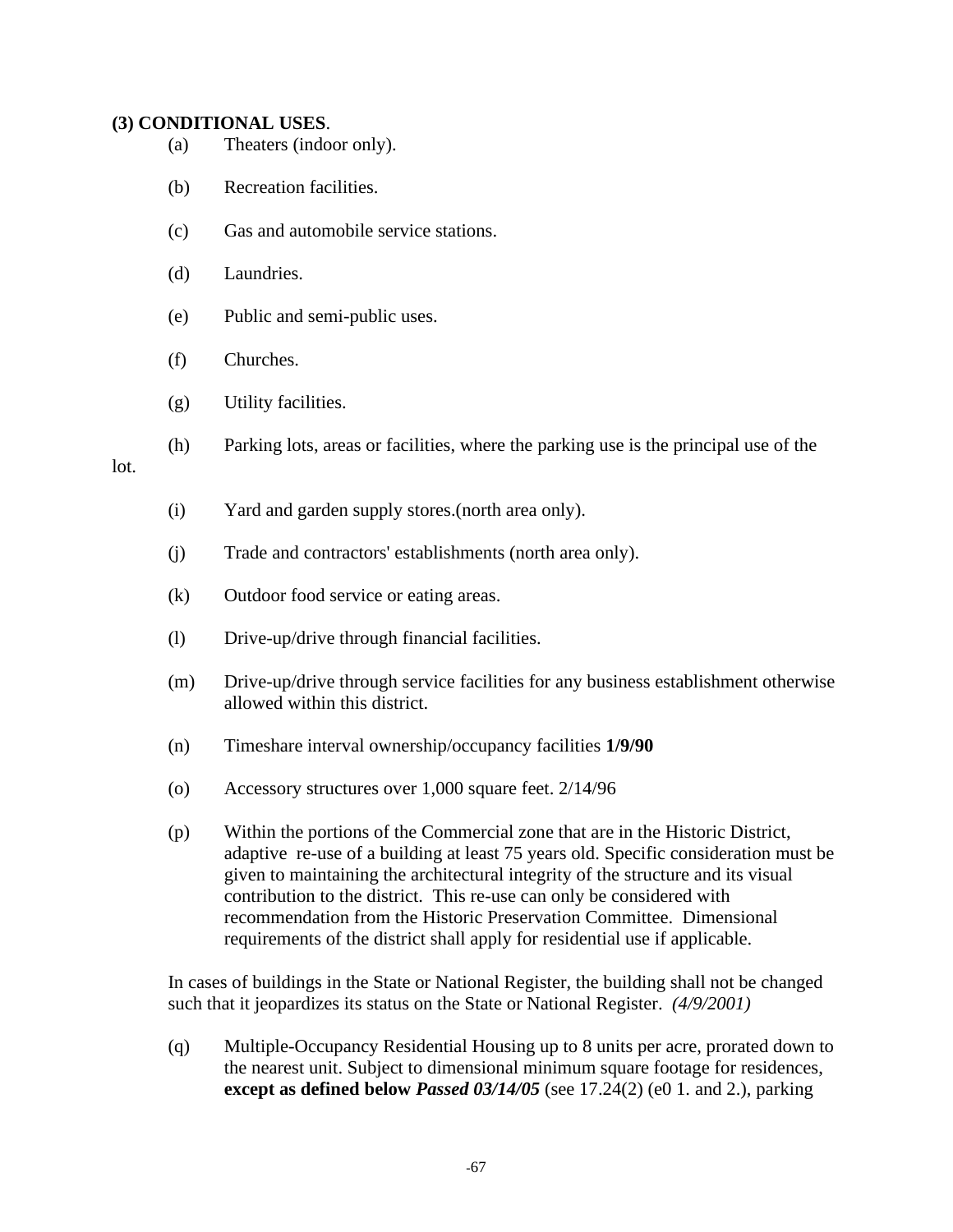**(3) CONDITIONAL USES**.

(a) Theaters (indoor only).

(b) Recreation facilities.

(c) Gas and automobile service stations.

(d) Laundries.

(e) Public and semi-public uses.

(f) Churches.

(g) Utility facilities.

(h) Parking lots, areas or facilities, where the parking use is the principal use of the lot.

(i) Yard and garden supply stores.(north area only).

(j) Trade and contractors' establishments (north area only).

(k) Outdoor food service or eating areas.

(l) Drive-up/drive through financial facilities.

(m) Drive-up/drive through service facilities for any business establishment otherwise allowed within this district.

(n) Timeshare interval ownership/occupancy facilities **1/9/90**

(o) Accessory structures over 1,000 square feet. 2/14/96

(p) Within the portions of the Commercial zone that are in the Historic District, adaptive re-use of a building at least 75 years old. Specific consideration must be given to maintaining the architectural integrity of the structure and its visual contribution to the district. This re-use can only be considered with recommendation from the Historic Preservation Committee. Dimensional requirements of the district shall apply for residential use if applicable.

In cases of buildings in the State or National Register, the building shall not be changed such that it jeopardizes its status on the State or National Register. *(4/9/2001)*

(q) Multiple-Occupancy Residential Housing up to 8 units per acre, prorated down to the nearest unit. Subject to dimensional minimum square footage for residences, **except as defined below** ***Passed 03/14/05*** (see 17.24(2) (e0 1. and 2.), parking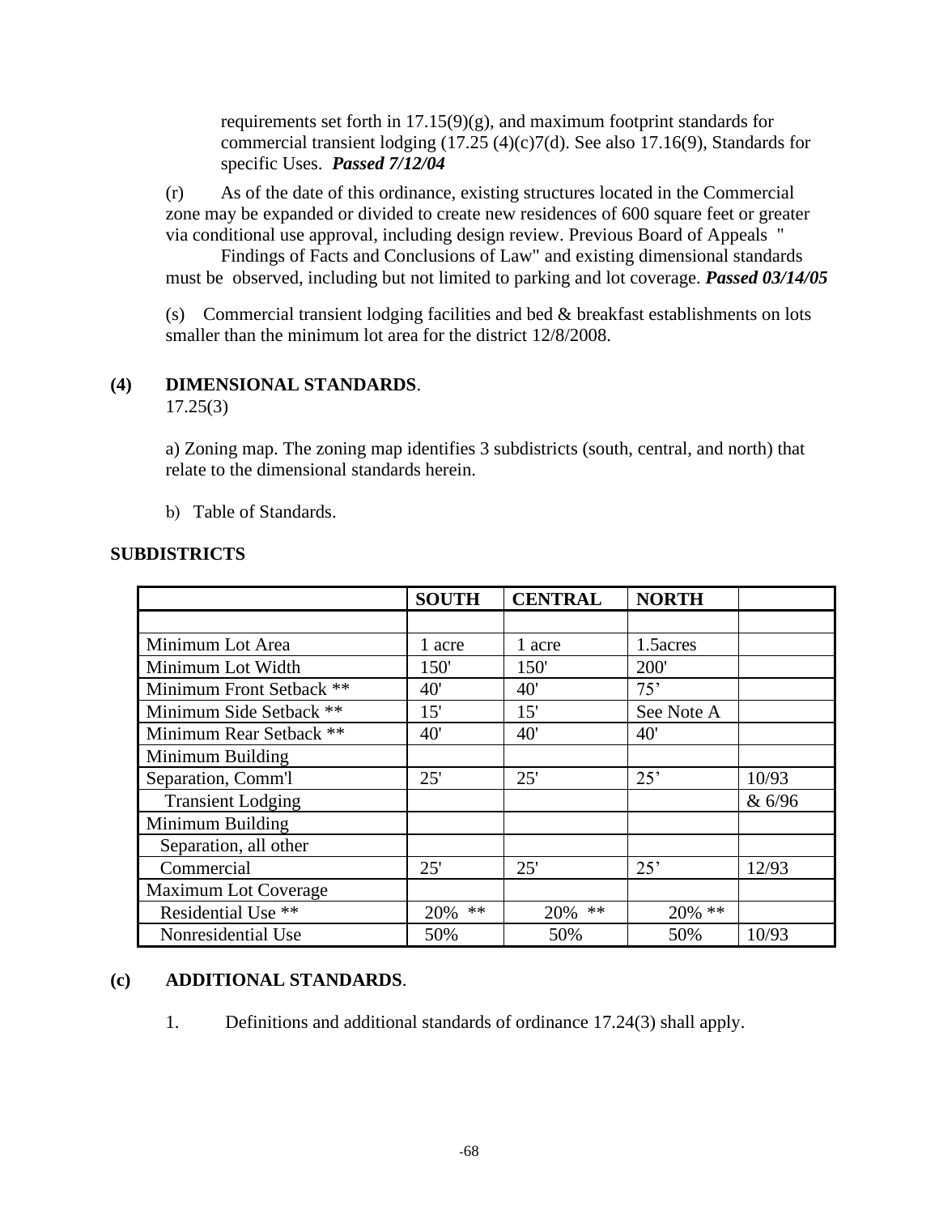requirements set forth in 17.15(9)(g), and maximum footprint standards for commercial transient lodging (17.25 (4)(c)7(d). See also 17.16(9), Standards for specific Uses. ***Passed 7/12/04***

(r) As of the date of this ordinance, existing structures located in the Commercial zone may be expanded or divided to create new residences of 600 square feet or greater via conditional use approval, including design review. Previous Board of Appeals " Findings of Facts and Conclusions of Law" and existing dimensional standards must be observed, including but not limited to parking and lot coverage. ***Passed 03/14/05***

(s) Commercial transient lodging facilities and bed & breakfast establishments on lots smaller than the minimum lot area for the district 12/8/2008.

**(4) DIMENSIONAL STANDARDS**.
17.25(3)

a) Zoning map. The zoning map identifies 3 subdistricts (south, central, and north) that relate to the dimensional standards herein.

b) Table of Standards.

**SUBDISTRICTS**

| | **SOUTH** | **CENTRAL** | **NORTH** | |
|---|---|---|---|---|
| | | | | |
| Minimum Lot Area | 1 acre | 1 acre | 1.5acres | |
| Minimum Lot Width | 150' | 150' | 200' | |
| Minimum Front Setback ** | 40' | 40' | 75’ | |
| Minimum Side Setback ** | 15' | 15' | See Note A | |
| Minimum Rear Setback ** | 40' | 40' | 40' | |
| Minimum Building | | | | |
| Separation, Comm'l | 25' | 25' | 25’ | 10/93 |
| Transient Lodging | | | | & 6/96 |
| Minimum Building | | | | |
| Separation, all other | | | | |
| Commercial | 25' | 25' | 25’ | 12/93 |
| Maximum Lot Coverage | | | | |
| Residential Use ** | 20% ** | 20% ** | 20% ** | |
| Nonresidential Use | 50% | 50% | 50% | 10/93 |

**(c) ADDITIONAL STANDARDS**.

1. Definitions and additional standards of ordinance 17.24(3) shall apply.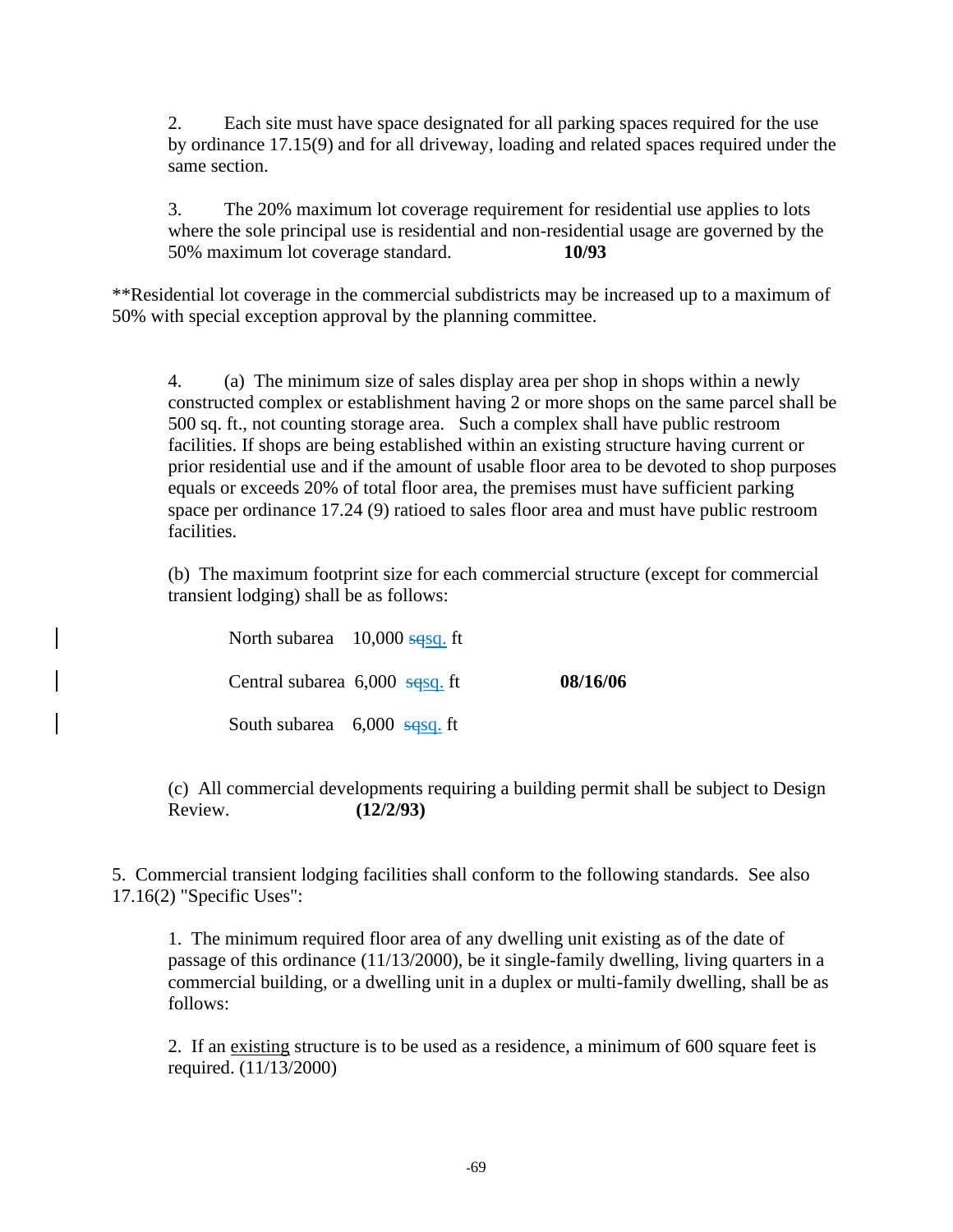2. Each site must have space designated for all parking spaces required for the use by ordinance 17.15(9) and for all driveway, loading and related spaces required under the same section.

3. The 20% maximum lot coverage requirement for residential use applies to lots where the sole principal use is residential and non-residential usage are governed by the 50% maximum lot coverage standard. **10/93**

**Residential lot coverage in the commercial subdistricts may be increased up to a maximum of 50% with special exception approval by the planning committee.

4. (a) The minimum size of sales display area per shop in shops within a newly constructed complex or establishment having 2 or more shops on the same parcel shall be 500 sq. ft., not counting storage area. Such a complex shall have public restroom facilities. If shops are being established within an existing structure having current or prior residential use and if the amount of usable floor area to be devoted to shop purposes equals or exceeds 20% of total floor area, the premises must have sufficient parking space per ordinance 17.24 (9) ratioed to sales floor area and must have public restroom facilities.

(b) The maximum footprint size for each commercial structure (except for commercial transient lodging) shall be as follows:

North subarea 10,000 ~~sq~~sq. ft

Central subarea 6,000 ~~sq~~sq. ft **08/16/06**

South subarea 6,000 ~~sq~~sq. ft

(c) All commercial developments requiring a building permit shall be subject to Design Review. **(12/2/93)**

5. Commercial transient lodging facilities shall conform to the following standards. See also 17.16(2) "Specific Uses":

1. The minimum required floor area of any dwelling unit existing as of the date of passage of this ordinance (11/13/2000), be it single-family dwelling, living quarters in a commercial building, or a dwelling unit in a duplex or multi-family dwelling, shall be as follows:

2. If an existing structure is to be used as a residence, a minimum of 600 square feet is required. (11/13/2000)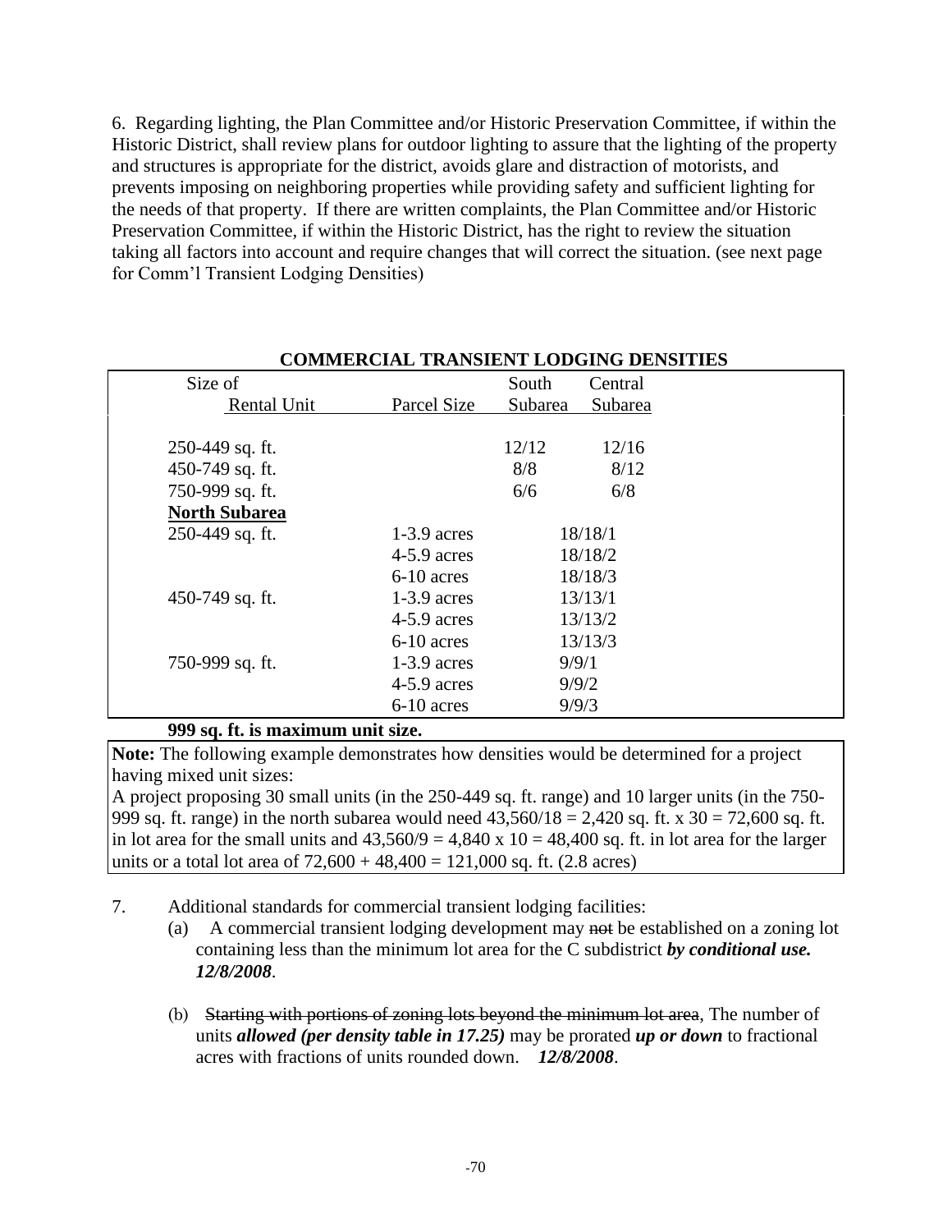6. Regarding lighting, the Plan Committee and/or Historic Preservation Committee, if within the Historic District, shall review plans for outdoor lighting to assure that the lighting of the property and structures is appropriate for the district, avoids glare and distraction of motorists, and prevents imposing on neighboring properties while providing safety and sufficient lighting for the needs of that property. If there are written complaints, the Plan Committee and/or Historic Preservation Committee, if within the Historic District, has the right to review the situation taking all factors into account and require changes that will correct the situation. (see next page for Comm'l Transient Lodging Densities)

**COMMERCIAL TRANSIENT LODGING DENSITIES**

| Size of Rental Unit | Parcel Size | South Subarea | Central Subarea |
|---|---|---|---|
| 250-449 sq. ft. | | 12/12 | 12/16 |
| 450-749 sq. ft. | | 8/8 | 8/12 |
| 750-999 sq. ft. | | 6/6 | 6/8 |
| **North Subarea** | | | |
| 250-449 sq. ft. | 1-3.9 acres | 18/18/1 | |
| | 4-5.9 acres | 18/18/2 | |
| | 6-10 acres | 18/18/3 | |
| 450-749 sq. ft. | 1-3.9 acres | 13/13/1 | |
| | 4-5.9 acres | 13/13/2 | |
| | 6-10 acres | 13/13/3 | |
| 750-999 sq. ft. | 1-3.9 acres | 9/9/1 | |
| | 4-5.9 acres | 9/9/2 | |
| | 6-10 acres | 9/9/3 | |

**999 sq. ft. is maximum unit size.**

**Note:** The following example demonstrates how densities would be determined for a project having mixed unit sizes:
A project proposing 30 small units (in the 250-449 sq. ft. range) and 10 larger units (in the 750-999 sq. ft. range) in the north subarea would need 43,560/18 = 2,420 sq. ft. x 30 = 72,600 sq. ft. in lot area for the small units and 43,560/9 = 4,840 x 10 = 48,400 sq. ft. in lot area for the larger units or a total lot area of 72,600 + 48,400 = 121,000 sq. ft. (2.8 acres)

7. Additional standards for commercial transient lodging facilities:
   (a) A commercial transient lodging development may ~~not~~ be established on a zoning lot containing less than the minimum lot area for the C subdistrict ***by conditional use. 12/8/2008***.

   (b) ~~Starting with portions of zoning lots beyond the minimum lot area~~, The number of units ***allowed (per density table in 17.25)*** may be prorated ***up or down*** to fractional acres with fractions of units rounded down. ***12/8/2008***.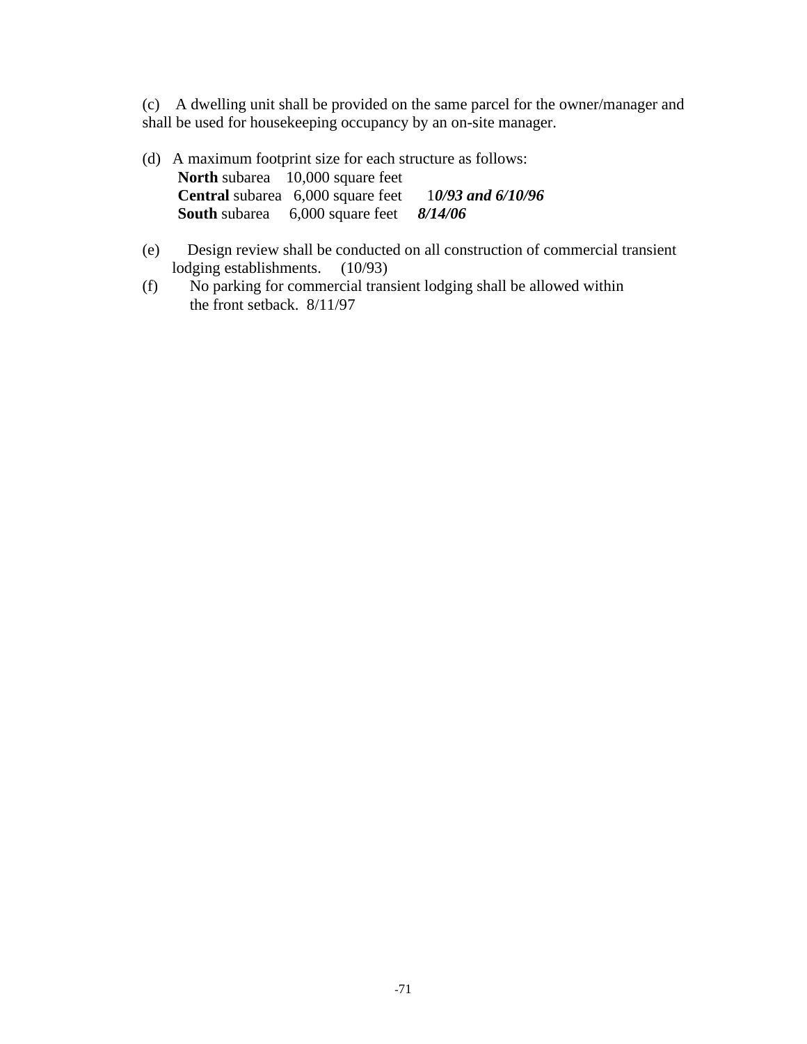(c) A dwelling unit shall be provided on the same parcel for the owner/manager and shall be used for housekeeping occupancy by an on-site manager.

(d) A maximum footprint size for each structure as follows:
**North** subarea 10,000 square feet
**Central** subarea 6,000 square feet 1***0/93 and 6/10/96***
**South** subarea 6,000 square feet ***8/14/06***

(e) Design review shall be conducted on all construction of commercial transient lodging establishments. (10/93)

(f) No parking for commercial transient lodging shall be allowed within the front setback. 8/11/97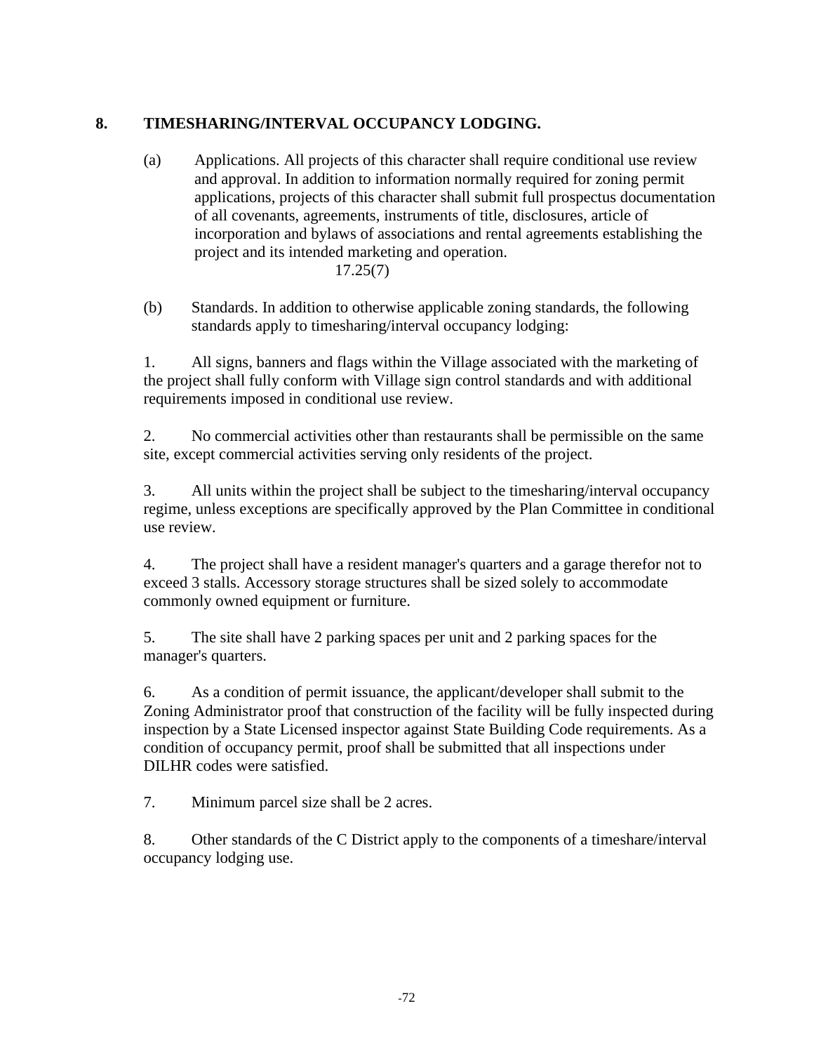**8. TIMESHARING/INTERVAL OCCUPANCY LODGING.**

(a) Applications. All projects of this character shall require conditional use review and approval. In addition to information normally required for zoning permit applications, projects of this character shall submit full prospectus documentation of all covenants, agreements, instruments of title, disclosures, article of incorporation and bylaws of associations and rental agreements establishing the project and its intended marketing and operation.

17.25(7)

(b) Standards. In addition to otherwise applicable zoning standards, the following standards apply to timesharing/interval occupancy lodging:

1. All signs, banners and flags within the Village associated with the marketing of the project shall fully conform with Village sign control standards and with additional requirements imposed in conditional use review.

2. No commercial activities other than restaurants shall be permissible on the same site, except commercial activities serving only residents of the project.

3. All units within the project shall be subject to the timesharing/interval occupancy regime, unless exceptions are specifically approved by the Plan Committee in conditional use review.

4. The project shall have a resident manager's quarters and a garage therefor not to exceed 3 stalls. Accessory storage structures shall be sized solely to accommodate commonly owned equipment or furniture.

5. The site shall have 2 parking spaces per unit and 2 parking spaces for the manager's quarters.

6. As a condition of permit issuance, the applicant/developer shall submit to the Zoning Administrator proof that construction of the facility will be fully inspected during inspection by a State Licensed inspector against State Building Code requirements. As a condition of occupancy permit, proof shall be submitted that all inspections under DILHR codes were satisfied.

7. Minimum parcel size shall be 2 acres.

8. Other standards of the C District apply to the components of a timeshare/interval occupancy lodging use.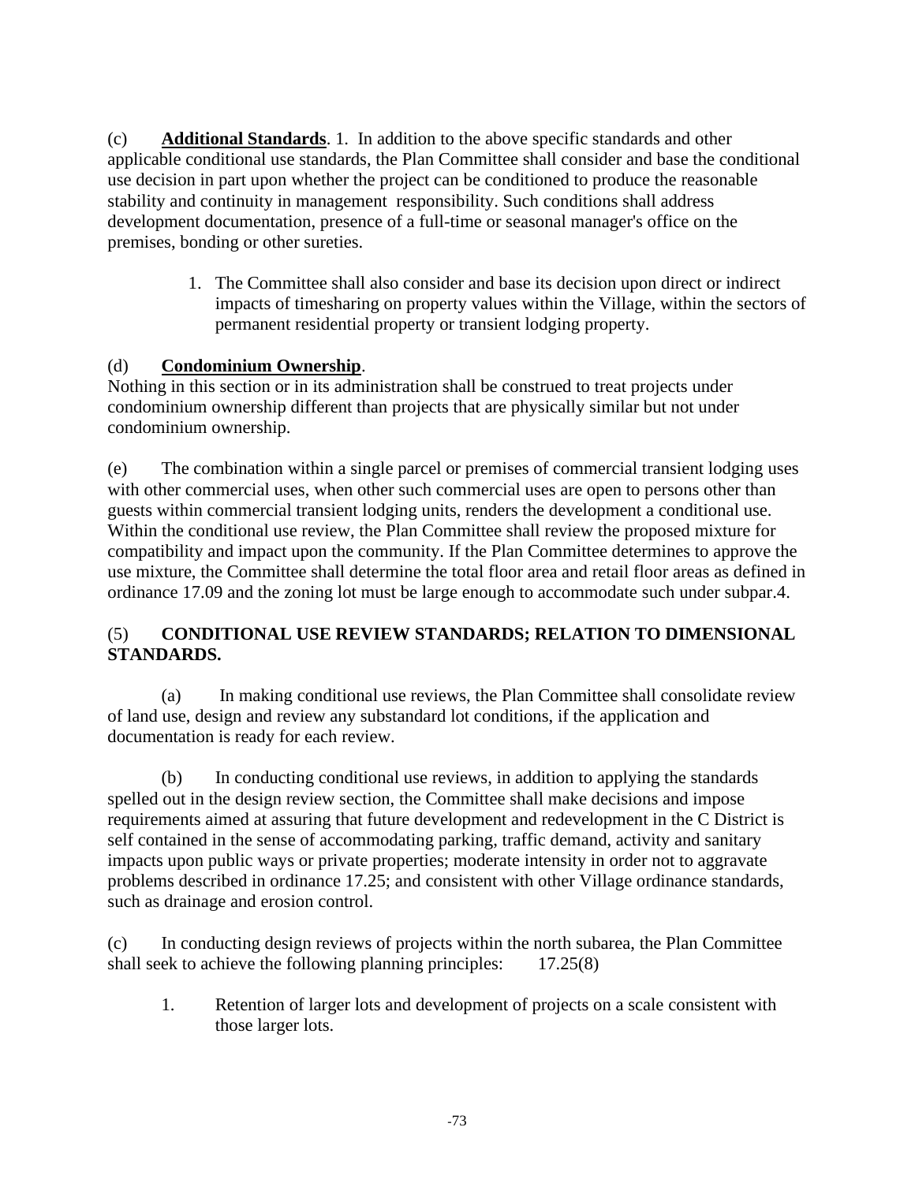(c) **<u>Additional Standards</u>**. 1. In addition to the above specific standards and other applicable conditional use standards, the Plan Committee shall consider and base the conditional use decision in part upon whether the project can be conditioned to produce the reasonable stability and continuity in management responsibility. Such conditions shall address development documentation, presence of a full-time or seasonal manager's office on the premises, bonding or other sureties.

1. The Committee shall also consider and base its decision upon direct or indirect impacts of timesharing on property values within the Village, within the sectors of permanent residential property or transient lodging property.

(d) **<u>Condominium Ownership</u>**.
Nothing in this section or in its administration shall be construed to treat projects under condominium ownership different than projects that are physically similar but not under condominium ownership.

(e) The combination within a single parcel or premises of commercial transient lodging uses with other commercial uses, when other such commercial uses are open to persons other than guests within commercial transient lodging units, renders the development a conditional use. Within the conditional use review, the Plan Committee shall review the proposed mixture for compatibility and impact upon the community. If the Plan Committee determines to approve the use mixture, the Committee shall determine the total floor area and retail floor areas as defined in ordinance 17.09 and the zoning lot must be large enough to accommodate such under subpar.4.

(5) **CONDITIONAL USE REVIEW STANDARDS; RELATION TO DIMENSIONAL STANDARDS.**

(a) In making conditional use reviews, the Plan Committee shall consolidate review of land use, design and review any substandard lot conditions, if the application and documentation is ready for each review.

(b) In conducting conditional use reviews, in addition to applying the standards spelled out in the design review section, the Committee shall make decisions and impose requirements aimed at assuring that future development and redevelopment in the C District is self contained in the sense of accommodating parking, traffic demand, activity and sanitary impacts upon public ways or private properties; moderate intensity in order not to aggravate problems described in ordinance 17.25; and consistent with other Village ordinance standards, such as drainage and erosion control.

(c) In conducting design reviews of projects within the north subarea, the Plan Committee shall seek to achieve the following planning principles: 17.25(8)

1. Retention of larger lots and development of projects on a scale consistent with those larger lots.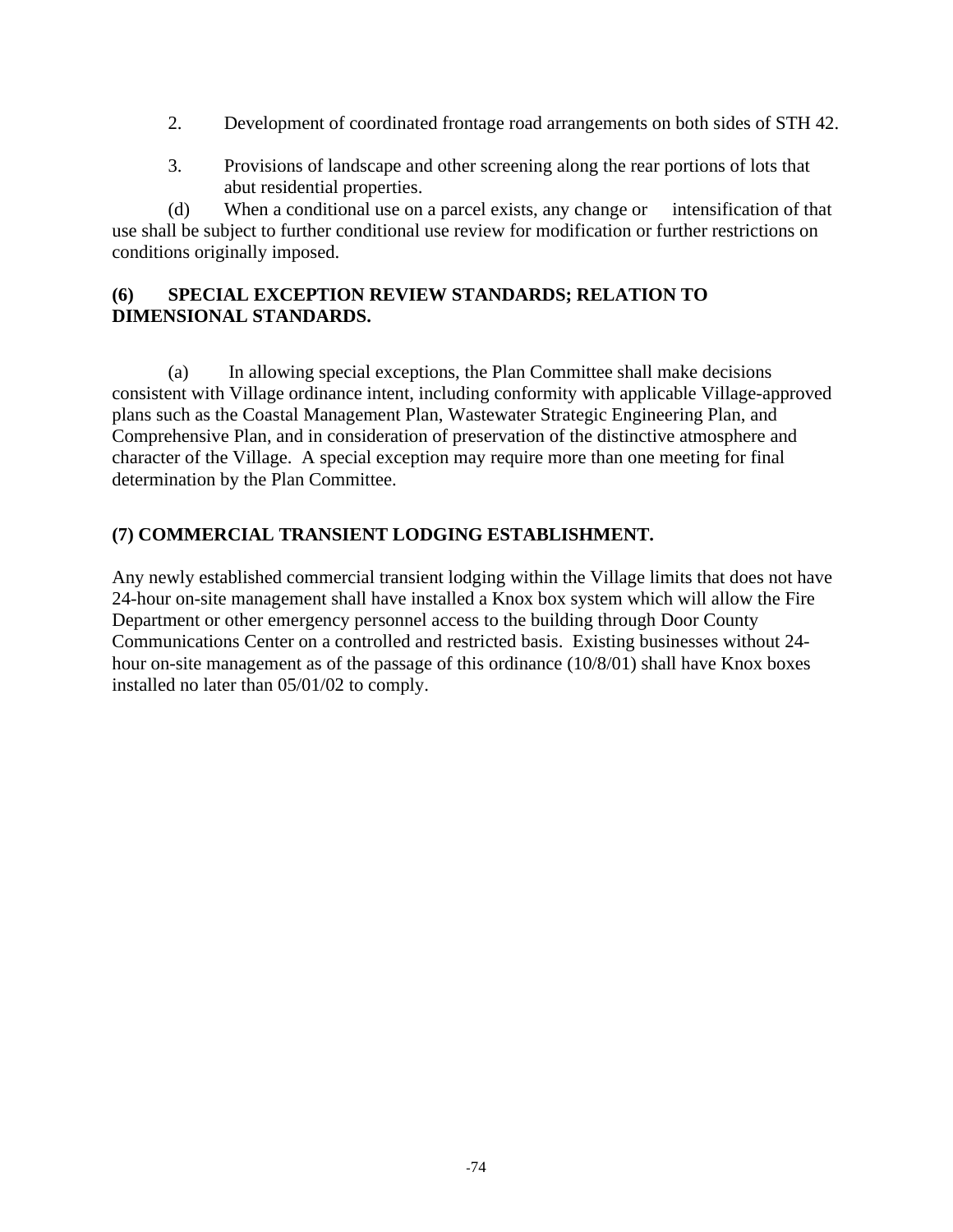2. Development of coordinated frontage road arrangements on both sides of STH 42.

3. Provisions of landscape and other screening along the rear portions of lots that abut residential properties.

(d) When a conditional use on a parcel exists, any change or intensification of that use shall be subject to further conditional use review for modification or further restrictions on conditions originally imposed.

**(6) SPECIAL EXCEPTION REVIEW STANDARDS; RELATION TO DIMENSIONAL STANDARDS.**

(a) In allowing special exceptions, the Plan Committee shall make decisions consistent with Village ordinance intent, including conformity with applicable Village-approved plans such as the Coastal Management Plan, Wastewater Strategic Engineering Plan, and Comprehensive Plan, and in consideration of preservation of the distinctive atmosphere and character of the Village. A special exception may require more than one meeting for final determination by the Plan Committee.

**(7) COMMERCIAL TRANSIENT LODGING ESTABLISHMENT.**

Any newly established commercial transient lodging within the Village limits that does not have 24-hour on-site management shall have installed a Knox box system which will allow the Fire Department or other emergency personnel access to the building through Door County Communications Center on a controlled and restricted basis. Existing businesses without 24-hour on-site management as of the passage of this ordinance (10/8/01) shall have Knox boxes installed no later than 05/01/02 to comply.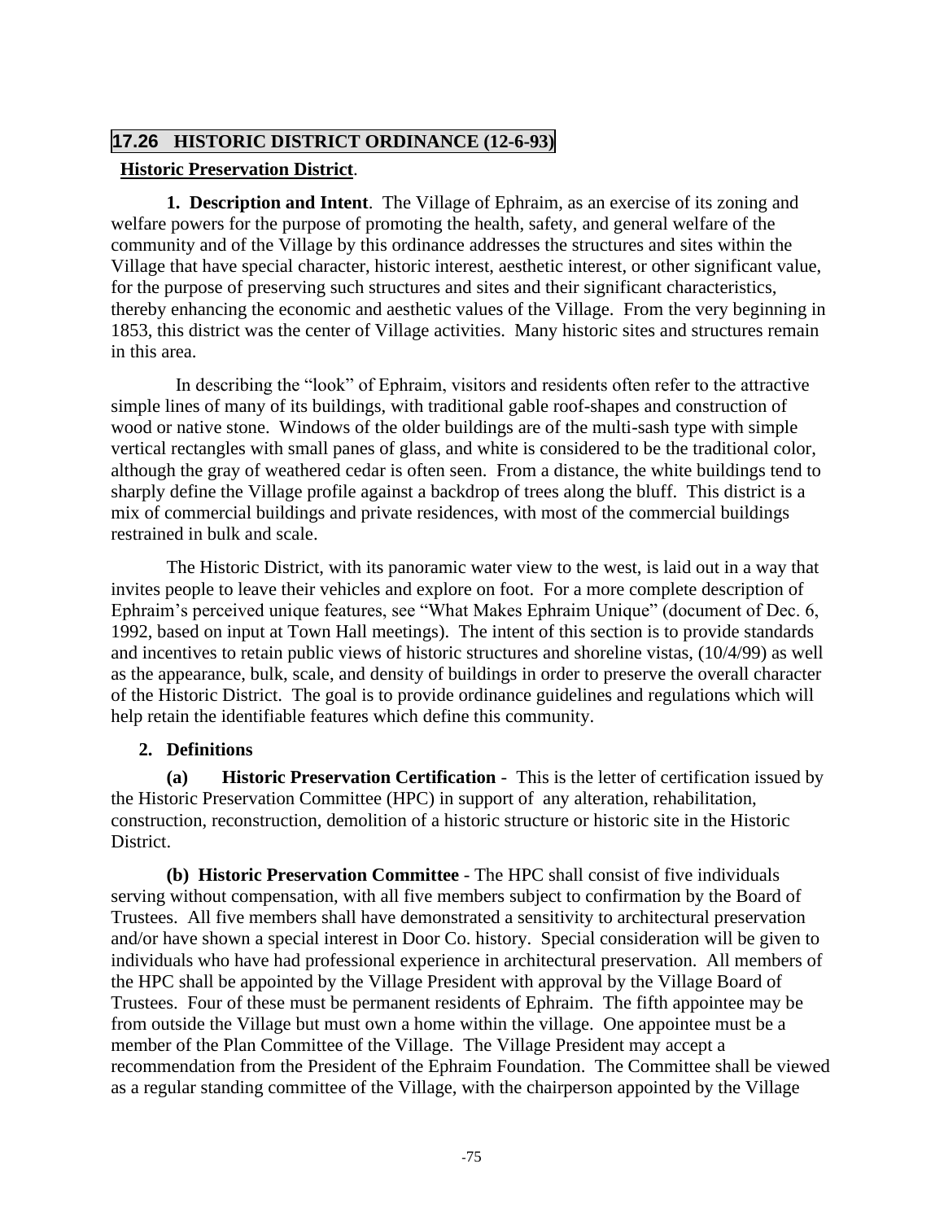## 17.26 HISTORIC DISTRICT ORDINANCE (12-6-93)

**Historic Preservation District**.

**1. Description and Intent**. The Village of Ephraim, as an exercise of its zoning and welfare powers for the purpose of promoting the health, safety, and general welfare of the community and of the Village by this ordinance addresses the structures and sites within the Village that have special character, historic interest, aesthetic interest, or other significant value, for the purpose of preserving such structures and sites and their significant characteristics, thereby enhancing the economic and aesthetic values of the Village. From the very beginning in 1853, this district was the center of Village activities. Many historic sites and structures remain in this area.

In describing the "look" of Ephraim, visitors and residents often refer to the attractive simple lines of many of its buildings, with traditional gable roof-shapes and construction of wood or native stone. Windows of the older buildings are of the multi-sash type with simple vertical rectangles with small panes of glass, and white is considered to be the traditional color, although the gray of weathered cedar is often seen. From a distance, the white buildings tend to sharply define the Village profile against a backdrop of trees along the bluff. This district is a mix of commercial buildings and private residences, with most of the commercial buildings restrained in bulk and scale.

The Historic District, with its panoramic water view to the west, is laid out in a way that invites people to leave their vehicles and explore on foot. For a more complete description of Ephraim's perceived unique features, see "What Makes Ephraim Unique" (document of Dec. 6, 1992, based on input at Town Hall meetings). The intent of this section is to provide standards and incentives to retain public views of historic structures and shoreline vistas, (10/4/99) as well as the appearance, bulk, scale, and density of buildings in order to preserve the overall character of the Historic District. The goal is to provide ordinance guidelines and regulations which will help retain the identifiable features which define this community.

**2. Definitions**

**(a) Historic Preservation Certification** - This is the letter of certification issued by the Historic Preservation Committee (HPC) in support of any alteration, rehabilitation, construction, reconstruction, demolition of a historic structure or historic site in the Historic District.

**(b) Historic Preservation Committee** - The HPC shall consist of five individuals serving without compensation, with all five members subject to confirmation by the Board of Trustees. All five members shall have demonstrated a sensitivity to architectural preservation and/or have shown a special interest in Door Co. history. Special consideration will be given to individuals who have had professional experience in architectural preservation. All members of the HPC shall be appointed by the Village President with approval by the Village Board of Trustees. Four of these must be permanent residents of Ephraim. The fifth appointee may be from outside the Village but must own a home within the village. One appointee must be a member of the Plan Committee of the Village. The Village President may accept a recommendation from the President of the Ephraim Foundation. The Committee shall be viewed as a regular standing committee of the Village, with the chairperson appointed by the Village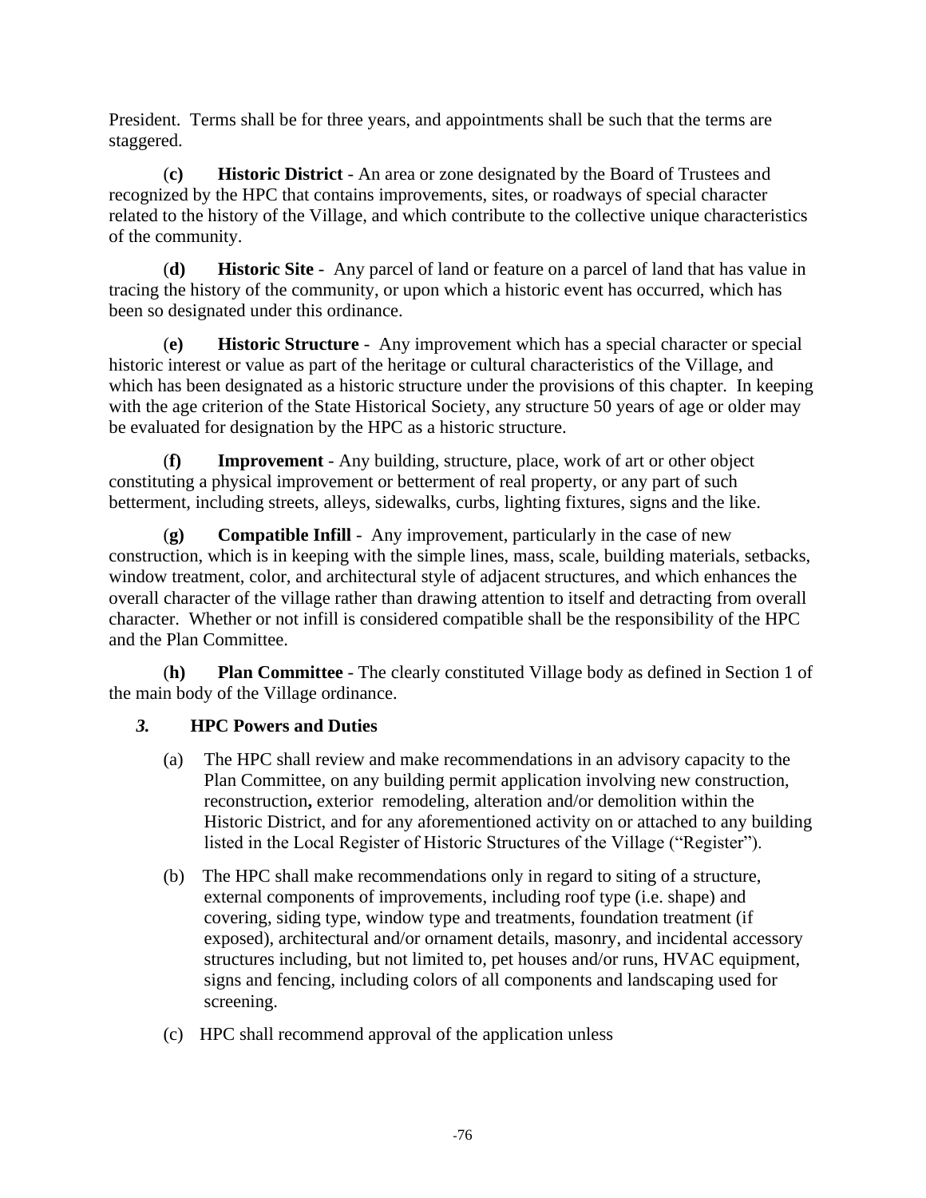President. Terms shall be for three years, and appointments shall be such that the terms are staggered.

(**c**) **Historic District** - An area or zone designated by the Board of Trustees and recognized by the HPC that contains improvements, sites, or roadways of special character related to the history of the Village, and which contribute to the collective unique characteristics of the community.

(**d**) **Historic Site** - Any parcel of land or feature on a parcel of land that has value in tracing the history of the community, or upon which a historic event has occurred, which has been so designated under this ordinance.

(**e**) **Historic Structure** - Any improvement which has a special character or special historic interest or value as part of the heritage or cultural characteristics of the Village, and which has been designated as a historic structure under the provisions of this chapter. In keeping with the age criterion of the State Historical Society, any structure 50 years of age or older may be evaluated for designation by the HPC as a historic structure.

(**f**) **Improvement** - Any building, structure, place, work of art or other object constituting a physical improvement or betterment of real property, or any part of such betterment, including streets, alleys, sidewalks, curbs, lighting fixtures, signs and the like.

(**g**) **Compatible Infill** - Any improvement, particularly in the case of new construction, which is in keeping with the simple lines, mass, scale, building materials, setbacks, window treatment, color, and architectural style of adjacent structures, and which enhances the overall character of the village rather than drawing attention to itself and detracting from overall character. Whether or not infill is considered compatible shall be the responsibility of the HPC and the Plan Committee.

(**h**) **Plan Committee** - The clearly constituted Village body as defined in Section 1 of the main body of the Village ordinance.

### *3.* HPC Powers and Duties

(a) The HPC shall review and make recommendations in an advisory capacity to the Plan Committee, on any building permit application involving new construction, reconstruction**,** exterior remodeling, alteration and/or demolition within the Historic District, and for any aforementioned activity on or attached to any building listed in the Local Register of Historic Structures of the Village ("Register").

(b) The HPC shall make recommendations only in regard to siting of a structure, external components of improvements, including roof type (i.e. shape) and covering, siding type, window type and treatments, foundation treatment (if exposed), architectural and/or ornament details, masonry, and incidental accessory structures including, but not limited to, pet houses and/or runs, HVAC equipment, signs and fencing, including colors of all components and landscaping used for screening.

(c) HPC shall recommend approval of the application unless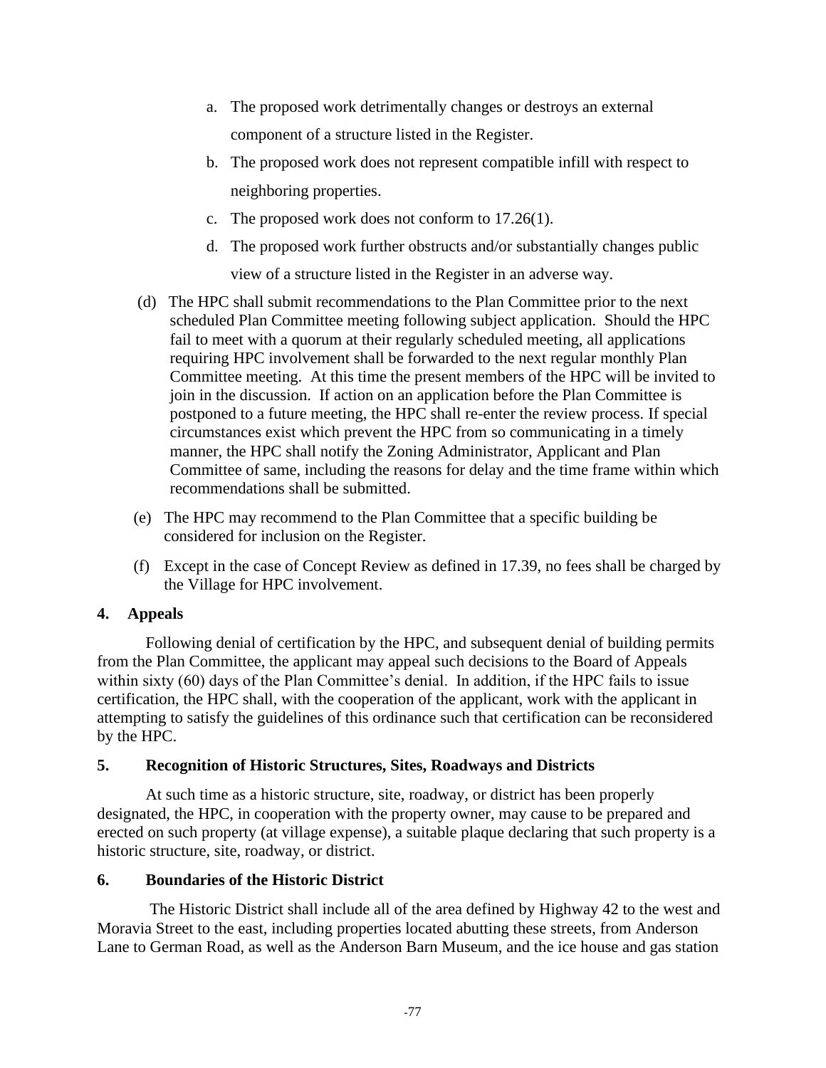a. The proposed work detrimentally changes or destroys an external component of a structure listed in the Register.
b. The proposed work does not represent compatible infill with respect to neighboring properties.
c. The proposed work does not conform to 17.26(1).
d. The proposed work further obstructs and/or substantially changes public view of a structure listed in the Register in an adverse way.

(d) The HPC shall submit recommendations to the Plan Committee prior to the next scheduled Plan Committee meeting following subject application. Should the HPC fail to meet with a quorum at their regularly scheduled meeting, all applications requiring HPC involvement shall be forwarded to the next regular monthly Plan Committee meeting. At this time the present members of the HPC will be invited to join in the discussion. If action on an application before the Plan Committee is postponed to a future meeting, the HPC shall re-enter the review process. If special circumstances exist which prevent the HPC from so communicating in a timely manner, the HPC shall notify the Zoning Administrator, Applicant and Plan Committee of same, including the reasons for delay and the time frame within which recommendations shall be submitted.

(e) The HPC may recommend to the Plan Committee that a specific building be considered for inclusion on the Register.

(f) Except in the case of Concept Review as defined in 17.39, no fees shall be charged by the Village for HPC involvement.

**4. Appeals**

Following denial of certification by the HPC, and subsequent denial of building permits from the Plan Committee, the applicant may appeal such decisions to the Board of Appeals within sixty (60) days of the Plan Committee's denial. In addition, if the HPC fails to issue certification, the HPC shall, with the cooperation of the applicant, work with the applicant in attempting to satisfy the guidelines of this ordinance such that certification can be reconsidered by the HPC.

**5. Recognition of Historic Structures, Sites, Roadways and Districts**

At such time as a historic structure, site, roadway, or district has been properly designated, the HPC, in cooperation with the property owner, may cause to be prepared and erected on such property (at village expense), a suitable plaque declaring that such property is a historic structure, site, roadway, or district.

**6. Boundaries of the Historic District**

The Historic District shall include all of the area defined by Highway 42 to the west and Moravia Street to the east, including properties located abutting these streets, from Anderson Lane to German Road, as well as the Anderson Barn Museum, and the ice house and gas station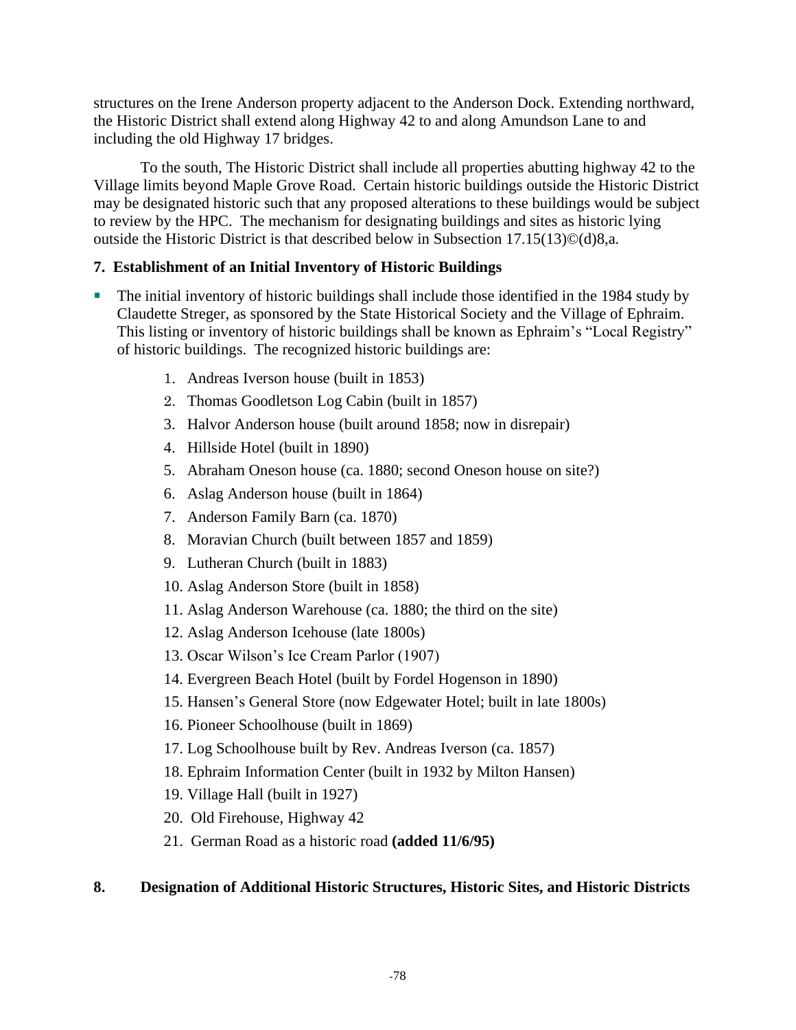structures on the Irene Anderson property adjacent to the Anderson Dock. Extending northward, the Historic District shall extend along Highway 42 to and along Amundson Lane to and including the old Highway 17 bridges.

To the south, The Historic District shall include all properties abutting highway 42 to the Village limits beyond Maple Grove Road. Certain historic buildings outside the Historic District may be designated historic such that any proposed alterations to these buildings would be subject to review by the HPC. The mechanism for designating buildings and sites as historic lying outside the Historic District is that described below in Subsection 17.15(13)©(d)8,a.

**7. Establishment of an Initial Inventory of Historic Buildings**

- The initial inventory of historic buildings shall include those identified in the 1984 study by Claudette Streger, as sponsored by the State Historical Society and the Village of Ephraim. This listing or inventory of historic buildings shall be known as Ephraim's "Local Registry" of historic buildings. The recognized historic buildings are:

    1. Andreas Iverson house (built in 1853)
    2. Thomas Goodletson Log Cabin (built in 1857)
    3. Halvor Anderson house (built around 1858; now in disrepair)
    4. Hillside Hotel (built in 1890)
    5. Abraham Oneson house (ca. 1880; second Oneson house on site?)
    6. Aslag Anderson house (built in 1864)
    7. Anderson Family Barn (ca. 1870)
    8. Moravian Church (built between 1857 and 1859)
    9. Lutheran Church (built in 1883)
    10. Aslag Anderson Store (built in 1858)
    11. Aslag Anderson Warehouse (ca. 1880; the third on the site)
    12. Aslag Anderson Icehouse (late 1800s)
    13. Oscar Wilson's Ice Cream Parlor (1907)
    14. Evergreen Beach Hotel (built by Fordel Hogenson in 1890)
    15. Hansen's General Store (now Edgewater Hotel; built in late 1800s)
    16. Pioneer Schoolhouse (built in 1869)
    17. Log Schoolhouse built by Rev. Andreas Iverson (ca. 1857)
    18. Ephraim Information Center (built in 1932 by Milton Hansen)
    19. Village Hall (built in 1927)
    20. Old Firehouse, Highway 42
    21. German Road as a historic road **(added 11/6/95)**

**8. Designation of Additional Historic Structures, Historic Sites, and Historic Districts**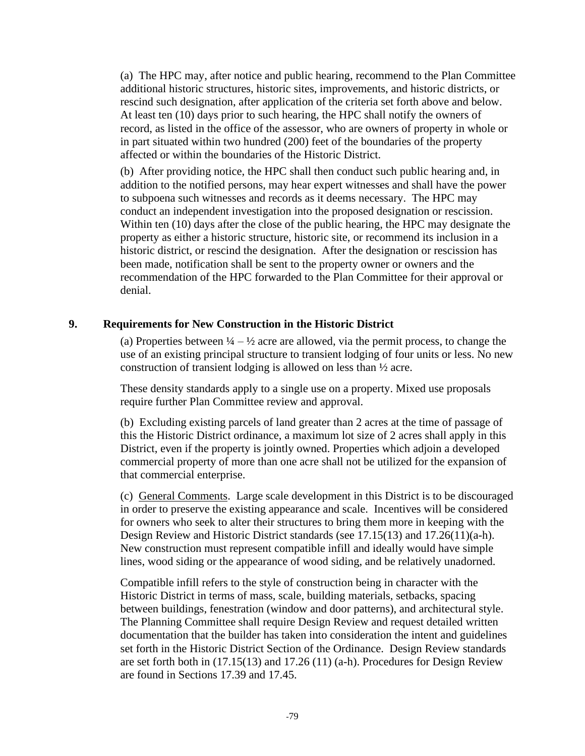(a) The HPC may, after notice and public hearing, recommend to the Plan Committee additional historic structures, historic sites, improvements, and historic districts, or rescind such designation, after application of the criteria set forth above and below. At least ten (10) days prior to such hearing, the HPC shall notify the owners of record, as listed in the office of the assessor, who are owners of property in whole or in part situated within two hundred (200) feet of the boundaries of the property affected or within the boundaries of the Historic District.

(b) After providing notice, the HPC shall then conduct such public hearing and, in addition to the notified persons, may hear expert witnesses and shall have the power to subpoena such witnesses and records as it deems necessary. The HPC may conduct an independent investigation into the proposed designation or rescission. Within ten (10) days after the close of the public hearing, the HPC may designate the property as either a historic structure, historic site, or recommend its inclusion in a historic district, or rescind the designation. After the designation or rescission has been made, notification shall be sent to the property owner or owners and the recommendation of the HPC forwarded to the Plan Committee for their approval or denial.

## 9. Requirements for New Construction in the Historic District

(a) Properties between ¼ – ½ acre are allowed, via the permit process, to change the use of an existing principal structure to transient lodging of four units or less. No new construction of transient lodging is allowed on less than ½ acre.

These density standards apply to a single use on a property. Mixed use proposals require further Plan Committee review and approval.

(b) Excluding existing parcels of land greater than 2 acres at the time of passage of this the Historic District ordinance, a maximum lot size of 2 acres shall apply in this District, even if the property is jointly owned. Properties which adjoin a developed commercial property of more than one acre shall not be utilized for the expansion of that commercial enterprise.

(c) General Comments. Large scale development in this District is to be discouraged in order to preserve the existing appearance and scale. Incentives will be considered for owners who seek to alter their structures to bring them more in keeping with the Design Review and Historic District standards (see 17.15(13) and 17.26(11)(a-h). New construction must represent compatible infill and ideally would have simple lines, wood siding or the appearance of wood siding, and be relatively unadorned.

Compatible infill refers to the style of construction being in character with the Historic District in terms of mass, scale, building materials, setbacks, spacing between buildings, fenestration (window and door patterns), and architectural style. The Planning Committee shall require Design Review and request detailed written documentation that the builder has taken into consideration the intent and guidelines set forth in the Historic District Section of the Ordinance. Design Review standards are set forth both in (17.15(13) and 17.26 (11) (a-h). Procedures for Design Review are found in Sections 17.39 and 17.45.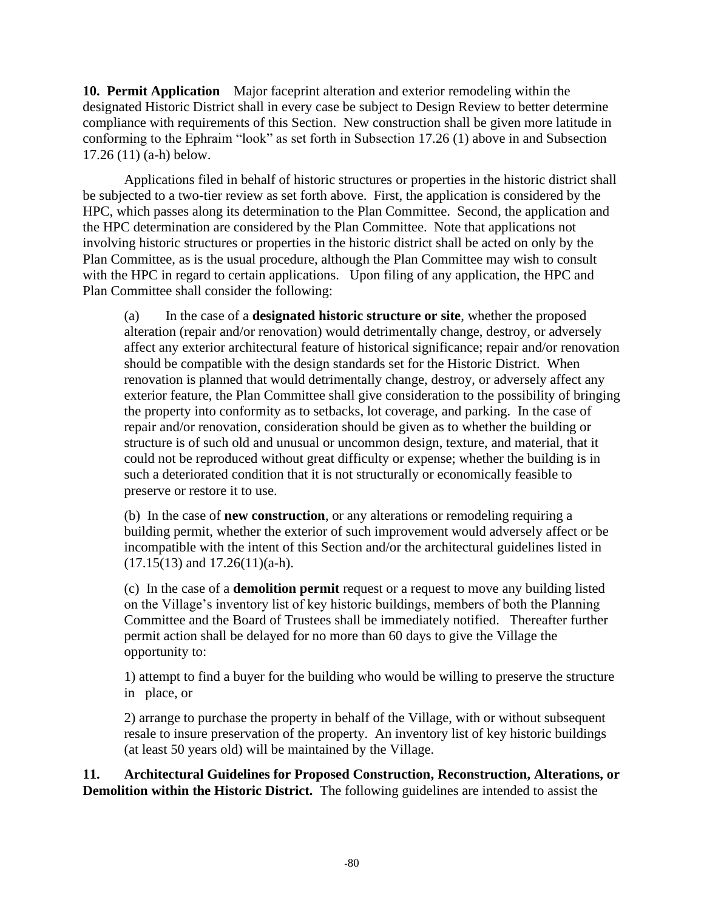**10. Permit Application** Major faceprint alteration and exterior remodeling within the designated Historic District shall in every case be subject to Design Review to better determine compliance with requirements of this Section. New construction shall be given more latitude in conforming to the Ephraim "look" as set forth in Subsection 17.26 (1) above in and Subsection 17.26 (11) (a-h) below.

Applications filed in behalf of historic structures or properties in the historic district shall be subjected to a two-tier review as set forth above. First, the application is considered by the HPC, which passes along its determination to the Plan Committee. Second, the application and the HPC determination are considered by the Plan Committee. Note that applications not involving historic structures or properties in the historic district shall be acted on only by the Plan Committee, as is the usual procedure, although the Plan Committee may wish to consult with the HPC in regard to certain applications. Upon filing of any application, the HPC and Plan Committee shall consider the following:

(a) In the case of a **designated historic structure or site**, whether the proposed alteration (repair and/or renovation) would detrimentally change, destroy, or adversely affect any exterior architectural feature of historical significance; repair and/or renovation should be compatible with the design standards set for the Historic District. When renovation is planned that would detrimentally change, destroy, or adversely affect any exterior feature, the Plan Committee shall give consideration to the possibility of bringing the property into conformity as to setbacks, lot coverage, and parking. In the case of repair and/or renovation, consideration should be given as to whether the building or structure is of such old and unusual or uncommon design, texture, and material, that it could not be reproduced without great difficulty or expense; whether the building is in such a deteriorated condition that it is not structurally or economically feasible to preserve or restore it to use.

(b) In the case of **new construction**, or any alterations or remodeling requiring a building permit, whether the exterior of such improvement would adversely affect or be incompatible with the intent of this Section and/or the architectural guidelines listed in (17.15(13) and 17.26(11)(a-h).

(c) In the case of a **demolition permit** request or a request to move any building listed on the Village's inventory list of key historic buildings, members of both the Planning Committee and the Board of Trustees shall be immediately notified. Thereafter further permit action shall be delayed for no more than 60 days to give the Village the opportunity to:

1) attempt to find a buyer for the building who would be willing to preserve the structure in place, or

2) arrange to purchase the property in behalf of the Village, with or without subsequent resale to insure preservation of the property. An inventory list of key historic buildings (at least 50 years old) will be maintained by the Village.

**11. Architectural Guidelines for Proposed Construction, Reconstruction, Alterations, or Demolition within the Historic District.** The following guidelines are intended to assist the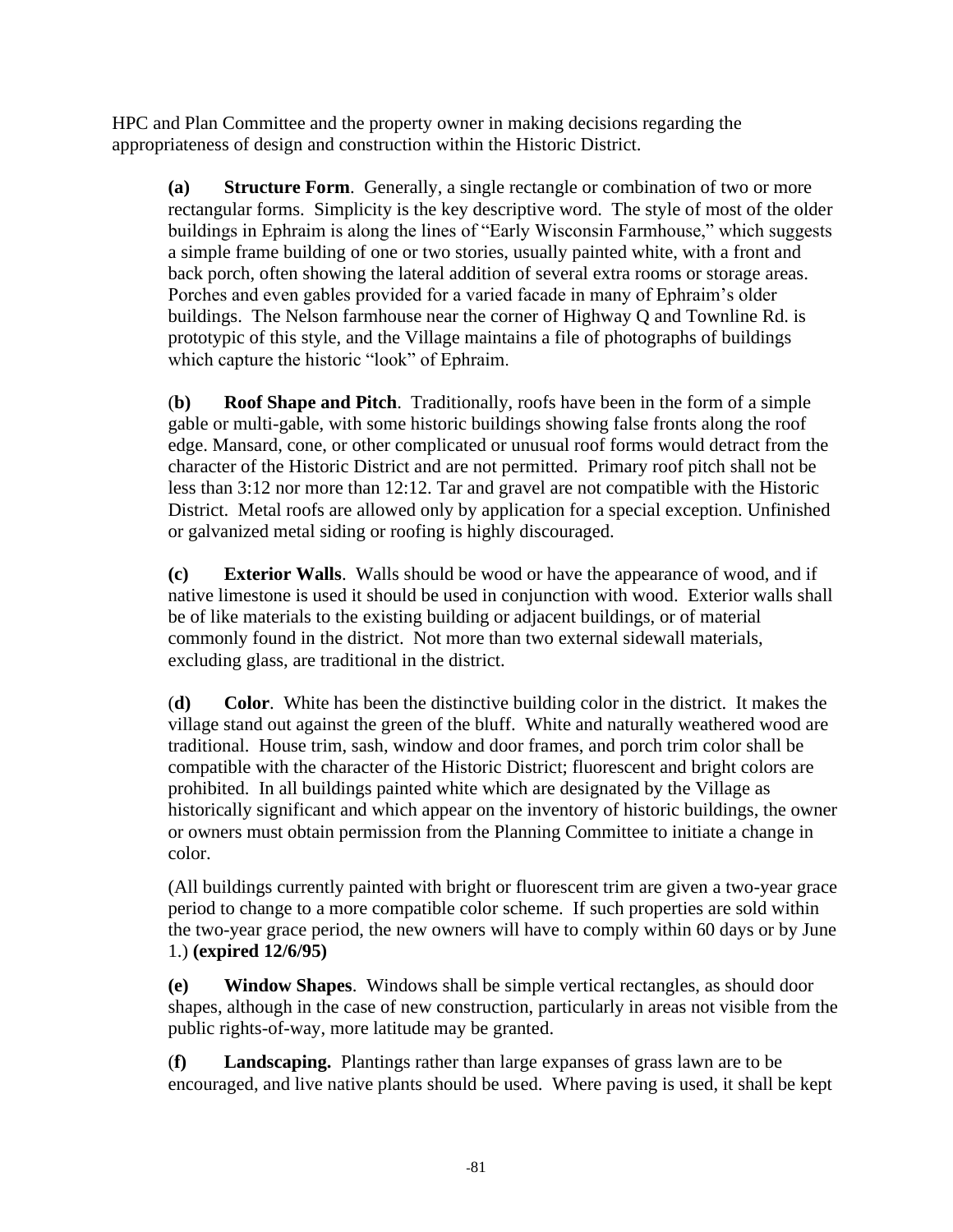HPC and Plan Committee and the property owner in making decisions regarding the appropriateness of design and construction within the Historic District.

**(a) Structure Form**. Generally, a single rectangle or combination of two or more rectangular forms. Simplicity is the key descriptive word. The style of most of the older buildings in Ephraim is along the lines of "Early Wisconsin Farmhouse," which suggests a simple frame building of one or two stories, usually painted white, with a front and back porch, often showing the lateral addition of several extra rooms or storage areas. Porches and even gables provided for a varied facade in many of Ephraim's older buildings. The Nelson farmhouse near the corner of Highway Q and Townline Rd. is prototypic of this style, and the Village maintains a file of photographs of buildings which capture the historic "look" of Ephraim.

(**b) Roof Shape and Pitch**. Traditionally, roofs have been in the form of a simple gable or multi-gable, with some historic buildings showing false fronts along the roof edge. Mansard, cone, or other complicated or unusual roof forms would detract from the character of the Historic District and are not permitted. Primary roof pitch shall not be less than 3:12 nor more than 12:12. Tar and gravel are not compatible with the Historic District. Metal roofs are allowed only by application for a special exception. Unfinished or galvanized metal siding or roofing is highly discouraged.

**(c) Exterior Walls**. Walls should be wood or have the appearance of wood, and if native limestone is used it should be used in conjunction with wood. Exterior walls shall be of like materials to the existing building or adjacent buildings, or of material commonly found in the district. Not more than two external sidewall materials, excluding glass, are traditional in the district.

(**d) Color**. White has been the distinctive building color in the district. It makes the village stand out against the green of the bluff. White and naturally weathered wood are traditional. House trim, sash, window and door frames, and porch trim color shall be compatible with the character of the Historic District; fluorescent and bright colors are prohibited. In all buildings painted white which are designated by the Village as historically significant and which appear on the inventory of historic buildings, the owner or owners must obtain permission from the Planning Committee to initiate a change in color.

(All buildings currently painted with bright or fluorescent trim are given a two-year grace period to change to a more compatible color scheme. If such properties are sold within the two-year grace period, the new owners will have to comply within 60 days or by June 1.) **(expired 12/6/95)**

**(e) Window Shapes**. Windows shall be simple vertical rectangles, as should door shapes, although in the case of new construction, particularly in areas not visible from the public rights-of-way, more latitude may be granted.

(**f) Landscaping.** Plantings rather than large expanses of grass lawn are to be encouraged, and live native plants should be used. Where paving is used, it shall be kept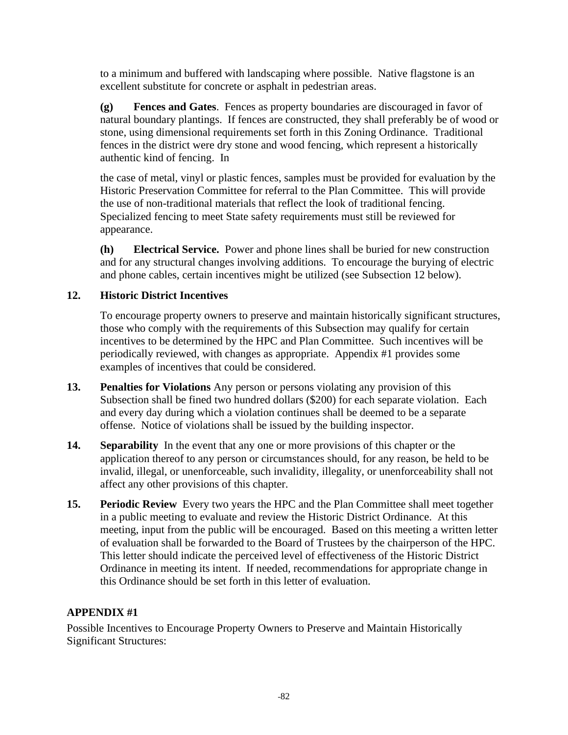to a minimum and buffered with landscaping where possible. Native flagstone is an excellent substitute for concrete or asphalt in pedestrian areas.

**(g) Fences and Gates**. Fences as property boundaries are discouraged in favor of natural boundary plantings. If fences are constructed, they shall preferably be of wood or stone, using dimensional requirements set forth in this Zoning Ordinance. Traditional fences in the district were dry stone and wood fencing, which represent a historically authentic kind of fencing. In

the case of metal, vinyl or plastic fences, samples must be provided for evaluation by the Historic Preservation Committee for referral to the Plan Committee. This will provide the use of non-traditional materials that reflect the look of traditional fencing. Specialized fencing to meet State safety requirements must still be reviewed for appearance.

**(h) Electrical Service.** Power and phone lines shall be buried for new construction and for any structural changes involving additions. To encourage the burying of electric and phone cables, certain incentives might be utilized (see Subsection 12 below).

**12. Historic District Incentives**

To encourage property owners to preserve and maintain historically significant structures, those who comply with the requirements of this Subsection may qualify for certain incentives to be determined by the HPC and Plan Committee. Such incentives will be periodically reviewed, with changes as appropriate. Appendix #1 provides some examples of incentives that could be considered.

**13. Penalties for Violations** Any person or persons violating any provision of this Subsection shall be fined two hundred dollars ($200) for each separate violation. Each and every day during which a violation continues shall be deemed to be a separate offense. Notice of violations shall be issued by the building inspector.

**14. Separability** In the event that any one or more provisions of this chapter or the application thereof to any person or circumstances should, for any reason, be held to be invalid, illegal, or unenforceable, such invalidity, illegality, or unenforceability shall not affect any other provisions of this chapter.

**15. Periodic Review** Every two years the HPC and the Plan Committee shall meet together in a public meeting to evaluate and review the Historic District Ordinance. At this meeting, input from the public will be encouraged. Based on this meeting a written letter of evaluation shall be forwarded to the Board of Trustees by the chairperson of the HPC. This letter should indicate the perceived level of effectiveness of the Historic District Ordinance in meeting its intent. If needed, recommendations for appropriate change in this Ordinance should be set forth in this letter of evaluation.

**APPENDIX #1**

Possible Incentives to Encourage Property Owners to Preserve and Maintain Historically Significant Structures: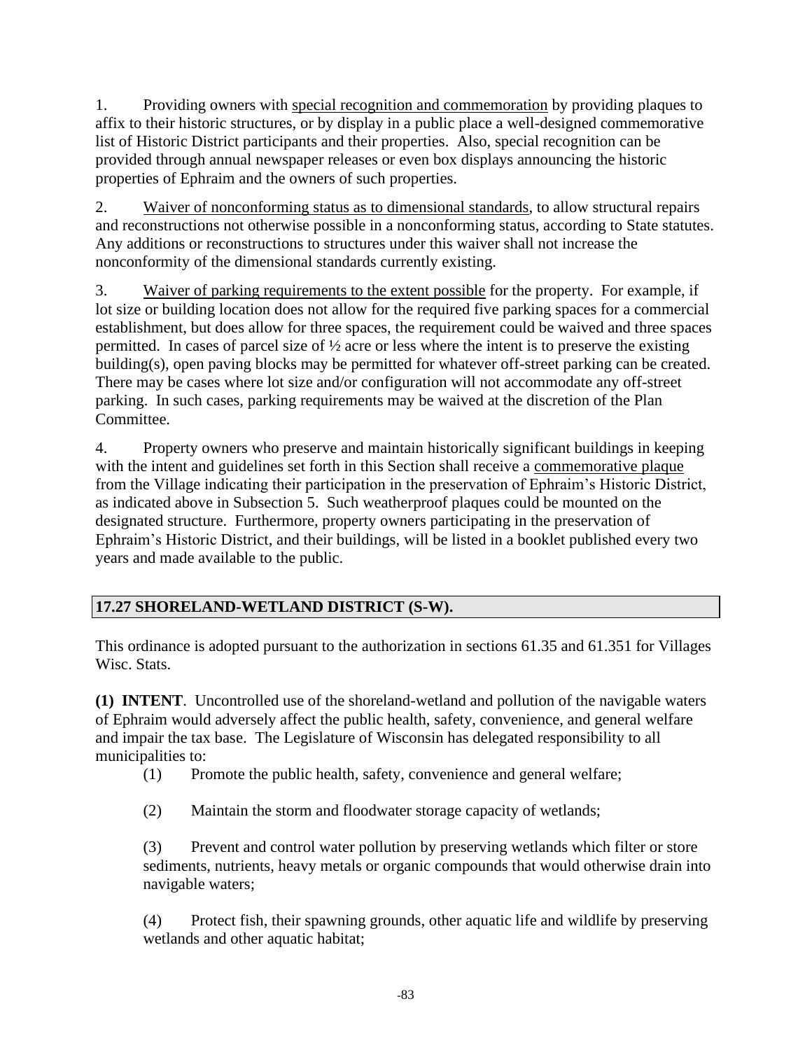1. Providing owners with <u>special recognition and commemoration</u> by providing plaques to affix to their historic structures, or by display in a public place a well-designed commemorative list of Historic District participants and their properties. Also, special recognition can be provided through annual newspaper releases or even box displays announcing the historic properties of Ephraim and the owners of such properties.

2. <u>Waiver of nonconforming status as to dimensional standards</u>, to allow structural repairs and reconstructions not otherwise possible in a nonconforming status, according to State statutes. Any additions or reconstructions to structures under this waiver shall not increase the nonconformity of the dimensional standards currently existing.

3. <u>Waiver of parking requirements to the extent possible</u> for the property. For example, if lot size or building location does not allow for the required five parking spaces for a commercial establishment, but does allow for three spaces, the requirement could be waived and three spaces permitted. In cases of parcel size of ½ acre or less where the intent is to preserve the existing building(s), open paving blocks may be permitted for whatever off-street parking can be created. There may be cases where lot size and/or configuration will not accommodate any off-street parking. In such cases, parking requirements may be waived at the discretion of the Plan Committee.

4. Property owners who preserve and maintain historically significant buildings in keeping with the intent and guidelines set forth in this Section shall receive a <u>commemorative plaque</u> from the Village indicating their participation in the preservation of Ephraim's Historic District, as indicated above in Subsection 5. Such weatherproof plaques could be mounted on the designated structure. Furthermore, property owners participating in the preservation of Ephraim's Historic District, and their buildings, will be listed in a booklet published every two years and made available to the public.

## 17.27 SHORELAND-WETLAND DISTRICT (S-W).

This ordinance is adopted pursuant to the authorization in sections 61.35 and 61.351 for Villages Wisc. Stats.

**(1) INTENT**. Uncontrolled use of the shoreland-wetland and pollution of the navigable waters of Ephraim would adversely affect the public health, safety, convenience, and general welfare and impair the tax base. The Legislature of Wisconsin has delegated responsibility to all municipalities to:

(1) Promote the public health, safety, convenience and general welfare;

(2) Maintain the storm and floodwater storage capacity of wetlands;

(3) Prevent and control water pollution by preserving wetlands which filter or store sediments, nutrients, heavy metals or organic compounds that would otherwise drain into navigable waters;

(4) Protect fish, their spawning grounds, other aquatic life and wildlife by preserving wetlands and other aquatic habitat;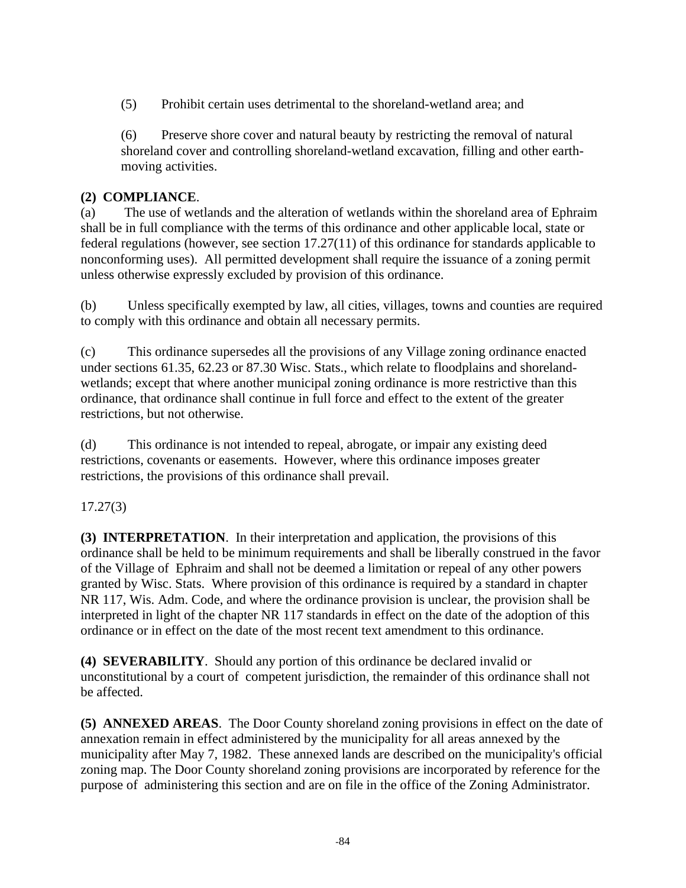(5) Prohibit certain uses detrimental to the shoreland-wetland area; and

(6) Preserve shore cover and natural beauty by restricting the removal of natural shoreland cover and controlling shoreland-wetland excavation, filling and other earth-moving activities.

**(2) COMPLIANCE**.

(a) The use of wetlands and the alteration of wetlands within the shoreland area of Ephraim shall be in full compliance with the terms of this ordinance and other applicable local, state or federal regulations (however, see section 17.27(11) of this ordinance for standards applicable to nonconforming uses). All permitted development shall require the issuance of a zoning permit unless otherwise expressly excluded by provision of this ordinance.

(b) Unless specifically exempted by law, all cities, villages, towns and counties are required to comply with this ordinance and obtain all necessary permits.

(c) This ordinance supersedes all the provisions of any Village zoning ordinance enacted under sections 61.35, 62.23 or 87.30 Wisc. Stats., which relate to floodplains and shoreland-wetlands; except that where another municipal zoning ordinance is more restrictive than this ordinance, that ordinance shall continue in full force and effect to the extent of the greater restrictions, but not otherwise.

(d) This ordinance is not intended to repeal, abrogate, or impair any existing deed restrictions, covenants or easements. However, where this ordinance imposes greater restrictions, the provisions of this ordinance shall prevail.

17.27(3)

**(3) INTERPRETATION**. In their interpretation and application, the provisions of this ordinance shall be held to be minimum requirements and shall be liberally construed in the favor of the Village of Ephraim and shall not be deemed a limitation or repeal of any other powers granted by Wisc. Stats. Where provision of this ordinance is required by a standard in chapter NR 117, Wis. Adm. Code, and where the ordinance provision is unclear, the provision shall be interpreted in light of the chapter NR 117 standards in effect on the date of the adoption of this ordinance or in effect on the date of the most recent text amendment to this ordinance.

**(4) SEVERABILITY**. Should any portion of this ordinance be declared invalid or unconstitutional by a court of competent jurisdiction, the remainder of this ordinance shall not be affected.

**(5) ANNEXED AREAS**. The Door County shoreland zoning provisions in effect on the date of annexation remain in effect administered by the municipality for all areas annexed by the municipality after May 7, 1982. These annexed lands are described on the municipality's official zoning map. The Door County shoreland zoning provisions are incorporated by reference for the purpose of administering this section and are on file in the office of the Zoning Administrator.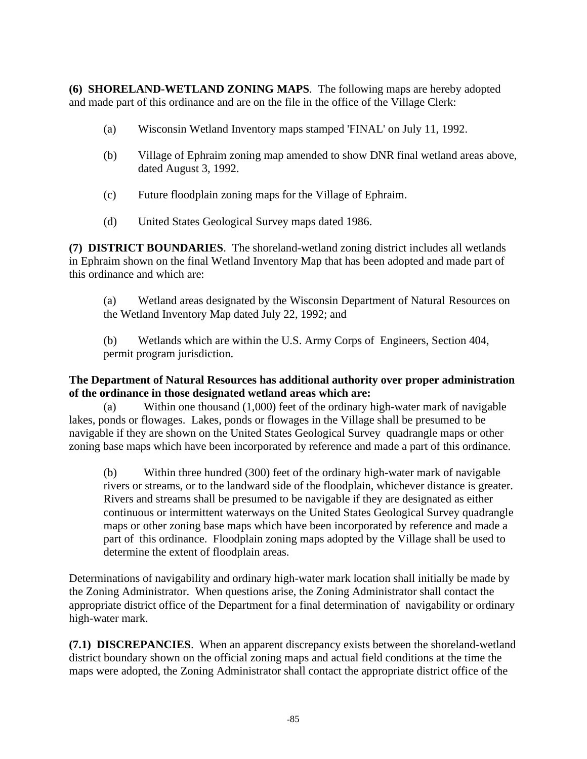**(6) SHORELAND-WETLAND ZONING MAPS**. The following maps are hereby adopted and made part of this ordinance and are on the file in the office of the Village Clerk:

(a) Wisconsin Wetland Inventory maps stamped 'FINAL' on July 11, 1992.

(b) Village of Ephraim zoning map amended to show DNR final wetland areas above, dated August 3, 1992.

(c) Future floodplain zoning maps for the Village of Ephraim.

(d) United States Geological Survey maps dated 1986.

**(7) DISTRICT BOUNDARIES**. The shoreland-wetland zoning district includes all wetlands in Ephraim shown on the final Wetland Inventory Map that has been adopted and made part of this ordinance and which are:

(a) Wetland areas designated by the Wisconsin Department of Natural Resources on the Wetland Inventory Map dated July 22, 1992; and

(b) Wetlands which are within the U.S. Army Corps of Engineers, Section 404, permit program jurisdiction.

**The Department of Natural Resources has additional authority over proper administration of the ordinance in those designated wetland areas which are:**

(a) Within one thousand (1,000) feet of the ordinary high-water mark of navigable lakes, ponds or flowages. Lakes, ponds or flowages in the Village shall be presumed to be navigable if they are shown on the United States Geological Survey quadrangle maps or other zoning base maps which have been incorporated by reference and made a part of this ordinance.

(b) Within three hundred (300) feet of the ordinary high-water mark of navigable rivers or streams, or to the landward side of the floodplain, whichever distance is greater. Rivers and streams shall be presumed to be navigable if they are designated as either continuous or intermittent waterways on the United States Geological Survey quadrangle maps or other zoning base maps which have been incorporated by reference and made a part of this ordinance. Floodplain zoning maps adopted by the Village shall be used to determine the extent of floodplain areas.

Determinations of navigability and ordinary high-water mark location shall initially be made by the Zoning Administrator. When questions arise, the Zoning Administrator shall contact the appropriate district office of the Department for a final determination of navigability or ordinary high-water mark.

**(7.1) DISCREPANCIES**. When an apparent discrepancy exists between the shoreland-wetland district boundary shown on the official zoning maps and actual field conditions at the time the maps were adopted, the Zoning Administrator shall contact the appropriate district office of the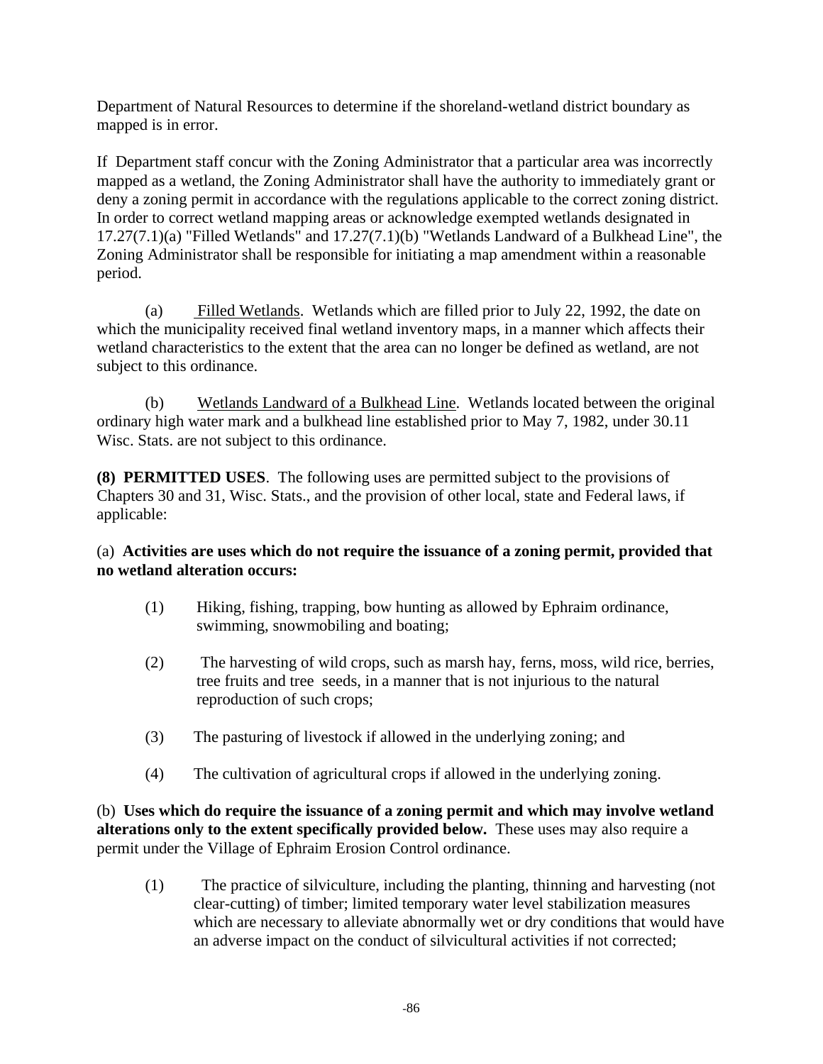Department of Natural Resources to determine if the shoreland-wetland district boundary as mapped is in error.

If Department staff concur with the Zoning Administrator that a particular area was incorrectly mapped as a wetland, the Zoning Administrator shall have the authority to immediately grant or deny a zoning permit in accordance with the regulations applicable to the correct zoning district. In order to correct wetland mapping areas or acknowledge exempted wetlands designated in 17.27(7.1)(a) "Filled Wetlands" and 17.27(7.1)(b) "Wetlands Landward of a Bulkhead Line", the Zoning Administrator shall be responsible for initiating a map amendment within a reasonable period.

(a) Filled Wetlands. Wetlands which are filled prior to July 22, 1992, the date on which the municipality received final wetland inventory maps, in a manner which affects their wetland characteristics to the extent that the area can no longer be defined as wetland, are not subject to this ordinance.

(b) Wetlands Landward of a Bulkhead Line. Wetlands located between the original ordinary high water mark and a bulkhead line established prior to May 7, 1982, under 30.11 Wisc. Stats. are not subject to this ordinance.

**(8) PERMITTED USES**. The following uses are permitted subject to the provisions of Chapters 30 and 31, Wisc. Stats., and the provision of other local, state and Federal laws, if applicable:

(a) **Activities are uses which do not require the issuance of a zoning permit, provided that no wetland alteration occurs:**

(1) Hiking, fishing, trapping, bow hunting as allowed by Ephraim ordinance, swimming, snowmobiling and boating;

(2) The harvesting of wild crops, such as marsh hay, ferns, moss, wild rice, berries, tree fruits and tree seeds, in a manner that is not injurious to the natural reproduction of such crops;

(3) The pasturing of livestock if allowed in the underlying zoning; and

(4) The cultivation of agricultural crops if allowed in the underlying zoning.

(b) **Uses which do require the issuance of a zoning permit and which may involve wetland alterations only to the extent specifically provided below.** These uses may also require a permit under the Village of Ephraim Erosion Control ordinance.

(1) The practice of silviculture, including the planting, thinning and harvesting (not clear-cutting) of timber; limited temporary water level stabilization measures which are necessary to alleviate abnormally wet or dry conditions that would have an adverse impact on the conduct of silvicultural activities if not corrected;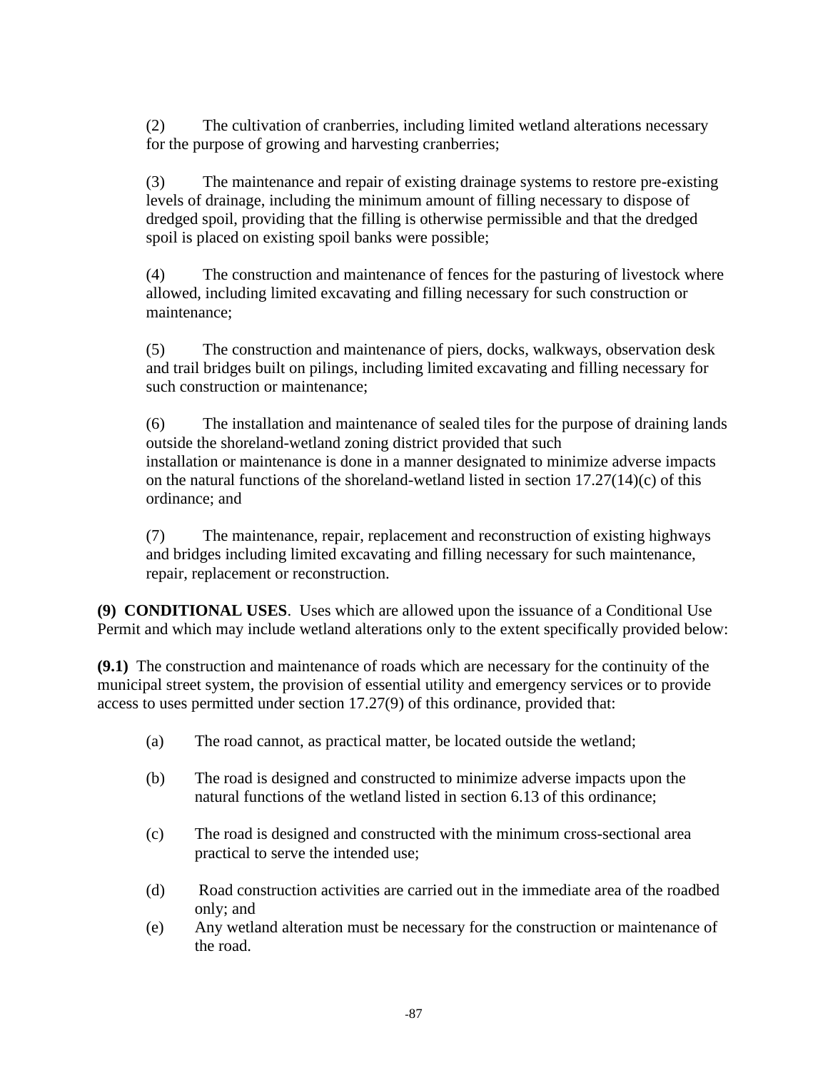(2) The cultivation of cranberries, including limited wetland alterations necessary for the purpose of growing and harvesting cranberries;

(3) The maintenance and repair of existing drainage systems to restore pre-existing levels of drainage, including the minimum amount of filling necessary to dispose of dredged spoil, providing that the filling is otherwise permissible and that the dredged spoil is placed on existing spoil banks were possible;

(4) The construction and maintenance of fences for the pasturing of livestock where allowed, including limited excavating and filling necessary for such construction or maintenance;

(5) The construction and maintenance of piers, docks, walkways, observation desk and trail bridges built on pilings, including limited excavating and filling necessary for such construction or maintenance;

(6) The installation and maintenance of sealed tiles for the purpose of draining lands outside the shoreland-wetland zoning district provided that such installation or maintenance is done in a manner designated to minimize adverse impacts on the natural functions of the shoreland-wetland listed in section 17.27(14)(c) of this ordinance; and

(7) The maintenance, repair, replacement and reconstruction of existing highways and bridges including limited excavating and filling necessary for such maintenance, repair, replacement or reconstruction.

**(9) CONDITIONAL USES**. Uses which are allowed upon the issuance of a Conditional Use Permit and which may include wetland alterations only to the extent specifically provided below:

**(9.1)** The construction and maintenance of roads which are necessary for the continuity of the municipal street system, the provision of essential utility and emergency services or to provide access to uses permitted under section 17.27(9) of this ordinance, provided that:

(a) The road cannot, as practical matter, be located outside the wetland;

(b) The road is designed and constructed to minimize adverse impacts upon the natural functions of the wetland listed in section 6.13 of this ordinance;

(c) The road is designed and constructed with the minimum cross-sectional area practical to serve the intended use;

(d) Road construction activities are carried out in the immediate area of the roadbed only; and

(e) Any wetland alteration must be necessary for the construction or maintenance of the road.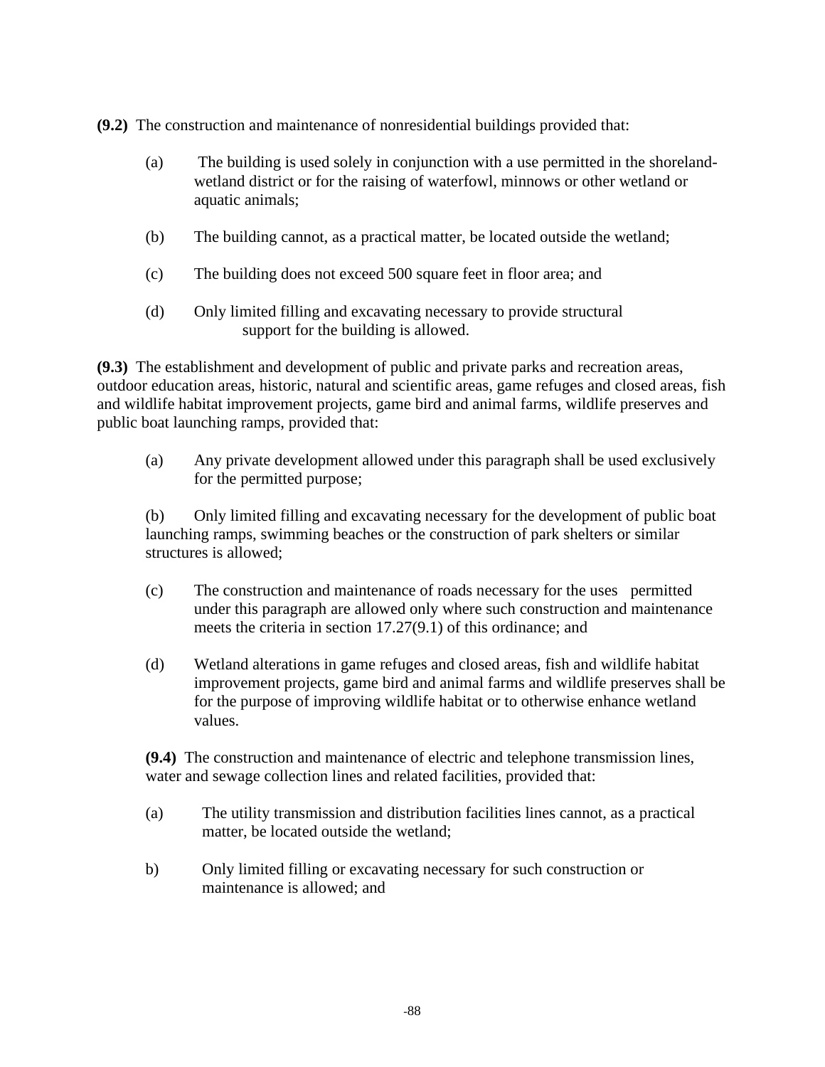**(9.2)** The construction and maintenance of nonresidential buildings provided that:

(a) The building is used solely in conjunction with a use permitted in the shoreland-wetland district or for the raising of waterfowl, minnows or other wetland or aquatic animals;

(b) The building cannot, as a practical matter, be located outside the wetland;

(c) The building does not exceed 500 square feet in floor area; and

(d) Only limited filling and excavating necessary to provide structural support for the building is allowed.

**(9.3)** The establishment and development of public and private parks and recreation areas, outdoor education areas, historic, natural and scientific areas, game refuges and closed areas, fish and wildlife habitat improvement projects, game bird and animal farms, wildlife preserves and public boat launching ramps, provided that:

(a) Any private development allowed under this paragraph shall be used exclusively for the permitted purpose;

(b) Only limited filling and excavating necessary for the development of public boat launching ramps, swimming beaches or the construction of park shelters or similar structures is allowed;

(c) The construction and maintenance of roads necessary for the uses permitted under this paragraph are allowed only where such construction and maintenance meets the criteria in section 17.27(9.1) of this ordinance; and

(d) Wetland alterations in game refuges and closed areas, fish and wildlife habitat improvement projects, game bird and animal farms and wildlife preserves shall be for the purpose of improving wildlife habitat or to otherwise enhance wetland values.

**(9.4)** The construction and maintenance of electric and telephone transmission lines, water and sewage collection lines and related facilities, provided that:

(a) The utility transmission and distribution facilities lines cannot, as a practical matter, be located outside the wetland;

b) Only limited filling or excavating necessary for such construction or maintenance is allowed; and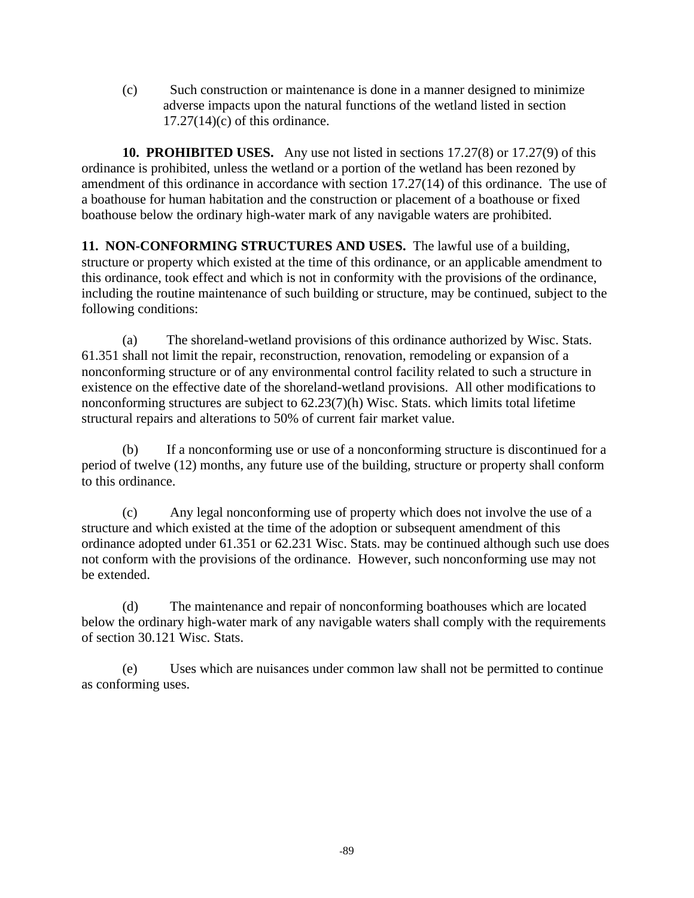(c) Such construction or maintenance is done in a manner designed to minimize adverse impacts upon the natural functions of the wetland listed in section 17.27(14)(c) of this ordinance.

**10. PROHIBITED USES.** Any use not listed in sections 17.27(8) or 17.27(9) of this ordinance is prohibited, unless the wetland or a portion of the wetland has been rezoned by amendment of this ordinance in accordance with section 17.27(14) of this ordinance. The use of a boathouse for human habitation and the construction or placement of a boathouse or fixed boathouse below the ordinary high-water mark of any navigable waters are prohibited.

**11. NON-CONFORMING STRUCTURES AND USES.** The lawful use of a building, structure or property which existed at the time of this ordinance, or an applicable amendment to this ordinance, took effect and which is not in conformity with the provisions of the ordinance, including the routine maintenance of such building or structure, may be continued, subject to the following conditions:

(a) The shoreland-wetland provisions of this ordinance authorized by Wisc. Stats. 61.351 shall not limit the repair, reconstruction, renovation, remodeling or expansion of a nonconforming structure or of any environmental control facility related to such a structure in existence on the effective date of the shoreland-wetland provisions. All other modifications to nonconforming structures are subject to 62.23(7)(h) Wisc. Stats. which limits total lifetime structural repairs and alterations to 50% of current fair market value.

(b) If a nonconforming use or use of a nonconforming structure is discontinued for a period of twelve (12) months, any future use of the building, structure or property shall conform to this ordinance.

(c) Any legal nonconforming use of property which does not involve the use of a structure and which existed at the time of the adoption or subsequent amendment of this ordinance adopted under 61.351 or 62.231 Wisc. Stats. may be continued although such use does not conform with the provisions of the ordinance. However, such nonconforming use may not be extended.

(d) The maintenance and repair of nonconforming boathouses which are located below the ordinary high-water mark of any navigable waters shall comply with the requirements of section 30.121 Wisc. Stats.

(e) Uses which are nuisances under common law shall not be permitted to continue as conforming uses.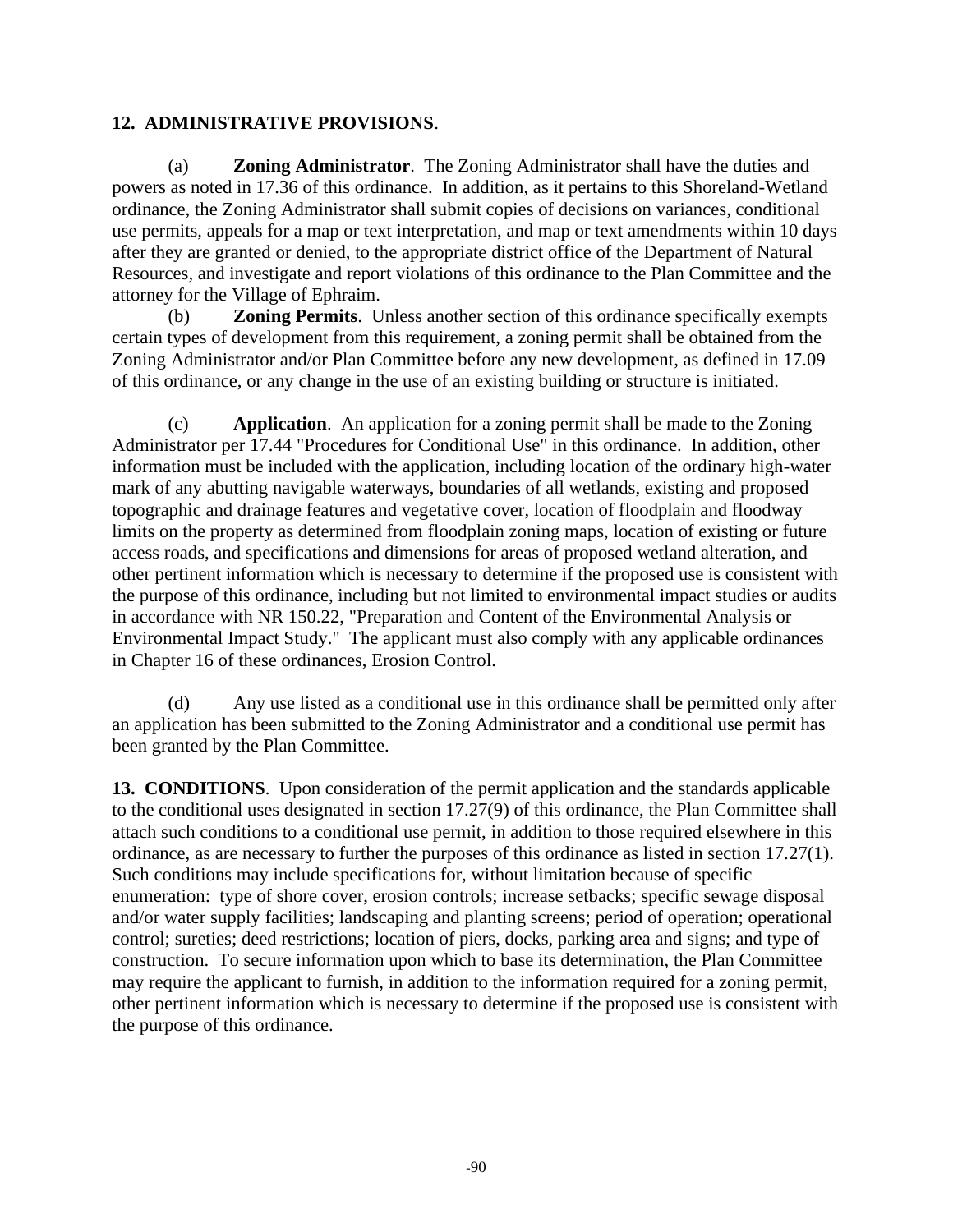**12. ADMINISTRATIVE PROVISIONS**.

(a) **Zoning Administrator**. The Zoning Administrator shall have the duties and powers as noted in 17.36 of this ordinance. In addition, as it pertains to this Shoreland-Wetland ordinance, the Zoning Administrator shall submit copies of decisions on variances, conditional use permits, appeals for a map or text interpretation, and map or text amendments within 10 days after they are granted or denied, to the appropriate district office of the Department of Natural Resources, and investigate and report violations of this ordinance to the Plan Committee and the attorney for the Village of Ephraim.

(b) **Zoning Permits**. Unless another section of this ordinance specifically exempts certain types of development from this requirement, a zoning permit shall be obtained from the Zoning Administrator and/or Plan Committee before any new development, as defined in 17.09 of this ordinance, or any change in the use of an existing building or structure is initiated.

(c) **Application**. An application for a zoning permit shall be made to the Zoning Administrator per 17.44 "Procedures for Conditional Use" in this ordinance. In addition, other information must be included with the application, including location of the ordinary high-water mark of any abutting navigable waterways, boundaries of all wetlands, existing and proposed topographic and drainage features and vegetative cover, location of floodplain and floodway limits on the property as determined from floodplain zoning maps, location of existing or future access roads, and specifications and dimensions for areas of proposed wetland alteration, and other pertinent information which is necessary to determine if the proposed use is consistent with the purpose of this ordinance, including but not limited to environmental impact studies or audits in accordance with NR 150.22, "Preparation and Content of the Environmental Analysis or Environmental Impact Study." The applicant must also comply with any applicable ordinances in Chapter 16 of these ordinances, Erosion Control.

(d) Any use listed as a conditional use in this ordinance shall be permitted only after an application has been submitted to the Zoning Administrator and a conditional use permit has been granted by the Plan Committee.

**13. CONDITIONS**. Upon consideration of the permit application and the standards applicable to the conditional uses designated in section 17.27(9) of this ordinance, the Plan Committee shall attach such conditions to a conditional use permit, in addition to those required elsewhere in this ordinance, as are necessary to further the purposes of this ordinance as listed in section 17.27(1). Such conditions may include specifications for, without limitation because of specific enumeration: type of shore cover, erosion controls; increase setbacks; specific sewage disposal and/or water supply facilities; landscaping and planting screens; period of operation; operational control; sureties; deed restrictions; location of piers, docks, parking area and signs; and type of construction. To secure information upon which to base its determination, the Plan Committee may require the applicant to furnish, in addition to the information required for a zoning permit, other pertinent information which is necessary to determine if the proposed use is consistent with the purpose of this ordinance.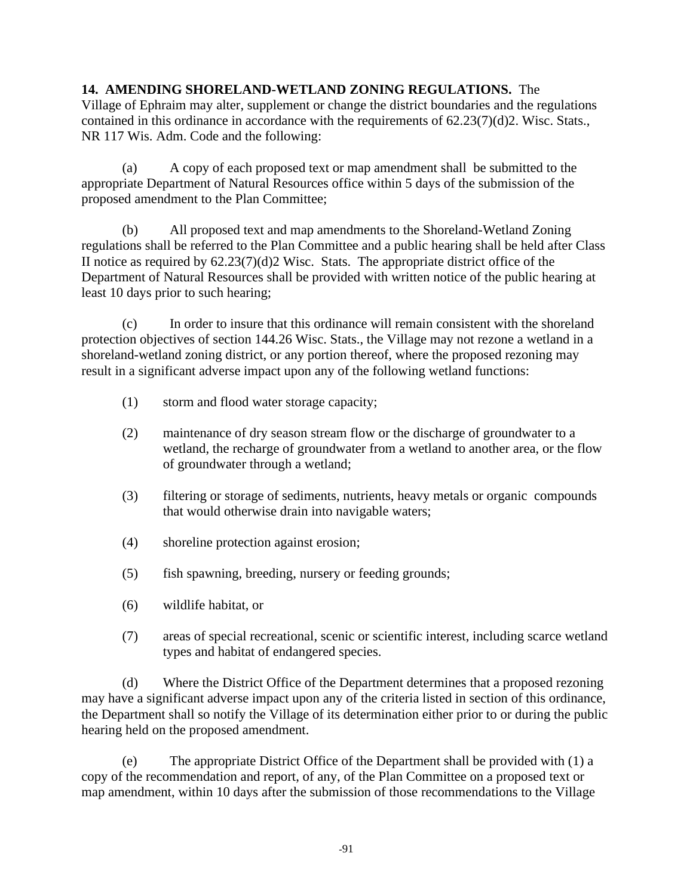**14. AMENDING SHORELAND-WETLAND ZONING REGULATIONS.** The Village of Ephraim may alter, supplement or change the district boundaries and the regulations contained in this ordinance in accordance with the requirements of 62.23(7)(d)2. Wisc. Stats., NR 117 Wis. Adm. Code and the following:

(a) A copy of each proposed text or map amendment shall be submitted to the appropriate Department of Natural Resources office within 5 days of the submission of the proposed amendment to the Plan Committee;

(b) All proposed text and map amendments to the Shoreland-Wetland Zoning regulations shall be referred to the Plan Committee and a public hearing shall be held after Class II notice as required by 62.23(7)(d)2 Wisc. Stats. The appropriate district office of the Department of Natural Resources shall be provided with written notice of the public hearing at least 10 days prior to such hearing;

(c) In order to insure that this ordinance will remain consistent with the shoreland protection objectives of section 144.26 Wisc. Stats., the Village may not rezone a wetland in a shoreland-wetland zoning district, or any portion thereof, where the proposed rezoning may result in a significant adverse impact upon any of the following wetland functions:

(1) storm and flood water storage capacity;

(2) maintenance of dry season stream flow or the discharge of groundwater to a wetland, the recharge of groundwater from a wetland to another area, or the flow of groundwater through a wetland;

(3) filtering or storage of sediments, nutrients, heavy metals or organic compounds that would otherwise drain into navigable waters;

(4) shoreline protection against erosion;

(5) fish spawning, breeding, nursery or feeding grounds;

(6) wildlife habitat, or

(7) areas of special recreational, scenic or scientific interest, including scarce wetland types and habitat of endangered species.

(d) Where the District Office of the Department determines that a proposed rezoning may have a significant adverse impact upon any of the criteria listed in section of this ordinance, the Department shall so notify the Village of its determination either prior to or during the public hearing held on the proposed amendment.

(e) The appropriate District Office of the Department shall be provided with (1) a copy of the recommendation and report, of any, of the Plan Committee on a proposed text or map amendment, within 10 days after the submission of those recommendations to the Village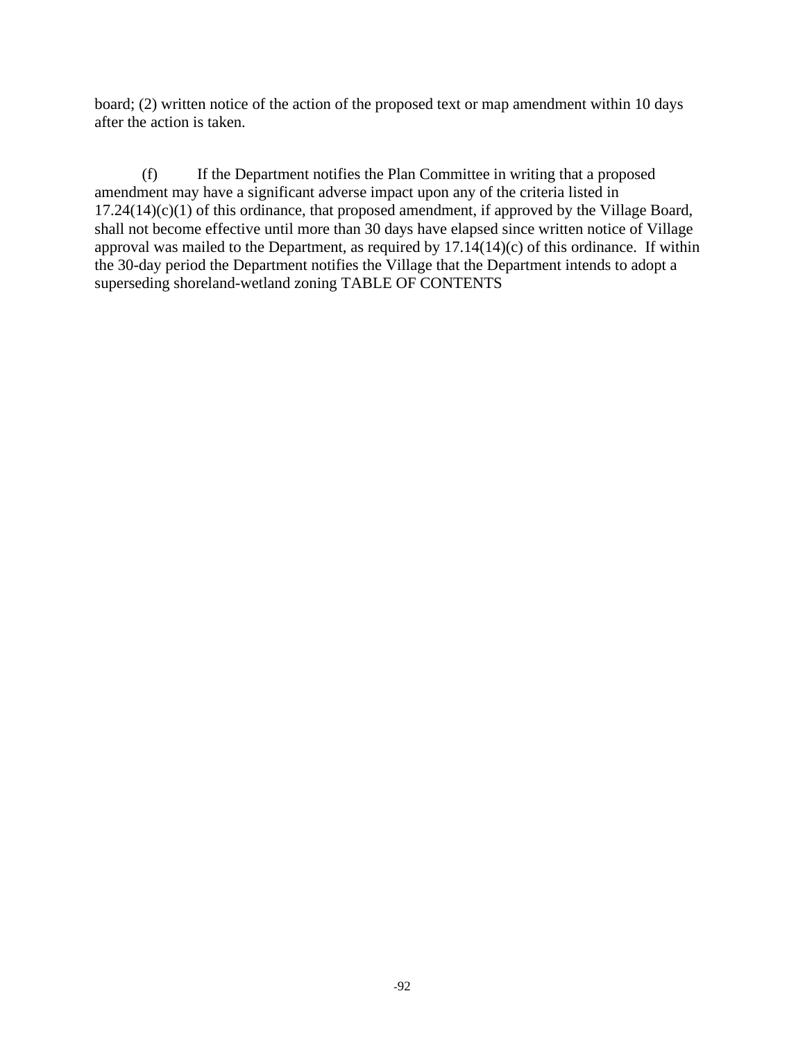board; (2) written notice of the action of the proposed text or map amendment within 10 days after the action is taken.

(f) If the Department notifies the Plan Committee in writing that a proposed amendment may have a significant adverse impact upon any of the criteria listed in 17.24(14)(c)(1) of this ordinance, that proposed amendment, if approved by the Village Board, shall not become effective until more than 30 days have elapsed since written notice of Village approval was mailed to the Department, as required by 17.14(14)(c) of this ordinance. If within the 30-day period the Department notifies the Village that the Department intends to adopt a superseding shoreland-wetland zoning TABLE OF CONTENTS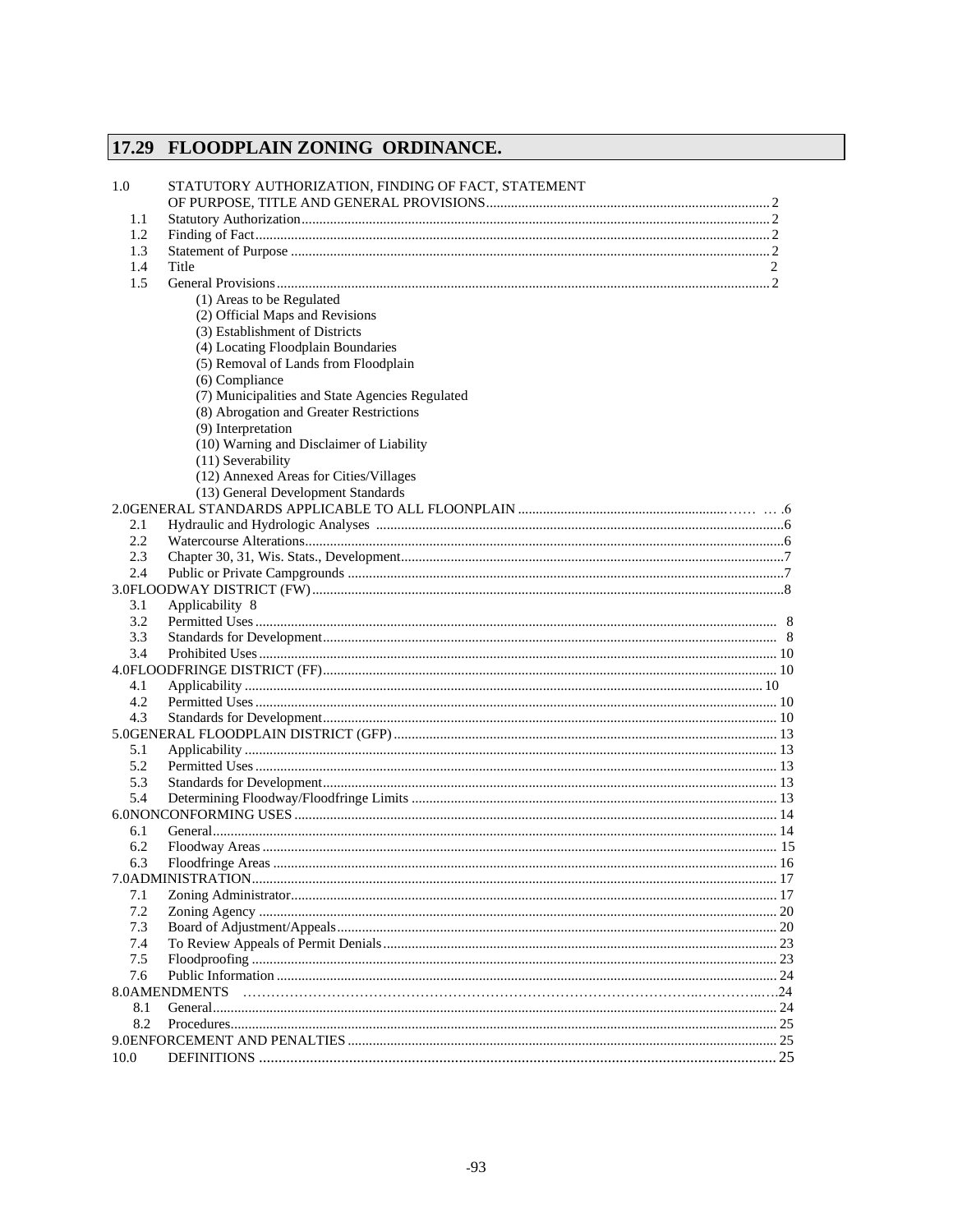# 17.29 FLOODPLAIN ZONING ORDINANCE.

| | | |
|---|---|---|
| 1.0 | STATUTORY AUTHORIZATION, FINDING OF FACT, STATEMENT OF PURPOSE, TITLE AND GENERAL PROVISIONS | 2 |
| 1.1 | Statutory Authorization | 2 |
| 1.2 | Finding of Fact | 2 |
| 1.3 | Statement of Purpose | 2 |
| 1.4 | Title | 2 |
| 1.5 | General Provisions | 2 |
| | (1) Areas to be Regulated | |
| | (2) Official Maps and Revisions | |
| | (3) Establishment of Districts | |
| | (4) Locating Floodplain Boundaries | |
| | (5) Removal of Lands from Floodplain | |
| | (6) Compliance | |
| | (7) Municipalities and State Agencies Regulated | |
| | (8) Abrogation and Greater Restrictions | |
| | (9) Interpretation | |
| | (10) Warning and Disclaimer of Liability | |
| | (11) Severability | |
| | (12) Annexed Areas for Cities/Villages | |
| | (13) General Development Standards | |
| 2.0 | GENERAL STANDARDS APPLICABLE TO ALL FLOONPLAIN | 6 |
| 2.1 | Hydraulic and Hydrologic Analyses | 6 |
| 2.2 | Watercourse Alterations | 6 |
| 2.3 | Chapter 30, 31, Wis. Stats., Development | 7 |
| 2.4 | Public or Private Campgrounds | 7 |
| 3.0 | FLOODWAY DISTRICT (FW) | 8 |
| 3.1 | Applicability | 8 |
| 3.2 | Permitted Uses | 8 |
| 3.3 | Standards for Development | 8 |
| 3.4 | Prohibited Uses | 10 |
| 4.0 | FLOODFRINGE DISTRICT (FF) | 10 |
| 4.1 | Applicability | 10 |
| 4.2 | Permitted Uses | 10 |
| 4.3 | Standards for Development | 10 |
| 5.0 | GENERAL FLOODPLAIN DISTRICT (GFP) | 13 |
| 5.1 | Applicability | 13 |
| 5.2 | Permitted Uses | 13 |
| 5.3 | Standards for Development | 13 |
| 5.4 | Determining Floodway/Floodfringe Limits | 13 |
| 6.0 | NONCONFORMING USES | 14 |
| 6.1 | General | 14 |
| 6.2 | Floodway Areas | 15 |
| 6.3 | Floodfringe Areas | 16 |
| 7.0 | ADMINISTRATION | 17 |
| 7.1 | Zoning Administrator | 17 |
| 7.2 | Zoning Agency | 20 |
| 7.3 | Board of Adjustment/Appeals | 20 |
| 7.4 | To Review Appeals of Permit Denials | 23 |
| 7.5 | Floodproofing | 23 |
| 7.6 | Public Information | 24 |
| 8.0 | AMENDMENTS | 24 |
| 8.1 | General | 24 |
| 8.2 | Procedures | 25 |
| 9.0 | ENFORCEMENT AND PENALTIES | 25 |
| 10.0 | DEFINITIONS | 25 |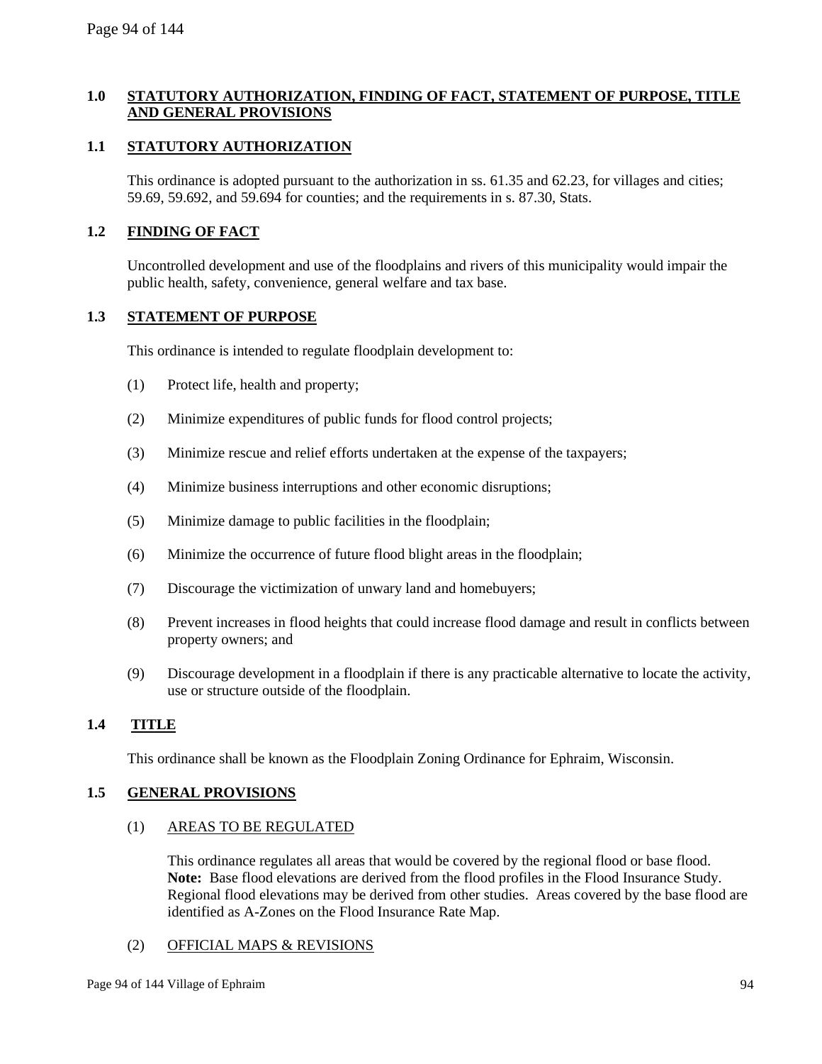## 1.0 STATUTORY AUTHORIZATION, FINDING OF FACT, STATEMENT OF PURPOSE, TITLE AND GENERAL PROVISIONS

### 1.1 STATUTORY AUTHORIZATION

This ordinance is adopted pursuant to the authorization in ss. 61.35 and 62.23, for villages and cities; 59.69, 59.692, and 59.694 for counties; and the requirements in s. 87.30, Stats.

### 1.2 FINDING OF FACT

Uncontrolled development and use of the floodplains and rivers of this municipality would impair the public health, safety, convenience, general welfare and tax base.

### 1.3 STATEMENT OF PURPOSE

This ordinance is intended to regulate floodplain development to:

(1) Protect life, health and property;

(2) Minimize expenditures of public funds for flood control projects;

(3) Minimize rescue and relief efforts undertaken at the expense of the taxpayers;

(4) Minimize business interruptions and other economic disruptions;

(5) Minimize damage to public facilities in the floodplain;

(6) Minimize the occurrence of future flood blight areas in the floodplain;

(7) Discourage the victimization of unwary land and homebuyers;

(8) Prevent increases in flood heights that could increase flood damage and result in conflicts between property owners; and

(9) Discourage development in a floodplain if there is any practicable alternative to locate the activity, use or structure outside of the floodplain.

### 1.4 TITLE

This ordinance shall be known as the Floodplain Zoning Ordinance for Ephraim, Wisconsin.

### 1.5 GENERAL PROVISIONS

(1) AREAS TO BE REGULATED

This ordinance regulates all areas that would be covered by the regional flood or base flood. **Note:** Base flood elevations are derived from the flood profiles in the Flood Insurance Study. Regional flood elevations may be derived from other studies. Areas covered by the base flood are identified as A-Zones on the Flood Insurance Rate Map.

(2) OFFICIAL MAPS & REVISIONS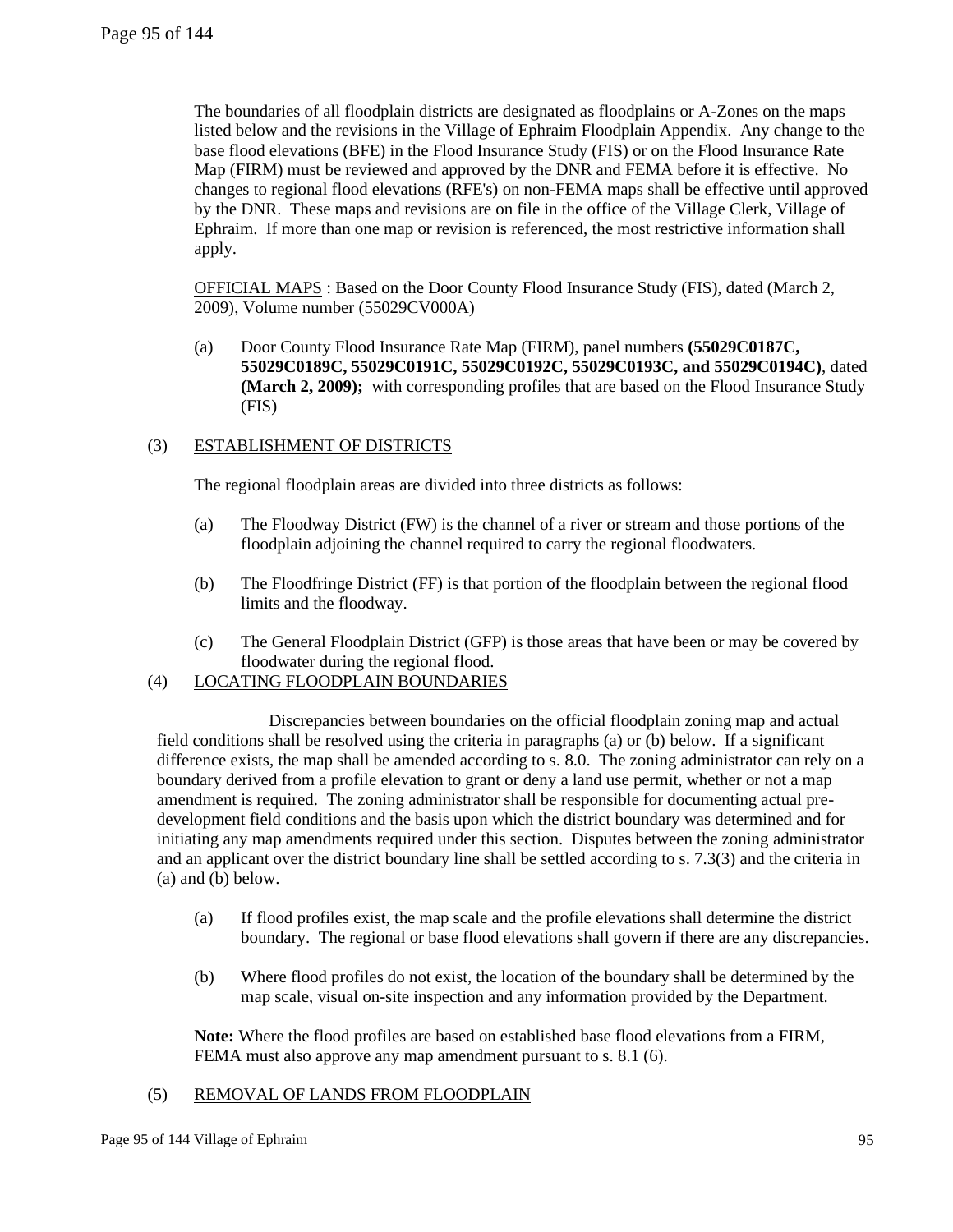The boundaries of all floodplain districts are designated as floodplains or A-Zones on the maps listed below and the revisions in the Village of Ephraim Floodplain Appendix. Any change to the base flood elevations (BFE) in the Flood Insurance Study (FIS) or on the Flood Insurance Rate Map (FIRM) must be reviewed and approved by the DNR and FEMA before it is effective. No changes to regional flood elevations (RFE's) on non-FEMA maps shall be effective until approved by the DNR. These maps and revisions are on file in the office of the Village Clerk, Village of Ephraim. If more than one map or revision is referenced, the most restrictive information shall apply.

OFFICIAL MAPS : Based on the Door County Flood Insurance Study (FIS), dated (March 2, 2009), Volume number (55029CV000A)

(a) Door County Flood Insurance Rate Map (FIRM), panel numbers **(55029C0187C, 55029C0189C, 55029C0191C, 55029C0192C, 55029C0193C, and 55029C0194C)**, dated **(March 2, 2009);** with corresponding profiles that are based on the Flood Insurance Study (FIS)

(3) ESTABLISHMENT OF DISTRICTS

The regional floodplain areas are divided into three districts as follows:

(a) The Floodway District (FW) is the channel of a river or stream and those portions of the floodplain adjoining the channel required to carry the regional floodwaters.

(b) The Floodfringe District (FF) is that portion of the floodplain between the regional flood limits and the floodway.

(c) The General Floodplain District (GFP) is those areas that have been or may be covered by floodwater during the regional flood.

(4) LOCATING FLOODPLAIN BOUNDARIES

Discrepancies between boundaries on the official floodplain zoning map and actual field conditions shall be resolved using the criteria in paragraphs (a) or (b) below. If a significant difference exists, the map shall be amended according to s. 8.0. The zoning administrator can rely on a boundary derived from a profile elevation to grant or deny a land use permit, whether or not a map amendment is required. The zoning administrator shall be responsible for documenting actual pre-development field conditions and the basis upon which the district boundary was determined and for initiating any map amendments required under this section. Disputes between the zoning administrator and an applicant over the district boundary line shall be settled according to s. 7.3(3) and the criteria in (a) and (b) below.

(a) If flood profiles exist, the map scale and the profile elevations shall determine the district boundary. The regional or base flood elevations shall govern if there are any discrepancies.

(b) Where flood profiles do not exist, the location of the boundary shall be determined by the map scale, visual on-site inspection and any information provided by the Department.

**Note:** Where the flood profiles are based on established base flood elevations from a FIRM, FEMA must also approve any map amendment pursuant to s. 8.1 (6).

(5) REMOVAL OF LANDS FROM FLOODPLAIN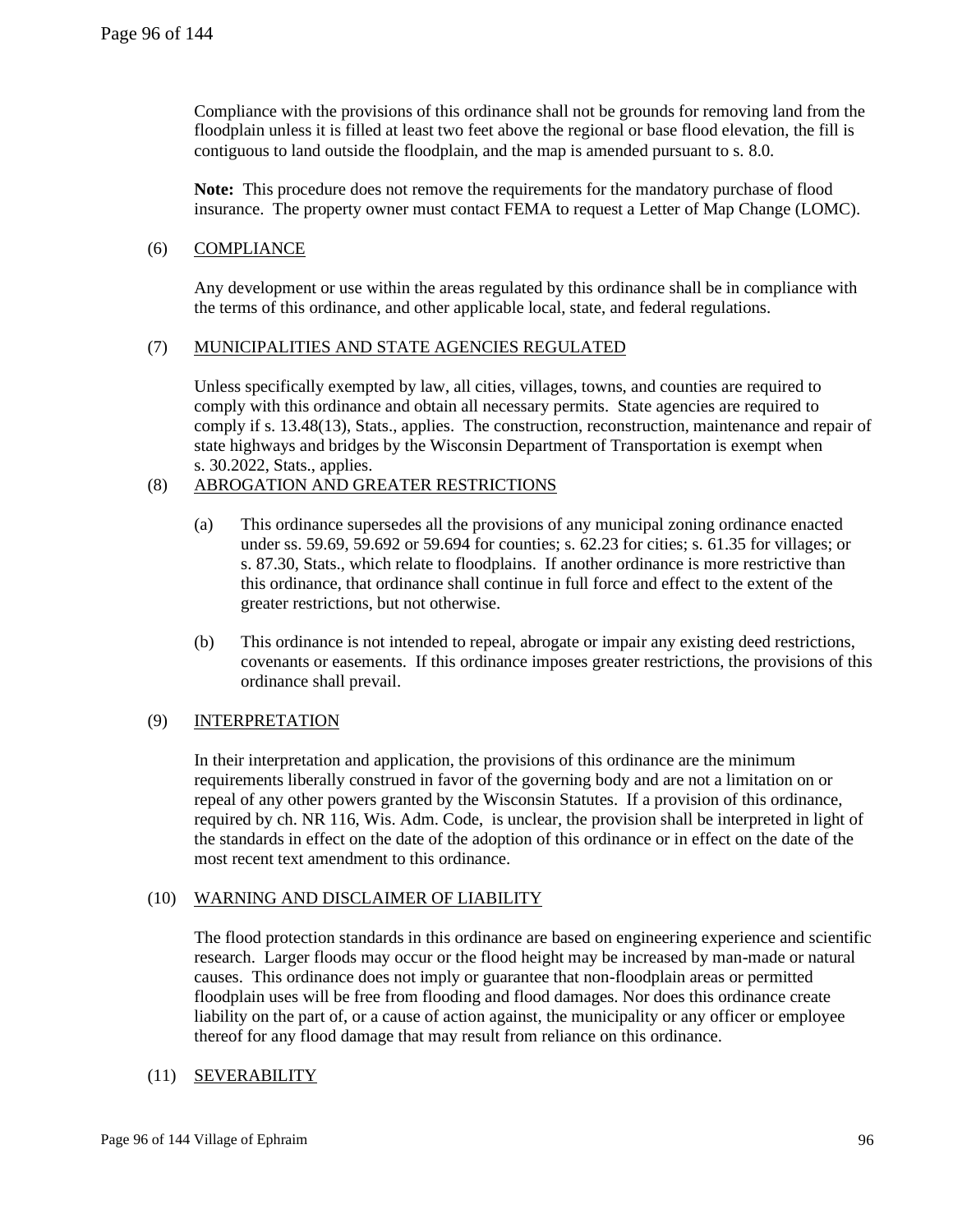Compliance with the provisions of this ordinance shall not be grounds for removing land from the floodplain unless it is filled at least two feet above the regional or base flood elevation, the fill is contiguous to land outside the floodplain, and the map is amended pursuant to s. 8.0.

**Note:** This procedure does not remove the requirements for the mandatory purchase of flood insurance. The property owner must contact FEMA to request a Letter of Map Change (LOMC).

(6) COMPLIANCE

Any development or use within the areas regulated by this ordinance shall be in compliance with the terms of this ordinance, and other applicable local, state, and federal regulations.

(7) MUNICIPALITIES AND STATE AGENCIES REGULATED

Unless specifically exempted by law, all cities, villages, towns, and counties are required to comply with this ordinance and obtain all necessary permits. State agencies are required to comply if s. 13.48(13), Stats., applies. The construction, reconstruction, maintenance and repair of state highways and bridges by the Wisconsin Department of Transportation is exempt when s. 30.2022, Stats., applies.

(8) ABROGATION AND GREATER RESTRICTIONS

(a) This ordinance supersedes all the provisions of any municipal zoning ordinance enacted under ss. 59.69, 59.692 or 59.694 for counties; s. 62.23 for cities; s. 61.35 for villages; or s. 87.30, Stats., which relate to floodplains. If another ordinance is more restrictive than this ordinance, that ordinance shall continue in full force and effect to the extent of the greater restrictions, but not otherwise.

(b) This ordinance is not intended to repeal, abrogate or impair any existing deed restrictions, covenants or easements. If this ordinance imposes greater restrictions, the provisions of this ordinance shall prevail.

(9) INTERPRETATION

In their interpretation and application, the provisions of this ordinance are the minimum requirements liberally construed in favor of the governing body and are not a limitation on or repeal of any other powers granted by the Wisconsin Statutes. If a provision of this ordinance, required by ch. NR 116, Wis. Adm. Code, is unclear, the provision shall be interpreted in light of the standards in effect on the date of the adoption of this ordinance or in effect on the date of the most recent text amendment to this ordinance.

(10) WARNING AND DISCLAIMER OF LIABILITY

The flood protection standards in this ordinance are based on engineering experience and scientific research. Larger floods may occur or the flood height may be increased by man-made or natural causes. This ordinance does not imply or guarantee that non-floodplain areas or permitted floodplain uses will be free from flooding and flood damages. Nor does this ordinance create liability on the part of, or a cause of action against, the municipality or any officer or employee thereof for any flood damage that may result from reliance on this ordinance.

(11) SEVERABILITY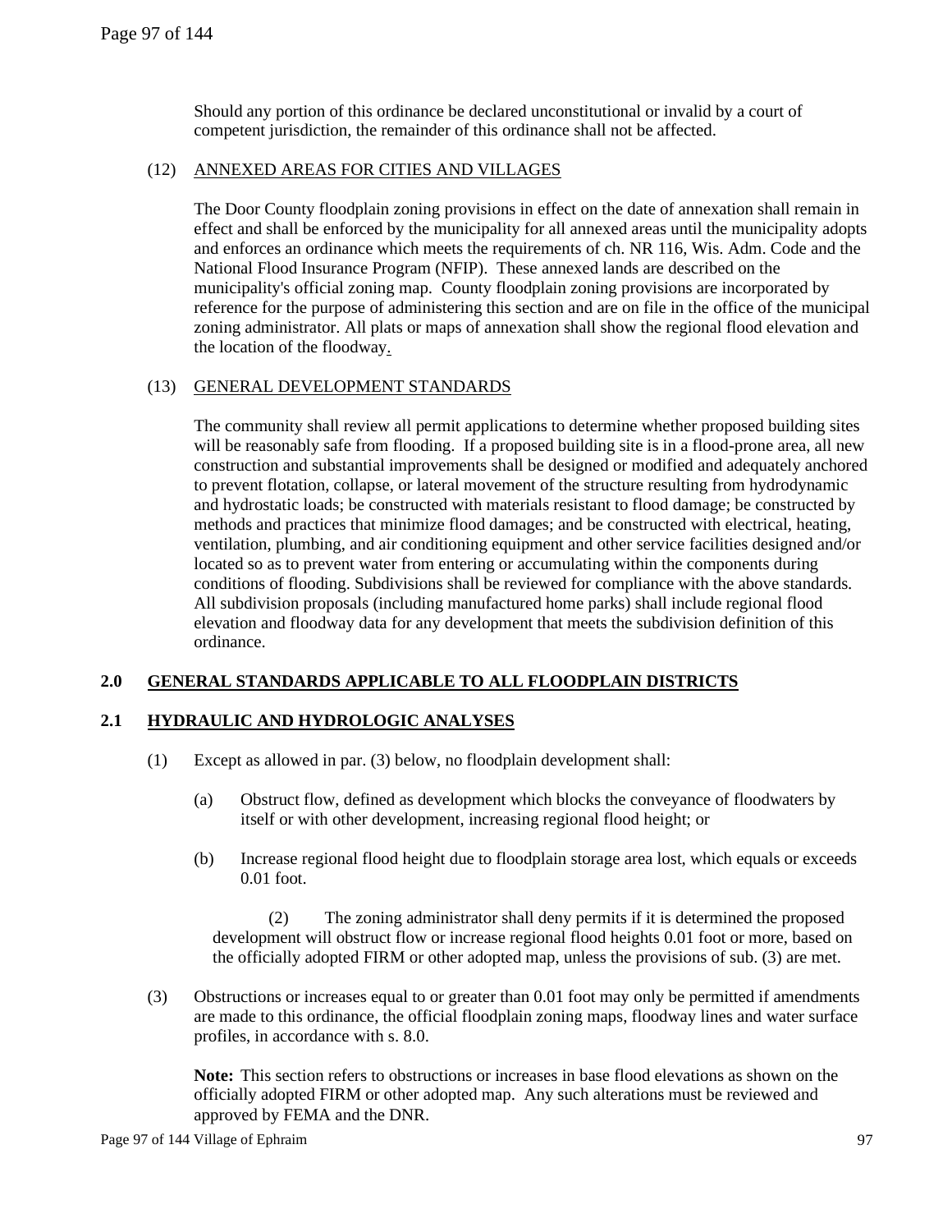Should any portion of this ordinance be declared unconstitutional or invalid by a court of competent jurisdiction, the remainder of this ordinance shall not be affected.

(12) ANNEXED AREAS FOR CITIES AND VILLAGES

The Door County floodplain zoning provisions in effect on the date of annexation shall remain in effect and shall be enforced by the municipality for all annexed areas until the municipality adopts and enforces an ordinance which meets the requirements of ch. NR 116, Wis. Adm. Code and the National Flood Insurance Program (NFIP). These annexed lands are described on the municipality's official zoning map. County floodplain zoning provisions are incorporated by reference for the purpose of administering this section and are on file in the office of the municipal zoning administrator. All plats or maps of annexation shall show the regional flood elevation and the location of the floodway.

(13) GENERAL DEVELOPMENT STANDARDS

The community shall review all permit applications to determine whether proposed building sites will be reasonably safe from flooding. If a proposed building site is in a flood-prone area, all new construction and substantial improvements shall be designed or modified and adequately anchored to prevent flotation, collapse, or lateral movement of the structure resulting from hydrodynamic and hydrostatic loads; be constructed with materials resistant to flood damage; be constructed by methods and practices that minimize flood damages; and be constructed with electrical, heating, ventilation, plumbing, and air conditioning equipment and other service facilities designed and/or located so as to prevent water from entering or accumulating within the components during conditions of flooding. Subdivisions shall be reviewed for compliance with the above standards. All subdivision proposals (including manufactured home parks) shall include regional flood elevation and floodway data for any development that meets the subdivision definition of this ordinance.

## 2.0 GENERAL STANDARDS APPLICABLE TO ALL FLOODPLAIN DISTRICTS

### 2.1 HYDRAULIC AND HYDROLOGIC ANALYSES

(1) Except as allowed in par. (3) below, no floodplain development shall:

(a) Obstruct flow, defined as development which blocks the conveyance of floodwaters by itself or with other development, increasing regional flood height; or

(b) Increase regional flood height due to floodplain storage area lost, which equals or exceeds 0.01 foot.

(2) The zoning administrator shall deny permits if it is determined the proposed development will obstruct flow or increase regional flood heights 0.01 foot or more, based on the officially adopted FIRM or other adopted map, unless the provisions of sub. (3) are met.

(3) Obstructions or increases equal to or greater than 0.01 foot may only be permitted if amendments are made to this ordinance, the official floodplain zoning maps, floodway lines and water surface profiles, in accordance with s. 8.0.

**Note:** This section refers to obstructions or increases in base flood elevations as shown on the officially adopted FIRM or other adopted map. Any such alterations must be reviewed and approved by FEMA and the DNR.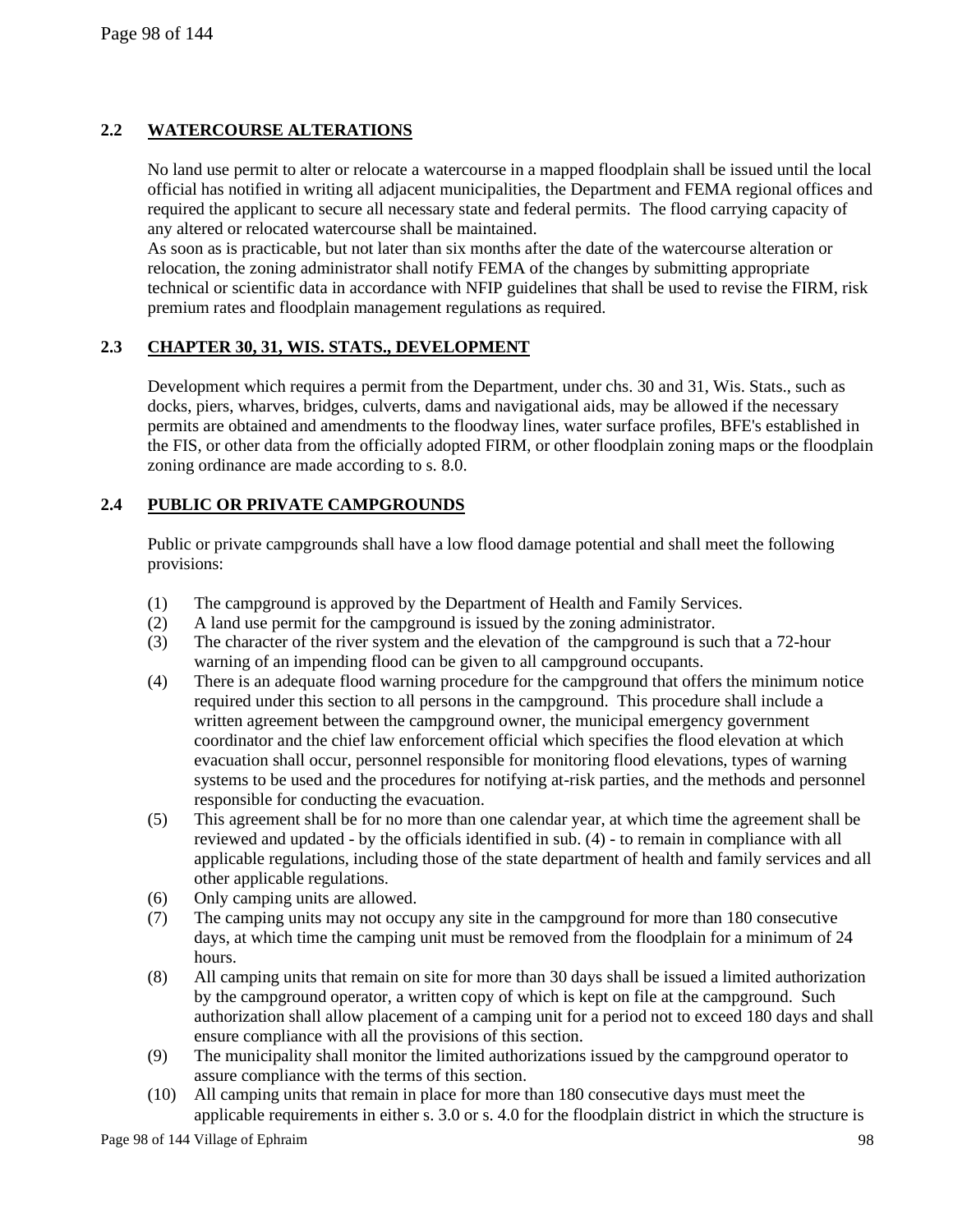## 2.2 WATERCOURSE ALTERATIONS

No land use permit to alter or relocate a watercourse in a mapped floodplain shall be issued until the local official has notified in writing all adjacent municipalities, the Department and FEMA regional offices and required the applicant to secure all necessary state and federal permits. The flood carrying capacity of any altered or relocated watercourse shall be maintained.
As soon as is practicable, but not later than six months after the date of the watercourse alteration or relocation, the zoning administrator shall notify FEMA of the changes by submitting appropriate technical or scientific data in accordance with NFIP guidelines that shall be used to revise the FIRM, risk premium rates and floodplain management regulations as required.

## 2.3 CHAPTER 30, 31, WIS. STATS., DEVELOPMENT

Development which requires a permit from the Department, under chs. 30 and 31, Wis. Stats., such as docks, piers, wharves, bridges, culverts, dams and navigational aids, may be allowed if the necessary permits are obtained and amendments to the floodway lines, water surface profiles, BFE's established in the FIS, or other data from the officially adopted FIRM, or other floodplain zoning maps or the floodplain zoning ordinance are made according to s. 8.0.

## 2.4 PUBLIC OR PRIVATE CAMPGROUNDS

Public or private campgrounds shall have a low flood damage potential and shall meet the following provisions:

(1) The campground is approved by the Department of Health and Family Services.
(2) A land use permit for the campground is issued by the zoning administrator.
(3) The character of the river system and the elevation of the campground is such that a 72-hour warning of an impending flood can be given to all campground occupants.
(4) There is an adequate flood warning procedure for the campground that offers the minimum notice required under this section to all persons in the campground. This procedure shall include a written agreement between the campground owner, the municipal emergency government coordinator and the chief law enforcement official which specifies the flood elevation at which evacuation shall occur, personnel responsible for monitoring flood elevations, types of warning systems to be used and the procedures for notifying at-risk parties, and the methods and personnel responsible for conducting the evacuation.
(5) This agreement shall be for no more than one calendar year, at which time the agreement shall be reviewed and updated - by the officials identified in sub. (4) - to remain in compliance with all applicable regulations, including those of the state department of health and family services and all other applicable regulations.
(6) Only camping units are allowed.
(7) The camping units may not occupy any site in the campground for more than 180 consecutive days, at which time the camping unit must be removed from the floodplain for a minimum of 24 hours.
(8) All camping units that remain on site for more than 30 days shall be issued a limited authorization by the campground operator, a written copy of which is kept on file at the campground. Such authorization shall allow placement of a camping unit for a period not to exceed 180 days and shall ensure compliance with all the provisions of this section.
(9) The municipality shall monitor the limited authorizations issued by the campground operator to assure compliance with the terms of this section.
(10) All camping units that remain in place for more than 180 consecutive days must meet the applicable requirements in either s. 3.0 or s. 4.0 for the floodplain district in which the structure is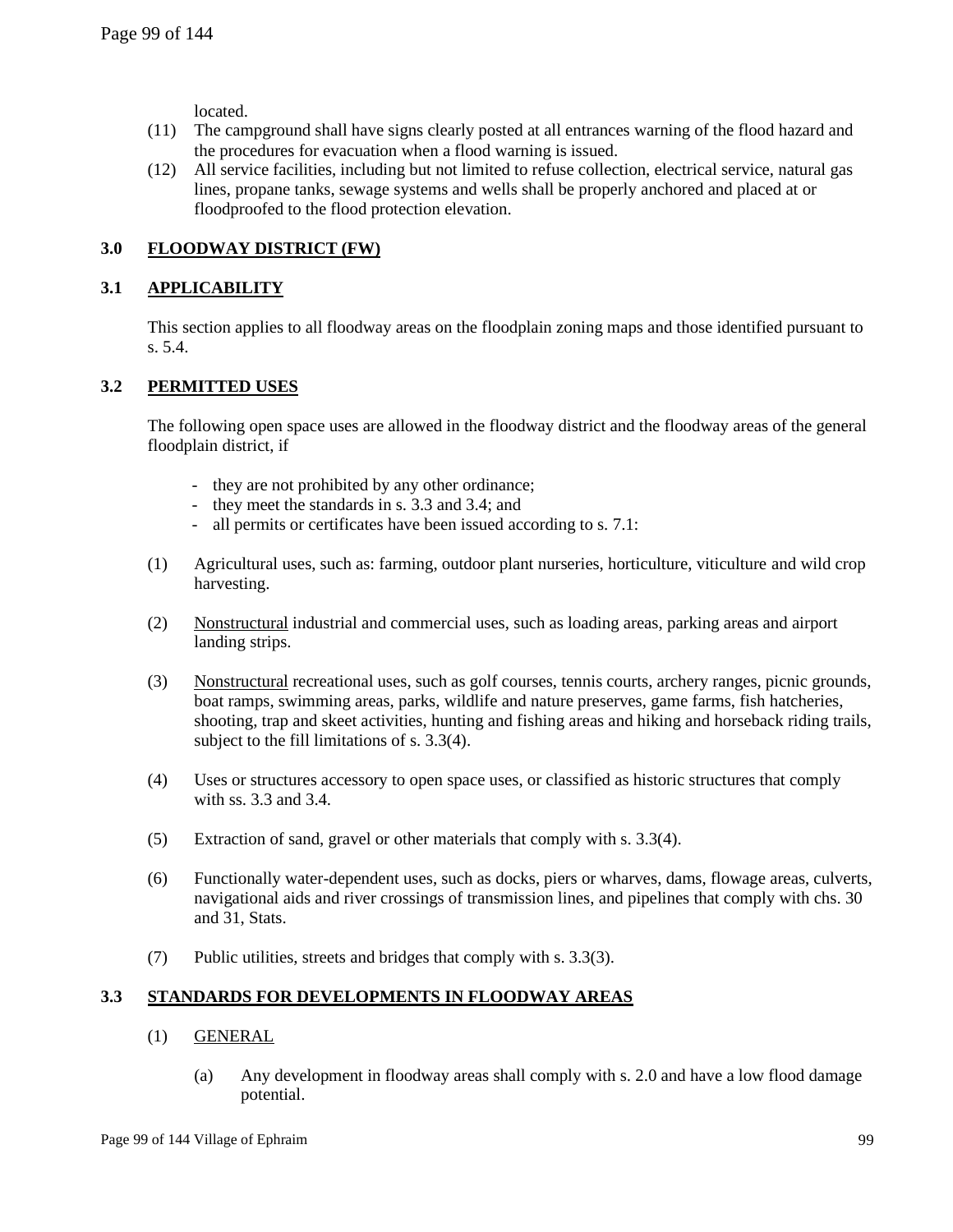located.

(11) The campground shall have signs clearly posted at all entrances warning of the flood hazard and the procedures for evacuation when a flood warning is issued.

(12) All service facilities, including but not limited to refuse collection, electrical service, natural gas lines, propane tanks, sewage systems and wells shall be properly anchored and placed at or floodproofed to the flood protection elevation.

## 3.0 FLOODWAY DISTRICT (FW)

### 3.1 APPLICABILITY

This section applies to all floodway areas on the floodplain zoning maps and those identified pursuant to s. 5.4.

### 3.2 PERMITTED USES

The following open space uses are allowed in the floodway district and the floodway areas of the general floodplain district, if

- they are not prohibited by any other ordinance;
- they meet the standards in s. 3.3 and 3.4; and
- all permits or certificates have been issued according to s. 7.1:

(1) Agricultural uses, such as: farming, outdoor plant nurseries, horticulture, viticulture and wild crop harvesting.

(2) Nonstructural industrial and commercial uses, such as loading areas, parking areas and airport landing strips.

(3) Nonstructural recreational uses, such as golf courses, tennis courts, archery ranges, picnic grounds, boat ramps, swimming areas, parks, wildlife and nature preserves, game farms, fish hatcheries, shooting, trap and skeet activities, hunting and fishing areas and hiking and horseback riding trails, subject to the fill limitations of s. 3.3(4).

(4) Uses or structures accessory to open space uses, or classified as historic structures that comply with ss. 3.3 and 3.4.

(5) Extraction of sand, gravel or other materials that comply with s. 3.3(4).

(6) Functionally water-dependent uses, such as docks, piers or wharves, dams, flowage areas, culverts, navigational aids and river crossings of transmission lines, and pipelines that comply with chs. 30 and 31, Stats.

(7) Public utilities, streets and bridges that comply with s. 3.3(3).

### 3.3 STANDARDS FOR DEVELOPMENTS IN FLOODWAY AREAS

(1) GENERAL

(a) Any development in floodway areas shall comply with s. 2.0 and have a low flood damage potential.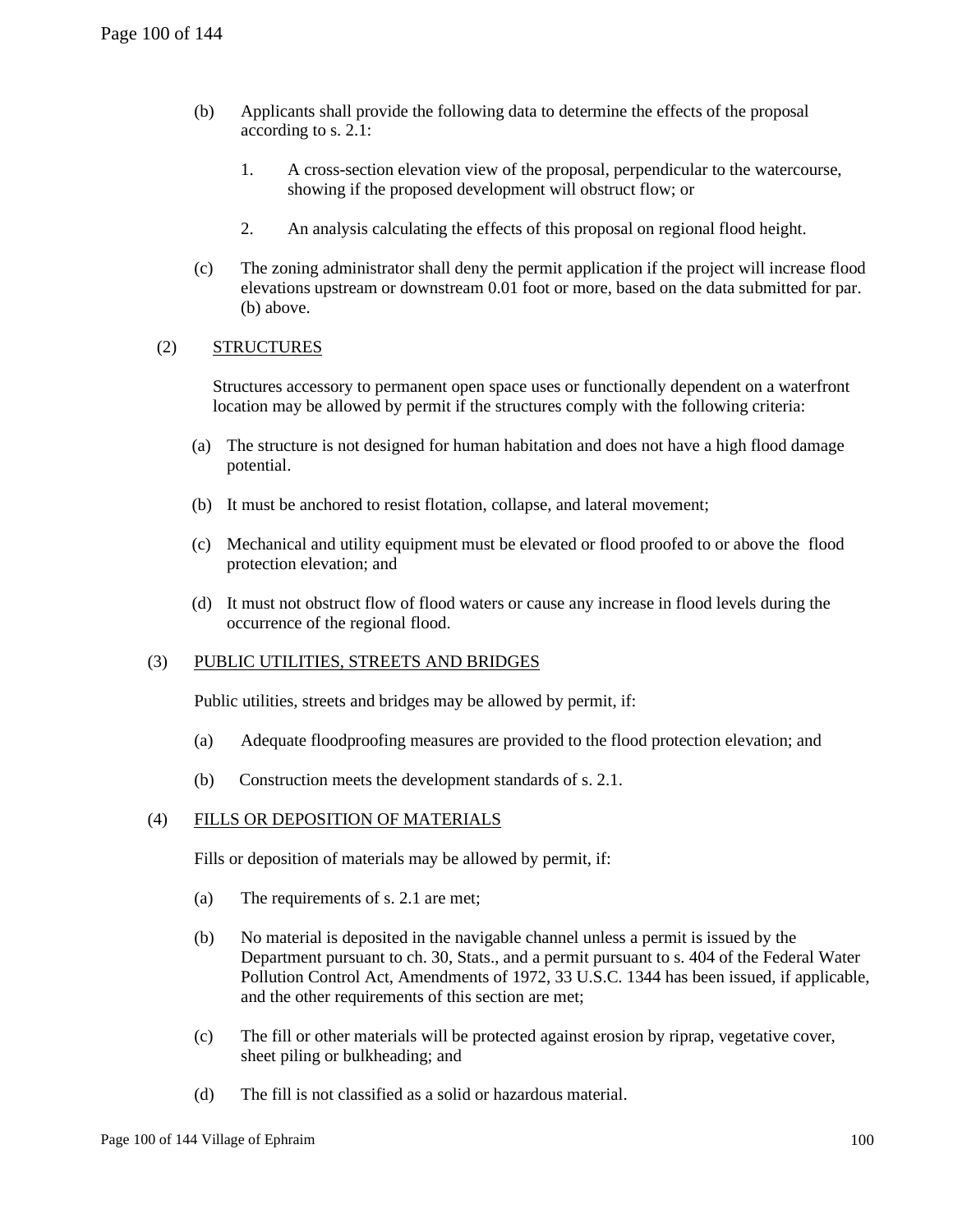(b) Applicants shall provide the following data to determine the effects of the proposal according to s. 2.1:

1. A cross-section elevation view of the proposal, perpendicular to the watercourse, showing if the proposed development will obstruct flow; or

2. An analysis calculating the effects of this proposal on regional flood height.

(c) The zoning administrator shall deny the permit application if the project will increase flood elevations upstream or downstream 0.01 foot or more, based on the data submitted for par. (b) above.

(2) STRUCTURES

Structures accessory to permanent open space uses or functionally dependent on a waterfront location may be allowed by permit if the structures comply with the following criteria:

(a) The structure is not designed for human habitation and does not have a high flood damage potential.

(b) It must be anchored to resist flotation, collapse, and lateral movement;

(c) Mechanical and utility equipment must be elevated or flood proofed to or above the flood protection elevation; and

(d) It must not obstruct flow of flood waters or cause any increase in flood levels during the occurrence of the regional flood.

(3) PUBLIC UTILITIES, STREETS AND BRIDGES

Public utilities, streets and bridges may be allowed by permit, if:

(a) Adequate floodproofing measures are provided to the flood protection elevation; and

(b) Construction meets the development standards of s. 2.1.

(4) FILLS OR DEPOSITION OF MATERIALS

Fills or deposition of materials may be allowed by permit, if:

(a) The requirements of s. 2.1 are met;

(b) No material is deposited in the navigable channel unless a permit is issued by the Department pursuant to ch. 30, Stats., and a permit pursuant to s. 404 of the Federal Water Pollution Control Act, Amendments of 1972, 33 U.S.C. 1344 has been issued, if applicable, and the other requirements of this section are met;

(c) The fill or other materials will be protected against erosion by riprap, vegetative cover, sheet piling or bulkheading; and

(d) The fill is not classified as a solid or hazardous material.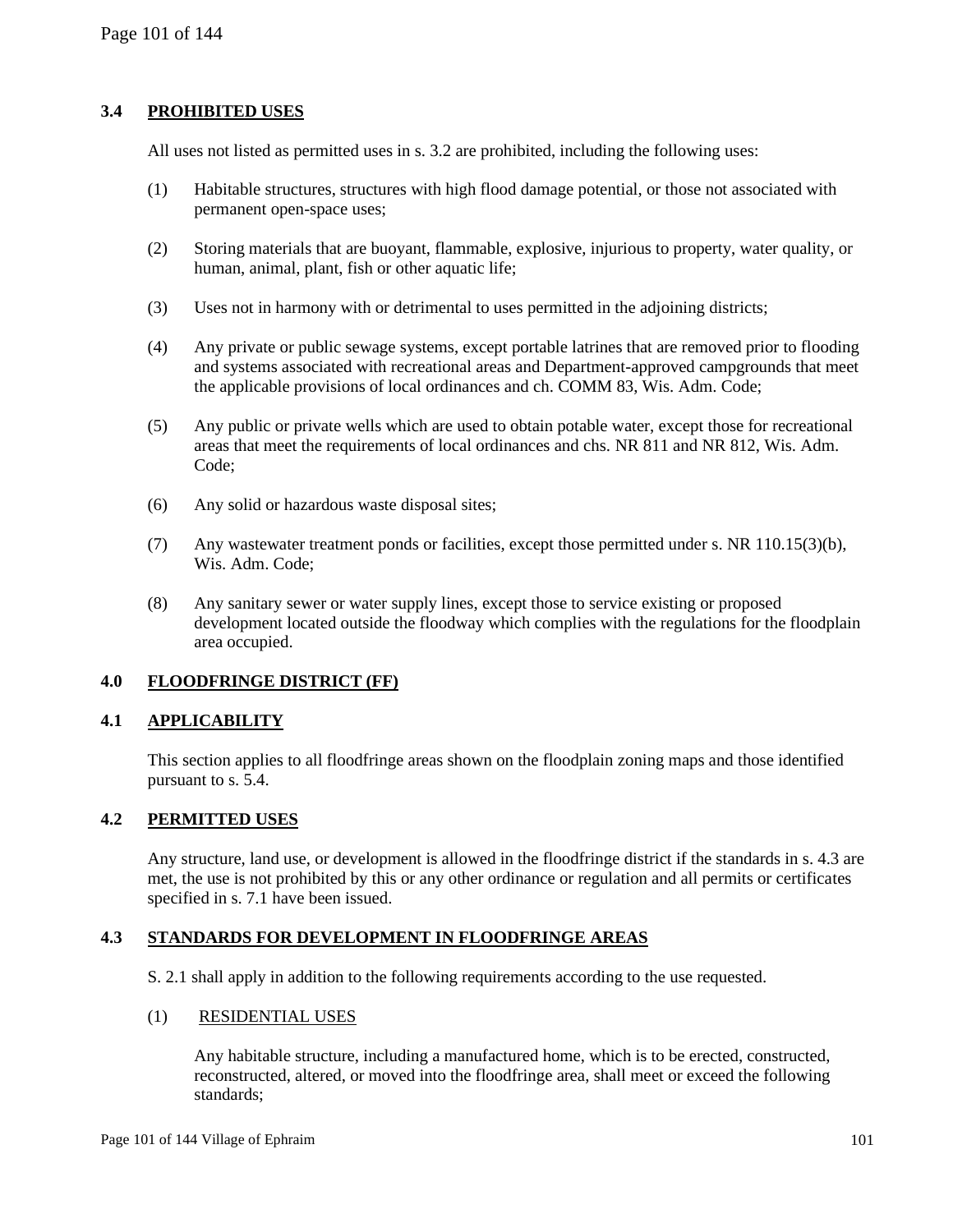## 3.4 PROHIBITED USES

All uses not listed as permitted uses in s. 3.2 are prohibited, including the following uses:

(1) Habitable structures, structures with high flood damage potential, or those not associated with permanent open-space uses;

(2) Storing materials that are buoyant, flammable, explosive, injurious to property, water quality, or human, animal, plant, fish or other aquatic life;

(3) Uses not in harmony with or detrimental to uses permitted in the adjoining districts;

(4) Any private or public sewage systems, except portable latrines that are removed prior to flooding and systems associated with recreational areas and Department-approved campgrounds that meet the applicable provisions of local ordinances and ch. COMM 83, Wis. Adm. Code;

(5) Any public or private wells which are used to obtain potable water, except those for recreational areas that meet the requirements of local ordinances and chs. NR 811 and NR 812, Wis. Adm. Code;

(6) Any solid or hazardous waste disposal sites;

(7) Any wastewater treatment ponds or facilities, except those permitted under s. NR 110.15(3)(b), Wis. Adm. Code;

(8) Any sanitary sewer or water supply lines, except those to service existing or proposed development located outside the floodway which complies with the regulations for the floodplain area occupied.

# 4.0 FLOODFRINGE DISTRICT (FF)

## 4.1 APPLICABILITY

This section applies to all floodfringe areas shown on the floodplain zoning maps and those identified pursuant to s. 5.4.

## 4.2 PERMITTED USES

Any structure, land use, or development is allowed in the floodfringe district if the standards in s. 4.3 are met, the use is not prohibited by this or any other ordinance or regulation and all permits or certificates specified in s. 7.1 have been issued.

## 4.3 STANDARDS FOR DEVELOPMENT IN FLOODFRINGE AREAS

S. 2.1 shall apply in addition to the following requirements according to the use requested.

(1) RESIDENTIAL USES

Any habitable structure, including a manufactured home, which is to be erected, constructed, reconstructed, altered, or moved into the floodfringe area, shall meet or exceed the following standards;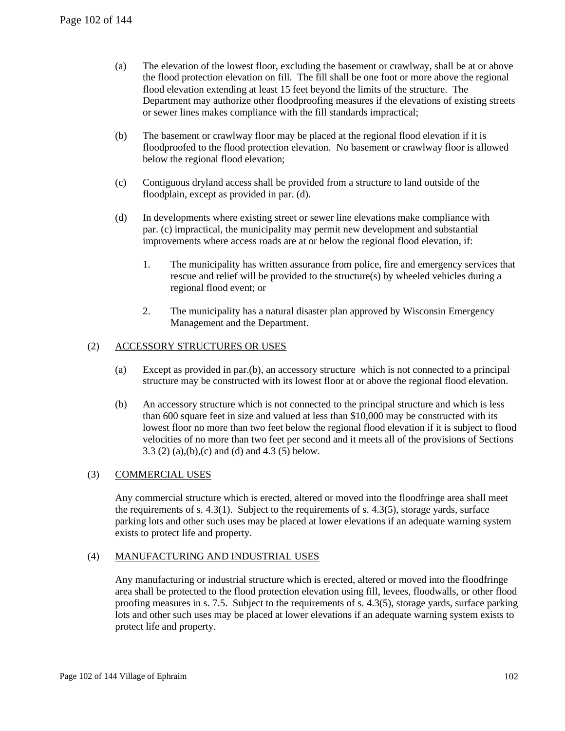(a) The elevation of the lowest floor, excluding the basement or crawlway, shall be at or above the flood protection elevation on fill. The fill shall be one foot or more above the regional flood elevation extending at least 15 feet beyond the limits of the structure. The Department may authorize other floodproofing measures if the elevations of existing streets or sewer lines makes compliance with the fill standards impractical;

(b) The basement or crawlway floor may be placed at the regional flood elevation if it is floodproofed to the flood protection elevation. No basement or crawlway floor is allowed below the regional flood elevation;

(c) Contiguous dryland access shall be provided from a structure to land outside of the floodplain, except as provided in par. (d).

(d) In developments where existing street or sewer line elevations make compliance with par. (c) impractical, the municipality may permit new development and substantial improvements where access roads are at or below the regional flood elevation, if:

1. The municipality has written assurance from police, fire and emergency services that rescue and relief will be provided to the structure(s) by wheeled vehicles during a regional flood event; or

2. The municipality has a natural disaster plan approved by Wisconsin Emergency Management and the Department.

(2) ACCESSORY STRUCTURES OR USES

(a) Except as provided in par.(b), an accessory structure which is not connected to a principal structure may be constructed with its lowest floor at or above the regional flood elevation.

(b) An accessory structure which is not connected to the principal structure and which is less than 600 square feet in size and valued at less than $10,000 may be constructed with its lowest floor no more than two feet below the regional flood elevation if it is subject to flood velocities of no more than two feet per second and it meets all of the provisions of Sections 3.3 (2) (a),(b),(c) and (d) and 4.3 (5) below.

(3) COMMERCIAL USES

Any commercial structure which is erected, altered or moved into the floodfringe area shall meet the requirements of s. 4.3(1). Subject to the requirements of s. 4.3(5), storage yards, surface parking lots and other such uses may be placed at lower elevations if an adequate warning system exists to protect life and property.

(4) MANUFACTURING AND INDUSTRIAL USES

Any manufacturing or industrial structure which is erected, altered or moved into the floodfringe area shall be protected to the flood protection elevation using fill, levees, floodwalls, or other flood proofing measures in s. 7.5. Subject to the requirements of s. 4.3(5), storage yards, surface parking lots and other such uses may be placed at lower elevations if an adequate warning system exists to protect life and property.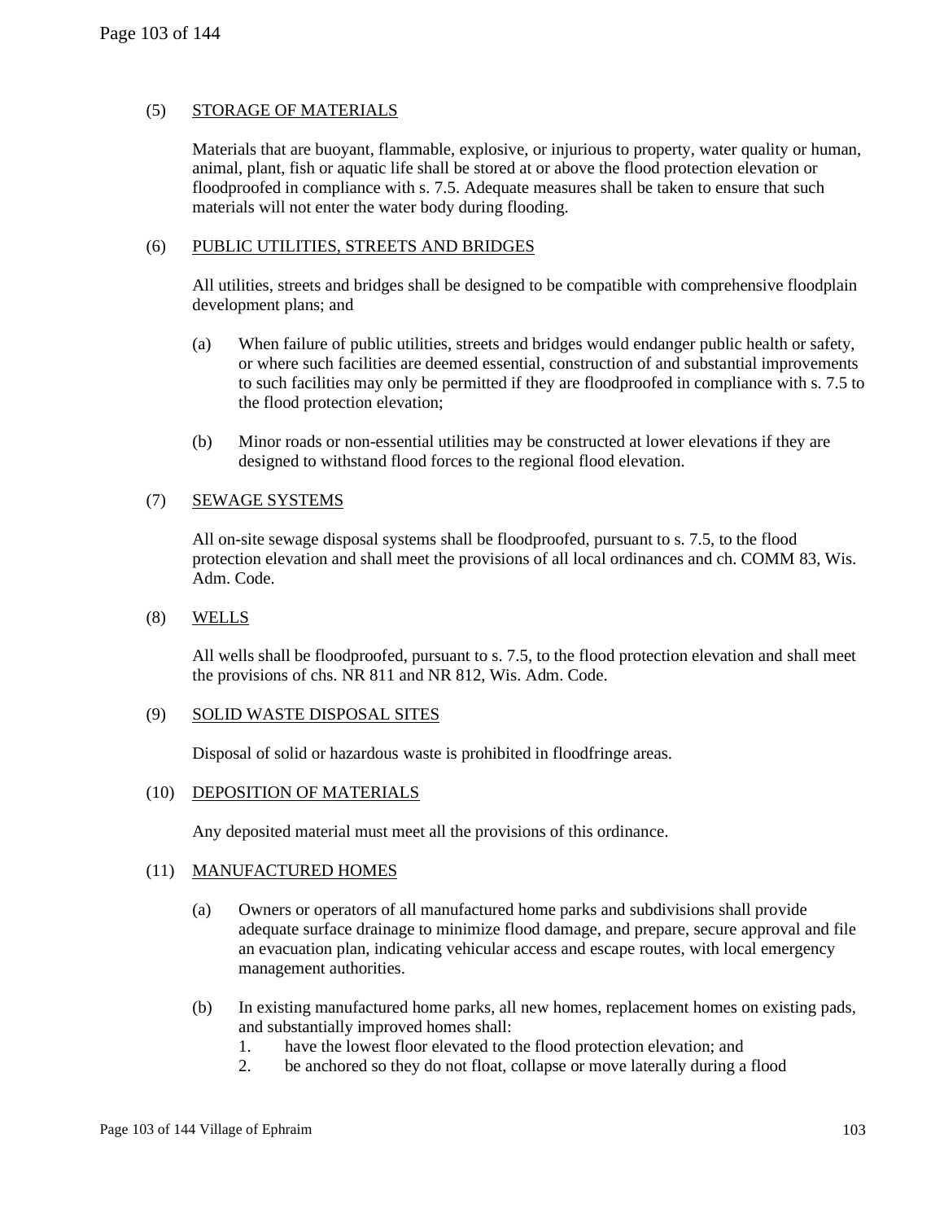(5) <u>STORAGE OF MATERIALS</u>

Materials that are buoyant, flammable, explosive, or injurious to property, water quality or human, animal, plant, fish or aquatic life shall be stored at or above the flood protection elevation or floodproofed in compliance with s. 7.5. Adequate measures shall be taken to ensure that such materials will not enter the water body during flooding.

(6) <u>PUBLIC UTILITIES, STREETS AND BRIDGES</u>

All utilities, streets and bridges shall be designed to be compatible with comprehensive floodplain development plans; and

(a) When failure of public utilities, streets and bridges would endanger public health or safety, or where such facilities are deemed essential, construction of and substantial improvements to such facilities may only be permitted if they are floodproofed in compliance with s. 7.5 to the flood protection elevation;

(b) Minor roads or non-essential utilities may be constructed at lower elevations if they are designed to withstand flood forces to the regional flood elevation.

(7) <u>SEWAGE SYSTEMS</u>

All on-site sewage disposal systems shall be floodproofed, pursuant to s. 7.5, to the flood protection elevation and shall meet the provisions of all local ordinances and ch. COMM 83, Wis. Adm. Code.

(8) <u>WELLS</u>

All wells shall be floodproofed, pursuant to s. 7.5, to the flood protection elevation and shall meet the provisions of chs. NR 811 and NR 812, Wis. Adm. Code.

(9) <u>SOLID WASTE DISPOSAL SITES</u>

Disposal of solid or hazardous waste is prohibited in floodfringe areas.

(10) <u>DEPOSITION OF MATERIALS</u>

Any deposited material must meet all the provisions of this ordinance.

(11) <u>MANUFACTURED HOMES</u>

(a) Owners or operators of all manufactured home parks and subdivisions shall provide adequate surface drainage to minimize flood damage, and prepare, secure approval and file an evacuation plan, indicating vehicular access and escape routes, with local emergency management authorities.

(b) In existing manufactured home parks, all new homes, replacement homes on existing pads, and substantially improved homes shall:

1. have the lowest floor elevated to the flood protection elevation; and
2. be anchored so they do not float, collapse or move laterally during a flood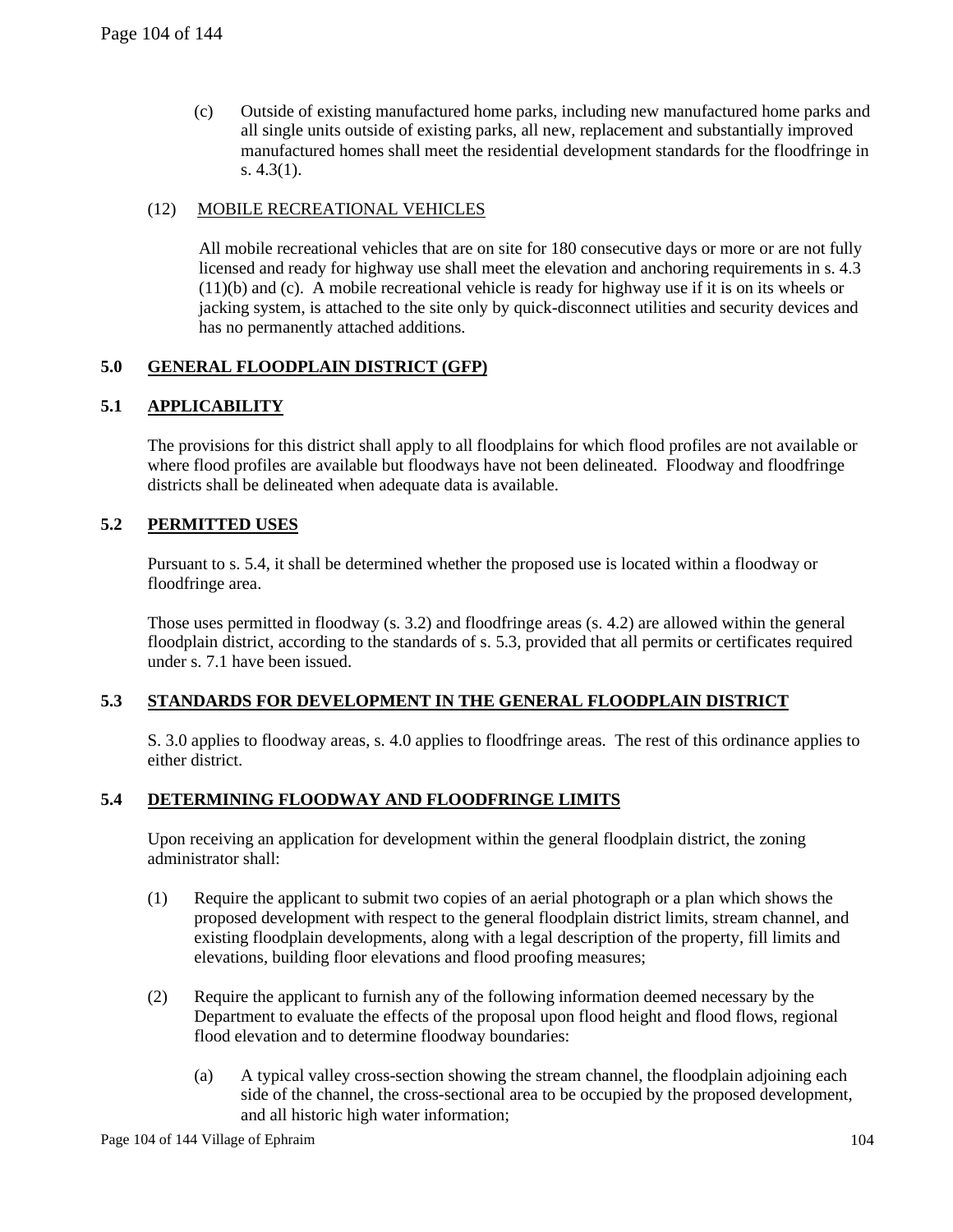(c) Outside of existing manufactured home parks, including new manufactured home parks and all single units outside of existing parks, all new, replacement and substantially improved manufactured homes shall meet the residential development standards for the floodfringe in s. 4.3(1).

(12) MOBILE RECREATIONAL VEHICLES

All mobile recreational vehicles that are on site for 180 consecutive days or more or are not fully licensed and ready for highway use shall meet the elevation and anchoring requirements in s. 4.3 (11)(b) and (c). A mobile recreational vehicle is ready for highway use if it is on its wheels or jacking system, is attached to the site only by quick-disconnect utilities and security devices and has no permanently attached additions.

## 5.0 GENERAL FLOODPLAIN DISTRICT (GFP)

### 5.1 APPLICABILITY

The provisions for this district shall apply to all floodplains for which flood profiles are not available or where flood profiles are available but floodways have not been delineated. Floodway and floodfringe districts shall be delineated when adequate data is available.

### 5.2 PERMITTED USES

Pursuant to s. 5.4, it shall be determined whether the proposed use is located within a floodway or floodfringe area.

Those uses permitted in floodway (s. 3.2) and floodfringe areas (s. 4.2) are allowed within the general floodplain district, according to the standards of s. 5.3, provided that all permits or certificates required under s. 7.1 have been issued.

### 5.3 STANDARDS FOR DEVELOPMENT IN THE GENERAL FLOODPLAIN DISTRICT

S. 3.0 applies to floodway areas, s. 4.0 applies to floodfringe areas. The rest of this ordinance applies to either district.

### 5.4 DETERMINING FLOODWAY AND FLOODFRINGE LIMITS

Upon receiving an application for development within the general floodplain district, the zoning administrator shall:

(1) Require the applicant to submit two copies of an aerial photograph or a plan which shows the proposed development with respect to the general floodplain district limits, stream channel, and existing floodplain developments, along with a legal description of the property, fill limits and elevations, building floor elevations and flood proofing measures;

(2) Require the applicant to furnish any of the following information deemed necessary by the Department to evaluate the effects of the proposal upon flood height and flood flows, regional flood elevation and to determine floodway boundaries:

(a) A typical valley cross-section showing the stream channel, the floodplain adjoining each side of the channel, the cross-sectional area to be occupied by the proposed development, and all historic high water information;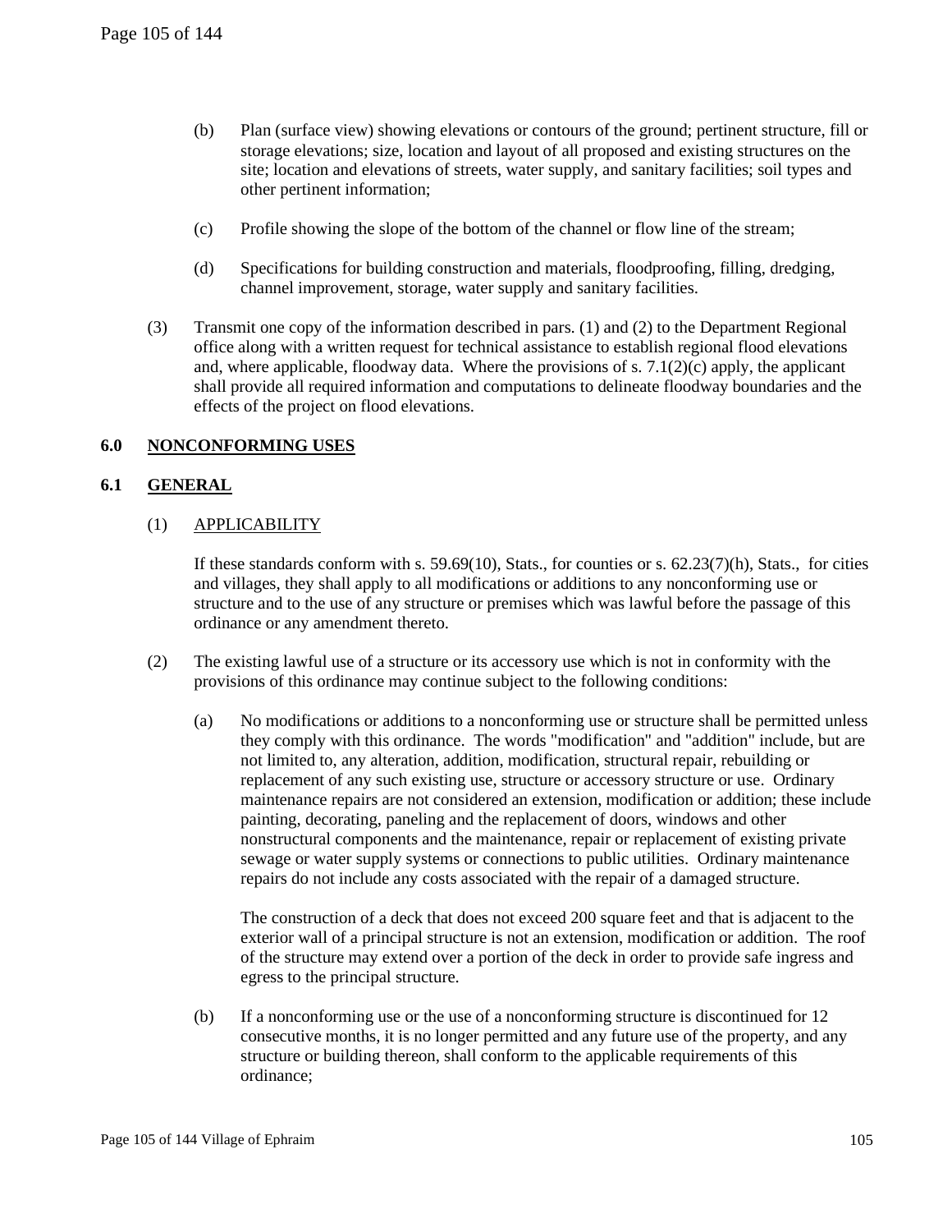(b) Plan (surface view) showing elevations or contours of the ground; pertinent structure, fill or storage elevations; size, location and layout of all proposed and existing structures on the site; location and elevations of streets, water supply, and sanitary facilities; soil types and other pertinent information;

(c) Profile showing the slope of the bottom of the channel or flow line of the stream;

(d) Specifications for building construction and materials, floodproofing, filling, dredging, channel improvement, storage, water supply and sanitary facilities.

(3) Transmit one copy of the information described in pars. (1) and (2) to the Department Regional office along with a written request for technical assistance to establish regional flood elevations and, where applicable, floodway data. Where the provisions of s. 7.1(2)(c) apply, the applicant shall provide all required information and computations to delineate floodway boundaries and the effects of the project on flood elevations.

## 6.0 NONCONFORMING USES

### 6.1 GENERAL

(1) APPLICABILITY

If these standards conform with s. 59.69(10), Stats., for counties or s. 62.23(7)(h), Stats., for cities and villages, they shall apply to all modifications or additions to any nonconforming use or structure and to the use of any structure or premises which was lawful before the passage of this ordinance or any amendment thereto.

(2) The existing lawful use of a structure or its accessory use which is not in conformity with the provisions of this ordinance may continue subject to the following conditions:

(a) No modifications or additions to a nonconforming use or structure shall be permitted unless they comply with this ordinance. The words "modification" and "addition" include, but are not limited to, any alteration, addition, modification, structural repair, rebuilding or replacement of any such existing use, structure or accessory structure or use. Ordinary maintenance repairs are not considered an extension, modification or addition; these include painting, decorating, paneling and the replacement of doors, windows and other nonstructural components and the maintenance, repair or replacement of existing private sewage or water supply systems or connections to public utilities. Ordinary maintenance repairs do not include any costs associated with the repair of a damaged structure.

The construction of a deck that does not exceed 200 square feet and that is adjacent to the exterior wall of a principal structure is not an extension, modification or addition. The roof of the structure may extend over a portion of the deck in order to provide safe ingress and egress to the principal structure.

(b) If a nonconforming use or the use of a nonconforming structure is discontinued for 12 consecutive months, it is no longer permitted and any future use of the property, and any structure or building thereon, shall conform to the applicable requirements of this ordinance;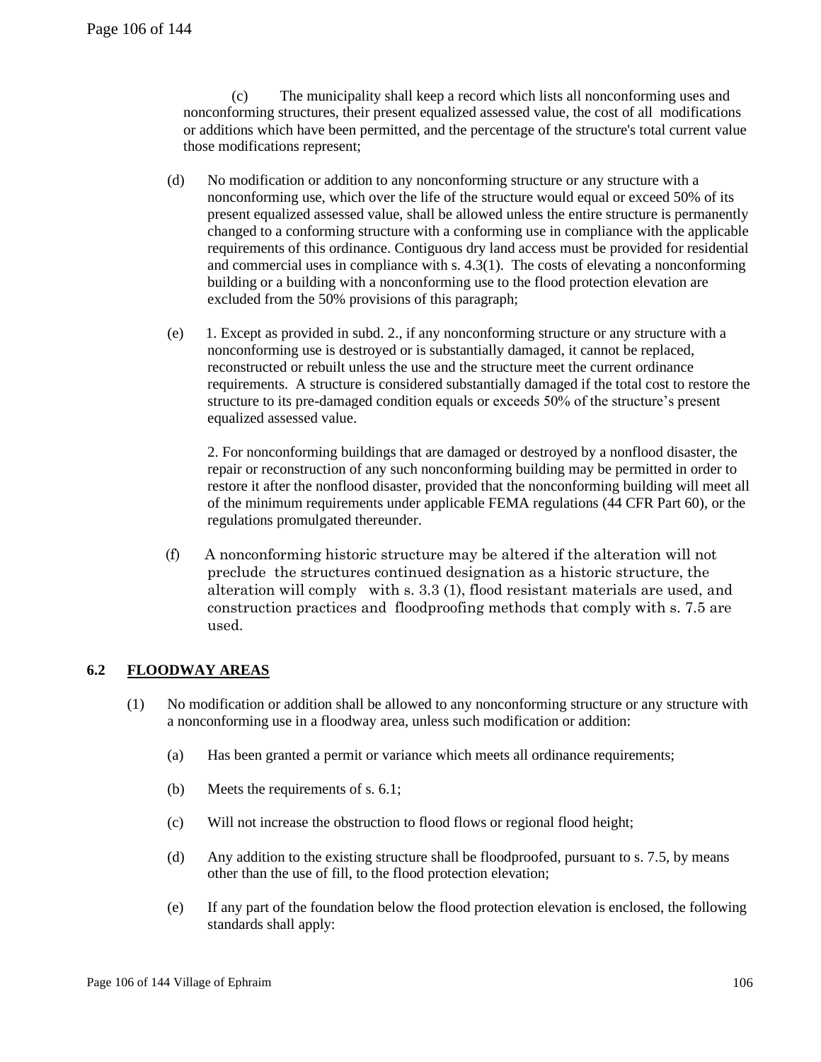(c) The municipality shall keep a record which lists all nonconforming uses and nonconforming structures, their present equalized assessed value, the cost of all modifications or additions which have been permitted, and the percentage of the structure's total current value those modifications represent;

(d) No modification or addition to any nonconforming structure or any structure with a nonconforming use, which over the life of the structure would equal or exceed 50% of its present equalized assessed value, shall be allowed unless the entire structure is permanently changed to a conforming structure with a conforming use in compliance with the applicable requirements of this ordinance. Contiguous dry land access must be provided for residential and commercial uses in compliance with s. 4.3(1). The costs of elevating a nonconforming building or a building with a nonconforming use to the flood protection elevation are excluded from the 50% provisions of this paragraph;

(e) 1. Except as provided in subd. 2., if any nonconforming structure or any structure with a nonconforming use is destroyed or is substantially damaged, it cannot be replaced, reconstructed or rebuilt unless the use and the structure meet the current ordinance requirements. A structure is considered substantially damaged if the total cost to restore the structure to its pre-damaged condition equals or exceeds 50% of the structure's present equalized assessed value.

2. For nonconforming buildings that are damaged or destroyed by a nonflood disaster, the repair or reconstruction of any such nonconforming building may be permitted in order to restore it after the nonflood disaster, provided that the nonconforming building will meet all of the minimum requirements under applicable FEMA regulations (44 CFR Part 60), or the regulations promulgated thereunder.

(f) A nonconforming historic structure may be altered if the alteration will not preclude the structures continued designation as a historic structure, the alteration will comply with s. 3.3 (1), flood resistant materials are used, and construction practices and floodproofing methods that comply with s. 7.5 are used.

## 6.2 FLOODWAY AREAS

(1) No modification or addition shall be allowed to any nonconforming structure or any structure with a nonconforming use in a floodway area, unless such modification or addition:

(a) Has been granted a permit or variance which meets all ordinance requirements;

(b) Meets the requirements of s. 6.1;

(c) Will not increase the obstruction to flood flows or regional flood height;

(d) Any addition to the existing structure shall be floodproofed, pursuant to s. 7.5, by means other than the use of fill, to the flood protection elevation;

(e) If any part of the foundation below the flood protection elevation is enclosed, the following standards shall apply: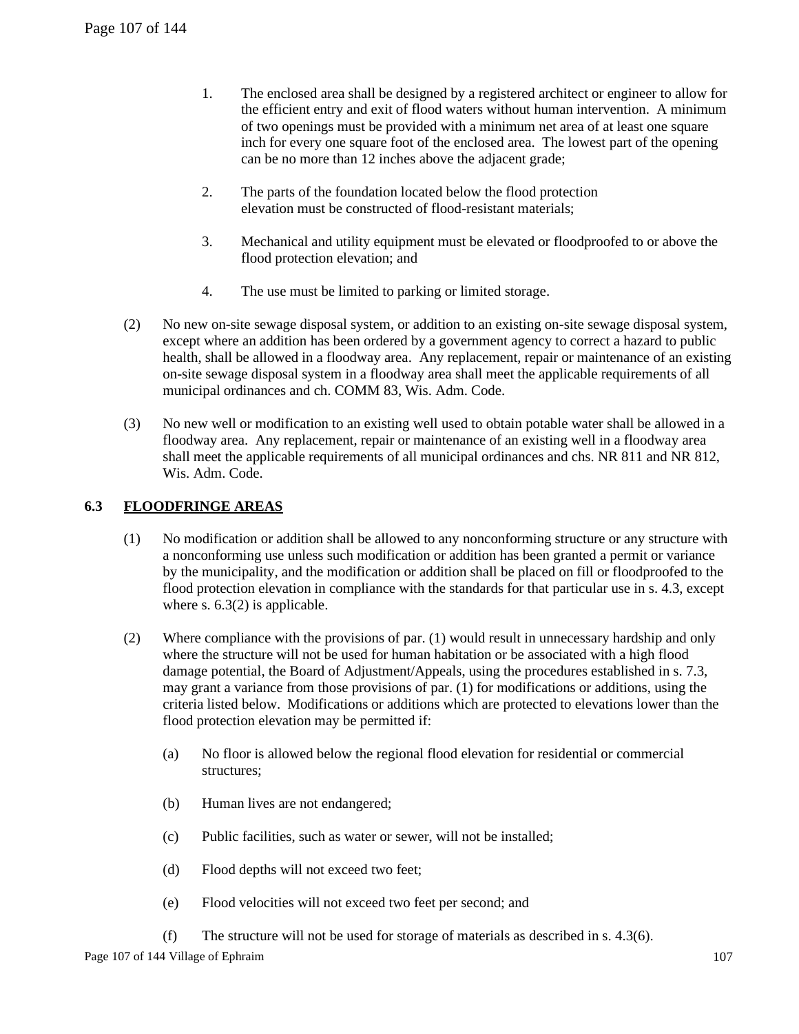1. The enclosed area shall be designed by a registered architect or engineer to allow for the efficient entry and exit of flood waters without human intervention. A minimum of two openings must be provided with a minimum net area of at least one square inch for every one square foot of the enclosed area. The lowest part of the opening can be no more than 12 inches above the adjacent grade;

2. The parts of the foundation located below the flood protection elevation must be constructed of flood-resistant materials;

3. Mechanical and utility equipment must be elevated or floodproofed to or above the flood protection elevation; and

4. The use must be limited to parking or limited storage.

(2) No new on-site sewage disposal system, or addition to an existing on-site sewage disposal system, except where an addition has been ordered by a government agency to correct a hazard to public health, shall be allowed in a floodway area. Any replacement, repair or maintenance of an existing on-site sewage disposal system in a floodway area shall meet the applicable requirements of all municipal ordinances and ch. COMM 83, Wis. Adm. Code.

(3) No new well or modification to an existing well used to obtain potable water shall be allowed in a floodway area. Any replacement, repair or maintenance of an existing well in a floodway area shall meet the applicable requirements of all municipal ordinances and chs. NR 811 and NR 812, Wis. Adm. Code.

## 6.3 FLOODFRINGE AREAS

(1) No modification or addition shall be allowed to any nonconforming structure or any structure with a nonconforming use unless such modification or addition has been granted a permit or variance by the municipality, and the modification or addition shall be placed on fill or floodproofed to the flood protection elevation in compliance with the standards for that particular use in s. 4.3, except where s. 6.3(2) is applicable.

(2) Where compliance with the provisions of par. (1) would result in unnecessary hardship and only where the structure will not be used for human habitation or be associated with a high flood damage potential, the Board of Adjustment/Appeals, using the procedures established in s. 7.3, may grant a variance from those provisions of par. (1) for modifications or additions, using the criteria listed below. Modifications or additions which are protected to elevations lower than the flood protection elevation may be permitted if:

  (a) No floor is allowed below the regional flood elevation for residential or commercial structures;

  (b) Human lives are not endangered;

  (c) Public facilities, such as water or sewer, will not be installed;

  (d) Flood depths will not exceed two feet;

  (e) Flood velocities will not exceed two feet per second; and

  (f) The structure will not be used for storage of materials as described in s. 4.3(6).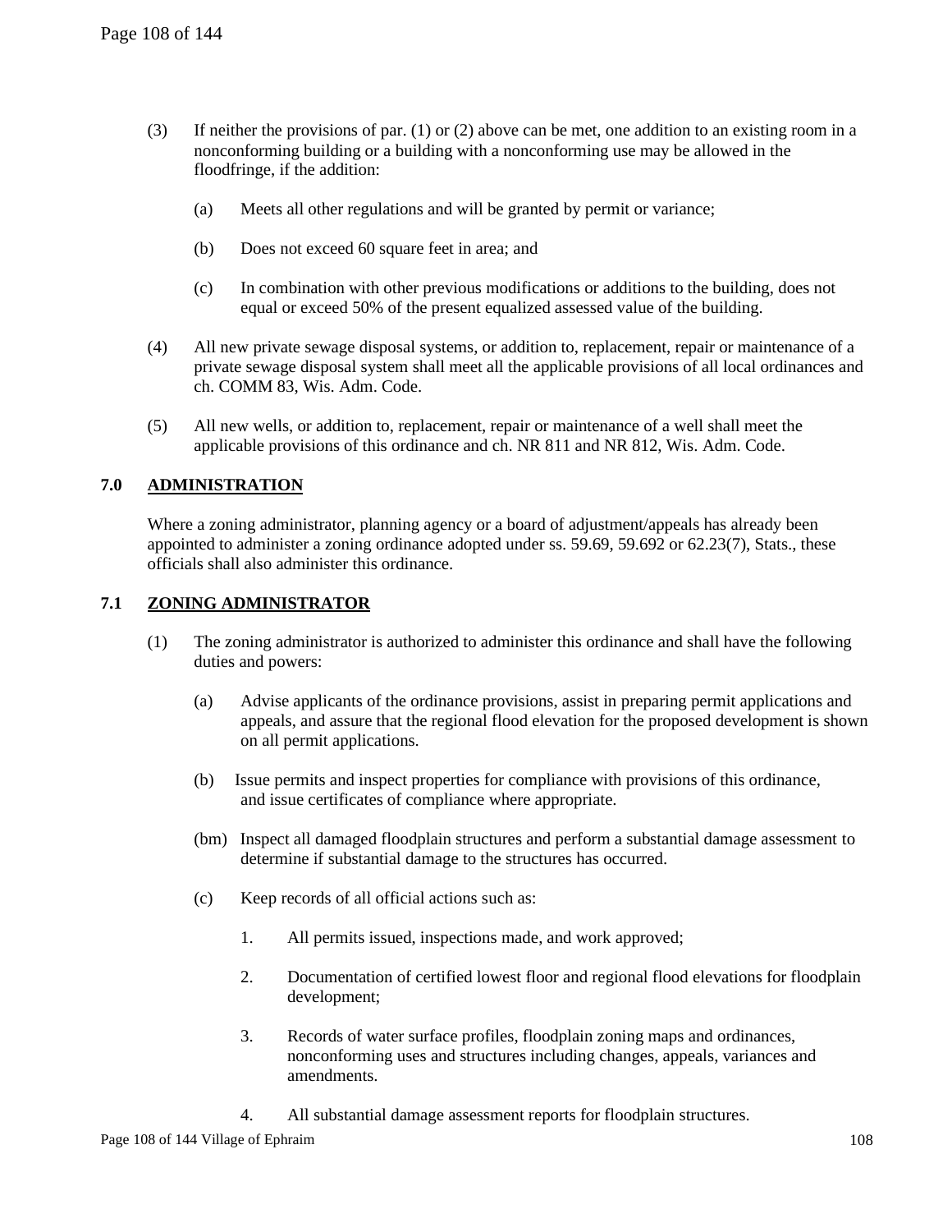(3) If neither the provisions of par. (1) or (2) above can be met, one addition to an existing room in a nonconforming building or a building with a nonconforming use may be allowed in the floodfringe, if the addition:

   (a) Meets all other regulations and will be granted by permit or variance;

   (b) Does not exceed 60 square feet in area; and

   (c) In combination with other previous modifications or additions to the building, does not equal or exceed 50% of the present equalized assessed value of the building.

(4) All new private sewage disposal systems, or addition to, replacement, repair or maintenance of a private sewage disposal system shall meet all the applicable provisions of all local ordinances and ch. COMM 83, Wis. Adm. Code.

(5) All new wells, or addition to, replacement, repair or maintenance of a well shall meet the applicable provisions of this ordinance and ch. NR 811 and NR 812, Wis. Adm. Code.

## 7.0 ADMINISTRATION

Where a zoning administrator, planning agency or a board of adjustment/appeals has already been appointed to administer a zoning ordinance adopted under ss. 59.69, 59.692 or 62.23(7), Stats., these officials shall also administer this ordinance.

## 7.1 ZONING ADMINISTRATOR

(1) The zoning administrator is authorized to administer this ordinance and shall have the following duties and powers:

   (a) Advise applicants of the ordinance provisions, assist in preparing permit applications and appeals, and assure that the regional flood elevation for the proposed development is shown on all permit applications.

   (b) Issue permits and inspect properties for compliance with provisions of this ordinance, and issue certificates of compliance where appropriate.

   (bm) Inspect all damaged floodplain structures and perform a substantial damage assessment to determine if substantial damage to the structures has occurred.

   (c) Keep records of all official actions such as:

      1. All permits issued, inspections made, and work approved;

      2. Documentation of certified lowest floor and regional flood elevations for floodplain development;

      3. Records of water surface profiles, floodplain zoning maps and ordinances, nonconforming uses and structures including changes, appeals, variances and amendments.

      4. All substantial damage assessment reports for floodplain structures.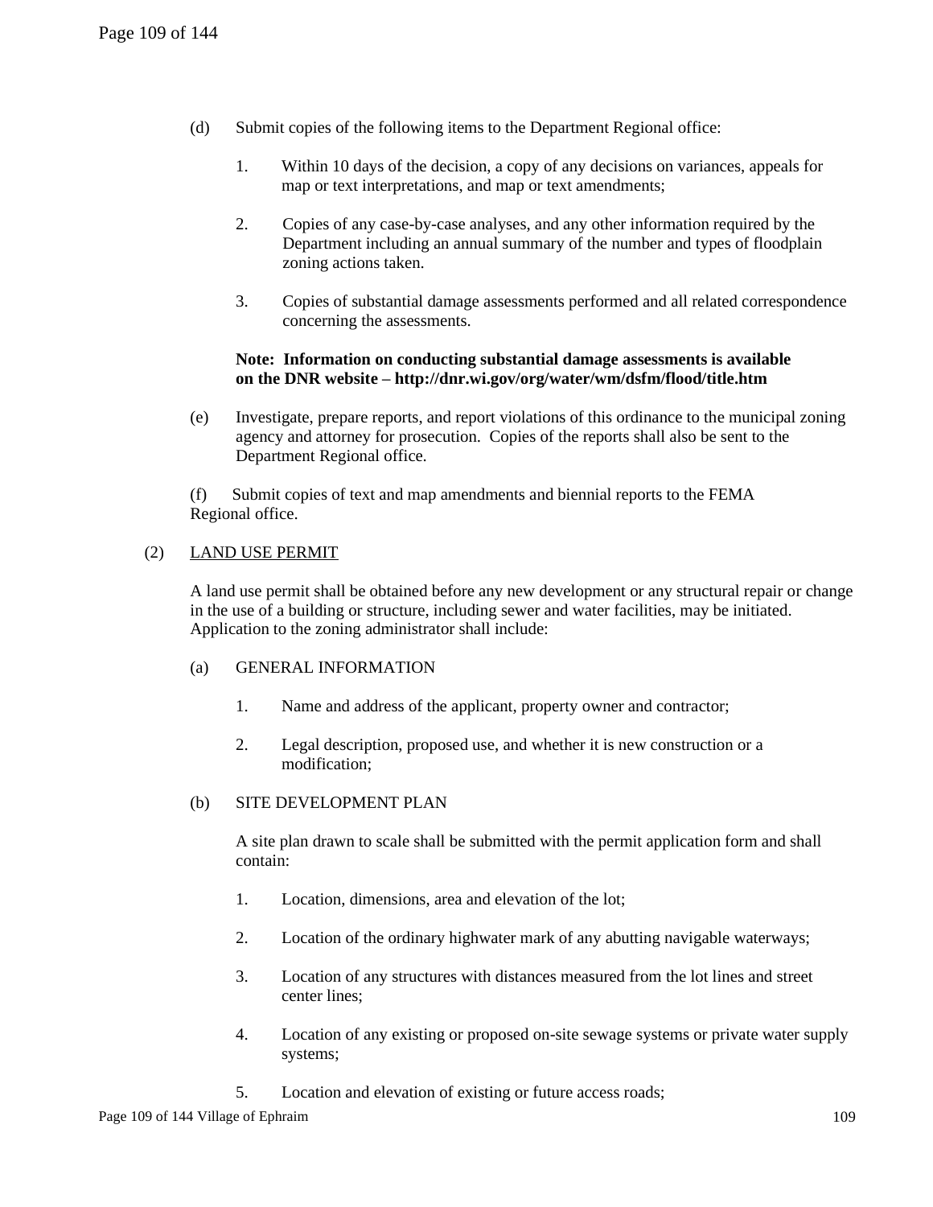(d) Submit copies of the following items to the Department Regional office:

1. Within 10 days of the decision, a copy of any decisions on variances, appeals for map or text interpretations, and map or text amendments;

2. Copies of any case-by-case analyses, and any other information required by the Department including an annual summary of the number and types of floodplain zoning actions taken.

3. Copies of substantial damage assessments performed and all related correspondence concerning the assessments.

**Note: Information on conducting substantial damage assessments is available on the DNR website – http://dnr.wi.gov/org/water/wm/dsfm/flood/title.htm**

(e) Investigate, prepare reports, and report violations of this ordinance to the municipal zoning agency and attorney for prosecution. Copies of the reports shall also be sent to the Department Regional office.

(f) Submit copies of text and map amendments and biennial reports to the FEMA Regional office.

(2) LAND USE PERMIT

A land use permit shall be obtained before any new development or any structural repair or change in the use of a building or structure, including sewer and water facilities, may be initiated. Application to the zoning administrator shall include:

(a) GENERAL INFORMATION

1. Name and address of the applicant, property owner and contractor;

2. Legal description, proposed use, and whether it is new construction or a modification;

(b) SITE DEVELOPMENT PLAN

A site plan drawn to scale shall be submitted with the permit application form and shall contain:

1. Location, dimensions, area and elevation of the lot;

2. Location of the ordinary highwater mark of any abutting navigable waterways;

3. Location of any structures with distances measured from the lot lines and street center lines;

4. Location of any existing or proposed on-site sewage systems or private water supply systems;

5. Location and elevation of existing or future access roads;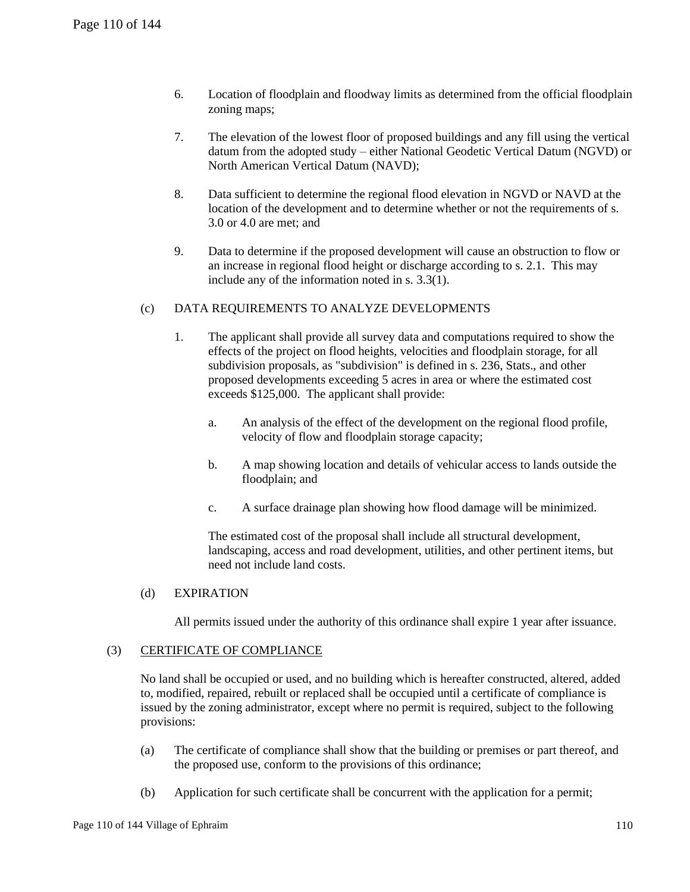6. Location of floodplain and floodway limits as determined from the official floodplain zoning maps;

7. The elevation of the lowest floor of proposed buildings and any fill using the vertical datum from the adopted study – either National Geodetic Vertical Datum (NGVD) or North American Vertical Datum (NAVD);

8. Data sufficient to determine the regional flood elevation in NGVD or NAVD at the location of the development and to determine whether or not the requirements of s. 3.0 or 4.0 are met; and

9. Data to determine if the proposed development will cause an obstruction to flow or an increase in regional flood height or discharge according to s. 2.1. This may include any of the information noted in s. 3.3(1).

(c) DATA REQUIREMENTS TO ANALYZE DEVELOPMENTS

1. The applicant shall provide all survey data and computations required to show the effects of the project on flood heights, velocities and floodplain storage, for all subdivision proposals, as "subdivision" is defined in s. 236, Stats., and other proposed developments exceeding 5 acres in area or where the estimated cost exceeds $125,000. The applicant shall provide:

   a. An analysis of the effect of the development on the regional flood profile, velocity of flow and floodplain storage capacity;

   b. A map showing location and details of vehicular access to lands outside the floodplain; and

   c. A surface drainage plan showing how flood damage will be minimized.

   The estimated cost of the proposal shall include all structural development, landscaping, access and road development, utilities, and other pertinent items, but need not include land costs.

(d) EXPIRATION

All permits issued under the authority of this ordinance shall expire 1 year after issuance.

(3) <u>CERTIFICATE OF COMPLIANCE</u>

No land shall be occupied or used, and no building which is hereafter constructed, altered, added to, modified, repaired, rebuilt or replaced shall be occupied until a certificate of compliance is issued by the zoning administrator, except where no permit is required, subject to the following provisions:

(a) The certificate of compliance shall show that the building or premises or part thereof, and the proposed use, conform to the provisions of this ordinance;

(b) Application for such certificate shall be concurrent with the application for a permit;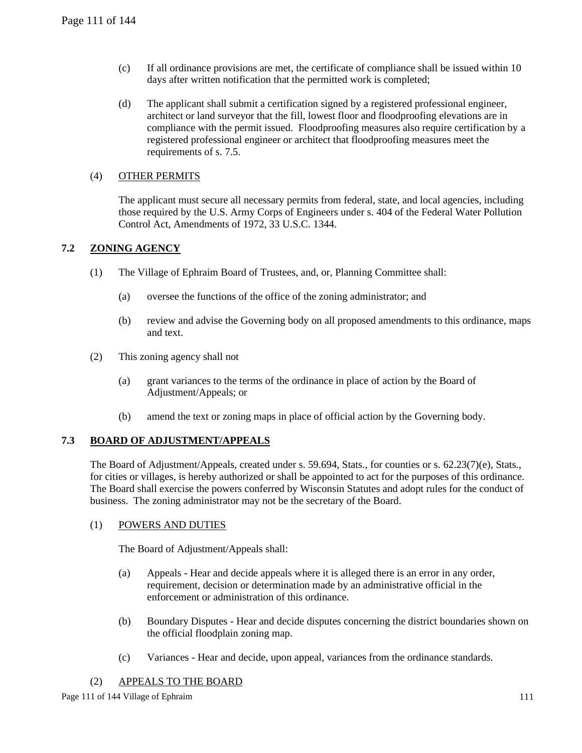(c) If all ordinance provisions are met, the certificate of compliance shall be issued within 10 days after written notification that the permitted work is completed;

(d) The applicant shall submit a certification signed by a registered professional engineer, architect or land surveyor that the fill, lowest floor and floodproofing elevations are in compliance with the permit issued. Floodproofing measures also require certification by a registered professional engineer or architect that floodproofing measures meet the requirements of s. 7.5.

(4) OTHER PERMITS

The applicant must secure all necessary permits from federal, state, and local agencies, including those required by the U.S. Army Corps of Engineers under s. 404 of the Federal Water Pollution Control Act, Amendments of 1972, 33 U.S.C. 1344.

## 7.2 ZONING AGENCY

(1) The Village of Ephraim Board of Trustees, and, or, Planning Committee shall:

(a) oversee the functions of the office of the zoning administrator; and

(b) review and advise the Governing body on all proposed amendments to this ordinance, maps and text.

(2) This zoning agency shall not

(a) grant variances to the terms of the ordinance in place of action by the Board of Adjustment/Appeals; or

(b) amend the text or zoning maps in place of official action by the Governing body.

## 7.3 BOARD OF ADJUSTMENT/APPEALS

The Board of Adjustment/Appeals, created under s. 59.694, Stats., for counties or s. 62.23(7)(e), Stats., for cities or villages, is hereby authorized or shall be appointed to act for the purposes of this ordinance. The Board shall exercise the powers conferred by Wisconsin Statutes and adopt rules for the conduct of business. The zoning administrator may not be the secretary of the Board.

(1) POWERS AND DUTIES

The Board of Adjustment/Appeals shall:

(a) Appeals - Hear and decide appeals where it is alleged there is an error in any order, requirement, decision or determination made by an administrative official in the enforcement or administration of this ordinance.

(b) Boundary Disputes - Hear and decide disputes concerning the district boundaries shown on the official floodplain zoning map.

(c) Variances - Hear and decide, upon appeal, variances from the ordinance standards.

(2) APPEALS TO THE BOARD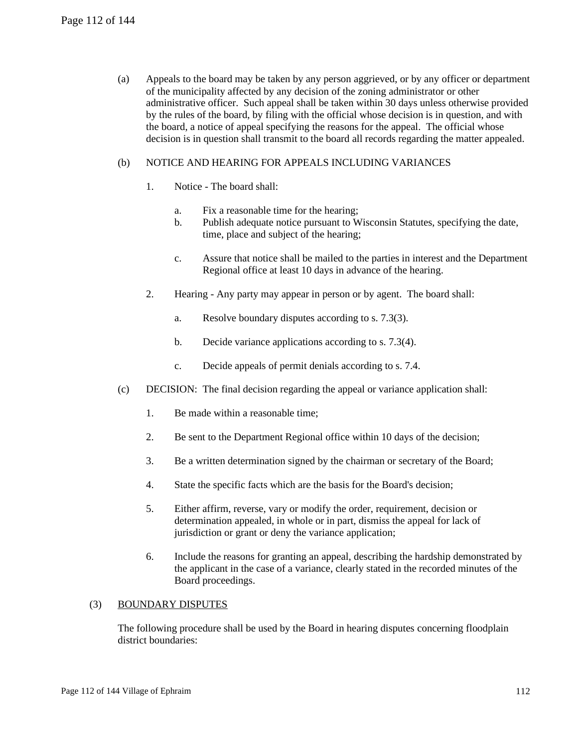(a) Appeals to the board may be taken by any person aggrieved, or by any officer or department of the municipality affected by any decision of the zoning administrator or other administrative officer. Such appeal shall be taken within 30 days unless otherwise provided by the rules of the board, by filing with the official whose decision is in question, and with the board, a notice of appeal specifying the reasons for the appeal. The official whose decision is in question shall transmit to the board all records regarding the matter appealed.

(b) NOTICE AND HEARING FOR APPEALS INCLUDING VARIANCES

1. Notice - The board shall:

   a. Fix a reasonable time for the hearing;
   b. Publish adequate notice pursuant to Wisconsin Statutes, specifying the date, time, place and subject of the hearing;
   c. Assure that notice shall be mailed to the parties in interest and the Department Regional office at least 10 days in advance of the hearing.

2. Hearing - Any party may appear in person or by agent. The board shall:

   a. Resolve boundary disputes according to s. 7.3(3).
   b. Decide variance applications according to s. 7.3(4).
   c. Decide appeals of permit denials according to s. 7.4.

(c) DECISION: The final decision regarding the appeal or variance application shall:

1. Be made within a reasonable time;
2. Be sent to the Department Regional office within 10 days of the decision;
3. Be a written determination signed by the chairman or secretary of the Board;
4. State the specific facts which are the basis for the Board's decision;
5. Either affirm, reverse, vary or modify the order, requirement, decision or determination appealed, in whole or in part, dismiss the appeal for lack of jurisdiction or grant or deny the variance application;
6. Include the reasons for granting an appeal, describing the hardship demonstrated by the applicant in the case of a variance, clearly stated in the recorded minutes of the Board proceedings.

(3) <u>BOUNDARY DISPUTES</u>

The following procedure shall be used by the Board in hearing disputes concerning floodplain district boundaries: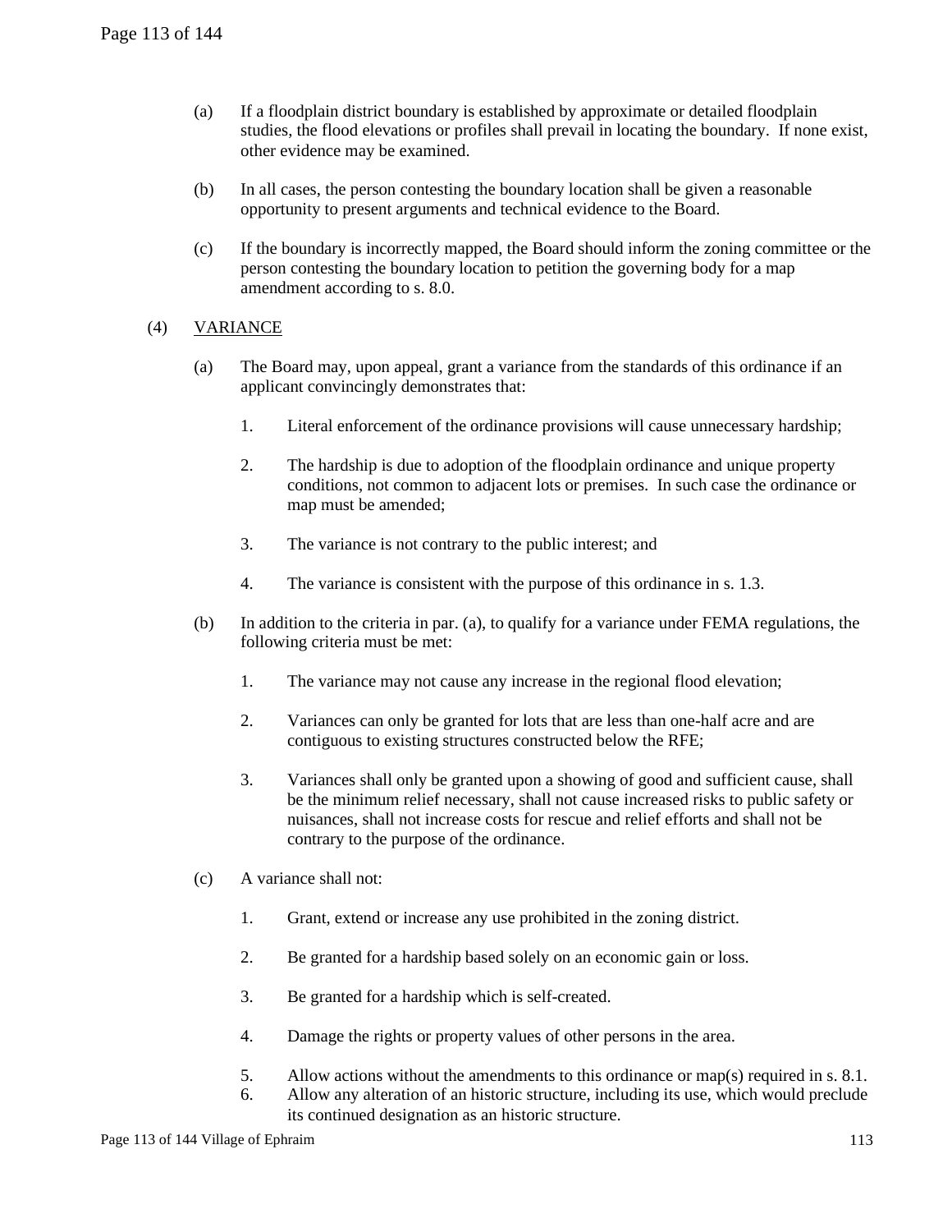(a) If a floodplain district boundary is established by approximate or detailed floodplain studies, the flood elevations or profiles shall prevail in locating the boundary. If none exist, other evidence may be examined.

(b) In all cases, the person contesting the boundary location shall be given a reasonable opportunity to present arguments and technical evidence to the Board.

(c) If the boundary is incorrectly mapped, the Board should inform the zoning committee or the person contesting the boundary location to petition the governing body for a map amendment according to s. 8.0.

(4) VARIANCE

(a) The Board may, upon appeal, grant a variance from the standards of this ordinance if an applicant convincingly demonstrates that:

1. Literal enforcement of the ordinance provisions will cause unnecessary hardship;

2. The hardship is due to adoption of the floodplain ordinance and unique property conditions, not common to adjacent lots or premises. In such case the ordinance or map must be amended;

3. The variance is not contrary to the public interest; and

4. The variance is consistent with the purpose of this ordinance in s. 1.3.

(b) In addition to the criteria in par. (a), to qualify for a variance under FEMA regulations, the following criteria must be met:

1. The variance may not cause any increase in the regional flood elevation;

2. Variances can only be granted for lots that are less than one-half acre and are contiguous to existing structures constructed below the RFE;

3. Variances shall only be granted upon a showing of good and sufficient cause, shall be the minimum relief necessary, shall not cause increased risks to public safety or nuisances, shall not increase costs for rescue and relief efforts and shall not be contrary to the purpose of the ordinance.

(c) A variance shall not:

1. Grant, extend or increase any use prohibited in the zoning district.

2. Be granted for a hardship based solely on an economic gain or loss.

3. Be granted for a hardship which is self-created.

4. Damage the rights or property values of other persons in the area.

5. Allow actions without the amendments to this ordinance or map(s) required in s. 8.1.

6. Allow any alteration of an historic structure, including its use, which would preclude its continued designation as an historic structure.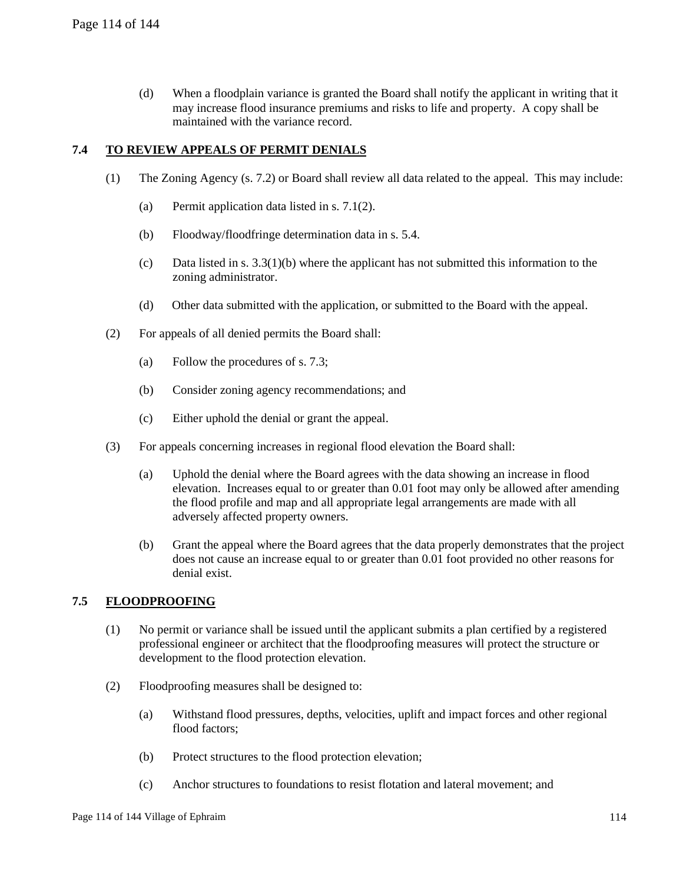(d) When a floodplain variance is granted the Board shall notify the applicant in writing that it may increase flood insurance premiums and risks to life and property. A copy shall be maintained with the variance record.

## 7.4 TO REVIEW APPEALS OF PERMIT DENIALS

(1) The Zoning Agency (s. 7.2) or Board shall review all data related to the appeal. This may include:

(a) Permit application data listed in s. 7.1(2).

(b) Floodway/floodfringe determination data in s. 5.4.

(c) Data listed in s. 3.3(1)(b) where the applicant has not submitted this information to the zoning administrator.

(d) Other data submitted with the application, or submitted to the Board with the appeal.

(2) For appeals of all denied permits the Board shall:

(a) Follow the procedures of s. 7.3;

(b) Consider zoning agency recommendations; and

(c) Either uphold the denial or grant the appeal.

(3) For appeals concerning increases in regional flood elevation the Board shall:

(a) Uphold the denial where the Board agrees with the data showing an increase in flood elevation. Increases equal to or greater than 0.01 foot may only be allowed after amending the flood profile and map and all appropriate legal arrangements are made with all adversely affected property owners.

(b) Grant the appeal where the Board agrees that the data properly demonstrates that the project does not cause an increase equal to or greater than 0.01 foot provided no other reasons for denial exist.

## 7.5 FLOODPROOFING

(1) No permit or variance shall be issued until the applicant submits a plan certified by a registered professional engineer or architect that the floodproofing measures will protect the structure or development to the flood protection elevation.

(2) Floodproofing measures shall be designed to:

(a) Withstand flood pressures, depths, velocities, uplift and impact forces and other regional flood factors;

(b) Protect structures to the flood protection elevation;

(c) Anchor structures to foundations to resist flotation and lateral movement; and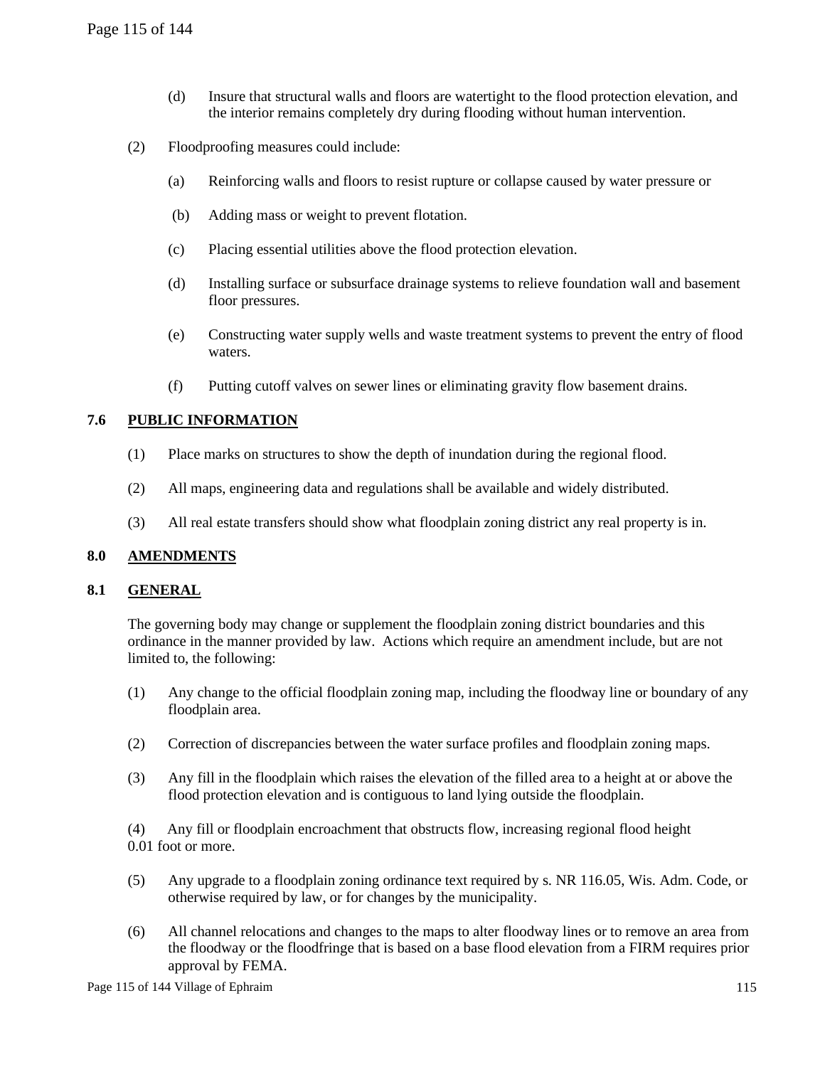(d) Insure that structural walls and floors are watertight to the flood protection elevation, and the interior remains completely dry during flooding without human intervention.

(2) Floodproofing measures could include:

(a) Reinforcing walls and floors to resist rupture or collapse caused by water pressure or

(b) Adding mass or weight to prevent flotation.

(c) Placing essential utilities above the flood protection elevation.

(d) Installing surface or subsurface drainage systems to relieve foundation wall and basement floor pressures.

(e) Constructing water supply wells and waste treatment systems to prevent the entry of flood waters.

(f) Putting cutoff valves on sewer lines or eliminating gravity flow basement drains.

## 7.6 PUBLIC INFORMATION

(1) Place marks on structures to show the depth of inundation during the regional flood.

(2) All maps, engineering data and regulations shall be available and widely distributed.

(3) All real estate transfers should show what floodplain zoning district any real property is in.

# 8.0 AMENDMENTS

## 8.1 GENERAL

The governing body may change or supplement the floodplain zoning district boundaries and this ordinance in the manner provided by law. Actions which require an amendment include, but are not limited to, the following:

(1) Any change to the official floodplain zoning map, including the floodway line or boundary of any floodplain area.

(2) Correction of discrepancies between the water surface profiles and floodplain zoning maps.

(3) Any fill in the floodplain which raises the elevation of the filled area to a height at or above the flood protection elevation and is contiguous to land lying outside the floodplain.

(4) Any fill or floodplain encroachment that obstructs flow, increasing regional flood height 0.01 foot or more.

(5) Any upgrade to a floodplain zoning ordinance text required by s. NR 116.05, Wis. Adm. Code, or otherwise required by law, or for changes by the municipality.

(6) All channel relocations and changes to the maps to alter floodway lines or to remove an area from the floodway or the floodfringe that is based on a base flood elevation from a FIRM requires prior approval by FEMA.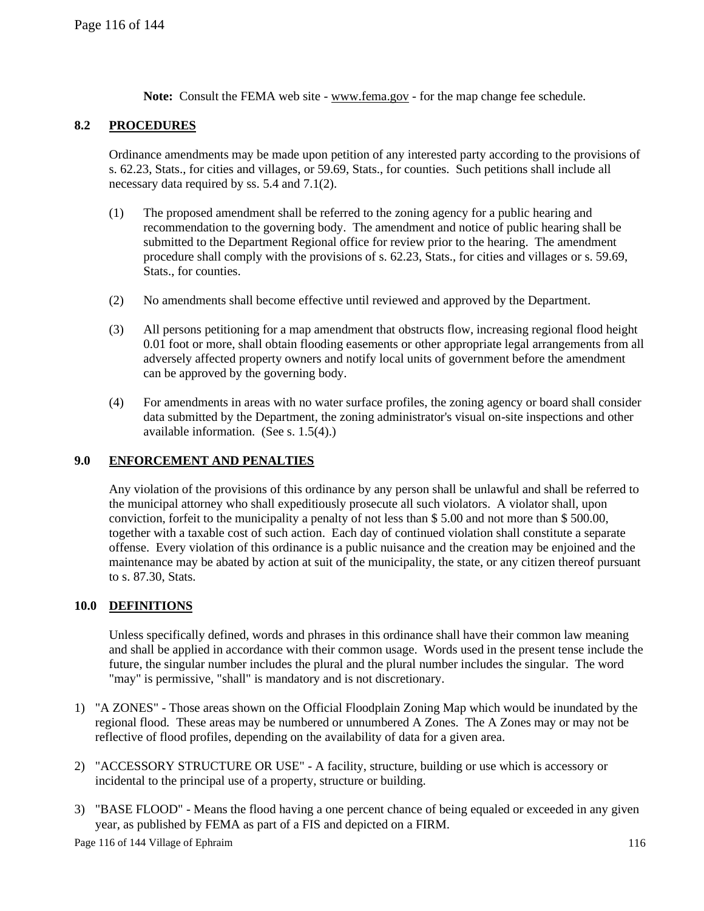**Note:** Consult the FEMA web site - www.fema.gov - for the map change fee schedule.

## 8.2 PROCEDURES

Ordinance amendments may be made upon petition of any interested party according to the provisions of s. 62.23, Stats., for cities and villages, or 59.69, Stats., for counties. Such petitions shall include all necessary data required by ss. 5.4 and 7.1(2).

(1) The proposed amendment shall be referred to the zoning agency for a public hearing and recommendation to the governing body. The amendment and notice of public hearing shall be submitted to the Department Regional office for review prior to the hearing. The amendment procedure shall comply with the provisions of s. 62.23, Stats., for cities and villages or s. 59.69, Stats., for counties.

(2) No amendments shall become effective until reviewed and approved by the Department.

(3) All persons petitioning for a map amendment that obstructs flow, increasing regional flood height 0.01 foot or more, shall obtain flooding easements or other appropriate legal arrangements from all adversely affected property owners and notify local units of government before the amendment can be approved by the governing body.

(4) For amendments in areas with no water surface profiles, the zoning agency or board shall consider data submitted by the Department, the zoning administrator's visual on-site inspections and other available information. (See s. 1.5(4).)

## 9.0 ENFORCEMENT AND PENALTIES

Any violation of the provisions of this ordinance by any person shall be unlawful and shall be referred to the municipal attorney who shall expeditiously prosecute all such violators. A violator shall, upon conviction, forfeit to the municipality a penalty of not less than $ 5.00 and not more than $ 500.00, together with a taxable cost of such action. Each day of continued violation shall constitute a separate offense. Every violation of this ordinance is a public nuisance and the creation may be enjoined and the maintenance may be abated by action at suit of the municipality, the state, or any citizen thereof pursuant to s. 87.30, Stats.

## 10.0 DEFINITIONS

Unless specifically defined, words and phrases in this ordinance shall have their common law meaning and shall be applied in accordance with their common usage. Words used in the present tense include the future, the singular number includes the plural and the plural number includes the singular. The word "may" is permissive, "shall" is mandatory and is not discretionary.

1) "A ZONES" - Those areas shown on the Official Floodplain Zoning Map which would be inundated by the regional flood. These areas may be numbered or unnumbered A Zones. The A Zones may or may not be reflective of flood profiles, depending on the availability of data for a given area.

2) "ACCESSORY STRUCTURE OR USE" - A facility, structure, building or use which is accessory or incidental to the principal use of a property, structure or building.

3) "BASE FLOOD" - Means the flood having a one percent chance of being equaled or exceeded in any given year, as published by FEMA as part of a FIS and depicted on a FIRM.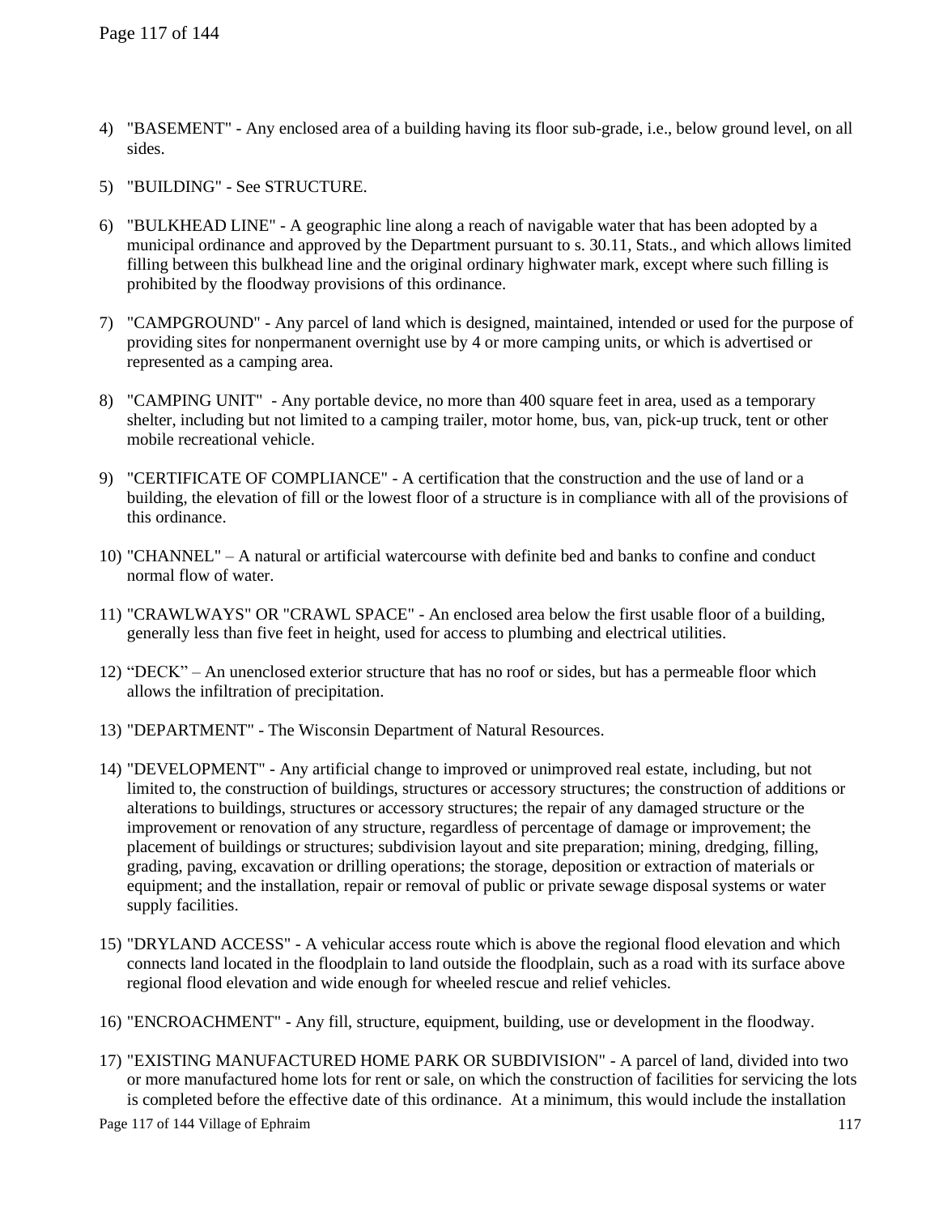4) "BASEMENT" - Any enclosed area of a building having its floor sub-grade, i.e., below ground level, on all sides.

5) "BUILDING" - See STRUCTURE.

6) "BULKHEAD LINE" - A geographic line along a reach of navigable water that has been adopted by a municipal ordinance and approved by the Department pursuant to s. 30.11, Stats., and which allows limited filling between this bulkhead line and the original ordinary highwater mark, except where such filling is prohibited by the floodway provisions of this ordinance.

7) "CAMPGROUND" - Any parcel of land which is designed, maintained, intended or used for the purpose of providing sites for nonpermanent overnight use by 4 or more camping units, or which is advertised or represented as a camping area.

8) "CAMPING UNIT" - Any portable device, no more than 400 square feet in area, used as a temporary shelter, including but not limited to a camping trailer, motor home, bus, van, pick-up truck, tent or other mobile recreational vehicle.

9) "CERTIFICATE OF COMPLIANCE" - A certification that the construction and the use of land or a building, the elevation of fill or the lowest floor of a structure is in compliance with all of the provisions of this ordinance.

10) "CHANNEL" – A natural or artificial watercourse with definite bed and banks to confine and conduct normal flow of water.

11) "CRAWLWAYS" OR "CRAWL SPACE" - An enclosed area below the first usable floor of a building, generally less than five feet in height, used for access to plumbing and electrical utilities.

12) “DECK” – An unenclosed exterior structure that has no roof or sides, but has a permeable floor which allows the infiltration of precipitation.

13) "DEPARTMENT" - The Wisconsin Department of Natural Resources.

14) "DEVELOPMENT" - Any artificial change to improved or unimproved real estate, including, but not limited to, the construction of buildings, structures or accessory structures; the construction of additions or alterations to buildings, structures or accessory structures; the repair of any damaged structure or the improvement or renovation of any structure, regardless of percentage of damage or improvement; the placement of buildings or structures; subdivision layout and site preparation; mining, dredging, filling, grading, paving, excavation or drilling operations; the storage, deposition or extraction of materials or equipment; and the installation, repair or removal of public or private sewage disposal systems or water supply facilities.

15) "DRYLAND ACCESS" - A vehicular access route which is above the regional flood elevation and which connects land located in the floodplain to land outside the floodplain, such as a road with its surface above regional flood elevation and wide enough for wheeled rescue and relief vehicles.

16) "ENCROACHMENT" - Any fill, structure, equipment, building, use or development in the floodway.

17) "EXISTING MANUFACTURED HOME PARK OR SUBDIVISION" - A parcel of land, divided into two or more manufactured home lots for rent or sale, on which the construction of facilities for servicing the lots is completed before the effective date of this ordinance. At a minimum, this would include the installation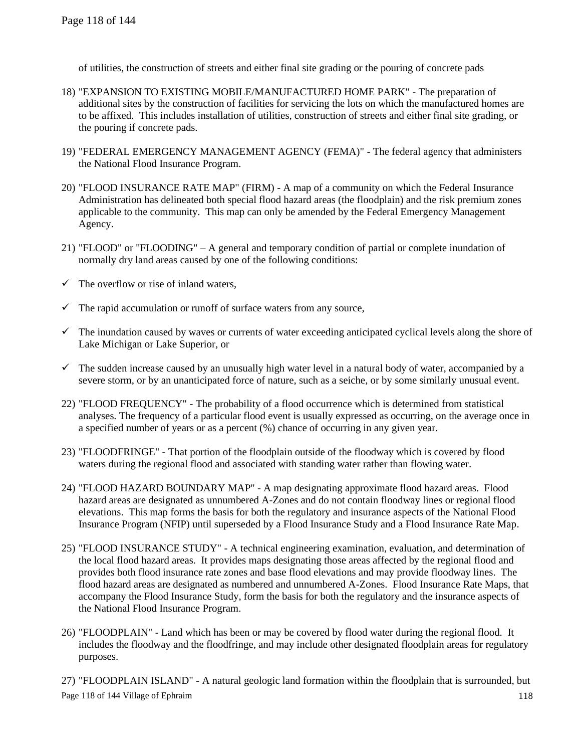of utilities, the construction of streets and either final site grading or the pouring of concrete pads

18) "EXPANSION TO EXISTING MOBILE/MANUFACTURED HOME PARK" - The preparation of additional sites by the construction of facilities for servicing the lots on which the manufactured homes are to be affixed. This includes installation of utilities, construction of streets and either final site grading, or the pouring if concrete pads.

19) "FEDERAL EMERGENCY MANAGEMENT AGENCY (FEMA)" - The federal agency that administers the National Flood Insurance Program.

20) "FLOOD INSURANCE RATE MAP" (FIRM) - A map of a community on which the Federal Insurance Administration has delineated both special flood hazard areas (the floodplain) and the risk premium zones applicable to the community. This map can only be amended by the Federal Emergency Management Agency.

21) "FLOOD" or "FLOODING" – A general and temporary condition of partial or complete inundation of normally dry land areas caused by one of the following conditions:

- ✓ The overflow or rise of inland waters,
- ✓ The rapid accumulation or runoff of surface waters from any source,
- ✓ The inundation caused by waves or currents of water exceeding anticipated cyclical levels along the shore of Lake Michigan or Lake Superior, or
- ✓ The sudden increase caused by an unusually high water level in a natural body of water, accompanied by a severe storm, or by an unanticipated force of nature, such as a seiche, or by some similarly unusual event.

22) "FLOOD FREQUENCY" - The probability of a flood occurrence which is determined from statistical analyses. The frequency of a particular flood event is usually expressed as occurring, on the average once in a specified number of years or as a percent (%) chance of occurring in any given year.

23) "FLOODFRINGE" - That portion of the floodplain outside of the floodway which is covered by flood waters during the regional flood and associated with standing water rather than flowing water.

24) "FLOOD HAZARD BOUNDARY MAP" - A map designating approximate flood hazard areas. Flood hazard areas are designated as unnumbered A-Zones and do not contain floodway lines or regional flood elevations. This map forms the basis for both the regulatory and insurance aspects of the National Flood Insurance Program (NFIP) until superseded by a Flood Insurance Study and a Flood Insurance Rate Map.

25) "FLOOD INSURANCE STUDY" - A technical engineering examination, evaluation, and determination of the local flood hazard areas. It provides maps designating those areas affected by the regional flood and provides both flood insurance rate zones and base flood elevations and may provide floodway lines. The flood hazard areas are designated as numbered and unnumbered A-Zones. Flood Insurance Rate Maps, that accompany the Flood Insurance Study, form the basis for both the regulatory and the insurance aspects of the National Flood Insurance Program.

26) "FLOODPLAIN" - Land which has been or may be covered by flood water during the regional flood. It includes the floodway and the floodfringe, and may include other designated floodplain areas for regulatory purposes.

27) "FLOODPLAIN ISLAND" - A natural geologic land formation within the floodplain that is surrounded, but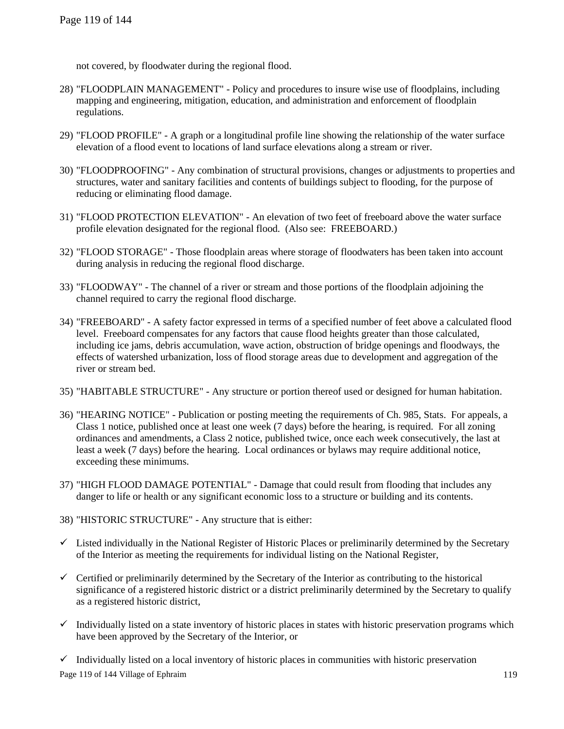not covered, by floodwater during the regional flood.

28) "FLOODPLAIN MANAGEMENT" - Policy and procedures to insure wise use of floodplains, including mapping and engineering, mitigation, education, and administration and enforcement of floodplain regulations.

29) "FLOOD PROFILE" - A graph or a longitudinal profile line showing the relationship of the water surface elevation of a flood event to locations of land surface elevations along a stream or river.

30) "FLOODPROOFING" - Any combination of structural provisions, changes or adjustments to properties and structures, water and sanitary facilities and contents of buildings subject to flooding, for the purpose of reducing or eliminating flood damage.

31) "FLOOD PROTECTION ELEVATION" - An elevation of two feet of freeboard above the water surface profile elevation designated for the regional flood. (Also see: FREEBOARD.)

32) "FLOOD STORAGE" - Those floodplain areas where storage of floodwaters has been taken into account during analysis in reducing the regional flood discharge.

33) "FLOODWAY" - The channel of a river or stream and those portions of the floodplain adjoining the channel required to carry the regional flood discharge.

34) "FREEBOARD" - A safety factor expressed in terms of a specified number of feet above a calculated flood level. Freeboard compensates for any factors that cause flood heights greater than those calculated, including ice jams, debris accumulation, wave action, obstruction of bridge openings and floodways, the effects of watershed urbanization, loss of flood storage areas due to development and aggregation of the river or stream bed.

35) "HABITABLE STRUCTURE" - Any structure or portion thereof used or designed for human habitation.

36) "HEARING NOTICE" - Publication or posting meeting the requirements of Ch. 985, Stats. For appeals, a Class 1 notice, published once at least one week (7 days) before the hearing, is required. For all zoning ordinances and amendments, a Class 2 notice, published twice, once each week consecutively, the last at least a week (7 days) before the hearing. Local ordinances or bylaws may require additional notice, exceeding these minimums.

37) "HIGH FLOOD DAMAGE POTENTIAL" - Damage that could result from flooding that includes any danger to life or health or any significant economic loss to a structure or building and its contents.

38) "HISTORIC STRUCTURE" - Any structure that is either:

- ✓ Listed individually in the National Register of Historic Places or preliminarily determined by the Secretary of the Interior as meeting the requirements for individual listing on the National Register,
- ✓ Certified or preliminarily determined by the Secretary of the Interior as contributing to the historical significance of a registered historic district or a district preliminarily determined by the Secretary to qualify as a registered historic district,
- ✓ Individually listed on a state inventory of historic places in states with historic preservation programs which have been approved by the Secretary of the Interior, or
- ✓ Individually listed on a local inventory of historic places in communities with historic preservation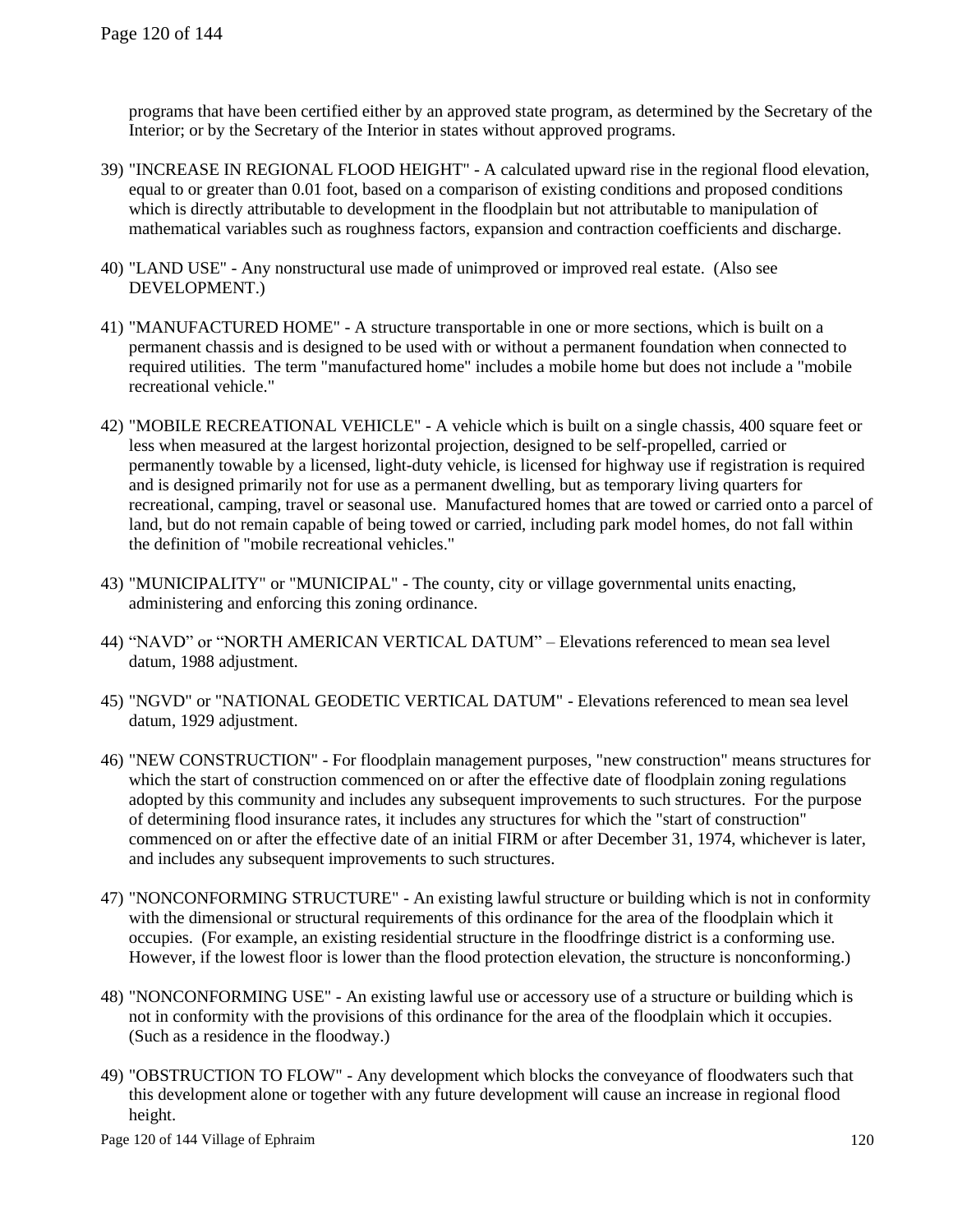programs that have been certified either by an approved state program, as determined by the Secretary of the Interior; or by the Secretary of the Interior in states without approved programs.

39) "INCREASE IN REGIONAL FLOOD HEIGHT" - A calculated upward rise in the regional flood elevation, equal to or greater than 0.01 foot, based on a comparison of existing conditions and proposed conditions which is directly attributable to development in the floodplain but not attributable to manipulation of mathematical variables such as roughness factors, expansion and contraction coefficients and discharge.

40) "LAND USE" - Any nonstructural use made of unimproved or improved real estate. (Also see DEVELOPMENT.)

41) "MANUFACTURED HOME" - A structure transportable in one or more sections, which is built on a permanent chassis and is designed to be used with or without a permanent foundation when connected to required utilities. The term "manufactured home" includes a mobile home but does not include a "mobile recreational vehicle."

42) "MOBILE RECREATIONAL VEHICLE" - A vehicle which is built on a single chassis, 400 square feet or less when measured at the largest horizontal projection, designed to be self-propelled, carried or permanently towable by a licensed, light-duty vehicle, is licensed for highway use if registration is required and is designed primarily not for use as a permanent dwelling, but as temporary living quarters for recreational, camping, travel or seasonal use. Manufactured homes that are towed or carried onto a parcel of land, but do not remain capable of being towed or carried, including park model homes, do not fall within the definition of "mobile recreational vehicles."

43) "MUNICIPALITY" or "MUNICIPAL" - The county, city or village governmental units enacting, administering and enforcing this zoning ordinance.

44) “NAVD” or “NORTH AMERICAN VERTICAL DATUM” – Elevations referenced to mean sea level datum, 1988 adjustment.

45) "NGVD" or "NATIONAL GEODETIC VERTICAL DATUM" - Elevations referenced to mean sea level datum, 1929 adjustment.

46) "NEW CONSTRUCTION" - For floodplain management purposes, "new construction" means structures for which the start of construction commenced on or after the effective date of floodplain zoning regulations adopted by this community and includes any subsequent improvements to such structures. For the purpose of determining flood insurance rates, it includes any structures for which the "start of construction" commenced on or after the effective date of an initial FIRM or after December 31, 1974, whichever is later, and includes any subsequent improvements to such structures.

47) "NONCONFORMING STRUCTURE" - An existing lawful structure or building which is not in conformity with the dimensional or structural requirements of this ordinance for the area of the floodplain which it occupies. (For example, an existing residential structure in the floodfringe district is a conforming use. However, if the lowest floor is lower than the flood protection elevation, the structure is nonconforming.)

48) "NONCONFORMING USE" - An existing lawful use or accessory use of a structure or building which is not in conformity with the provisions of this ordinance for the area of the floodplain which it occupies. (Such as a residence in the floodway.)

49) "OBSTRUCTION TO FLOW" - Any development which blocks the conveyance of floodwaters such that this development alone or together with any future development will cause an increase in regional flood height.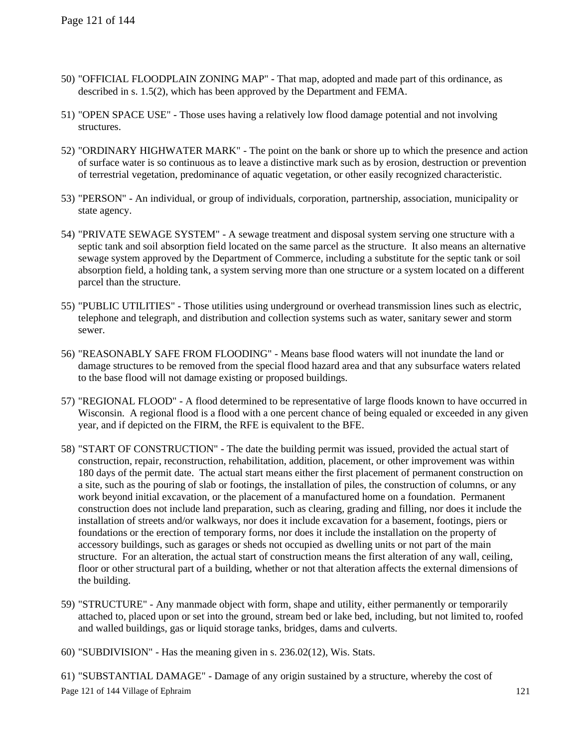50) "OFFICIAL FLOODPLAIN ZONING MAP" - That map, adopted and made part of this ordinance, as described in s. 1.5(2), which has been approved by the Department and FEMA.

51) "OPEN SPACE USE" - Those uses having a relatively low flood damage potential and not involving structures.

52) "ORDINARY HIGHWATER MARK" - The point on the bank or shore up to which the presence and action of surface water is so continuous as to leave a distinctive mark such as by erosion, destruction or prevention of terrestrial vegetation, predominance of aquatic vegetation, or other easily recognized characteristic.

53) "PERSON" - An individual, or group of individuals, corporation, partnership, association, municipality or state agency.

54) "PRIVATE SEWAGE SYSTEM" - A sewage treatment and disposal system serving one structure with a septic tank and soil absorption field located on the same parcel as the structure. It also means an alternative sewage system approved by the Department of Commerce, including a substitute for the septic tank or soil absorption field, a holding tank, a system serving more than one structure or a system located on a different parcel than the structure.

55) "PUBLIC UTILITIES" - Those utilities using underground or overhead transmission lines such as electric, telephone and telegraph, and distribution and collection systems such as water, sanitary sewer and storm sewer.

56) "REASONABLY SAFE FROM FLOODING" - Means base flood waters will not inundate the land or damage structures to be removed from the special flood hazard area and that any subsurface waters related to the base flood will not damage existing or proposed buildings.

57) "REGIONAL FLOOD" - A flood determined to be representative of large floods known to have occurred in Wisconsin. A regional flood is a flood with a one percent chance of being equaled or exceeded in any given year, and if depicted on the FIRM, the RFE is equivalent to the BFE.

58) "START OF CONSTRUCTION" - The date the building permit was issued, provided the actual start of construction, repair, reconstruction, rehabilitation, addition, placement, or other improvement was within 180 days of the permit date. The actual start means either the first placement of permanent construction on a site, such as the pouring of slab or footings, the installation of piles, the construction of columns, or any work beyond initial excavation, or the placement of a manufactured home on a foundation. Permanent construction does not include land preparation, such as clearing, grading and filling, nor does it include the installation of streets and/or walkways, nor does it include excavation for a basement, footings, piers or foundations or the erection of temporary forms, nor does it include the installation on the property of accessory buildings, such as garages or sheds not occupied as dwelling units or not part of the main structure. For an alteration, the actual start of construction means the first alteration of any wall, ceiling, floor or other structural part of a building, whether or not that alteration affects the external dimensions of the building.

59) "STRUCTURE" - Any manmade object with form, shape and utility, either permanently or temporarily attached to, placed upon or set into the ground, stream bed or lake bed, including, but not limited to, roofed and walled buildings, gas or liquid storage tanks, bridges, dams and culverts.

60) "SUBDIVISION" - Has the meaning given in s. 236.02(12), Wis. Stats.

61) "SUBSTANTIAL DAMAGE" - Damage of any origin sustained by a structure, whereby the cost of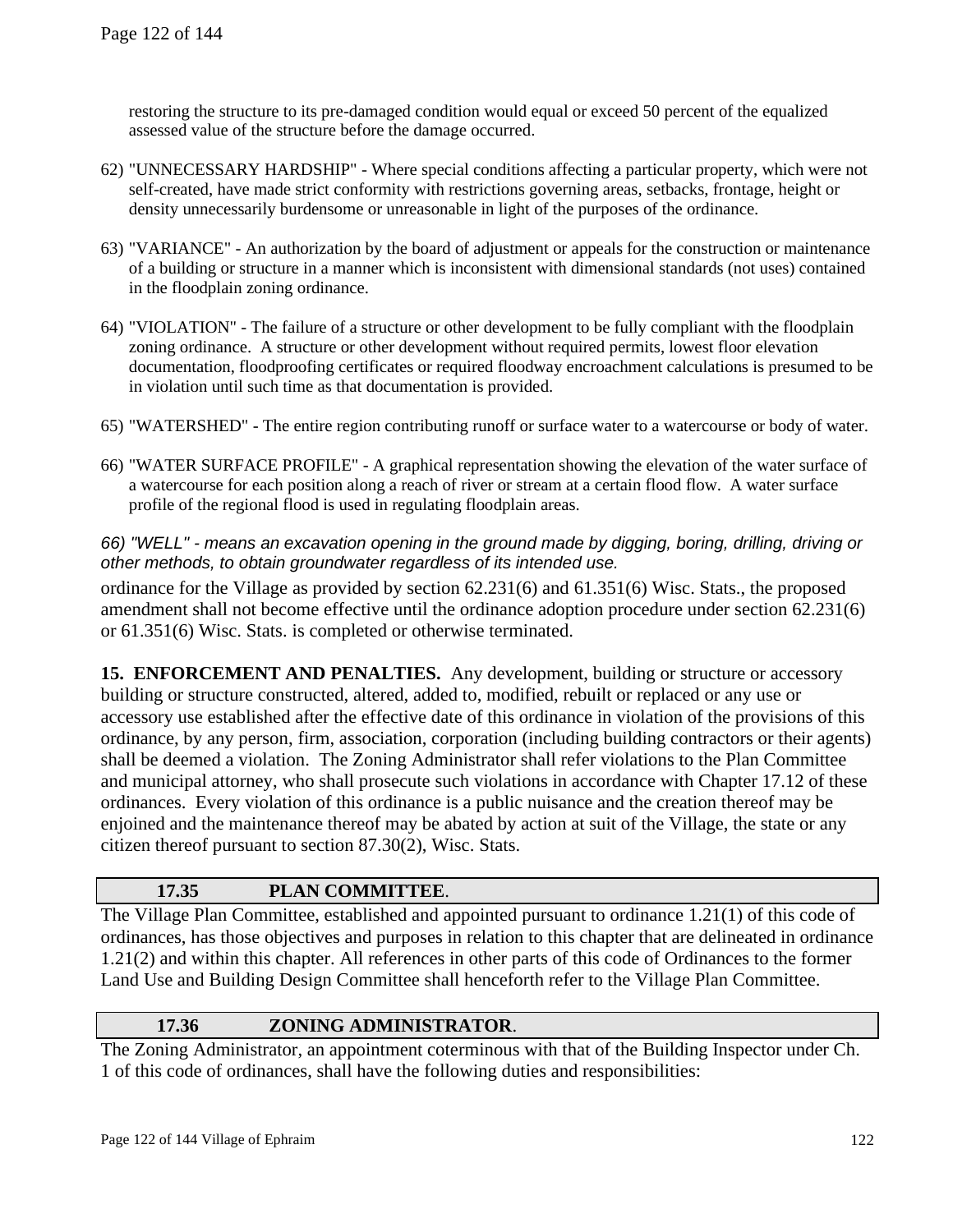restoring the structure to its pre-damaged condition would equal or exceed 50 percent of the equalized assessed value of the structure before the damage occurred.

62) "UNNECESSARY HARDSHIP" - Where special conditions affecting a particular property, which were not self-created, have made strict conformity with restrictions governing areas, setbacks, frontage, height or density unnecessarily burdensome or unreasonable in light of the purposes of the ordinance.

63) "VARIANCE" - An authorization by the board of adjustment or appeals for the construction or maintenance of a building or structure in a manner which is inconsistent with dimensional standards (not uses) contained in the floodplain zoning ordinance.

64) "VIOLATION" - The failure of a structure or other development to be fully compliant with the floodplain zoning ordinance. A structure or other development without required permits, lowest floor elevation documentation, floodproofing certificates or required floodway encroachment calculations is presumed to be in violation until such time as that documentation is provided.

65) "WATERSHED" - The entire region contributing runoff or surface water to a watercourse or body of water.

66) "WATER SURFACE PROFILE" - A graphical representation showing the elevation of the water surface of a watercourse for each position along a reach of river or stream at a certain flood flow. A water surface profile of the regional flood is used in regulating floodplain areas.

*66) "WELL" - means an excavation opening in the ground made by digging, boring, drilling, driving or other methods, to obtain groundwater regardless of its intended use.*

ordinance for the Village as provided by section 62.231(6) and 61.351(6) Wisc. Stats., the proposed amendment shall not become effective until the ordinance adoption procedure under section 62.231(6) or 61.351(6) Wisc. Stats. is completed or otherwise terminated.

**15. ENFORCEMENT AND PENALTIES.** Any development, building or structure or accessory building or structure constructed, altered, added to, modified, rebuilt or replaced or any use or accessory use established after the effective date of this ordinance in violation of the provisions of this ordinance, by any person, firm, association, corporation (including building contractors or their agents) shall be deemed a violation. The Zoning Administrator shall refer violations to the Plan Committee and municipal attorney, who shall prosecute such violations in accordance with Chapter 17.12 of these ordinances. Every violation of this ordinance is a public nuisance and the creation thereof may be enjoined and the maintenance thereof may be abated by action at suit of the Village, the state or any citizen thereof pursuant to section 87.30(2), Wisc. Stats.

## 17.35 PLAN COMMITTEE.

The Village Plan Committee, established and appointed pursuant to ordinance 1.21(1) of this code of ordinances, has those objectives and purposes in relation to this chapter that are delineated in ordinance 1.21(2) and within this chapter. All references in other parts of this code of Ordinances to the former Land Use and Building Design Committee shall henceforth refer to the Village Plan Committee.

## 17.36 ZONING ADMINISTRATOR.

The Zoning Administrator, an appointment coterminous with that of the Building Inspector under Ch. 1 of this code of ordinances, shall have the following duties and responsibilities: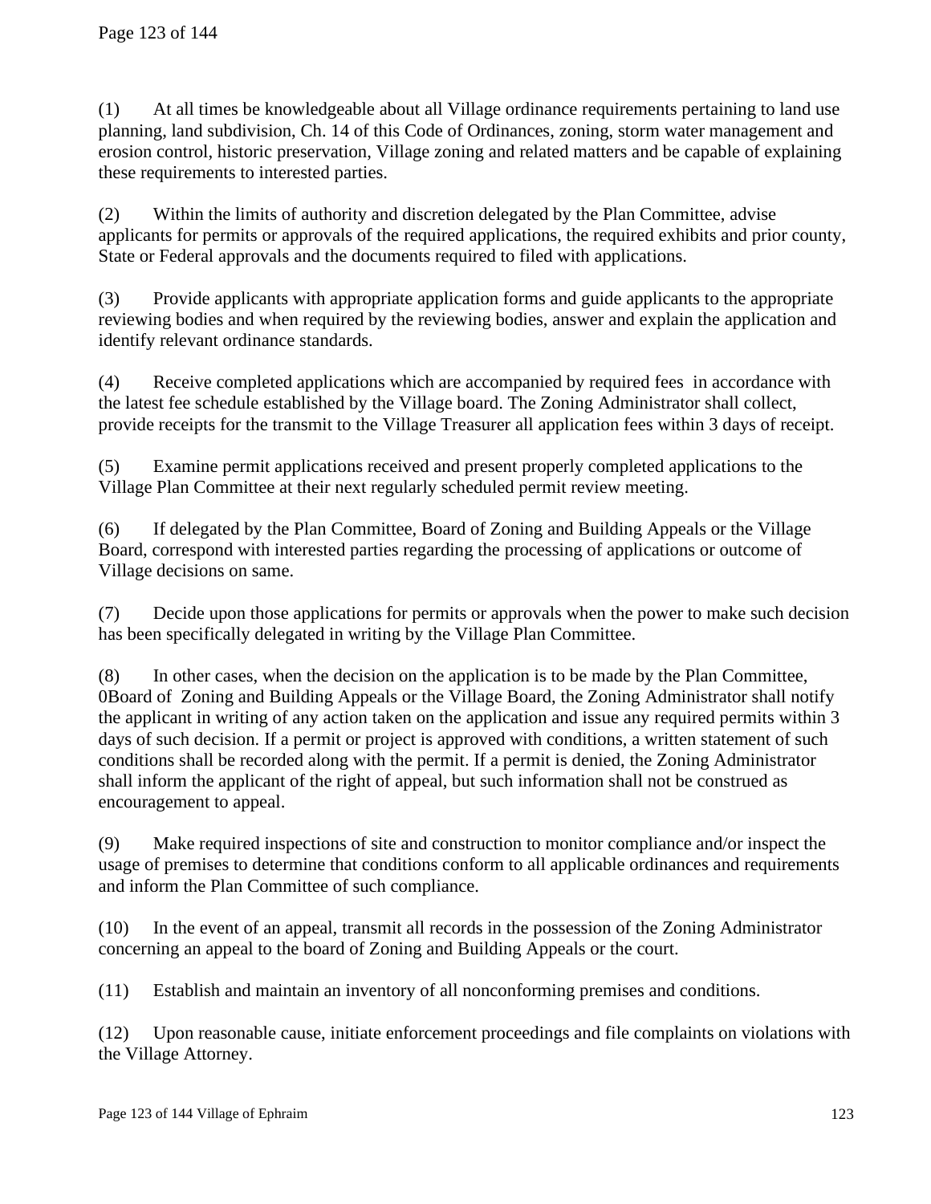(1) At all times be knowledgeable about all Village ordinance requirements pertaining to land use planning, land subdivision, Ch. 14 of this Code of Ordinances, zoning, storm water management and erosion control, historic preservation, Village zoning and related matters and be capable of explaining these requirements to interested parties.

(2) Within the limits of authority and discretion delegated by the Plan Committee, advise applicants for permits or approvals of the required applications, the required exhibits and prior county, State or Federal approvals and the documents required to filed with applications.

(3) Provide applicants with appropriate application forms and guide applicants to the appropriate reviewing bodies and when required by the reviewing bodies, answer and explain the application and identify relevant ordinance standards.

(4) Receive completed applications which are accompanied by required fees in accordance with the latest fee schedule established by the Village board. The Zoning Administrator shall collect, provide receipts for the transmit to the Village Treasurer all application fees within 3 days of receipt.

(5) Examine permit applications received and present properly completed applications to the Village Plan Committee at their next regularly scheduled permit review meeting.

(6) If delegated by the Plan Committee, Board of Zoning and Building Appeals or the Village Board, correspond with interested parties regarding the processing of applications or outcome of Village decisions on same.

(7) Decide upon those applications for permits or approvals when the power to make such decision has been specifically delegated in writing by the Village Plan Committee.

(8) In other cases, when the decision on the application is to be made by the Plan Committee, 0Board of Zoning and Building Appeals or the Village Board, the Zoning Administrator shall notify the applicant in writing of any action taken on the application and issue any required permits within 3 days of such decision. If a permit or project is approved with conditions, a written statement of such conditions shall be recorded along with the permit. If a permit is denied, the Zoning Administrator shall inform the applicant of the right of appeal, but such information shall not be construed as encouragement to appeal.

(9) Make required inspections of site and construction to monitor compliance and/or inspect the usage of premises to determine that conditions conform to all applicable ordinances and requirements and inform the Plan Committee of such compliance.

(10) In the event of an appeal, transmit all records in the possession of the Zoning Administrator concerning an appeal to the board of Zoning and Building Appeals or the court.

(11) Establish and maintain an inventory of all nonconforming premises and conditions.

(12) Upon reasonable cause, initiate enforcement proceedings and file complaints on violations with the Village Attorney.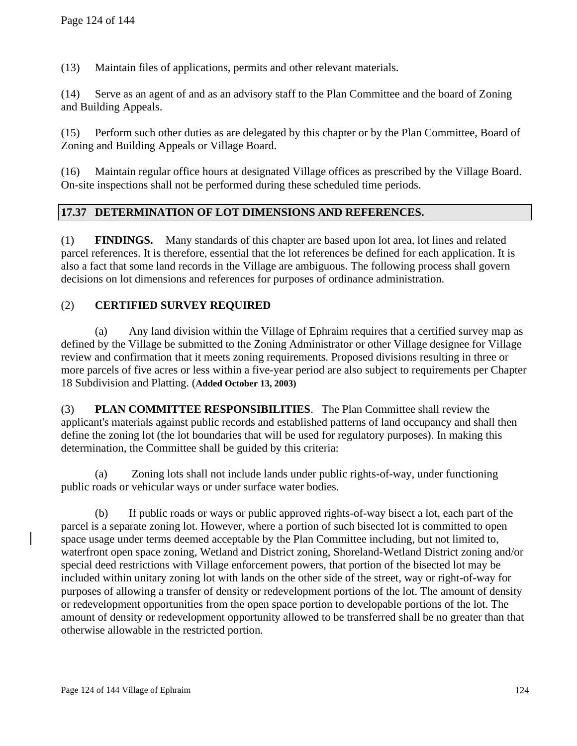(13) Maintain files of applications, permits and other relevant materials.

(14) Serve as an agent of and as an advisory staff to the Plan Committee and the board of Zoning and Building Appeals.

(15) Perform such other duties as are delegated by this chapter or by the Plan Committee, Board of Zoning and Building Appeals or Village Board.

(16) Maintain regular office hours at designated Village offices as prescribed by the Village Board. On-site inspections shall not be performed during these scheduled time periods.

## 17.37 DETERMINATION OF LOT DIMENSIONS AND REFERENCES.

(1) **FINDINGS.** Many standards of this chapter are based upon lot area, lot lines and related parcel references. It is therefore, essential that the lot references be defined for each application. It is also a fact that some land records in the Village are ambiguous. The following process shall govern decisions on lot dimensions and references for purposes of ordinance administration.

(2) **CERTIFIED SURVEY REQUIRED**

(a) Any land division within the Village of Ephraim requires that a certified survey map as defined by the Village be submitted to the Zoning Administrator or other Village designee for Village review and confirmation that it meets zoning requirements. Proposed divisions resulting in three or more parcels of five acres or less within a five-year period are also subject to requirements per Chapter 18 Subdivision and Platting. (**Added October 13, 2003)**

(3) **PLAN COMMITTEE RESPONSIBILITIES**. The Plan Committee shall review the applicant's materials against public records and established patterns of land occupancy and shall then define the zoning lot (the lot boundaries that will be used for regulatory purposes). In making this determination, the Committee shall be guided by this criteria:

(a) Zoning lots shall not include lands under public rights-of-way, under functioning public roads or vehicular ways or under surface water bodies.

(b) If public roads or ways or public approved rights-of-way bisect a lot, each part of the parcel is a separate zoning lot. However, where a portion of such bisected lot is committed to open space usage under terms deemed acceptable by the Plan Committee including, but not limited to, waterfront open space zoning, Wetland and District zoning, Shoreland-Wetland District zoning and/or special deed restrictions with Village enforcement powers, that portion of the bisected lot may be included within unitary zoning lot with lands on the other side of the street, way or right-of-way for purposes of allowing a transfer of density or redevelopment portions of the lot. The amount of density or redevelopment opportunities from the open space portion to developable portions of the lot. The amount of density or redevelopment opportunity allowed to be transferred shall be no greater than that otherwise allowable in the restricted portion.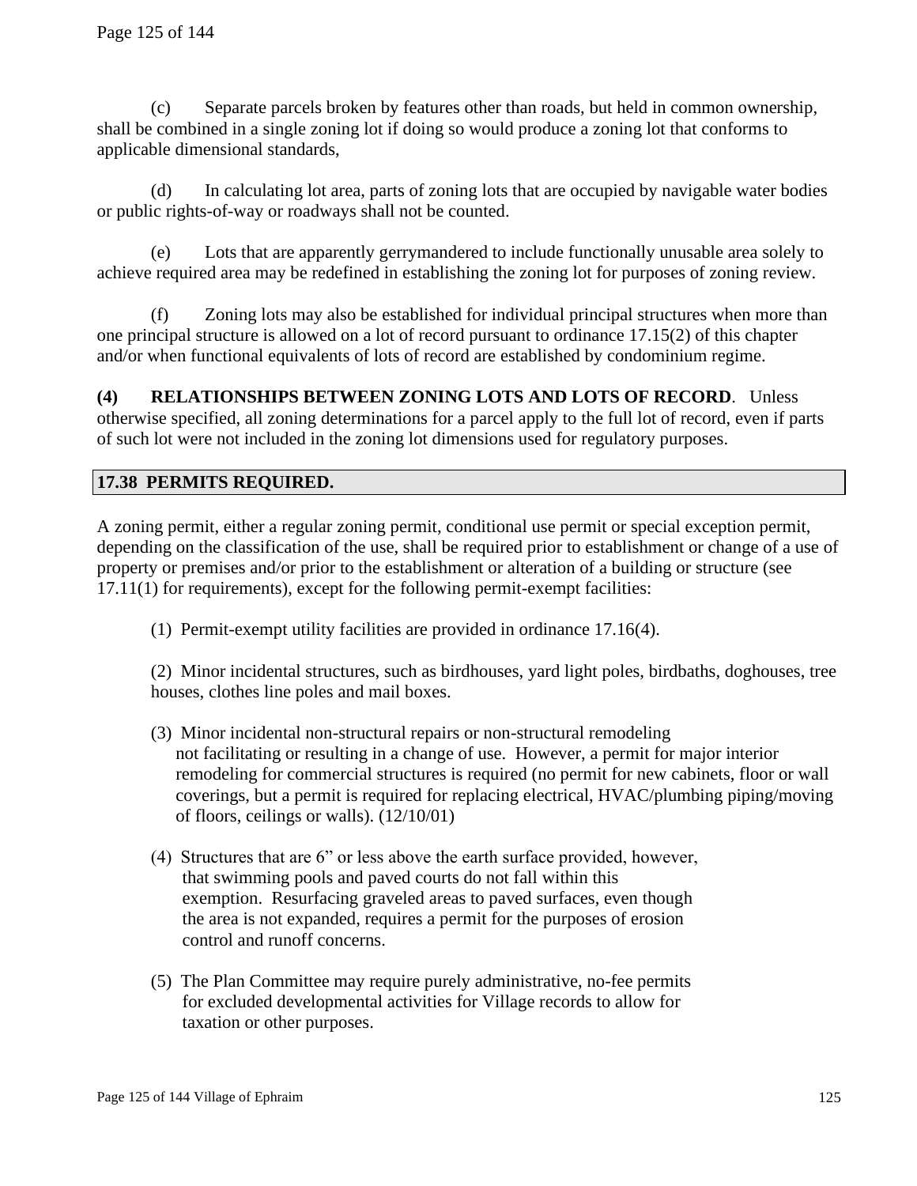(c) Separate parcels broken by features other than roads, but held in common ownership, shall be combined in a single zoning lot if doing so would produce a zoning lot that conforms to applicable dimensional standards,

(d) In calculating lot area, parts of zoning lots that are occupied by navigable water bodies or public rights-of-way or roadways shall not be counted.

(e) Lots that are apparently gerrymandered to include functionally unusable area solely to achieve required area may be redefined in establishing the zoning lot for purposes of zoning review.

(f) Zoning lots may also be established for individual principal structures when more than one principal structure is allowed on a lot of record pursuant to ordinance 17.15(2) of this chapter and/or when functional equivalents of lots of record are established by condominium regime.

**(4) RELATIONSHIPS BETWEEN ZONING LOTS AND LOTS OF RECORD**. Unless otherwise specified, all zoning determinations for a parcel apply to the full lot of record, even if parts of such lot were not included in the zoning lot dimensions used for regulatory purposes.

## 17.38 PERMITS REQUIRED.

A zoning permit, either a regular zoning permit, conditional use permit or special exception permit, depending on the classification of the use, shall be required prior to establishment or change of a use of property or premises and/or prior to the establishment or alteration of a building or structure (see 17.11(1) for requirements), except for the following permit-exempt facilities:

(1) Permit-exempt utility facilities are provided in ordinance 17.16(4).

(2) Minor incidental structures, such as birdhouses, yard light poles, birdbaths, doghouses, tree houses, clothes line poles and mail boxes.

(3) Minor incidental non-structural repairs or non-structural remodeling not facilitating or resulting in a change of use. However, a permit for major interior remodeling for commercial structures is required (no permit for new cabinets, floor or wall coverings, but a permit is required for replacing electrical, HVAC/plumbing piping/moving of floors, ceilings or walls). (12/10/01)

(4) Structures that are 6" or less above the earth surface provided, however, that swimming pools and paved courts do not fall within this exemption. Resurfacing graveled areas to paved surfaces, even though the area is not expanded, requires a permit for the purposes of erosion control and runoff concerns.

(5) The Plan Committee may require purely administrative, no-fee permits for excluded developmental activities for Village records to allow for taxation or other purposes.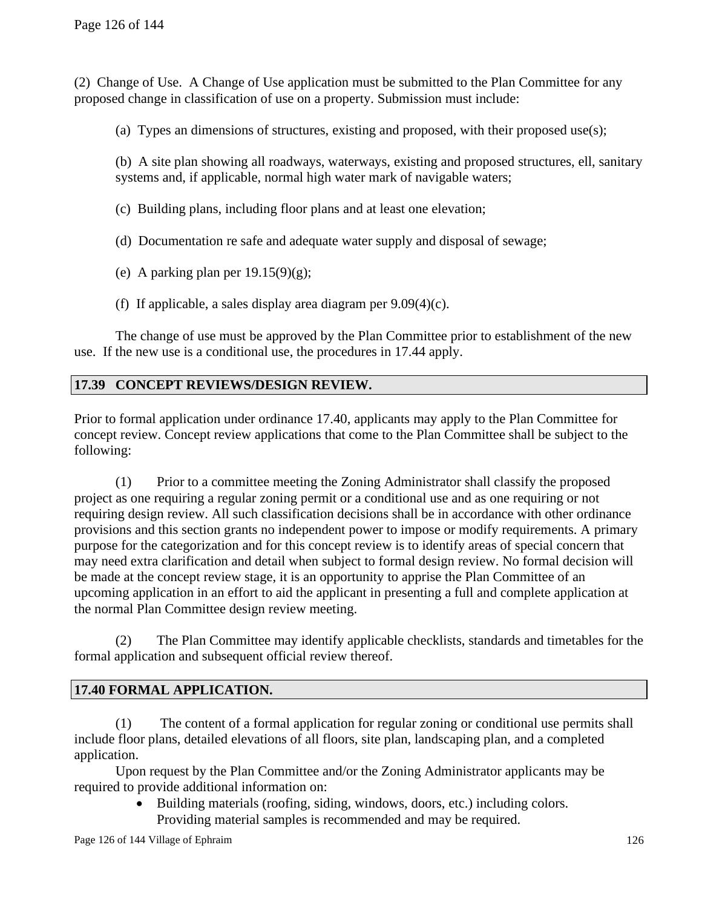(2) Change of Use. A Change of Use application must be submitted to the Plan Committee for any proposed change in classification of use on a property. Submission must include:

(a) Types an dimensions of structures, existing and proposed, with their proposed use(s);

(b) A site plan showing all roadways, waterways, existing and proposed structures, ell, sanitary systems and, if applicable, normal high water mark of navigable waters;

(c) Building plans, including floor plans and at least one elevation;

(d) Documentation re safe and adequate water supply and disposal of sewage;

(e) A parking plan per 19.15(9)(g);

(f) If applicable, a sales display area diagram per 9.09(4)(c).

The change of use must be approved by the Plan Committee prior to establishment of the new use. If the new use is a conditional use, the procedures in 17.44 apply.

## 17.39 CONCEPT REVIEWS/DESIGN REVIEW.

Prior to formal application under ordinance 17.40, applicants may apply to the Plan Committee for concept review. Concept review applications that come to the Plan Committee shall be subject to the following:

(1) Prior to a committee meeting the Zoning Administrator shall classify the proposed project as one requiring a regular zoning permit or a conditional use and as one requiring or not requiring design review. All such classification decisions shall be in accordance with other ordinance provisions and this section grants no independent power to impose or modify requirements. A primary purpose for the categorization and for this concept review is to identify areas of special concern that may need extra clarification and detail when subject to formal design review. No formal decision will be made at the concept review stage, it is an opportunity to apprise the Plan Committee of an upcoming application in an effort to aid the applicant in presenting a full and complete application at the normal Plan Committee design review meeting.

(2) The Plan Committee may identify applicable checklists, standards and timetables for the formal application and subsequent official review thereof.

## 17.40 FORMAL APPLICATION.

(1) The content of a formal application for regular zoning or conditional use permits shall include floor plans, detailed elevations of all floors, site plan, landscaping plan, and a completed application.

Upon request by the Plan Committee and/or the Zoning Administrator applicants may be required to provide additional information on:

- Building materials (roofing, siding, windows, doors, etc.) including colors. Providing material samples is recommended and may be required.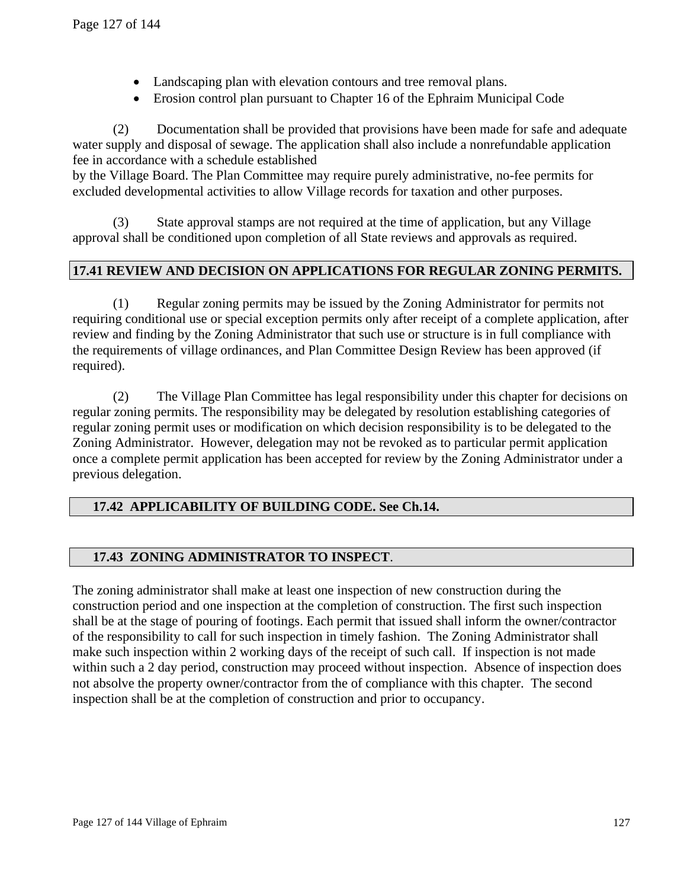- Landscaping plan with elevation contours and tree removal plans.
- Erosion control plan pursuant to Chapter 16 of the Ephraim Municipal Code

(2) Documentation shall be provided that provisions have been made for safe and adequate water supply and disposal of sewage. The application shall also include a nonrefundable application fee in accordance with a schedule established
by the Village Board. The Plan Committee may require purely administrative, no-fee permits for excluded developmental activities to allow Village records for taxation and other purposes.

(3) State approval stamps are not required at the time of application, but any Village approval shall be conditioned upon completion of all State reviews and approvals as required.

## 17.41 REVIEW AND DECISION ON APPLICATIONS FOR REGULAR ZONING PERMITS.

(1) Regular zoning permits may be issued by the Zoning Administrator for permits not requiring conditional use or special exception permits only after receipt of a complete application, after review and finding by the Zoning Administrator that such use or structure is in full compliance with the requirements of village ordinances, and Plan Committee Design Review has been approved (if required).

(2) The Village Plan Committee has legal responsibility under this chapter for decisions on regular zoning permits. The responsibility may be delegated by resolution establishing categories of regular zoning permit uses or modification on which decision responsibility is to be delegated to the Zoning Administrator. However, delegation may not be revoked as to particular permit application once a complete permit application has been accepted for review by the Zoning Administrator under a previous delegation.

## 17.42 APPLICABILITY OF BUILDING CODE. See Ch.14.

## 17.43 ZONING ADMINISTRATOR TO INSPECT.

The zoning administrator shall make at least one inspection of new construction during the construction period and one inspection at the completion of construction. The first such inspection shall be at the stage of pouring of footings. Each permit that issued shall inform the owner/contractor of the responsibility to call for such inspection in timely fashion. The Zoning Administrator shall make such inspection within 2 working days of the receipt of such call. If inspection is not made within such a 2 day period, construction may proceed without inspection. Absence of inspection does not absolve the property owner/contractor from the of compliance with this chapter. The second inspection shall be at the completion of construction and prior to occupancy.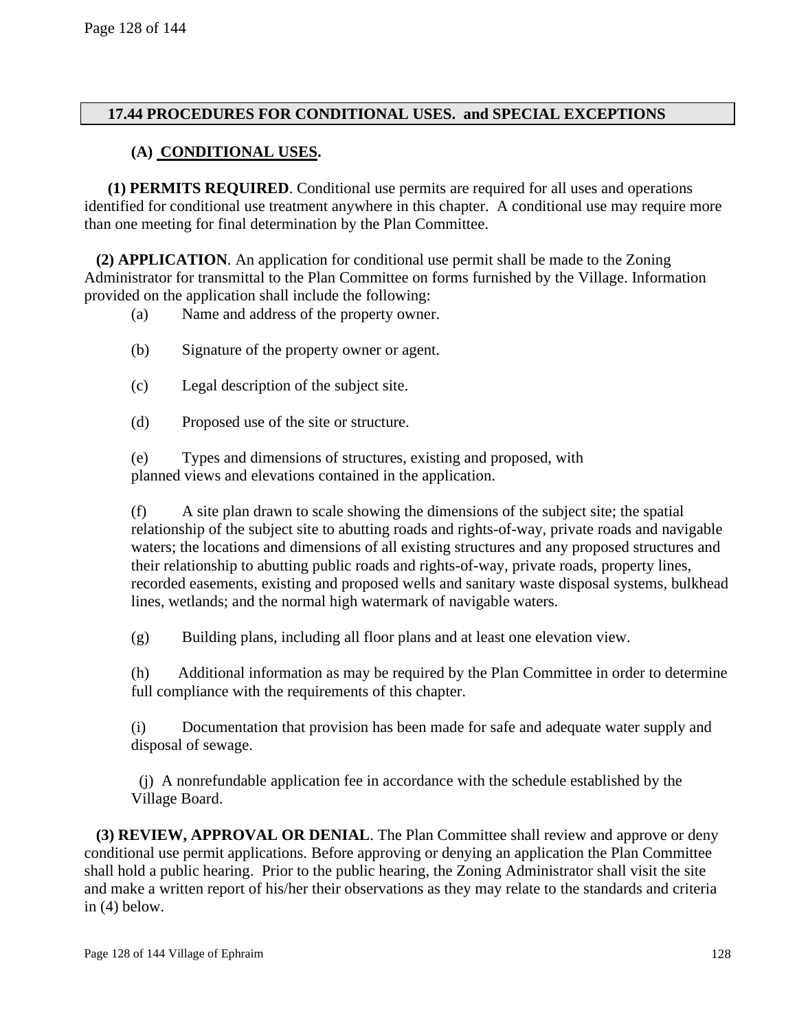## 17.44 PROCEDURES FOR CONDITIONAL USES. and SPECIAL EXCEPTIONS

### (A) CONDITIONAL USES.

**(1) PERMITS REQUIRED**. Conditional use permits are required for all uses and operations identified for conditional use treatment anywhere in this chapter. A conditional use may require more than one meeting for final determination by the Plan Committee.

**(2) APPLICATION**. An application for conditional use permit shall be made to the Zoning Administrator for transmittal to the Plan Committee on forms furnished by the Village. Information provided on the application shall include the following:

(a) Name and address of the property owner.

(b) Signature of the property owner or agent.

(c) Legal description of the subject site.

(d) Proposed use of the site or structure.

(e) Types and dimensions of structures, existing and proposed, with planned views and elevations contained in the application.

(f) A site plan drawn to scale showing the dimensions of the subject site; the spatial relationship of the subject site to abutting roads and rights-of-way, private roads and navigable waters; the locations and dimensions of all existing structures and any proposed structures and their relationship to abutting public roads and rights-of-way, private roads, property lines, recorded easements, existing and proposed wells and sanitary waste disposal systems, bulkhead lines, wetlands; and the normal high watermark of navigable waters.

(g) Building plans, including all floor plans and at least one elevation view.

(h) Additional information as may be required by the Plan Committee in order to determine full compliance with the requirements of this chapter.

(i) Documentation that provision has been made for safe and adequate water supply and disposal of sewage.

(j) A nonrefundable application fee in accordance with the schedule established by the Village Board.

**(3) REVIEW, APPROVAL OR DENIAL**. The Plan Committee shall review and approve or deny conditional use permit applications. Before approving or denying an application the Plan Committee shall hold a public hearing. Prior to the public hearing, the Zoning Administrator shall visit the site and make a written report of his/her their observations as they may relate to the standards and criteria in (4) below.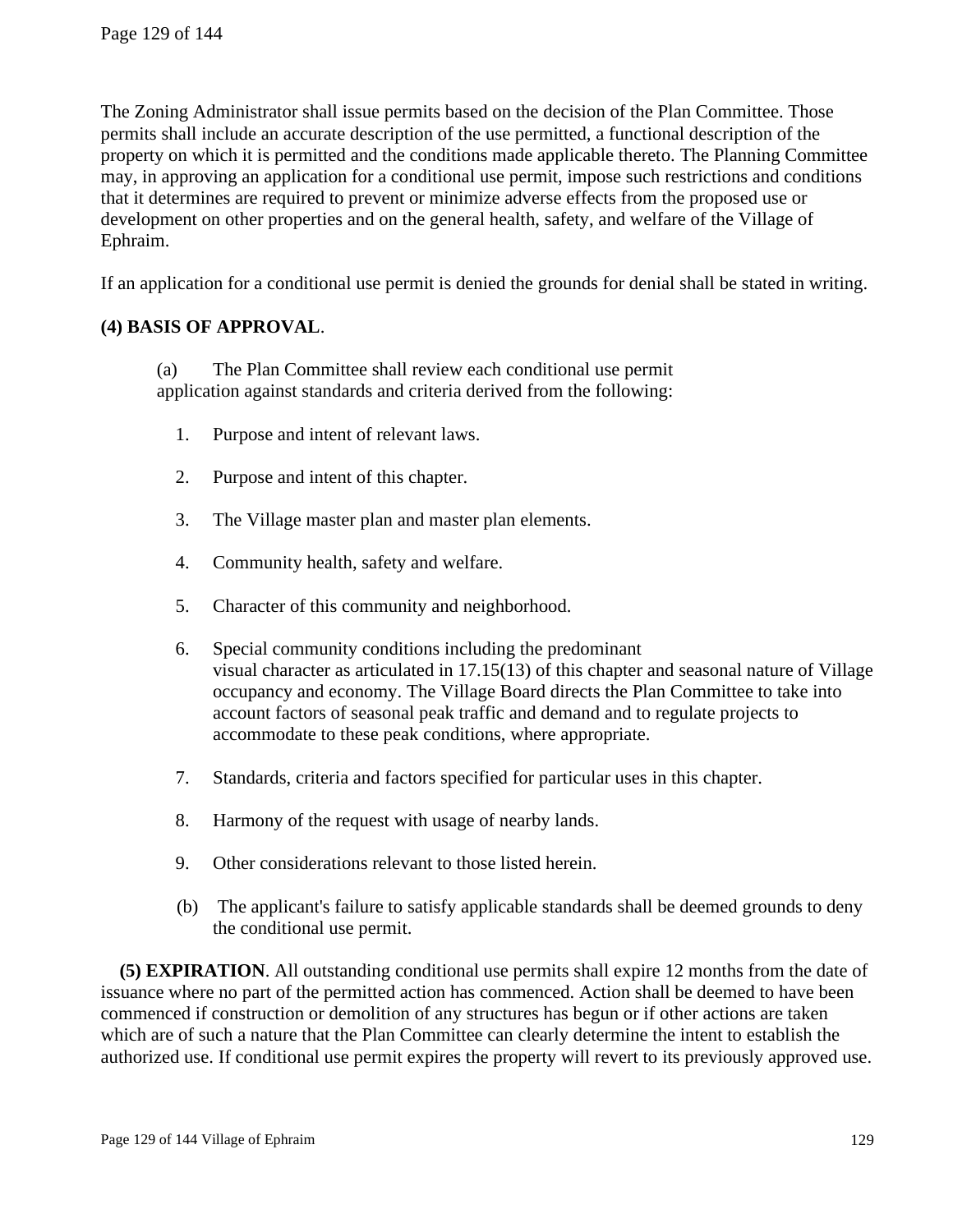The Zoning Administrator shall issue permits based on the decision of the Plan Committee. Those permits shall include an accurate description of the use permitted, a functional description of the property on which it is permitted and the conditions made applicable thereto. The Planning Committee may, in approving an application for a conditional use permit, impose such restrictions and conditions that it determines are required to prevent or minimize adverse effects from the proposed use or development on other properties and on the general health, safety, and welfare of the Village of Ephraim.

If an application for a conditional use permit is denied the grounds for denial shall be stated in writing.

**(4) BASIS OF APPROVAL**.

(a) The Plan Committee shall review each conditional use permit application against standards and criteria derived from the following:

1. Purpose and intent of relevant laws.
2. Purpose and intent of this chapter.
3. The Village master plan and master plan elements.
4. Community health, safety and welfare.
5. Character of this community and neighborhood.
6. Special community conditions including the predominant visual character as articulated in 17.15(13) of this chapter and seasonal nature of Village occupancy and economy. The Village Board directs the Plan Committee to take into account factors of seasonal peak traffic and demand and to regulate projects to accommodate to these peak conditions, where appropriate.
7. Standards, criteria and factors specified for particular uses in this chapter.
8. Harmony of the request with usage of nearby lands.
9. Other considerations relevant to those listed herein.

(b) The applicant's failure to satisfy applicable standards shall be deemed grounds to deny the conditional use permit.

**(5) EXPIRATION**. All outstanding conditional use permits shall expire 12 months from the date of issuance where no part of the permitted action has commenced. Action shall be deemed to have been commenced if construction or demolition of any structures has begun or if other actions are taken which are of such a nature that the Plan Committee can clearly determine the intent to establish the authorized use. If conditional use permit expires the property will revert to its previously approved use.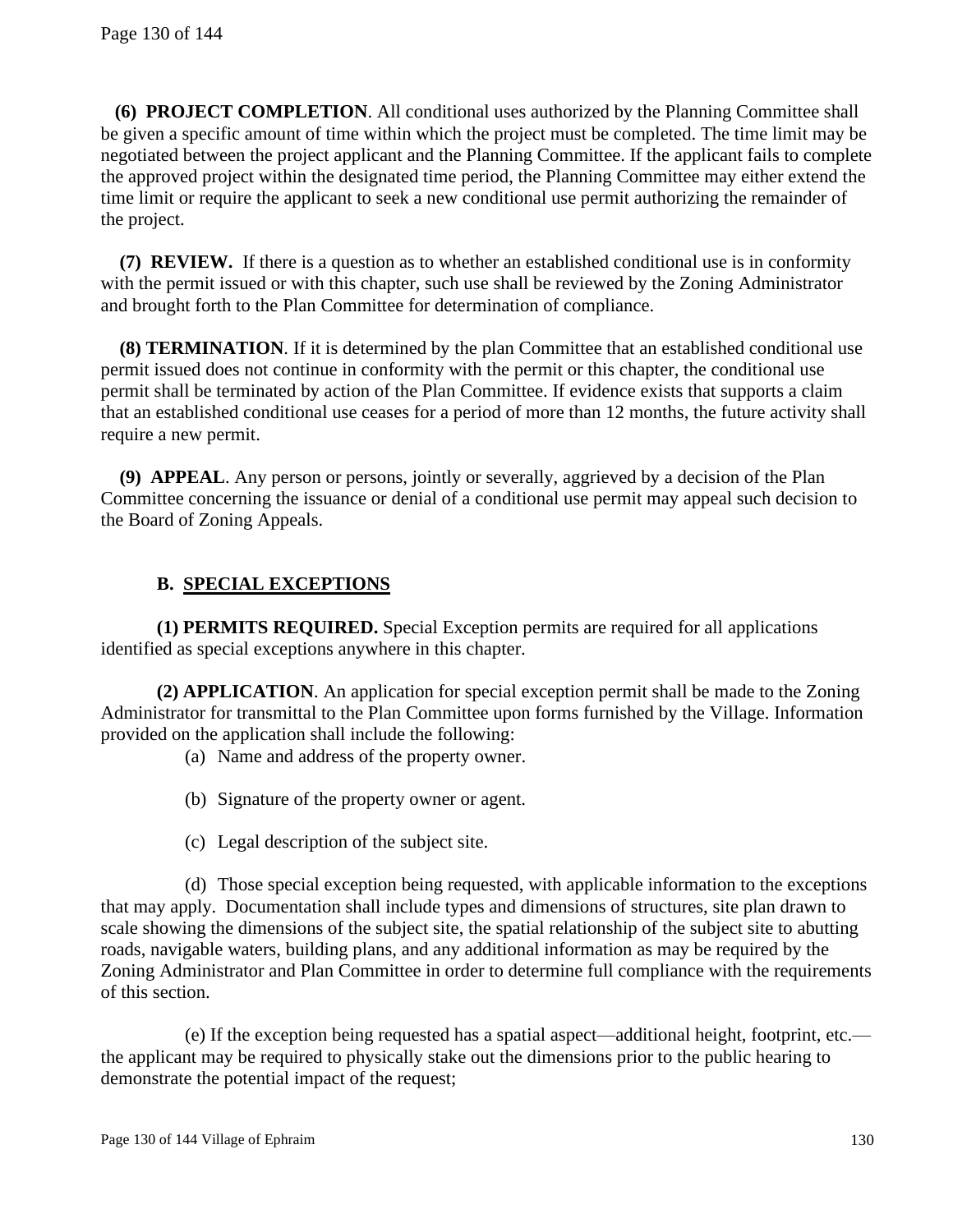**(6) PROJECT COMPLETION**. All conditional uses authorized by the Planning Committee shall be given a specific amount of time within which the project must be completed. The time limit may be negotiated between the project applicant and the Planning Committee. If the applicant fails to complete the approved project within the designated time period, the Planning Committee may either extend the time limit or require the applicant to seek a new conditional use permit authorizing the remainder of the project.

**(7) REVIEW.** If there is a question as to whether an established conditional use is in conformity with the permit issued or with this chapter, such use shall be reviewed by the Zoning Administrator and brought forth to the Plan Committee for determination of compliance.

**(8) TERMINATION**. If it is determined by the plan Committee that an established conditional use permit issued does not continue in conformity with the permit or this chapter, the conditional use permit shall be terminated by action of the Plan Committee. If evidence exists that supports a claim that an established conditional use ceases for a period of more than 12 months, the future activity shall require a new permit.

**(9) APPEAL**. Any person or persons, jointly or severally, aggrieved by a decision of the Plan Committee concerning the issuance or denial of a conditional use permit may appeal such decision to the Board of Zoning Appeals.

### B. SPECIAL EXCEPTIONS

**(1) PERMITS REQUIRED.** Special Exception permits are required for all applications identified as special exceptions anywhere in this chapter.

**(2) APPLICATION**. An application for special exception permit shall be made to the Zoning Administrator for transmittal to the Plan Committee upon forms furnished by the Village. Information provided on the application shall include the following:

(a) Name and address of the property owner.

(b) Signature of the property owner or agent.

(c) Legal description of the subject site.

(d) Those special exception being requested, with applicable information to the exceptions that may apply. Documentation shall include types and dimensions of structures, site plan drawn to scale showing the dimensions of the subject site, the spatial relationship of the subject site to abutting roads, navigable waters, building plans, and any additional information as may be required by the Zoning Administrator and Plan Committee in order to determine full compliance with the requirements of this section.

(e) If the exception being requested has a spatial aspect—additional height, footprint, etc.—the applicant may be required to physically stake out the dimensions prior to the public hearing to demonstrate the potential impact of the request;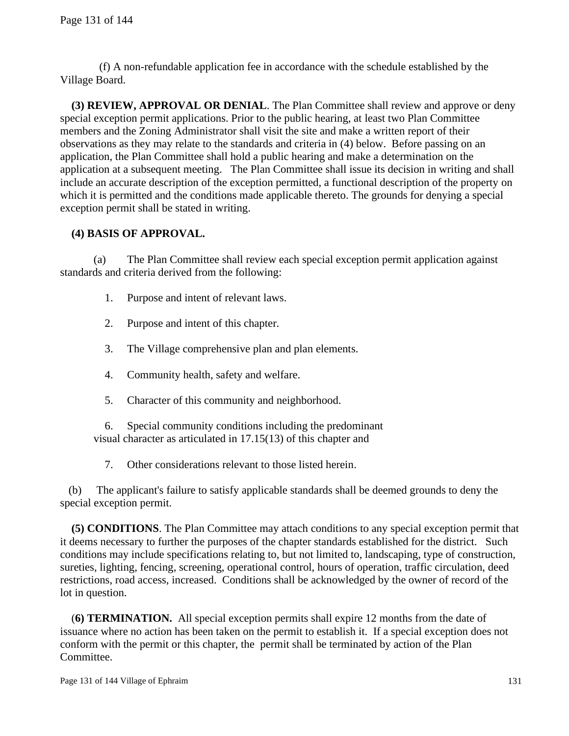(f) A non-refundable application fee in accordance with the schedule established by the Village Board.

**(3) REVIEW, APPROVAL OR DENIAL**. The Plan Committee shall review and approve or deny special exception permit applications. Prior to the public hearing, at least two Plan Committee members and the Zoning Administrator shall visit the site and make a written report of their observations as they may relate to the standards and criteria in (4) below. Before passing on an application, the Plan Committee shall hold a public hearing and make a determination on the application at a subsequent meeting. The Plan Committee shall issue its decision in writing and shall include an accurate description of the exception permitted, a functional description of the property on which it is permitted and the conditions made applicable thereto. The grounds for denying a special exception permit shall be stated in writing.

**(4) BASIS OF APPROVAL.**

(a) The Plan Committee shall review each special exception permit application against standards and criteria derived from the following:

1. Purpose and intent of relevant laws.
2. Purpose and intent of this chapter.
3. The Village comprehensive plan and plan elements.
4. Community health, safety and welfare.
5. Character of this community and neighborhood.
6. Special community conditions including the predominant visual character as articulated in 17.15(13) of this chapter and
7. Other considerations relevant to those listed herein.

(b) The applicant's failure to satisfy applicable standards shall be deemed grounds to deny the special exception permit.

**(5) CONDITIONS**. The Plan Committee may attach conditions to any special exception permit that it deems necessary to further the purposes of the chapter standards established for the district. Such conditions may include specifications relating to, but not limited to, landscaping, type of construction, sureties, lighting, fencing, screening, operational control, hours of operation, traffic circulation, deed restrictions, road access, increased. Conditions shall be acknowledged by the owner of record of the lot in question.

(**6) TERMINATION.** All special exception permits shall expire 12 months from the date of issuance where no action has been taken on the permit to establish it. If a special exception does not conform with the permit or this chapter, the permit shall be terminated by action of the Plan Committee.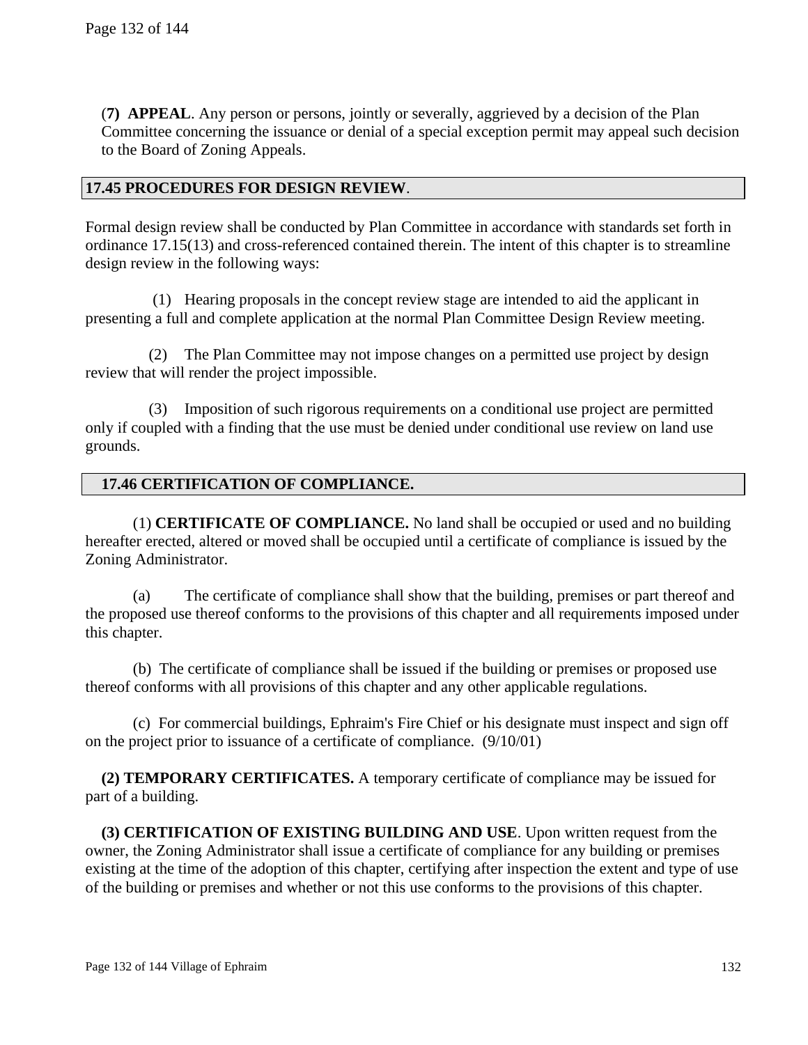**(7) APPEAL**. Any person or persons, jointly or severally, aggrieved by a decision of the Plan Committee concerning the issuance or denial of a special exception permit may appeal such decision to the Board of Zoning Appeals.

## 17.45 PROCEDURES FOR DESIGN REVIEW.

Formal design review shall be conducted by Plan Committee in accordance with standards set forth in ordinance 17.15(13) and cross-referenced contained therein. The intent of this chapter is to streamline design review in the following ways:

(1) Hearing proposals in the concept review stage are intended to aid the applicant in presenting a full and complete application at the normal Plan Committee Design Review meeting.

(2) The Plan Committee may not impose changes on a permitted use project by design review that will render the project impossible.

(3) Imposition of such rigorous requirements on a conditional use project are permitted only if coupled with a finding that the use must be denied under conditional use review on land use grounds.

## 17.46 CERTIFICATION OF COMPLIANCE.

(1) **CERTIFICATE OF COMPLIANCE.** No land shall be occupied or used and no building hereafter erected, altered or moved shall be occupied until a certificate of compliance is issued by the Zoning Administrator.

(a) The certificate of compliance shall show that the building, premises or part thereof and the proposed use thereof conforms to the provisions of this chapter and all requirements imposed under this chapter.

(b) The certificate of compliance shall be issued if the building or premises or proposed use thereof conforms with all provisions of this chapter and any other applicable regulations.

(c) For commercial buildings, Ephraim's Fire Chief or his designate must inspect and sign off on the project prior to issuance of a certificate of compliance. (9/10/01)

**(2) TEMPORARY CERTIFICATES.** A temporary certificate of compliance may be issued for part of a building.

**(3) CERTIFICATION OF EXISTING BUILDING AND USE**. Upon written request from the owner, the Zoning Administrator shall issue a certificate of compliance for any building or premises existing at the time of the adoption of this chapter, certifying after inspection the extent and type of use of the building or premises and whether or not this use conforms to the provisions of this chapter.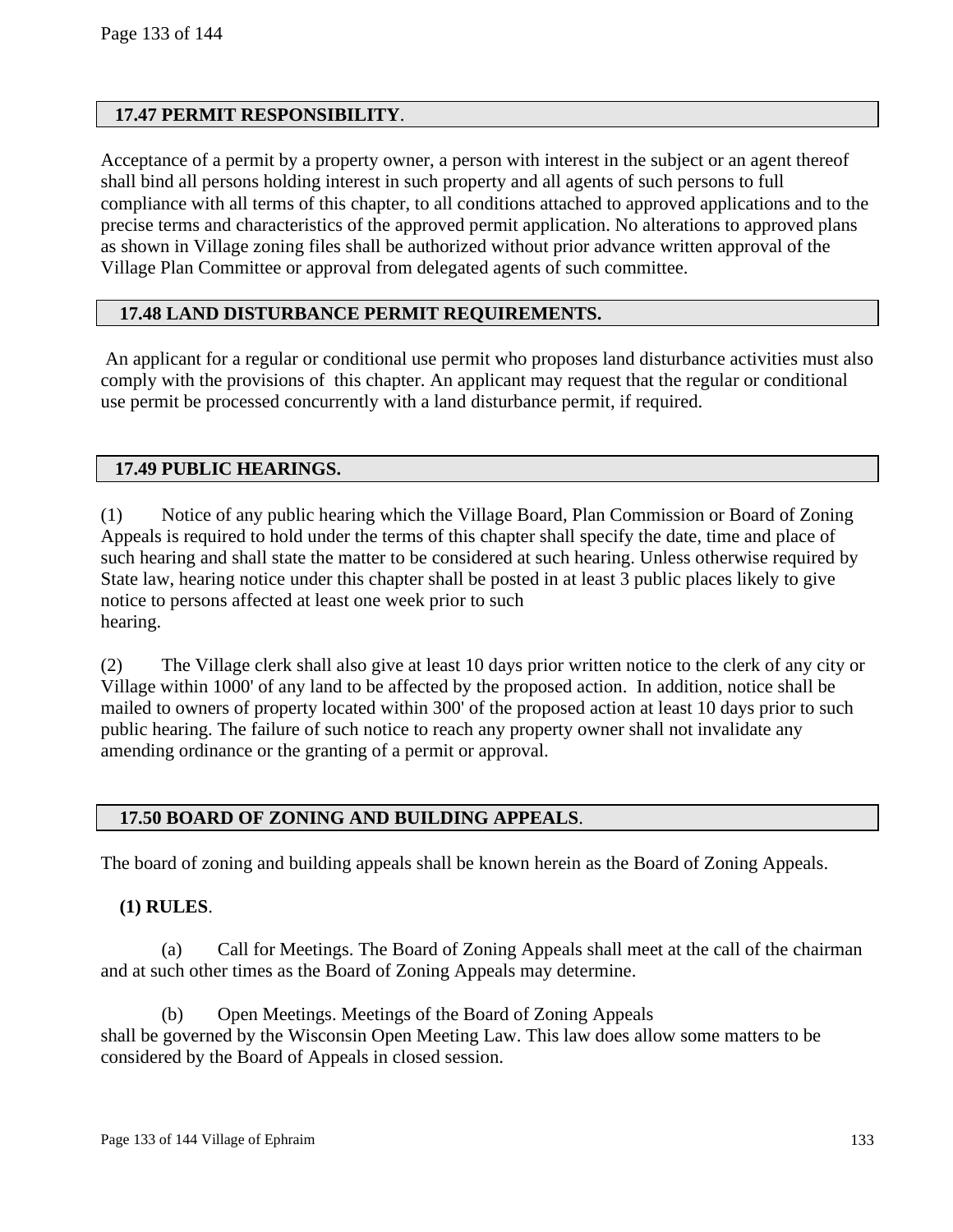## 17.47 PERMIT RESPONSIBILITY.

Acceptance of a permit by a property owner, a person with interest in the subject or an agent thereof shall bind all persons holding interest in such property and all agents of such persons to full compliance with all terms of this chapter, to all conditions attached to approved applications and to the precise terms and characteristics of the approved permit application. No alterations to approved plans as shown in Village zoning files shall be authorized without prior advance written approval of the Village Plan Committee or approval from delegated agents of such committee.

## 17.48 LAND DISTURBANCE PERMIT REQUIREMENTS.

An applicant for a regular or conditional use permit who proposes land disturbance activities must also comply with the provisions of this chapter. An applicant may request that the regular or conditional use permit be processed concurrently with a land disturbance permit, if required.

## 17.49 PUBLIC HEARINGS.

(1) Notice of any public hearing which the Village Board, Plan Commission or Board of Zoning Appeals is required to hold under the terms of this chapter shall specify the date, time and place of such hearing and shall state the matter to be considered at such hearing. Unless otherwise required by State law, hearing notice under this chapter shall be posted in at least 3 public places likely to give notice to persons affected at least one week prior to such hearing.

(2) The Village clerk shall also give at least 10 days prior written notice to the clerk of any city or Village within 1000' of any land to be affected by the proposed action. In addition, notice shall be mailed to owners of property located within 300' of the proposed action at least 10 days prior to such public hearing. The failure of such notice to reach any property owner shall not invalidate any amending ordinance or the granting of a permit or approval.

## 17.50 BOARD OF ZONING AND BUILDING APPEALS.

The board of zoning and building appeals shall be known herein as the Board of Zoning Appeals.

### (1) RULES.

(a) Call for Meetings. The Board of Zoning Appeals shall meet at the call of the chairman and at such other times as the Board of Zoning Appeals may determine.

(b) Open Meetings. Meetings of the Board of Zoning Appeals shall be governed by the Wisconsin Open Meeting Law. This law does allow some matters to be considered by the Board of Appeals in closed session.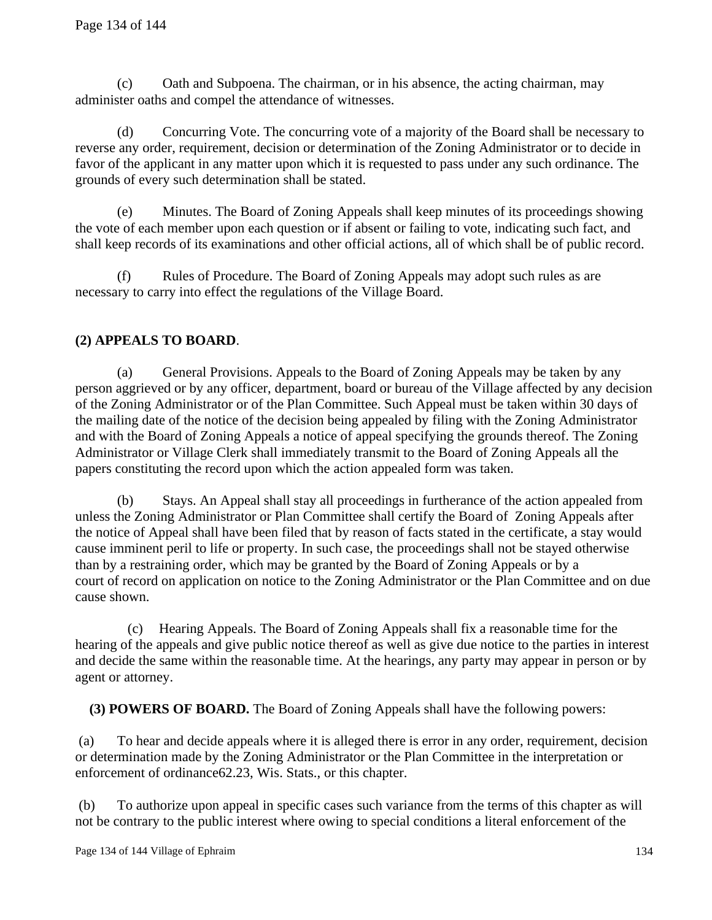(c) Oath and Subpoena. The chairman, or in his absence, the acting chairman, may administer oaths and compel the attendance of witnesses.

(d) Concurring Vote. The concurring vote of a majority of the Board shall be necessary to reverse any order, requirement, decision or determination of the Zoning Administrator or to decide in favor of the applicant in any matter upon which it is requested to pass under any such ordinance. The grounds of every such determination shall be stated.

(e) Minutes. The Board of Zoning Appeals shall keep minutes of its proceedings showing the vote of each member upon each question or if absent or failing to vote, indicating such fact, and shall keep records of its examinations and other official actions, all of which shall be of public record.

(f) Rules of Procedure. The Board of Zoning Appeals may adopt such rules as are necessary to carry into effect the regulations of the Village Board.

**(2) APPEALS TO BOARD**.

(a) General Provisions. Appeals to the Board of Zoning Appeals may be taken by any person aggrieved or by any officer, department, board or bureau of the Village affected by any decision of the Zoning Administrator or of the Plan Committee. Such Appeal must be taken within 30 days of the mailing date of the notice of the decision being appealed by filing with the Zoning Administrator and with the Board of Zoning Appeals a notice of appeal specifying the grounds thereof. The Zoning Administrator or Village Clerk shall immediately transmit to the Board of Zoning Appeals all the papers constituting the record upon which the action appealed form was taken.

(b) Stays. An Appeal shall stay all proceedings in furtherance of the action appealed from unless the Zoning Administrator or Plan Committee shall certify the Board of Zoning Appeals after the notice of Appeal shall have been filed that by reason of facts stated in the certificate, a stay would cause imminent peril to life or property. In such case, the proceedings shall not be stayed otherwise than by a restraining order, which may be granted by the Board of Zoning Appeals or by a court of record on application on notice to the Zoning Administrator or the Plan Committee and on due cause shown.

(c) Hearing Appeals. The Board of Zoning Appeals shall fix a reasonable time for the hearing of the appeals and give public notice thereof as well as give due notice to the parties in interest and decide the same within the reasonable time. At the hearings, any party may appear in person or by agent or attorney.

**(3) POWERS OF BOARD.** The Board of Zoning Appeals shall have the following powers:

(a) To hear and decide appeals where it is alleged there is error in any order, requirement, decision or determination made by the Zoning Administrator or the Plan Committee in the interpretation or enforcement of ordinance62.23, Wis. Stats., or this chapter.

(b) To authorize upon appeal in specific cases such variance from the terms of this chapter as will not be contrary to the public interest where owing to special conditions a literal enforcement of the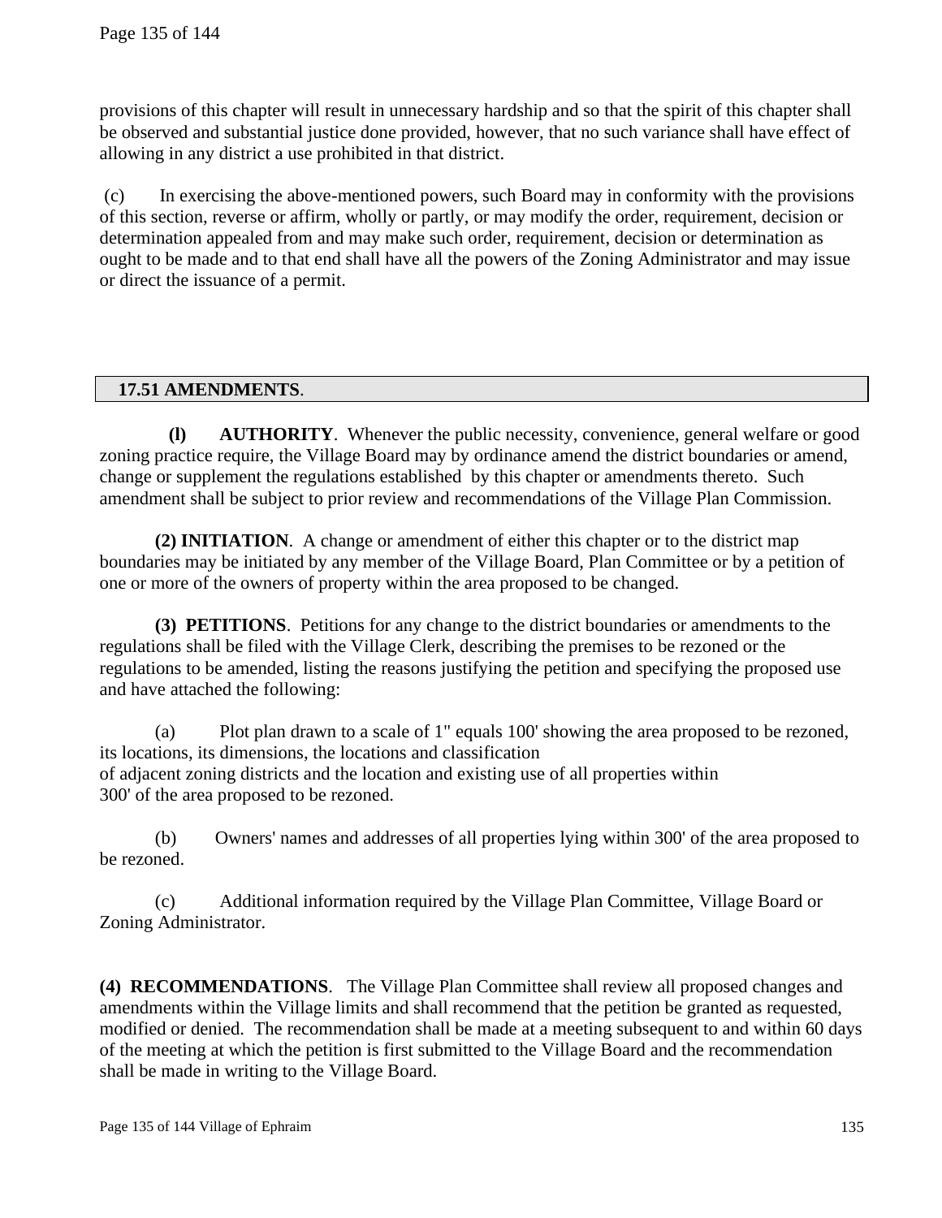provisions of this chapter will result in unnecessary hardship and so that the spirit of this chapter shall be observed and substantial justice done provided, however, that no such variance shall have effect of allowing in any district a use prohibited in that district.

(c) In exercising the above-mentioned powers, such Board may in conformity with the provisions of this section, reverse or affirm, wholly or partly, or may modify the order, requirement, decision or determination appealed from and may make such order, requirement, decision or determination as ought to be made and to that end shall have all the powers of the Zoning Administrator and may issue or direct the issuance of a permit.

## 17.51 AMENDMENTS.

**(l) AUTHORITY**. Whenever the public necessity, convenience, general welfare or good zoning practice require, the Village Board may by ordinance amend the district boundaries or amend, change or supplement the regulations established by this chapter or amendments thereto. Such amendment shall be subject to prior review and recommendations of the Village Plan Commission.

**(2) INITIATION**. A change or amendment of either this chapter or to the district map boundaries may be initiated by any member of the Village Board, Plan Committee or by a petition of one or more of the owners of property within the area proposed to be changed.

**(3) PETITIONS**. Petitions for any change to the district boundaries or amendments to the regulations shall be filed with the Village Clerk, describing the premises to be rezoned or the regulations to be amended, listing the reasons justifying the petition and specifying the proposed use and have attached the following:

(a) Plot plan drawn to a scale of 1" equals 100' showing the area proposed to be rezoned, its locations, its dimensions, the locations and classification of adjacent zoning districts and the location and existing use of all properties within 300' of the area proposed to be rezoned.

(b) Owners' names and addresses of all properties lying within 300' of the area proposed to be rezoned.

(c) Additional information required by the Village Plan Committee, Village Board or Zoning Administrator.

**(4) RECOMMENDATIONS**. The Village Plan Committee shall review all proposed changes and amendments within the Village limits and shall recommend that the petition be granted as requested, modified or denied. The recommendation shall be made at a meeting subsequent to and within 60 days of the meeting at which the petition is first submitted to the Village Board and the recommendation shall be made in writing to the Village Board.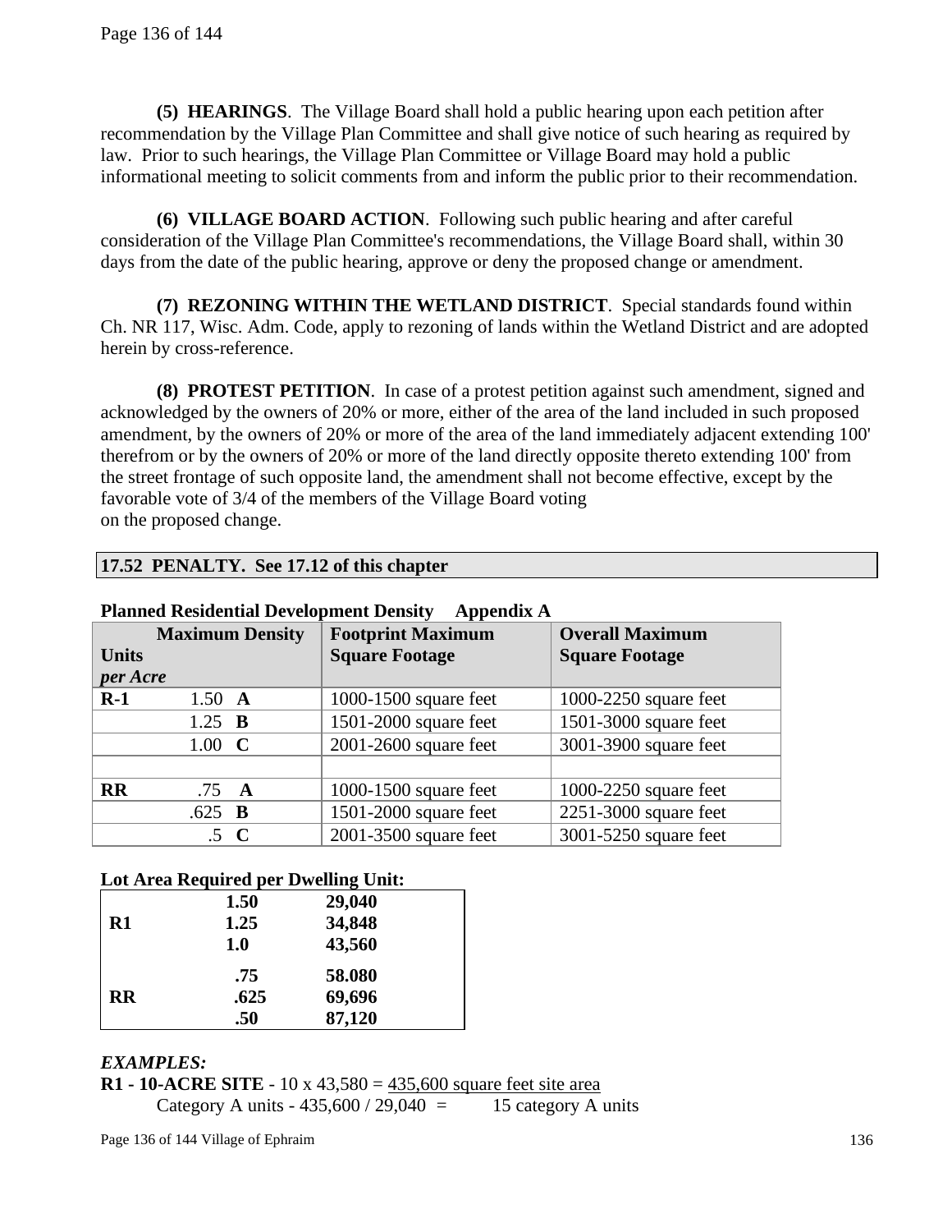**(5) HEARINGS**. The Village Board shall hold a public hearing upon each petition after recommendation by the Village Plan Committee and shall give notice of such hearing as required by law. Prior to such hearings, the Village Plan Committee or Village Board may hold a public informational meeting to solicit comments from and inform the public prior to their recommendation.

**(6) VILLAGE BOARD ACTION**. Following such public hearing and after careful consideration of the Village Plan Committee's recommendations, the Village Board shall, within 30 days from the date of the public hearing, approve or deny the proposed change or amendment.

**(7) REZONING WITHIN THE WETLAND DISTRICT**. Special standards found within Ch. NR 117, Wisc. Adm. Code, apply to rezoning of lands within the Wetland District and are adopted herein by cross-reference.

**(8) PROTEST PETITION**. In case of a protest petition against such amendment, signed and acknowledged by the owners of 20% or more, either of the area of the land included in such proposed amendment, by the owners of 20% or more of the area of the land immediately adjacent extending 100' therefrom or by the owners of 20% or more of the land directly opposite thereto extending 100' from the street frontage of such opposite land, the amendment shall not become effective, except by the favorable vote of 3/4 of the members of the Village Board voting on the proposed change.

## 17.52 PENALTY. See 17.12 of this chapter

**Planned Residential Development Density Appendix A**

| **Maximum Density Units** *per Acre* | **Footprint Maximum Square Footage** | **Overall Maximum Square Footage** |
|---|---|---|
| **R-1** 1.50 **A** | 1000-1500 square feet | 1000-2250 square feet |
| 1.25 **B** | 1501-2000 square feet | 1501-3000 square feet |
| 1.00 **C** | 2001-2600 square feet | 3001-3900 square feet |
| | | |
| **RR** .75 **A** | 1000-1500 square feet | 1000-2250 square feet |
| .625 **B** | 1501-2000 square feet | 2251-3000 square feet |
| .5 **C** | 2001-3500 square feet | 3001-5250 square feet |

**Lot Area Required per Dwelling Unit:**

| | | |
|---|---|---|
| | **1.50** | **29,040** |
| **R1** | **1.25** | **34,848** |
| | **1.0** | **43,560** |
| | **.75** | **58.080** |
| **RR** | **.625** | **69,696** |
| | **.50** | **87,120** |

***EXAMPLES:***

**R1 - 10-ACRE SITE** - 10 x 43,580 = 435,600 square feet site area

Category A units - 435,600 / 29,040 = 15 category A units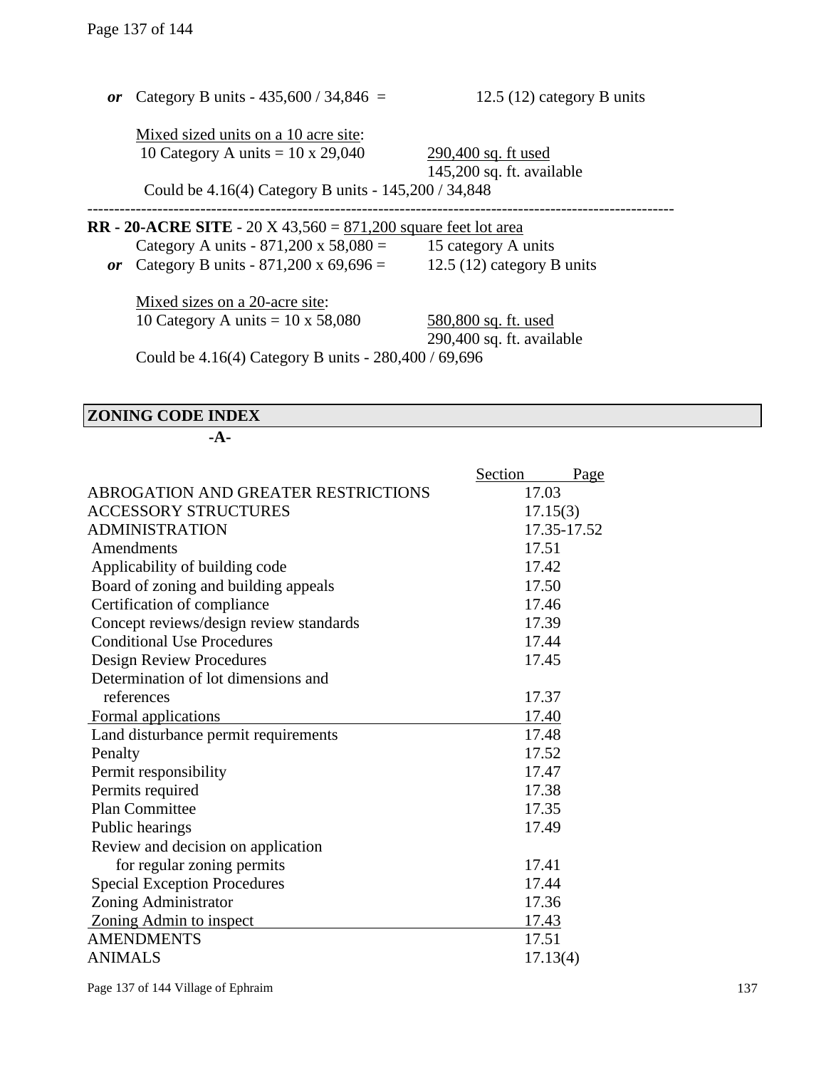***or*** Category B units - 435,600 / 34,846 = 12.5 (12) category B units

<u>Mixed sized units on a 10 acre site</u>:
10 Category A units = 10 x 29,040 <u>290,400 sq. ft used</u>
145,200 sq. ft. available
Could be 4.16(4) Category B units - 145,200 / 34,848

---

**RR - 20-ACRE SITE** - 20 X 43,560 = <u>871,200 square feet lot area</u>
Category A units - 871,200 x 58,080 = 15 category A units
***or*** Category B units - 871,200 x 69,696 = 12.5 (12) category B units

<u>Mixed sizes on a 20-acre site</u>:
10 Category A units = 10 x 58,080 <u>580,800 sq. ft. used</u>
290,400 sq. ft. available
Could be 4.16(4) Category B units - 280,400 / 69,696

## ZONING CODE INDEX

**-A-**

| | Section Page |
|---|---|
| ABROGATION AND GREATER RESTRICTIONS | 17.03 |
| ACCESSORY STRUCTURES | 17.15(3) |
| ADMINISTRATION | 17.35-17.52 |
| Amendments | 17.51 |
| Applicability of building code | 17.42 |
| Board of zoning and building appeals | 17.50 |
| Certification of compliance | 17.46 |
| Concept reviews/design review standards | 17.39 |
| Conditional Use Procedures | 17.44 |
| Design Review Procedures | 17.45 |
| Determination of lot dimensions and references | 17.37 |
| Formal applications | 17.40 |
| Land disturbance permit requirements | 17.48 |
| Penalty | 17.52 |
| Permit responsibility | 17.47 |
| Permits required | 17.38 |
| Plan Committee | 17.35 |
| Public hearings | 17.49 |
| Review and decision on application for regular zoning permits | 17.41 |
| Special Exception Procedures | 17.44 |
| Zoning Administrator | 17.36 |
| Zoning Admin to inspect | 17.43 |
| AMENDMENTS | 17.51 |
| ANIMALS | 17.13(4) |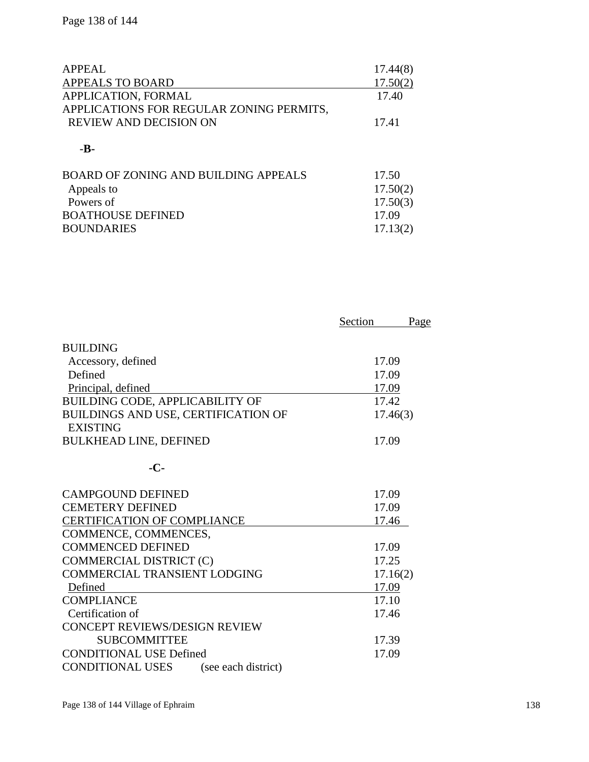| | |
|---|---|
| APPEAL | 17.44(8) |
| APPEALS TO BOARD | 17.50(2) |
| APPLICATION, FORMAL | 17.40 |
| APPLICATIONS FOR REGULAR ZONING PERMITS, REVIEW AND DECISION ON | 17.41 |

**-B-**

| | |
|---|---|
| BOARD OF ZONING AND BUILDING APPEALS | 17.50 |
| Appeals to | 17.50(2) |
| Powers of | 17.50(3) |
| BOATHOUSE DEFINED | 17.09 |
| BOUNDARIES | 17.13(2) |

| | Section | Page |
|---|---|---|
| BUILDING | | |
| Accessory, defined | 17.09 | |
| Defined | 17.09 | |
| Principal, defined | 17.09 | |
| BUILDING CODE, APPLICABILITY OF | 17.42 | |
| BUILDINGS AND USE, CERTIFICATION OF EXISTING | 17.46(3) | |
| BULKHEAD LINE, DEFINED | 17.09 | |

**-C-**

| | |
|---|---|
| CAMPGOUND DEFINED | 17.09 |
| CEMETERY DEFINED | 17.09 |
| CERTIFICATION OF COMPLIANCE | 17.46 |
| COMMENCE, COMMENCES, COMMENCED DEFINED | 17.09 |
| COMMERCIAL DISTRICT (C) | 17.25 |
| COMMERCIAL TRANSIENT LODGING | 17.16(2) |
| Defined | 17.09 |
| COMPLIANCE | 17.10 |
| Certification of | 17.46 |
| CONCEPT REVIEWS/DESIGN REVIEW SUBCOMMITTEE | 17.39 |
| CONDITIONAL USE Defined | 17.09 |
| CONDITIONAL USES (see each district) | |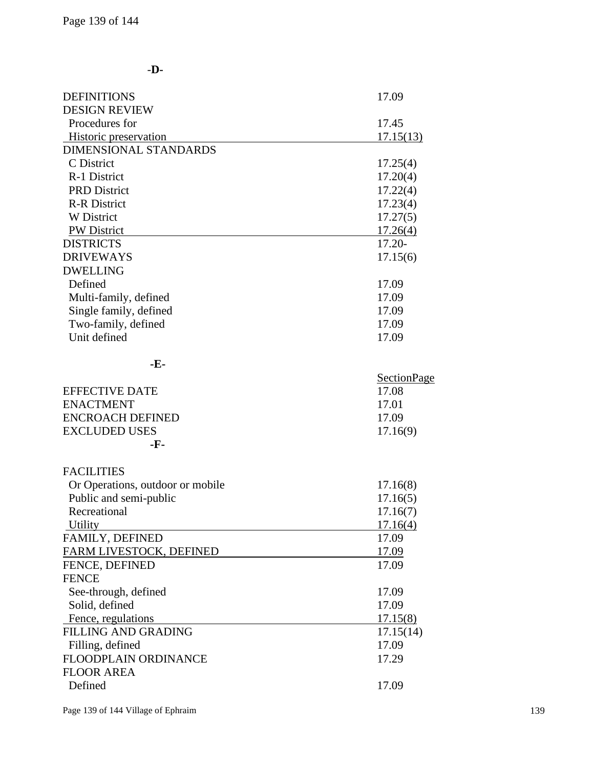**-D-**

| | |
|---|---|
| DEFINITIONS | 17.09 |
| DESIGN REVIEW | |
| Procedures for | 17.45 |
| Historic preservation | 17.15(13) |
| DIMENSIONAL STANDARDS | |
| C District | 17.25(4) |
| R-1 District | 17.20(4) |
| PRD District | 17.22(4) |
| R-R District | 17.23(4) |
| W District | 17.27(5) |
| PW District | 17.26(4) |
| DISTRICTS | 17.20- |
| DRIVEWAYS | 17.15(6) |
| DWELLING | |
| Defined | 17.09 |
| Multi-family, defined | 17.09 |
| Single family, defined | 17.09 |
| Two-family, defined | 17.09 |
| Unit defined | 17.09 |

**-E-**

| | SectionPage |
|---|---|
| EFFECTIVE DATE | 17.08 |
| ENACTMENT | 17.01 |
| ENCROACH DEFINED | 17.09 |
| EXCLUDED USES | 17.16(9) |

**-F-**

| | |
|---|---|
| FACILITIES | |
| Or Operations, outdoor or mobile | 17.16(8) |
| Public and semi-public | 17.16(5) |
| Recreational | 17.16(7) |
| Utility | 17.16(4) |
| FAMILY, DEFINED | 17.09 |
| FARM LIVESTOCK, DEFINED | 17.09 |
| FENCE, DEFINED | 17.09 |
| FENCE | |
| See-through, defined | 17.09 |
| Solid, defined | 17.09 |
| Fence, regulations | 17.15(8) |
| FILLING AND GRADING | 17.15(14) |
| Filling, defined | 17.09 |
| FLOODPLAIN ORDINANCE | 17.29 |
| FLOOR AREA | |
| Defined | 17.09 |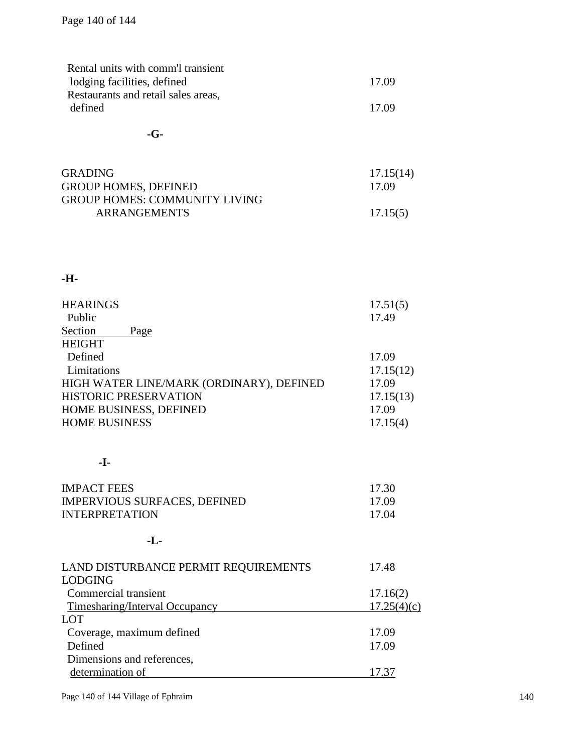| | |
|---|---|
| Rental units with comm'l transient lodging facilities, defined | 17.09 |
| Restaurants and retail sales areas, defined | 17.09 |

**-G-**

| | |
|---|---|
| GRADING | 17.15(14) |
| GROUP HOMES, DEFINED | 17.09 |
| GROUP HOMES: COMMUNITY LIVING ARRANGEMENTS | 17.15(5) |

**-H-**

| | |
|---|---|
| HEARINGS | 17.51(5) |
| Public | 17.49 |
| Section | Page |
| HEIGHT | |
| Defined | 17.09 |
| Limitations | 17.15(12) |
| HIGH WATER LINE/MARK (ORDINARY), DEFINED | 17.09 |
| HISTORIC PRESERVATION | 17.15(13) |
| HOME BUSINESS, DEFINED | 17.09 |
| HOME BUSINESS | 17.15(4) |

**-I-**

| | |
|---|---|
| IMPACT FEES | 17.30 |
| IMPERVIOUS SURFACES, DEFINED | 17.09 |
| INTERPRETATION | 17.04 |

**-L-**

| | |
|---|---|
| LAND DISTURBANCE PERMIT REQUIREMENTS | 17.48 |
| LODGING | |
| Commercial transient | 17.16(2) |
| Timesharing/Interval Occupancy | 17.25(4)(c) |
| LOT | |
| Coverage, maximum defined | 17.09 |
| Defined | 17.09 |
| Dimensions and references, determination of | 17.37 |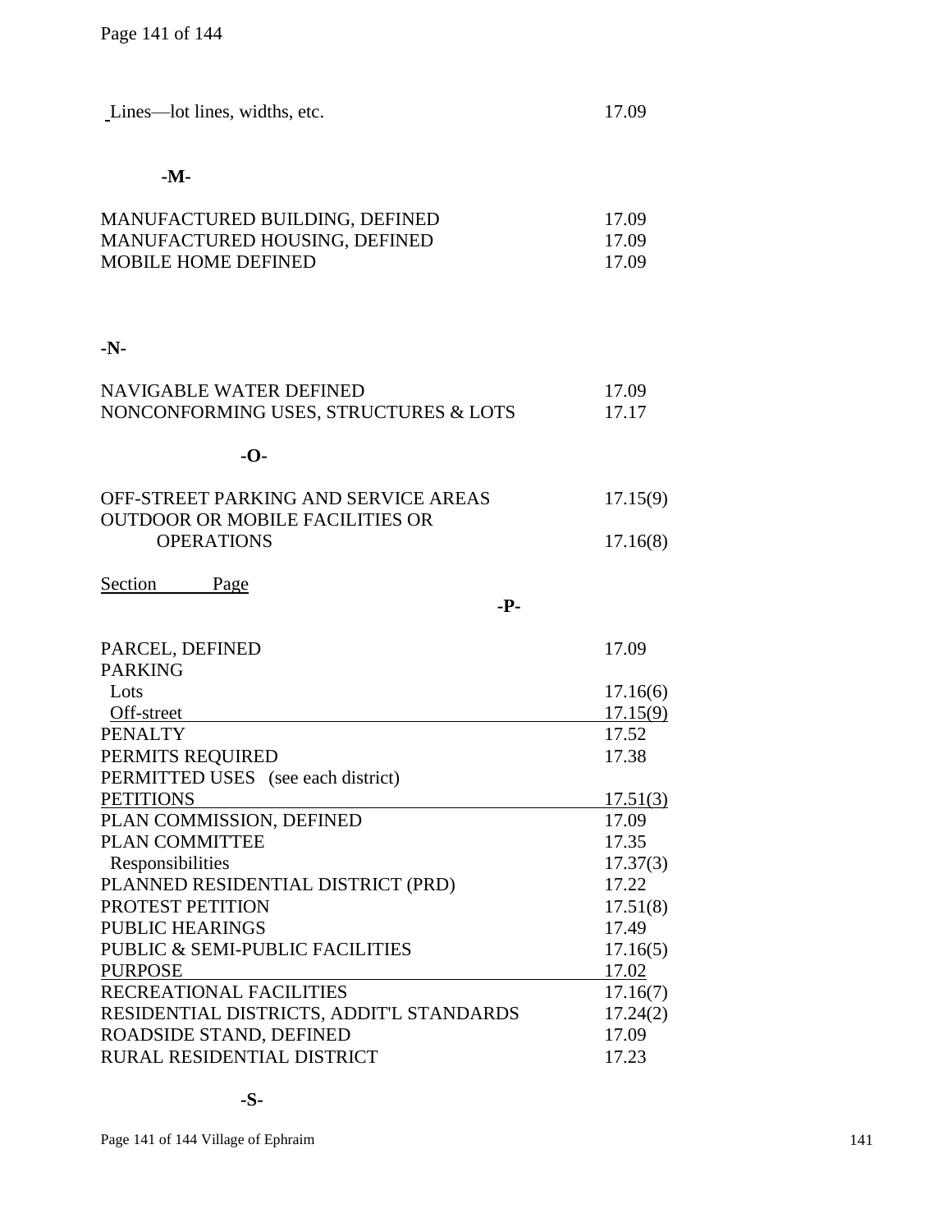Lines—lot lines, widths, etc. 17.09

**-M-**

| | |
|---|---|
| MANUFACTURED BUILDING, DEFINED | 17.09 |
| MANUFACTURED HOUSING, DEFINED | 17.09 |
| MOBILE HOME DEFINED | 17.09 |

**-N-**

| | |
|---|---|
| NAVIGABLE WATER DEFINED | 17.09 |
| NONCONFORMING USES, STRUCTURES & LOTS | 17.17 |

**-O-**

| | |
|---|---|
| OFF-STREET PARKING AND SERVICE AREAS | 17.15(9) |
| OUTDOOR OR MOBILE FACILITIES OR OPERATIONS | 17.16(8) |

Section Page

**-P-**

| | |
|---|---|
| PARCEL, DEFINED | 17.09 |
| PARKING | |
| Lots | 17.16(6) |
| Off-street | 17.15(9) |
| PENALTY | 17.52 |
| PERMITS REQUIRED | 17.38 |
| PERMITTED USES (see each district) | |
| PETITIONS | 17.51(3) |
| PLAN COMMISSION, DEFINED | 17.09 |
| PLAN COMMITTEE | 17.35 |
| Responsibilities | 17.37(3) |
| PLANNED RESIDENTIAL DISTRICT (PRD) | 17.22 |
| PROTEST PETITION | 17.51(8) |
| PUBLIC HEARINGS | 17.49 |
| PUBLIC & SEMI-PUBLIC FACILITIES | 17.16(5) |
| PURPOSE | 17.02 |
| RECREATIONAL FACILITIES | 17.16(7) |
| RESIDENTIAL DISTRICTS, ADDIT'L STANDARDS | 17.24(2) |
| ROADSIDE STAND, DEFINED | 17.09 |
| RURAL RESIDENTIAL DISTRICT | 17.23 |

**-S-**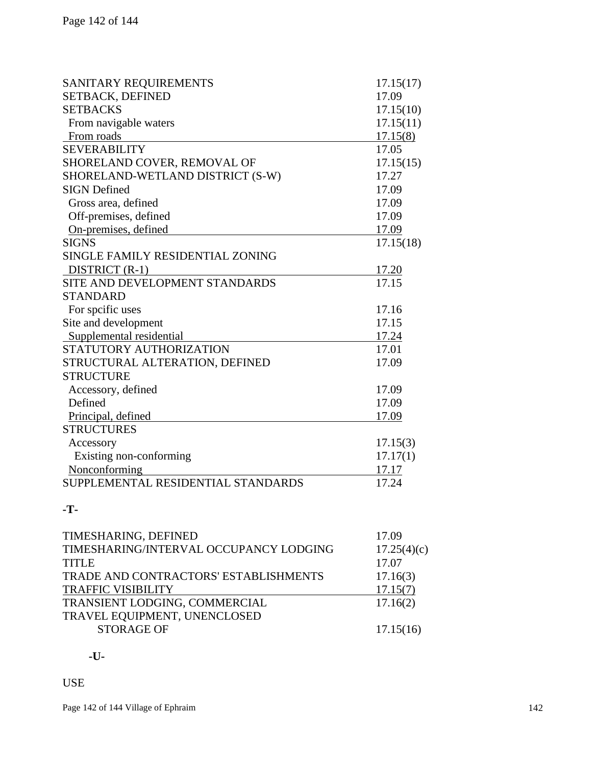| | |
|---|---|
| SANITARY REQUIREMENTS | 17.15(17) |
| SETBACK, DEFINED | 17.09 |
| SETBACKS | 17.15(10) |
| From navigable waters | 17.15(11) |
| From roads | 17.15(8) |
| SEVERABILITY | 17.05 |
| SHORELAND COVER, REMOVAL OF | 17.15(15) |
| SHORELAND-WETLAND DISTRICT (S-W) | 17.27 |
| SIGN Defined | 17.09 |
| Gross area, defined | 17.09 |
| Off-premises, defined | 17.09 |
| On-premises, defined | 17.09 |
| SIGNS | 17.15(18) |
| SINGLE FAMILY RESIDENTIAL ZONING DISTRICT (R-1) | 17.20 |
| SITE AND DEVELOPMENT STANDARDS | 17.15 |
| STANDARD | |
| For spcific uses | 17.16 |
| Site and development | 17.15 |
| Supplemental residential | 17.24 |
| STATUTORY AUTHORIZATION | 17.01 |
| STRUCTURAL ALTERATION, DEFINED | 17.09 |
| STRUCTURE | |
| Accessory, defined | 17.09 |
| Defined | 17.09 |
| Principal, defined | 17.09 |
| STRUCTURES | |
| Accessory | 17.15(3) |
| Existing non-conforming | 17.17(1) |
| Nonconforming | 17.17 |
| SUPPLEMENTAL RESIDENTIAL STANDARDS | 17.24 |

**-T-**

| | |
|---|---|
| TIMESHARING, DEFINED | 17.09 |
| TIMESHARING/INTERVAL OCCUPANCY LODGING | 17.25(4)(c) |
| TITLE | 17.07 |
| TRADE AND CONTRACTORS' ESTABLISHMENTS | 17.16(3) |
| TRAFFIC VISIBILITY | 17.15(7) |
| TRANSIENT LODGING, COMMERCIAL | 17.16(2) |
| TRAVEL EQUIPMENT, UNENCLOSED STORAGE OF | 17.15(16) |

**-U-**

USE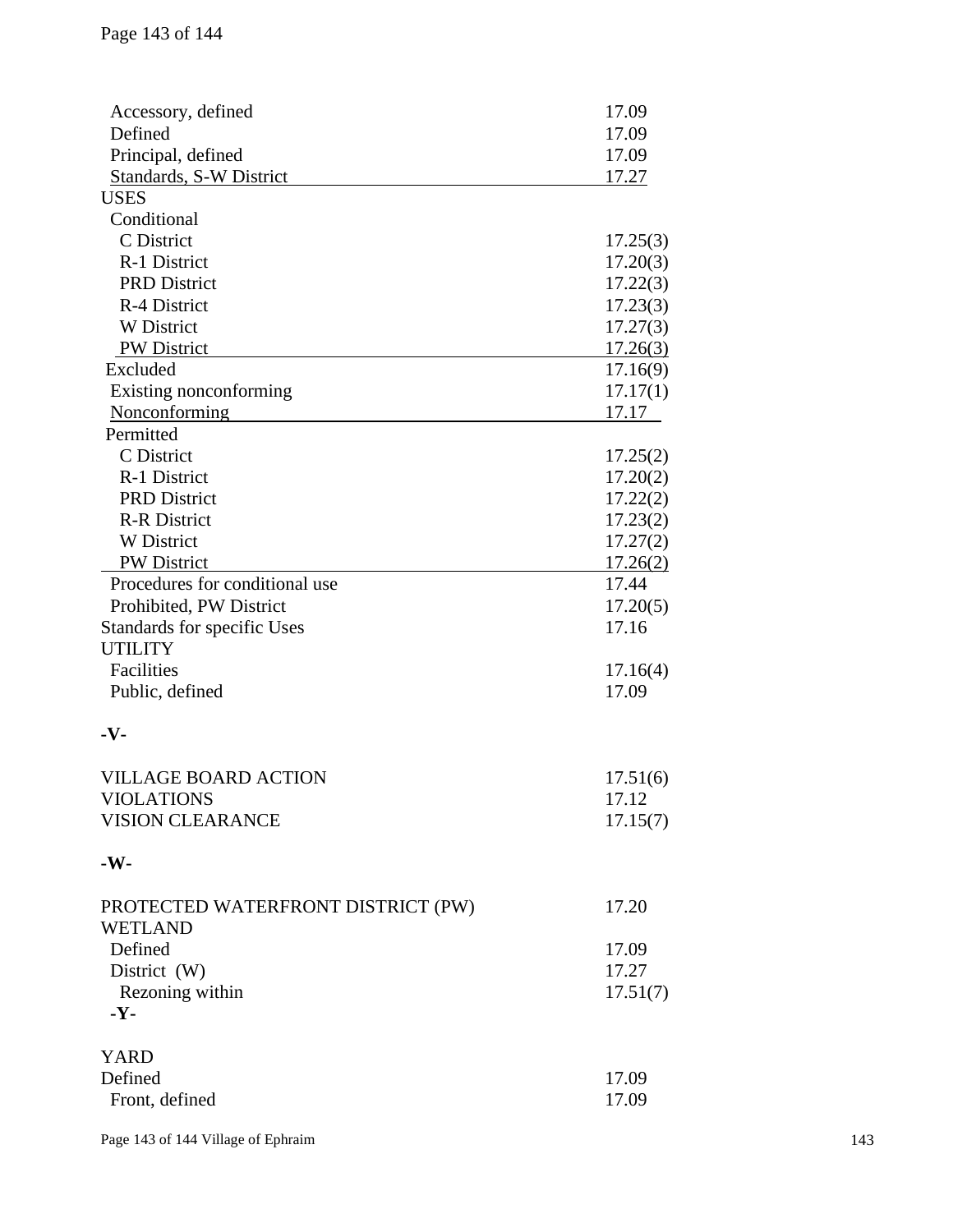| | |
|---|---|
| Accessory, defined | 17.09 |
| Defined | 17.09 |
| Principal, defined | 17.09 |
| Standards, S-W District | 17.27 |
| USES | |
| Conditional | |
| C District | 17.25(3) |
| R-1 District | 17.20(3) |
| PRD District | 17.22(3) |
| R-4 District | 17.23(3) |
| W District | 17.27(3) |
| PW District | 17.26(3) |
| Excluded | 17.16(9) |
| Existing nonconforming | 17.17(1) |
| Nonconforming | 17.17 |
| Permitted | |
| C District | 17.25(2) |
| R-1 District | 17.20(2) |
| PRD District | 17.22(2) |
| R-R District | 17.23(2) |
| W District | 17.27(2) |
| PW District | 17.26(2) |
| Procedures for conditional use | 17.44 |
| Prohibited, PW District | 17.20(5) |
| Standards for specific Uses | 17.16 |
| UTILITY | |
| Facilities | 17.16(4) |
| Public, defined | 17.09 |

**-V-**

| | |
|---|---|
| VILLAGE BOARD ACTION | 17.51(6) |
| VIOLATIONS | 17.12 |
| VISION CLEARANCE | 17.15(7) |

**-W-**

| | |
|---|---|
| PROTECTED WATERFRONT DISTRICT (PW) | 17.20 |
| WETLAND | |
| Defined | 17.09 |
| District (W) | 17.27 |
| Rezoning within | 17.51(7) |

**-Y-**

| | |
|---|---|
| YARD | |
| Defined | 17.09 |
| Front, defined | 17.09 |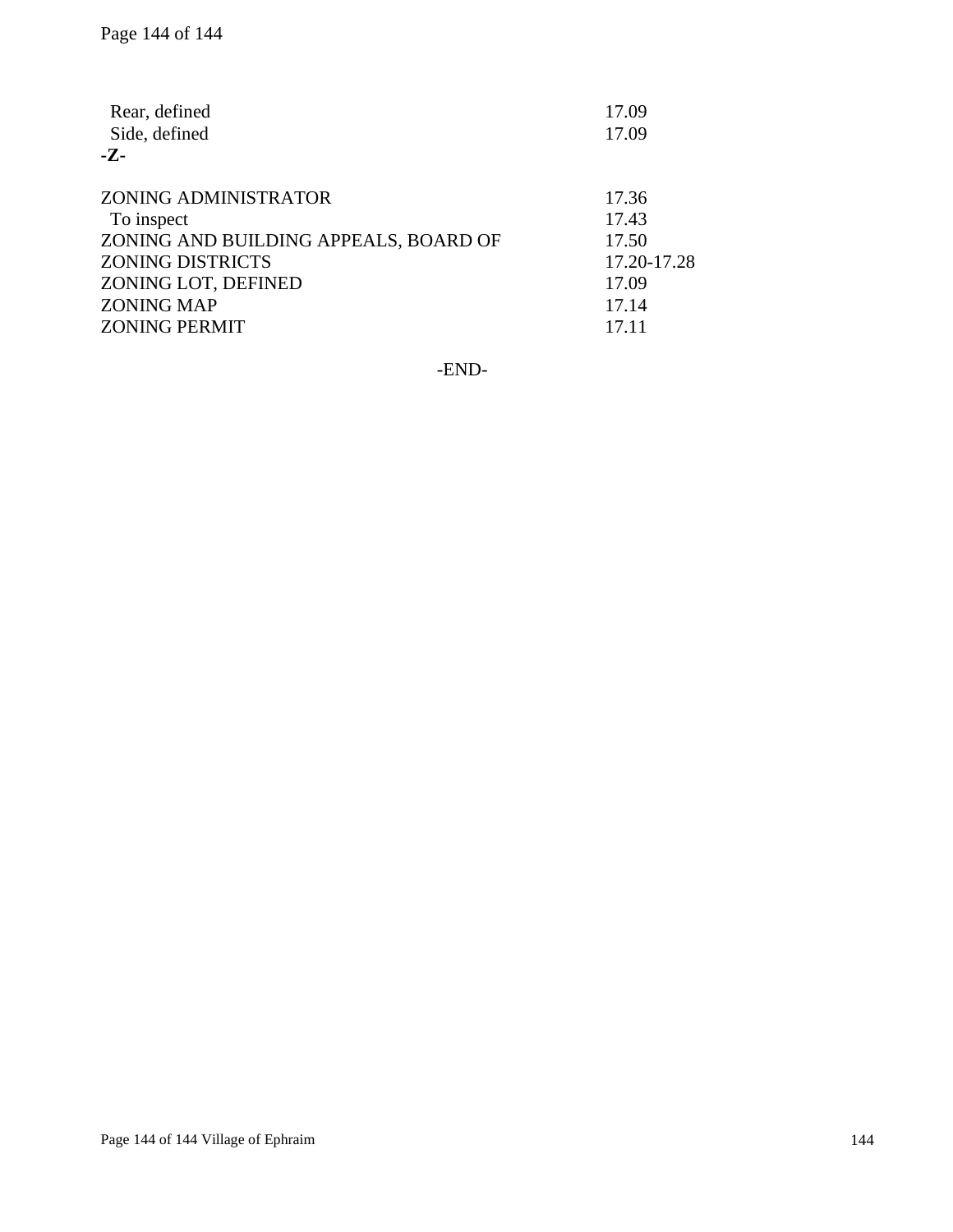| | |
|---|---|
| Rear, defined | 17.09 |
| Side, defined | 17.09 |

**-Z-**

| | |
|---|---|
| ZONING ADMINISTRATOR | 17.36 |
| To inspect | 17.43 |
| ZONING AND BUILDING APPEALS, BOARD OF | 17.50 |
| ZONING DISTRICTS | 17.20-17.28 |
| ZONING LOT, DEFINED | 17.09 |
| ZONING MAP | 17.14 |
| ZONING PERMIT | 17.11 |

-END-